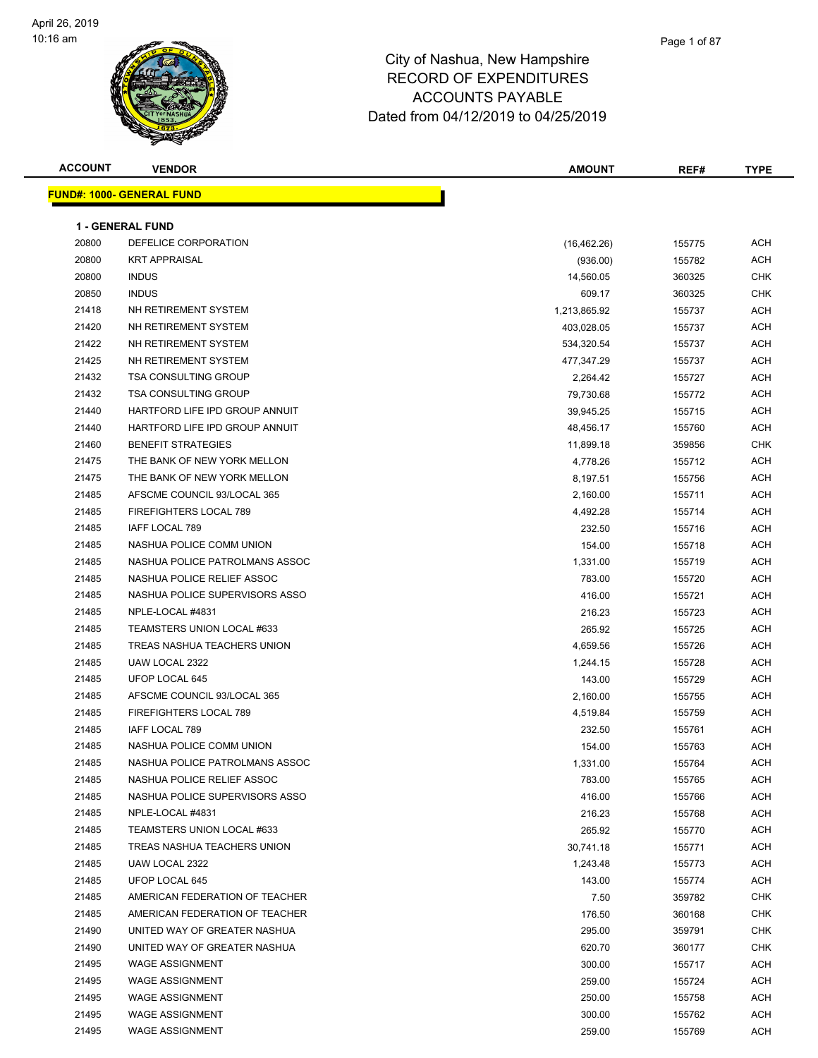# City of Nashua, New Hampshire
## RECORD OF EXPENDITURES
## ACCOUNTS PAYABLE
### Dated from 04/12/2019 to 04/25/2019

April 26, 2019
10:16 am

| ACCOUNT | VENDOR | AMOUNT | REF# | TYPE |
|---|---|---|---|---|

**FUND#: 1000- GENERAL FUND**

**1 - GENERAL FUND**

| ACCOUNT | VENDOR | AMOUNT | REF# | TYPE |
|---|---|---|---|---|
| 20800 | DEFELICE CORPORATION | (16,462.26) | 155775 | ACH |
| 20800 | KRT APPRAISAL | (936.00) | 155782 | ACH |
| 20800 | INDUS | 14,560.05 | 360325 | CHK |
| 20850 | INDUS | 609.17 | 360325 | CHK |
| 21418 | NH RETIREMENT SYSTEM | 1,213,865.92 | 155737 | ACH |
| 21420 | NH RETIREMENT SYSTEM | 403,028.05 | 155737 | ACH |
| 21422 | NH RETIREMENT SYSTEM | 534,320.54 | 155737 | ACH |
| 21425 | NH RETIREMENT SYSTEM | 477,347.29 | 155737 | ACH |
| 21432 | TSA CONSULTING GROUP | 2,264.42 | 155727 | ACH |
| 21432 | TSA CONSULTING GROUP | 79,730.68 | 155772 | ACH |
| 21440 | HARTFORD LIFE IPD GROUP ANNUIT | 39,945.25 | 155715 | ACH |
| 21440 | HARTFORD LIFE IPD GROUP ANNUIT | 48,456.17 | 155760 | ACH |
| 21460 | BENEFIT STRATEGIES | 11,899.18 | 359856 | CHK |
| 21475 | THE BANK OF NEW YORK MELLON | 4,778.26 | 155712 | ACH |
| 21475 | THE BANK OF NEW YORK MELLON | 8,197.51 | 155756 | ACH |
| 21485 | AFSCME COUNCIL 93/LOCAL 365 | 2,160.00 | 155711 | ACH |
| 21485 | FIREFIGHTERS LOCAL 789 | 4,492.28 | 155714 | ACH |
| 21485 | IAFF LOCAL 789 | 232.50 | 155716 | ACH |
| 21485 | NASHUA POLICE COMM UNION | 154.00 | 155718 | ACH |
| 21485 | NASHUA POLICE PATROLMANS ASSOC | 1,331.00 | 155719 | ACH |
| 21485 | NASHUA POLICE RELIEF ASSOC | 783.00 | 155720 | ACH |
| 21485 | NASHUA POLICE SUPERVISORS ASSO | 416.00 | 155721 | ACH |
| 21485 | NPLE-LOCAL #4831 | 216.23 | 155723 | ACH |
| 21485 | TEAMSTERS UNION LOCAL #633 | 265.92 | 155725 | ACH |
| 21485 | TREAS NASHUA TEACHERS UNION | 4,659.56 | 155726 | ACH |
| 21485 | UAW LOCAL 2322 | 1,244.15 | 155728 | ACH |
| 21485 | UFOP LOCAL 645 | 143.00 | 155729 | ACH |
| 21485 | AFSCME COUNCIL 93/LOCAL 365 | 2,160.00 | 155755 | ACH |
| 21485 | FIREFIGHTERS LOCAL 789 | 4,519.84 | 155759 | ACH |
| 21485 | IAFF LOCAL 789 | 232.50 | 155761 | ACH |
| 21485 | NASHUA POLICE COMM UNION | 154.00 | 155763 | ACH |
| 21485 | NASHUA POLICE PATROLMANS ASSOC | 1,331.00 | 155764 | ACH |
| 21485 | NASHUA POLICE RELIEF ASSOC | 783.00 | 155765 | ACH |
| 21485 | NASHUA POLICE SUPERVISORS ASSO | 416.00 | 155766 | ACH |
| 21485 | NPLE-LOCAL #4831 | 216.23 | 155768 | ACH |
| 21485 | TEAMSTERS UNION LOCAL #633 | 265.92 | 155770 | ACH |
| 21485 | TREAS NASHUA TEACHERS UNION | 30,741.18 | 155771 | ACH |
| 21485 | UAW LOCAL 2322 | 1,243.48 | 155773 | ACH |
| 21485 | UFOP LOCAL 645 | 143.00 | 155774 | ACH |
| 21485 | AMERICAN FEDERATION OF TEACHER | 7.50 | 359782 | CHK |
| 21485 | AMERICAN FEDERATION OF TEACHER | 176.50 | 360168 | CHK |
| 21490 | UNITED WAY OF GREATER NASHUA | 295.00 | 359791 | CHK |
| 21490 | UNITED WAY OF GREATER NASHUA | 620.70 | 360177 | CHK |
| 21495 | WAGE ASSIGNMENT | 300.00 | 155717 | ACH |
| 21495 | WAGE ASSIGNMENT | 259.00 | 155724 | ACH |
| 21495 | WAGE ASSIGNMENT | 250.00 | 155758 | ACH |
| 21495 | WAGE ASSIGNMENT | 300.00 | 155762 | ACH |
| 21495 | WAGE ASSIGNMENT | 259.00 | 155769 | ACH |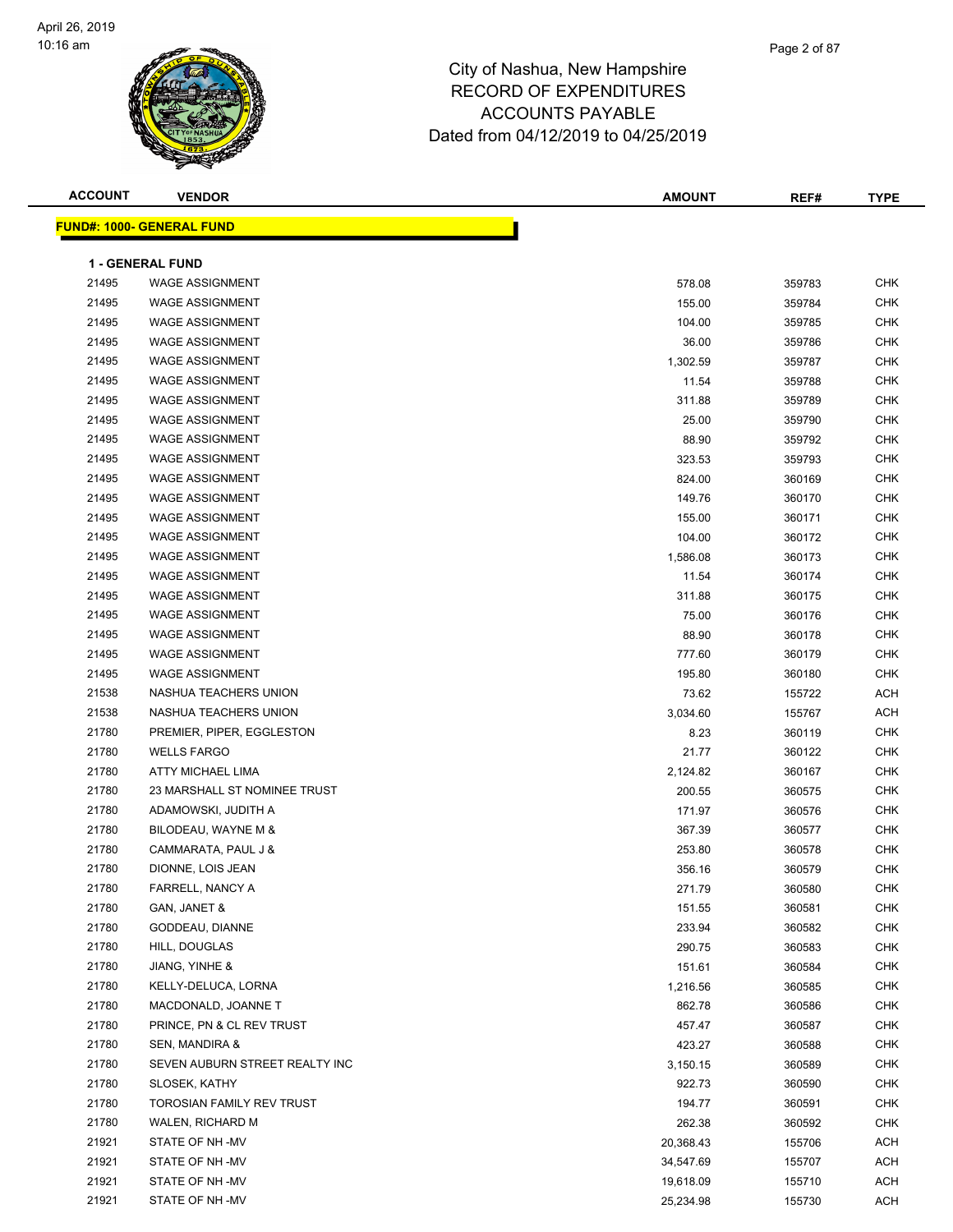# City of Nashua, New Hampshire
## RECORD OF EXPENDITURES
## ACCOUNTS PAYABLE
## Dated from 04/12/2019 to 04/25/2019

**FUND#: 1000- GENERAL FUND**

**1 - GENERAL FUND**

| ACCOUNT | VENDOR | AMOUNT | REF# | TYPE |
|---|---|---|---|---|
| 21495 | WAGE ASSIGNMENT | 578.08 | 359783 | CHK |
| 21495 | WAGE ASSIGNMENT | 155.00 | 359784 | CHK |
| 21495 | WAGE ASSIGNMENT | 104.00 | 359785 | CHK |
| 21495 | WAGE ASSIGNMENT | 36.00 | 359786 | CHK |
| 21495 | WAGE ASSIGNMENT | 1,302.59 | 359787 | CHK |
| 21495 | WAGE ASSIGNMENT | 11.54 | 359788 | CHK |
| 21495 | WAGE ASSIGNMENT | 311.88 | 359789 | CHK |
| 21495 | WAGE ASSIGNMENT | 25.00 | 359790 | CHK |
| 21495 | WAGE ASSIGNMENT | 88.90 | 359792 | CHK |
| 21495 | WAGE ASSIGNMENT | 323.53 | 359793 | CHK |
| 21495 | WAGE ASSIGNMENT | 824.00 | 360169 | CHK |
| 21495 | WAGE ASSIGNMENT | 149.76 | 360170 | CHK |
| 21495 | WAGE ASSIGNMENT | 155.00 | 360171 | CHK |
| 21495 | WAGE ASSIGNMENT | 104.00 | 360172 | CHK |
| 21495 | WAGE ASSIGNMENT | 1,586.08 | 360173 | CHK |
| 21495 | WAGE ASSIGNMENT | 11.54 | 360174 | CHK |
| 21495 | WAGE ASSIGNMENT | 311.88 | 360175 | CHK |
| 21495 | WAGE ASSIGNMENT | 75.00 | 360176 | CHK |
| 21495 | WAGE ASSIGNMENT | 88.90 | 360178 | CHK |
| 21495 | WAGE ASSIGNMENT | 777.60 | 360179 | CHK |
| 21495 | WAGE ASSIGNMENT | 195.80 | 360180 | CHK |
| 21538 | NASHUA TEACHERS UNION | 73.62 | 155722 | ACH |
| 21538 | NASHUA TEACHERS UNION | 3,034.60 | 155767 | ACH |
| 21780 | PREMIER, PIPER, EGGLESTON | 8.23 | 360119 | CHK |
| 21780 | WELLS FARGO | 21.77 | 360122 | CHK |
| 21780 | ATTY MICHAEL LIMA | 2,124.82 | 360167 | CHK |
| 21780 | 23 MARSHALL ST NOMINEE TRUST | 200.55 | 360575 | CHK |
| 21780 | ADAMOWSKI, JUDITH A | 171.97 | 360576 | CHK |
| 21780 | BILODEAU, WAYNE M & | 367.39 | 360577 | CHK |
| 21780 | CAMMARATA, PAUL J & | 253.80 | 360578 | CHK |
| 21780 | DIONNE, LOIS JEAN | 356.16 | 360579 | CHK |
| 21780 | FARRELL, NANCY A | 271.79 | 360580 | CHK |
| 21780 | GAN, JANET & | 151.55 | 360581 | CHK |
| 21780 | GODDEAU, DIANNE | 233.94 | 360582 | CHK |
| 21780 | HILL, DOUGLAS | 290.75 | 360583 | CHK |
| 21780 | JIANG, YINHE & | 151.61 | 360584 | CHK |
| 21780 | KELLY-DELUCA, LORNA | 1,216.56 | 360585 | CHK |
| 21780 | MACDONALD, JOANNE T | 862.78 | 360586 | CHK |
| 21780 | PRINCE, PN & CL REV TRUST | 457.47 | 360587 | CHK |
| 21780 | SEN, MANDIRA & | 423.27 | 360588 | CHK |
| 21780 | SEVEN AUBURN STREET REALTY INC | 3,150.15 | 360589 | CHK |
| 21780 | SLOSEK, KATHY | 922.73 | 360590 | CHK |
| 21780 | TOROSIAN FAMILY REV TRUST | 194.77 | 360591 | CHK |
| 21780 | WALEN, RICHARD M | 262.38 | 360592 | CHK |
| 21921 | STATE OF NH -MV | 20,368.43 | 155706 | ACH |
| 21921 | STATE OF NH -MV | 34,547.69 | 155707 | ACH |
| 21921 | STATE OF NH -MV | 19,618.09 | 155710 | ACH |
| 21921 | STATE OF NH -MV | 25,234.98 | 155730 | ACH |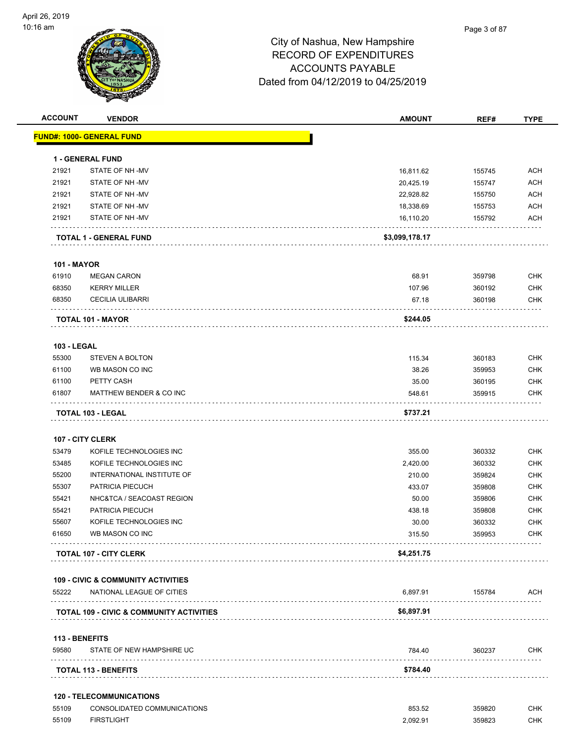# City of Nashua, New Hampshire
## RECORD OF EXPENDITURES
## ACCOUNTS PAYABLE
## Dated from 04/12/2019 to 04/25/2019

| ACCOUNT | VENDOR | AMOUNT | REF# | TYPE |
|---|---|---|---|---|
| **FUND#: 1000- GENERAL FUND** | | | | |
| **1 - GENERAL FUND** | | | | |
| 21921 | STATE OF NH -MV | 16,811.62 | 155745 | ACH |
| 21921 | STATE OF NH -MV | 20,425.19 | 155747 | ACH |
| 21921 | STATE OF NH -MV | 22,928.82 | 155750 | ACH |
| 21921 | STATE OF NH -MV | 18,338.69 | 155753 | ACH |
| 21921 | STATE OF NH -MV | 16,110.20 | 155792 | ACH |
| **TOTAL 1 - GENERAL FUND** | | **$3,099,178.17** | | |
| **101 - MAYOR** | | | | |
| 61910 | MEGAN CARON | 68.91 | 359798 | CHK |
| 68350 | KERRY MILLER | 107.96 | 360192 | CHK |
| 68350 | CECILIA ULIBARRI | 67.18 | 360198 | CHK |
| **TOTAL 101 - MAYOR** | | **$244.05** | | |
| **103 - LEGAL** | | | | |
| 55300 | STEVEN A BOLTON | 115.34 | 360183 | CHK |
| 61100 | WB MASON CO INC | 38.26 | 359953 | CHK |
| 61100 | PETTY CASH | 35.00 | 360195 | CHK |
| 61807 | MATTHEW BENDER & CO INC | 548.61 | 359915 | CHK |
| **TOTAL 103 - LEGAL** | | **$737.21** | | |
| **107 - CITY CLERK** | | | | |
| 53479 | KOFILE TECHNOLOGIES INC | 355.00 | 360332 | CHK |
| 53485 | KOFILE TECHNOLOGIES INC | 2,420.00 | 360332 | CHK |
| 55200 | INTERNATIONAL INSTITUTE OF | 210.00 | 359824 | CHK |
| 55307 | PATRICIA PIECUCH | 433.07 | 359808 | CHK |
| 55421 | NHC&TCA / SEACOAST REGION | 50.00 | 359806 | CHK |
| 55421 | PATRICIA PIECUCH | 438.18 | 359808 | CHK |
| 55607 | KOFILE TECHNOLOGIES INC | 30.00 | 360332 | CHK |
| 61650 | WB MASON CO INC | 315.50 | 359953 | CHK |
| **TOTAL 107 - CITY CLERK** | | **$4,251.75** | | |
| **109 - CIVIC & COMMUNITY ACTIVITIES** | | | | |
| 55222 | NATIONAL LEAGUE OF CITIES | 6,897.91 | 155784 | ACH |
| **TOTAL 109 - CIVIC & COMMUNITY ACTIVITIES** | | **$6,897.91** | | |
| **113 - BENEFITS** | | | | |
| 59580 | STATE OF NEW HAMPSHIRE UC | 784.40 | 360237 | CHK |
| **TOTAL 113 - BENEFITS** | | **$784.40** | | |
| **120 - TELECOMMUNICATIONS** | | | | |
| 55109 | CONSOLIDATED COMMUNICATIONS | 853.52 | 359820 | CHK |
| 55109 | FIRSTLIGHT | 2,092.91 | 359823 | CHK |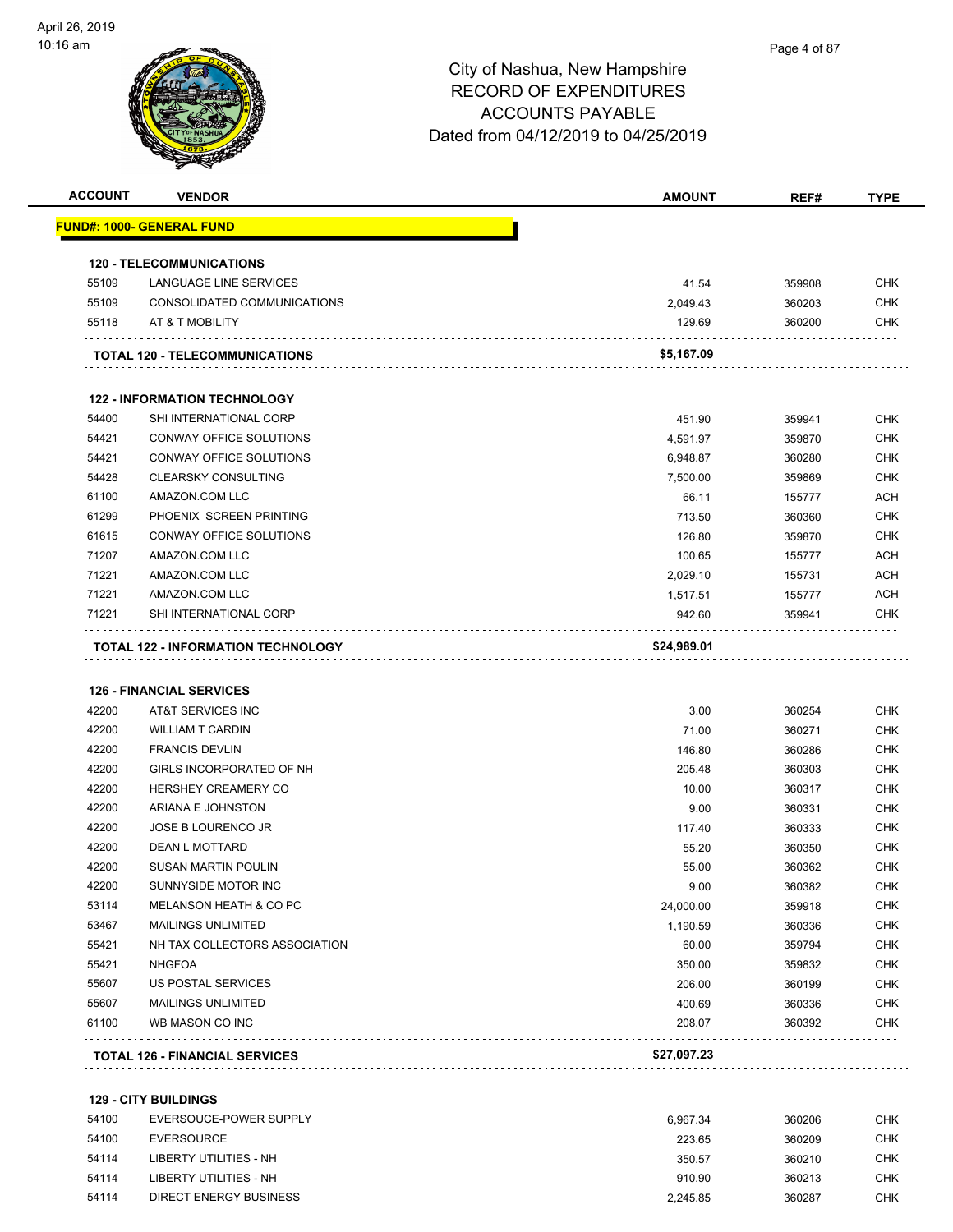# City of Nashua, New Hampshire
## RECORD OF EXPENDITURES
## ACCOUNTS PAYABLE
## Dated from 04/12/2019 to 04/25/2019

| ACCOUNT | VENDOR | AMOUNT | REF# | TYPE |
|---|---|---|---|---|
| **FUND#: 1000- GENERAL FUND** | | | | |
| **120 - TELECOMMUNICATIONS** | | | | |
| 55109 | LANGUAGE LINE SERVICES | 41.54 | 359908 | CHK |
| 55109 | CONSOLIDATED COMMUNICATIONS | 2,049.43 | 360203 | CHK |
| 55118 | AT & T MOBILITY | 129.69 | 360200 | CHK |
| | **TOTAL 120 - TELECOMMUNICATIONS** | **$5,167.09** | | |
| **122 - INFORMATION TECHNOLOGY** | | | | |
| 54400 | SHI INTERNATIONAL CORP | 451.90 | 359941 | CHK |
| 54421 | CONWAY OFFICE SOLUTIONS | 4,591.97 | 359870 | CHK |
| 54421 | CONWAY OFFICE SOLUTIONS | 6,948.87 | 360280 | CHK |
| 54428 | CLEARSKY CONSULTING | 7,500.00 | 359869 | CHK |
| 61100 | AMAZON.COM LLC | 66.11 | 155777 | ACH |
| 61299 | PHOENIX SCREEN PRINTING | 713.50 | 360360 | CHK |
| 61615 | CONWAY OFFICE SOLUTIONS | 126.80 | 359870 | CHK |
| 71207 | AMAZON.COM LLC | 100.65 | 155777 | ACH |
| 71221 | AMAZON.COM LLC | 2,029.10 | 155731 | ACH |
| 71221 | AMAZON.COM LLC | 1,517.51 | 155777 | ACH |
| 71221 | SHI INTERNATIONAL CORP | 942.60 | 359941 | CHK |
| | **TOTAL 122 - INFORMATION TECHNOLOGY** | **$24,989.01** | | |
| **126 - FINANCIAL SERVICES** | | | | |
| 42200 | AT&T SERVICES INC | 3.00 | 360254 | CHK |
| 42200 | WILLIAM T CARDIN | 71.00 | 360271 | CHK |
| 42200 | FRANCIS DEVLIN | 146.80 | 360286 | CHK |
| 42200 | GIRLS INCORPORATED OF NH | 205.48 | 360303 | CHK |
| 42200 | HERSHEY CREAMERY CO | 10.00 | 360317 | CHK |
| 42200 | ARIANA E JOHNSTON | 9.00 | 360331 | CHK |
| 42200 | JOSE B LOURENCO JR | 117.40 | 360333 | CHK |
| 42200 | DEAN L MOTTARD | 55.20 | 360350 | CHK |
| 42200 | SUSAN MARTIN POULIN | 55.00 | 360362 | CHK |
| 42200 | SUNNYSIDE MOTOR INC | 9.00 | 360382 | CHK |
| 53114 | MELANSON HEATH & CO PC | 24,000.00 | 359918 | CHK |
| 53467 | MAILINGS UNLIMITED | 1,190.59 | 360336 | CHK |
| 55421 | NH TAX COLLECTORS ASSOCIATION | 60.00 | 359794 | CHK |
| 55421 | NHGFOA | 350.00 | 359832 | CHK |
| 55607 | US POSTAL SERVICES | 206.00 | 360199 | CHK |
| 55607 | MAILINGS UNLIMITED | 400.69 | 360336 | CHK |
| 61100 | WB MASON CO INC | 208.07 | 360392 | CHK |
| | **TOTAL 126 - FINANCIAL SERVICES** | **$27,097.23** | | |
| **129 - CITY BUILDINGS** | | | | |
| 54100 | EVERSOUCE-POWER SUPPLY | 6,967.34 | 360206 | CHK |
| 54100 | EVERSOURCE | 223.65 | 360209 | CHK |
| 54114 | LIBERTY UTILITIES - NH | 350.57 | 360210 | CHK |
| 54114 | LIBERTY UTILITIES - NH | 910.90 | 360213 | CHK |
| 54114 | DIRECT ENERGY BUSINESS | 2,245.85 | 360287 | CHK |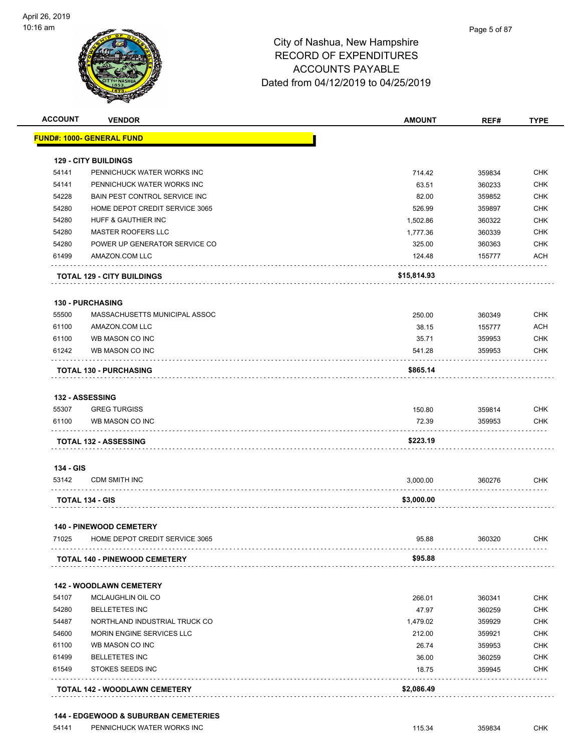City of Nashua, New Hampshire
RECORD OF EXPENDITURES
ACCOUNTS PAYABLE
Dated from 04/12/2019 to 04/25/2019

April 26, 2019
10:16 am

| ACCOUNT | VENDOR | AMOUNT | REF# | TYPE |
|---|---|---|---|---|
| **FUND#: 1000- GENERAL FUND** | | | | |
| **129 - CITY BUILDINGS** | | | | |
| 54141 | PENNICHUCK WATER WORKS INC | 714.42 | 359834 | CHK |
| 54141 | PENNICHUCK WATER WORKS INC | 63.51 | 360233 | CHK |
| 54228 | BAIN PEST CONTROL SERVICE INC | 82.00 | 359852 | CHK |
| 54280 | HOME DEPOT CREDIT SERVICE 3065 | 526.99 | 359897 | CHK |
| 54280 | HUFF & GAUTHIER INC | 1,502.86 | 360322 | CHK |
| 54280 | MASTER ROOFERS LLC | 1,777.36 | 360339 | CHK |
| 54280 | POWER UP GENERATOR SERVICE CO | 325.00 | 360363 | CHK |
| 61499 | AMAZON.COM LLC | 124.48 | 155777 | ACH |
| | **TOTAL 129 - CITY BUILDINGS** | **$15,814.93** | | |
| **130 - PURCHASING** | | | | |
| 55500 | MASSACHUSETTS MUNICIPAL ASSOC | 250.00 | 360349 | CHK |
| 61100 | AMAZON.COM LLC | 38.15 | 155777 | ACH |
| 61100 | WB MASON CO INC | 35.71 | 359953 | CHK |
| 61242 | WB MASON CO INC | 541.28 | 359953 | CHK |
| | **TOTAL 130 - PURCHASING** | **$865.14** | | |
| **132 - ASSESSING** | | | | |
| 55307 | GREG TURGISS | 150.80 | 359814 | CHK |
| 61100 | WB MASON CO INC | 72.39 | 359953 | CHK |
| | **TOTAL 132 - ASSESSING** | **$223.19** | | |
| **134 - GIS** | | | | |
| 53142 | CDM SMITH INC | 3,000.00 | 360276 | CHK |
| | **TOTAL 134 - GIS** | **$3,000.00** | | |
| **140 - PINEWOOD CEMETERY** | | | | |
| 71025 | HOME DEPOT CREDIT SERVICE 3065 | 95.88 | 360320 | CHK |
| | **TOTAL 140 - PINEWOOD CEMETERY** | **$95.88** | | |
| **142 - WOODLAWN CEMETERY** | | | | |
| 54107 | MCLAUGHLIN OIL CO | 266.01 | 360341 | CHK |
| 54280 | BELLETETES INC | 47.97 | 360259 | CHK |
| 54487 | NORTHLAND INDUSTRIAL TRUCK CO | 1,479.02 | 359929 | CHK |
| 54600 | MORIN ENGINE SERVICES LLC | 212.00 | 359921 | CHK |
| 61100 | WB MASON CO INC | 26.74 | 359953 | CHK |
| 61499 | BELLETETES INC | 36.00 | 360259 | CHK |
| 61549 | STOKES SEEDS INC | 18.75 | 359945 | CHK |
| | **TOTAL 142 - WOODLAWN CEMETERY** | **$2,086.49** | | |
| **144 - EDGEWOOD & SUBURBAN CEMETERIES** | | | | |
| 54141 | PENNICHUCK WATER WORKS INC | 115.34 | 359834 | CHK |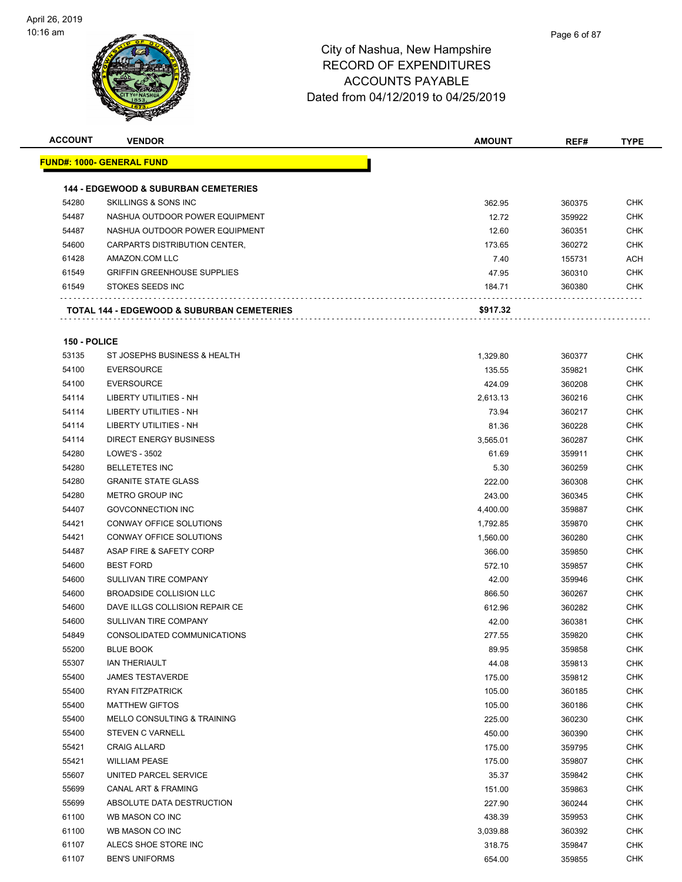# City of Nashua, New Hampshire
## RECORD OF EXPENDITURES
## ACCOUNTS PAYABLE
## Dated from 04/12/2019 to 04/25/2019

| ACCOUNT | VENDOR | AMOUNT | REF# | TYPE |
|---|---|---|---|---|
| **FUND#: 1000- GENERAL FUND** | | | | |
| **144 - EDGEWOOD & SUBURBAN CEMETERIES** | | | | |
| 54280 | SKILLINGS & SONS INC | 362.95 | 360375 | CHK |
| 54487 | NASHUA OUTDOOR POWER EQUIPMENT | 12.72 | 359922 | CHK |
| 54487 | NASHUA OUTDOOR POWER EQUIPMENT | 12.60 | 360351 | CHK |
| 54600 | CARPARTS DISTRIBUTION CENTER, | 173.65 | 360272 | CHK |
| 61428 | AMAZON.COM LLC | 7.40 | 155731 | ACH |
| 61549 | GRIFFIN GREENHOUSE SUPPLIES | 47.95 | 360310 | CHK |
| 61549 | STOKES SEEDS INC | 184.71 | 360380 | CHK |
| **TOTAL 144 - EDGEWOOD & SUBURBAN CEMETERIES** | | **$917.32** | | |
| **150 - POLICE** | | | | |
| 53135 | ST JOSEPHS BUSINESS & HEALTH | 1,329.80 | 360377 | CHK |
| 54100 | EVERSOURCE | 135.55 | 359821 | CHK |
| 54100 | EVERSOURCE | 424.09 | 360208 | CHK |
| 54114 | LIBERTY UTILITIES - NH | 2,613.13 | 360216 | CHK |
| 54114 | LIBERTY UTILITIES - NH | 73.94 | 360217 | CHK |
| 54114 | LIBERTY UTILITIES - NH | 81.36 | 360228 | CHK |
| 54114 | DIRECT ENERGY BUSINESS | 3,565.01 | 360287 | CHK |
| 54280 | LOWE'S - 3502 | 61.69 | 359911 | CHK |
| 54280 | BELLETETES INC | 5.30 | 360259 | CHK |
| 54280 | GRANITE STATE GLASS | 222.00 | 360308 | CHK |
| 54280 | METRO GROUP INC | 243.00 | 360345 | CHK |
| 54407 | GOVCONNECTION INC | 4,400.00 | 359887 | CHK |
| 54421 | CONWAY OFFICE SOLUTIONS | 1,792.85 | 359870 | CHK |
| 54421 | CONWAY OFFICE SOLUTIONS | 1,560.00 | 360280 | CHK |
| 54487 | ASAP FIRE & SAFETY CORP | 366.00 | 359850 | CHK |
| 54600 | BEST FORD | 572.10 | 359857 | CHK |
| 54600 | SULLIVAN TIRE COMPANY | 42.00 | 359946 | CHK |
| 54600 | BROADSIDE COLLISION LLC | 866.50 | 360267 | CHK |
| 54600 | DAVE ILLGS COLLISION REPAIR CE | 612.96 | 360282 | CHK |
| 54600 | SULLIVAN TIRE COMPANY | 42.00 | 360381 | CHK |
| 54849 | CONSOLIDATED COMMUNICATIONS | 277.55 | 359820 | CHK |
| 55200 | BLUE BOOK | 89.95 | 359858 | CHK |
| 55307 | IAN THERIAULT | 44.08 | 359813 | CHK |
| 55400 | JAMES TESTAVERDE | 175.00 | 359812 | CHK |
| 55400 | RYAN FITZPATRICK | 105.00 | 360185 | CHK |
| 55400 | MATTHEW GIFTOS | 105.00 | 360186 | CHK |
| 55400 | MELLO CONSULTING & TRAINING | 225.00 | 360230 | CHK |
| 55400 | STEVEN C VARNELL | 450.00 | 360390 | CHK |
| 55421 | CRAIG ALLARD | 175.00 | 359795 | CHK |
| 55421 | WILLIAM PEASE | 175.00 | 359807 | CHK |
| 55607 | UNITED PARCEL SERVICE | 35.37 | 359842 | CHK |
| 55699 | CANAL ART & FRAMING | 151.00 | 359863 | CHK |
| 55699 | ABSOLUTE DATA DESTRUCTION | 227.90 | 360244 | CHK |
| 61100 | WB MASON CO INC | 438.39 | 359953 | CHK |
| 61100 | WB MASON CO INC | 3,039.88 | 360392 | CHK |
| 61107 | ALECS SHOE STORE INC | 318.75 | 359847 | CHK |
| 61107 | BEN'S UNIFORMS | 654.00 | 359855 | CHK |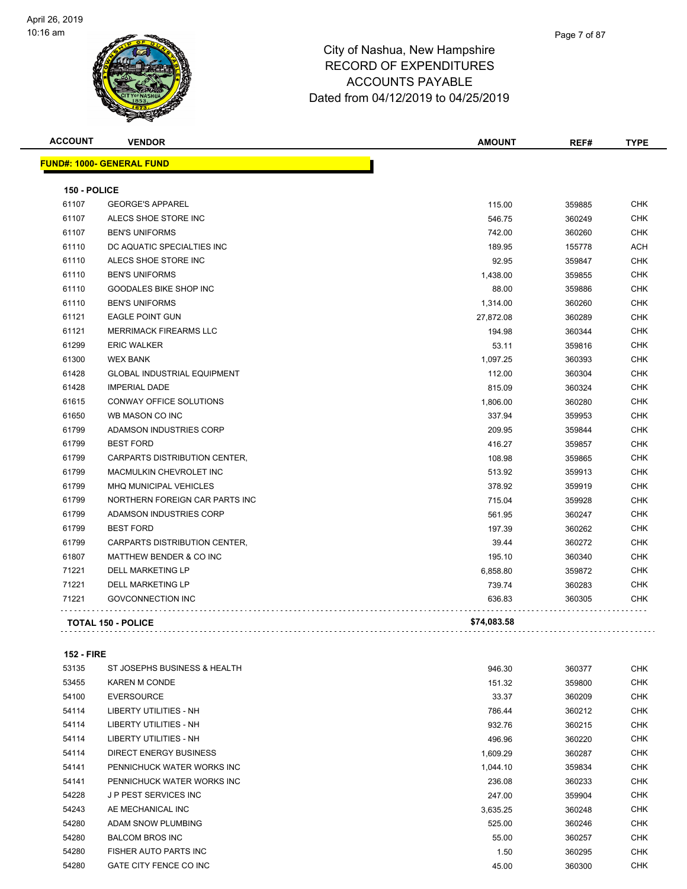# City of Nashua, New Hampshire
## RECORD OF EXPENDITURES
## ACCOUNTS PAYABLE
## Dated from 04/12/2019 to 04/25/2019

| ACCOUNT | VENDOR | AMOUNT | REF# | TYPE |
|---|---|---|---|---|
| **FUND#: 1000- GENERAL FUND** | | | | |
| **150 - POLICE** | | | | |
| 61107 | GEORGE'S APPAREL | 115.00 | 359885 | CHK |
| 61107 | ALECS SHOE STORE INC | 546.75 | 360249 | CHK |
| 61107 | BEN'S UNIFORMS | 742.00 | 360260 | CHK |
| 61110 | DC AQUATIC SPECIALTIES INC | 189.95 | 155778 | ACH |
| 61110 | ALECS SHOE STORE INC | 92.95 | 359847 | CHK |
| 61110 | BEN'S UNIFORMS | 1,438.00 | 359855 | CHK |
| 61110 | GOODALES BIKE SHOP INC | 88.00 | 359886 | CHK |
| 61110 | BEN'S UNIFORMS | 1,314.00 | 360260 | CHK |
| 61121 | EAGLE POINT GUN | 27,872.08 | 360289 | CHK |
| 61121 | MERRIMACK FIREARMS LLC | 194.98 | 360344 | CHK |
| 61299 | ERIC WALKER | 53.11 | 359816 | CHK |
| 61300 | WEX BANK | 1,097.25 | 360393 | CHK |
| 61428 | GLOBAL INDUSTRIAL EQUIPMENT | 112.00 | 360304 | CHK |
| 61428 | IMPERIAL DADE | 815.09 | 360324 | CHK |
| 61615 | CONWAY OFFICE SOLUTIONS | 1,806.00 | 360280 | CHK |
| 61650 | WB MASON CO INC | 337.94 | 359953 | CHK |
| 61799 | ADAMSON INDUSTRIES CORP | 209.95 | 359844 | CHK |
| 61799 | BEST FORD | 416.27 | 359857 | CHK |
| 61799 | CARPARTS DISTRIBUTION CENTER, | 108.98 | 359865 | CHK |
| 61799 | MACMULKIN CHEVROLET INC | 513.92 | 359913 | CHK |
| 61799 | MHQ MUNICIPAL VEHICLES | 378.92 | 359919 | CHK |
| 61799 | NORTHERN FOREIGN CAR PARTS INC | 715.04 | 359928 | CHK |
| 61799 | ADAMSON INDUSTRIES CORP | 561.95 | 360247 | CHK |
| 61799 | BEST FORD | 197.39 | 360262 | CHK |
| 61799 | CARPARTS DISTRIBUTION CENTER, | 39.44 | 360272 | CHK |
| 61807 | MATTHEW BENDER & CO INC | 195.10 | 360340 | CHK |
| 71221 | DELL MARKETING LP | 6,858.80 | 359872 | CHK |
| 71221 | DELL MARKETING LP | 739.74 | 360283 | CHK |
| 71221 | GOVCONNECTION INC | 636.83 | 360305 | CHK |
| **TOTAL 150 - POLICE** | | **$74,083.58** | | |
| **152 - FIRE** | | | | |
| 53135 | ST JOSEPHS BUSINESS & HEALTH | 946.30 | 360377 | CHK |
| 53455 | KAREN M CONDE | 151.32 | 359800 | CHK |
| 54100 | EVERSOURCE | 33.37 | 360209 | CHK |
| 54114 | LIBERTY UTILITIES - NH | 786.44 | 360212 | CHK |
| 54114 | LIBERTY UTILITIES - NH | 932.76 | 360215 | CHK |
| 54114 | LIBERTY UTILITIES - NH | 496.96 | 360220 | CHK |
| 54114 | DIRECT ENERGY BUSINESS | 1,609.29 | 360287 | CHK |
| 54141 | PENNICHUCK WATER WORKS INC | 1,044.10 | 359834 | CHK |
| 54141 | PENNICHUCK WATER WORKS INC | 236.08 | 360233 | CHK |
| 54228 | J P PEST SERVICES INC | 247.00 | 359904 | CHK |
| 54243 | AE MECHANICAL INC | 3,635.25 | 360248 | CHK |
| 54280 | ADAM SNOW PLUMBING | 525.00 | 360246 | CHK |
| 54280 | BALCOM BROS INC | 55.00 | 360257 | CHK |
| 54280 | FISHER AUTO PARTS INC | 1.50 | 360295 | CHK |
| 54280 | GATE CITY FENCE CO INC | 45.00 | 360300 | CHK |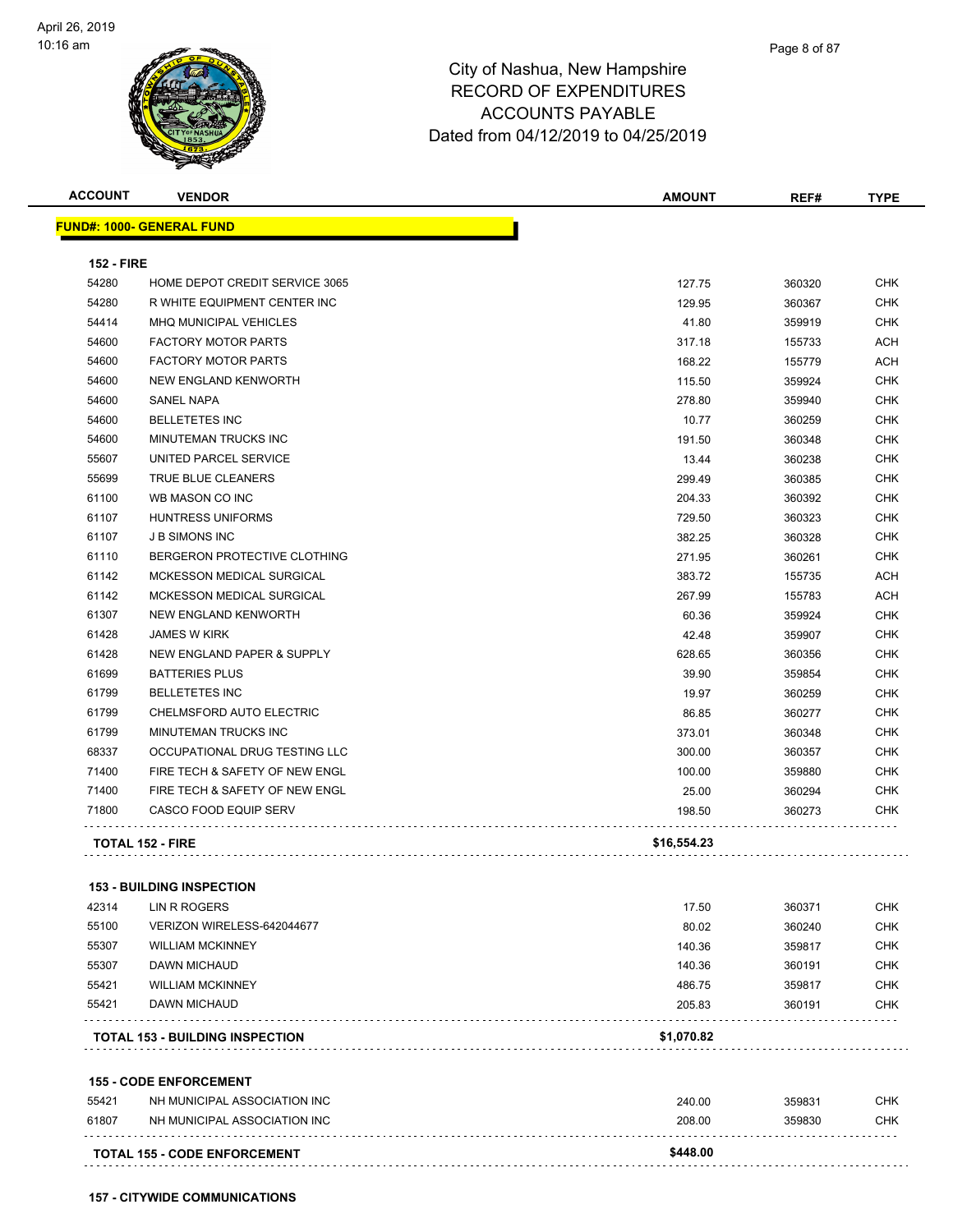# City of Nashua, New Hampshire
## RECORD OF EXPENDITURES
## ACCOUNTS PAYABLE
## Dated from 04/12/2019 to 04/25/2019

April 26, 2019
10:16 am

**FUND#: 1000- GENERAL FUND**

### 152 - FIRE

| ACCOUNT | VENDOR | AMOUNT | REF# | TYPE |
|---|---|---|---|---|
| 54280 | HOME DEPOT CREDIT SERVICE 3065 | 127.75 | 360320 | CHK |
| 54280 | R WHITE EQUIPMENT CENTER INC | 129.95 | 360367 | CHK |
| 54414 | MHQ MUNICIPAL VEHICLES | 41.80 | 359919 | CHK |
| 54600 | FACTORY MOTOR PARTS | 317.18 | 155733 | ACH |
| 54600 | FACTORY MOTOR PARTS | 168.22 | 155779 | ACH |
| 54600 | NEW ENGLAND KENWORTH | 115.50 | 359924 | CHK |
| 54600 | SANEL NAPA | 278.80 | 359940 | CHK |
| 54600 | BELLETETES INC | 10.77 | 360259 | CHK |
| 54600 | MINUTEMAN TRUCKS INC | 191.50 | 360348 | CHK |
| 55607 | UNITED PARCEL SERVICE | 13.44 | 360238 | CHK |
| 55699 | TRUE BLUE CLEANERS | 299.49 | 360385 | CHK |
| 61100 | WB MASON CO INC | 204.33 | 360392 | CHK |
| 61107 | HUNTRESS UNIFORMS | 729.50 | 360323 | CHK |
| 61107 | J B SIMONS INC | 382.25 | 360328 | CHK |
| 61110 | BERGERON PROTECTIVE CLOTHING | 271.95 | 360261 | CHK |
| 61142 | MCKESSON MEDICAL SURGICAL | 383.72 | 155735 | ACH |
| 61142 | MCKESSON MEDICAL SURGICAL | 267.99 | 155783 | ACH |
| 61307 | NEW ENGLAND KENWORTH | 60.36 | 359924 | CHK |
| 61428 | JAMES W KIRK | 42.48 | 359907 | CHK |
| 61428 | NEW ENGLAND PAPER & SUPPLY | 628.65 | 360356 | CHK |
| 61699 | BATTERIES PLUS | 39.90 | 359854 | CHK |
| 61799 | BELLETETES INC | 19.97 | 360259 | CHK |
| 61799 | CHELMSFORD AUTO ELECTRIC | 86.85 | 360277 | CHK |
| 61799 | MINUTEMAN TRUCKS INC | 373.01 | 360348 | CHK |
| 68337 | OCCUPATIONAL DRUG TESTING LLC | 300.00 | 360357 | CHK |
| 71400 | FIRE TECH & SAFETY OF NEW ENGL | 100.00 | 359880 | CHK |
| 71400 | FIRE TECH & SAFETY OF NEW ENGL | 25.00 | 360294 | CHK |
| 71800 | CASCO FOOD EQUIP SERV | 198.50 | 360273 | CHK |
| | **TOTAL 152 - FIRE** | **$16,554.23** | | |

### 153 - BUILDING INSPECTION

| ACCOUNT | VENDOR | AMOUNT | REF# | TYPE |
|---|---|---|---|---|
| 42314 | LIN R ROGERS | 17.50 | 360371 | CHK |
| 55100 | VERIZON WIRELESS-642044677 | 80.02 | 360240 | CHK |
| 55307 | WILLIAM MCKINNEY | 140.36 | 359817 | CHK |
| 55307 | DAWN MICHAUD | 140.36 | 360191 | CHK |
| 55421 | WILLIAM MCKINNEY | 486.75 | 359817 | CHK |
| 55421 | DAWN MICHAUD | 205.83 | 360191 | CHK |
| | **TOTAL 153 - BUILDING INSPECTION** | **$1,070.82** | | |

### 155 - CODE ENFORCEMENT

| ACCOUNT | VENDOR | AMOUNT | REF# | TYPE |
|---|---|---|---|---|
| 55421 | NH MUNICIPAL ASSOCIATION INC | 240.00 | 359831 | CHK |
| 61807 | NH MUNICIPAL ASSOCIATION INC | 208.00 | 359830 | CHK |
| | **TOTAL 155 - CODE ENFORCEMENT** | **$448.00** | | |

### 157 - CITYWIDE COMMUNICATIONS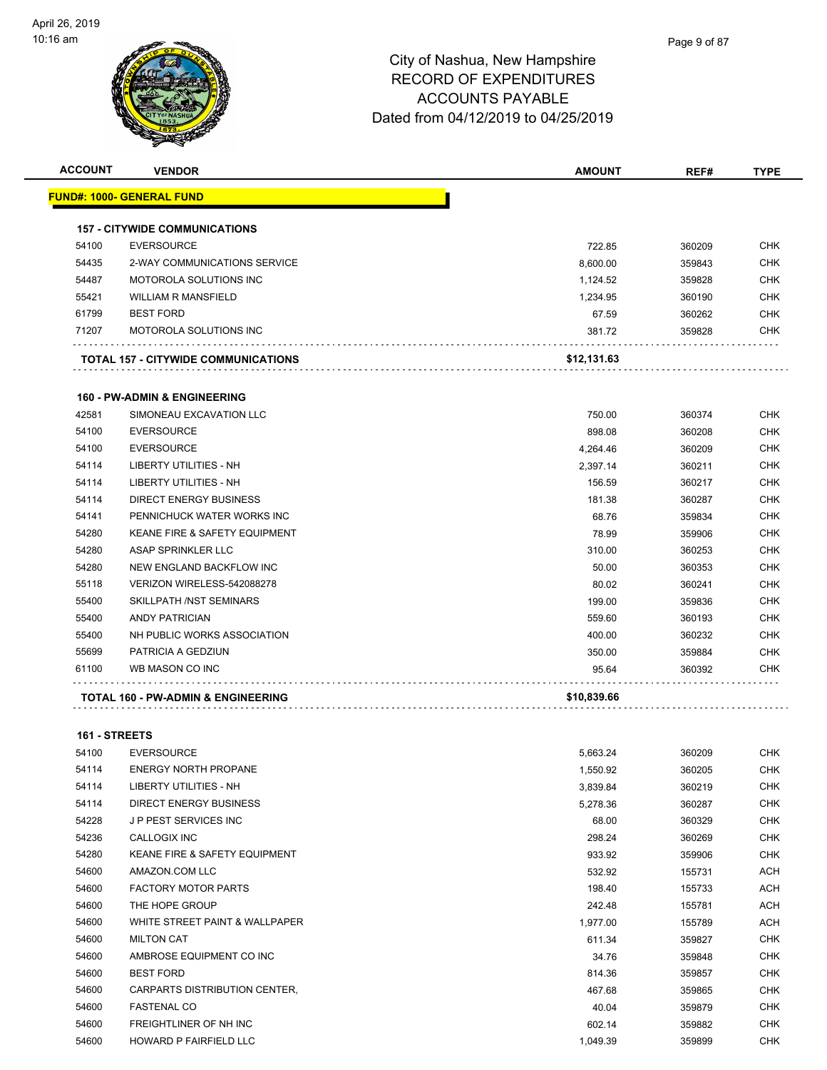# City of Nashua, New Hampshire
## RECORD OF EXPENDITURES
## ACCOUNTS PAYABLE
### Dated from 04/12/2019 to 04/25/2019

| ACCOUNT | VENDOR | AMOUNT | REF# | TYPE |
|---|---|---|---|---|
| **FUND#: 1000- GENERAL FUND** | | | | |
| **157 - CITYWIDE COMMUNICATIONS** | | | | |
| 54100 | EVERSOURCE | 722.85 | 360209 | CHK |
| 54435 | 2-WAY COMMUNICATIONS SERVICE | 8,600.00 | 359843 | CHK |
| 54487 | MOTOROLA SOLUTIONS INC | 1,124.52 | 359828 | CHK |
| 55421 | WILLIAM R MANSFIELD | 1,234.95 | 360190 | CHK |
| 61799 | BEST FORD | 67.59 | 360262 | CHK |
| 71207 | MOTOROLA SOLUTIONS INC | 381.72 | 359828 | CHK |
| **TOTAL 157 - CITYWIDE COMMUNICATIONS** | | **$12,131.63** | | |
| **160 - PW-ADMIN & ENGINEERING** | | | | |
| 42581 | SIMONEAU EXCAVATION LLC | 750.00 | 360374 | CHK |
| 54100 | EVERSOURCE | 898.08 | 360208 | CHK |
| 54100 | EVERSOURCE | 4,264.46 | 360209 | CHK |
| 54114 | LIBERTY UTILITIES - NH | 2,397.14 | 360211 | CHK |
| 54114 | LIBERTY UTILITIES - NH | 156.59 | 360217 | CHK |
| 54114 | DIRECT ENERGY BUSINESS | 181.38 | 360287 | CHK |
| 54141 | PENNICHUCK WATER WORKS INC | 68.76 | 359834 | CHK |
| 54280 | KEANE FIRE & SAFETY EQUIPMENT | 78.99 | 359906 | CHK |
| 54280 | ASAP SPRINKLER LLC | 310.00 | 360253 | CHK |
| 54280 | NEW ENGLAND BACKFLOW INC | 50.00 | 360353 | CHK |
| 55118 | VERIZON WIRELESS-542088278 | 80.02 | 360241 | CHK |
| 55400 | SKILLPATH /NST SEMINARS | 199.00 | 359836 | CHK |
| 55400 | ANDY PATRICIAN | 559.60 | 360193 | CHK |
| 55400 | NH PUBLIC WORKS ASSOCIATION | 400.00 | 360232 | CHK |
| 55699 | PATRICIA A GEDZIUN | 350.00 | 359884 | CHK |
| 61100 | WB MASON CO INC | 95.64 | 360392 | CHK |
| **TOTAL 160 - PW-ADMIN & ENGINEERING** | | **$10,839.66** | | |
| **161 - STREETS** | | | | |
| 54100 | EVERSOURCE | 5,663.24 | 360209 | CHK |
| 54114 | ENERGY NORTH PROPANE | 1,550.92 | 360205 | CHK |
| 54114 | LIBERTY UTILITIES - NH | 3,839.84 | 360219 | CHK |
| 54114 | DIRECT ENERGY BUSINESS | 5,278.36 | 360287 | CHK |
| 54228 | J P PEST SERVICES INC | 68.00 | 360329 | CHK |
| 54236 | CALLOGIX INC | 298.24 | 360269 | CHK |
| 54280 | KEANE FIRE & SAFETY EQUIPMENT | 933.92 | 359906 | CHK |
| 54600 | AMAZON.COM LLC | 532.92 | 155731 | ACH |
| 54600 | FACTORY MOTOR PARTS | 198.40 | 155733 | ACH |
| 54600 | THE HOPE GROUP | 242.48 | 155781 | ACH |
| 54600 | WHITE STREET PAINT & WALLPAPER | 1,977.00 | 155789 | ACH |
| 54600 | MILTON CAT | 611.34 | 359827 | CHK |
| 54600 | AMBROSE EQUIPMENT CO INC | 34.76 | 359848 | CHK |
| 54600 | BEST FORD | 814.36 | 359857 | CHK |
| 54600 | CARPARTS DISTRIBUTION CENTER, | 467.68 | 359865 | CHK |
| 54600 | FASTENAL CO | 40.04 | 359879 | CHK |
| 54600 | FREIGHTLINER OF NH INC | 602.14 | 359882 | CHK |
| 54600 | HOWARD P FAIRFIELD LLC | 1,049.39 | 359899 | CHK |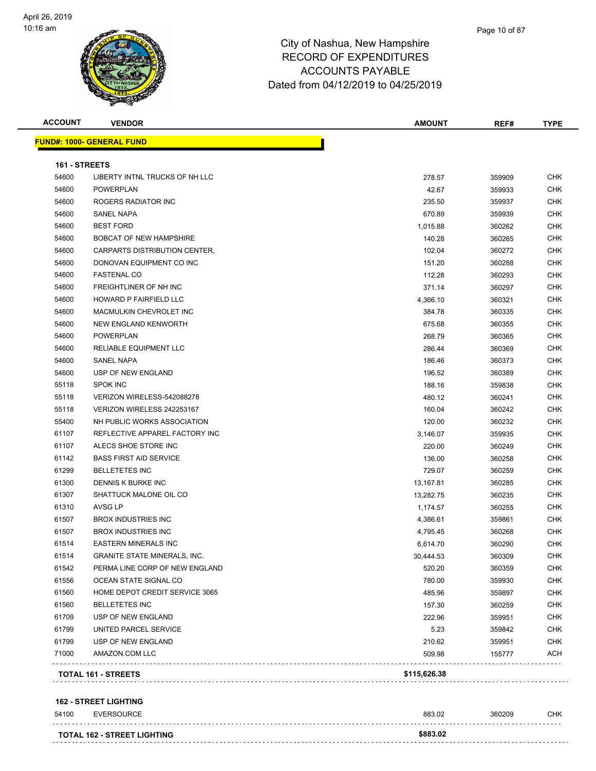# City of Nashua, New Hampshire
## RECORD OF EXPENDITURES
## ACCOUNTS PAYABLE
## Dated from 04/12/2019 to 04/25/2019

| ACCOUNT | VENDOR | AMOUNT | REF# | TYPE |
|---|---|---|---|---|
| **FUND#: 1000- GENERAL FUND** | | | | |
| **161 - STREETS** | | | | |
| 54600 | LIBERTY INTNL TRUCKS OF NH LLC | 278.57 | 359909 | CHK |
| 54600 | POWERPLAN | 42.67 | 359933 | CHK |
| 54600 | ROGERS RADIATOR INC | 235.50 | 359937 | CHK |
| 54600 | SANEL NAPA | 670.89 | 359939 | CHK |
| 54600 | BEST FORD | 1,015.88 | 360262 | CHK |
| 54600 | BOBCAT OF NEW HAMPSHIRE | 140.28 | 360265 | CHK |
| 54600 | CARPARTS DISTRIBUTION CENTER, | 102.04 | 360272 | CHK |
| 54600 | DONOVAN EQUIPMENT CO INC | 151.20 | 360288 | CHK |
| 54600 | FASTENAL CO | 112.28 | 360293 | CHK |
| 54600 | FREIGHTLINER OF NH INC | 371.14 | 360297 | CHK |
| 54600 | HOWARD P FAIRFIELD LLC | 4,366.10 | 360321 | CHK |
| 54600 | MACMULKIN CHEVROLET INC | 384.78 | 360335 | CHK |
| 54600 | NEW ENGLAND KENWORTH | 675.68 | 360355 | CHK |
| 54600 | POWERPLAN | 268.79 | 360365 | CHK |
| 54600 | RELIABLE EQUIPMENT LLC | 286.44 | 360369 | CHK |
| 54600 | SANEL NAPA | 186.46 | 360373 | CHK |
| 54600 | USP OF NEW ENGLAND | 196.52 | 360389 | CHK |
| 55118 | SPOK INC | 188.16 | 359838 | CHK |
| 55118 | VERIZON WIRELESS-542088278 | 480.12 | 360241 | CHK |
| 55118 | VERIZON WIRELESS 242253167 | 160.04 | 360242 | CHK |
| 55400 | NH PUBLIC WORKS ASSOCIATION | 120.00 | 360232 | CHK |
| 61107 | REFLECTIVE APPAREL FACTORY INC | 3,146.07 | 359935 | CHK |
| 61107 | ALECS SHOE STORE INC | 220.00 | 360249 | CHK |
| 61142 | BASS FIRST AID SERVICE | 136.00 | 360258 | CHK |
| 61299 | BELLETETES INC | 729.07 | 360259 | CHK |
| 61300 | DENNIS K BURKE INC | 13,167.81 | 360285 | CHK |
| 61307 | SHATTUCK MALONE OIL CO | 13,282.75 | 360235 | CHK |
| 61310 | AVSG LP | 1,174.57 | 360255 | CHK |
| 61507 | BROX INDUSTRIES INC | 4,386.61 | 359861 | CHK |
| 61507 | BROX INDUSTRIES INC | 4,795.45 | 360268 | CHK |
| 61514 | EASTERN MINERALS INC | 6,614.70 | 360290 | CHK |
| 61514 | GRANITE STATE MINERALS, INC. | 30,444.53 | 360309 | CHK |
| 61542 | PERMA LINE CORP OF NEW ENGLAND | 520.20 | 360359 | CHK |
| 61556 | OCEAN STATE SIGNAL CO | 780.00 | 359930 | CHK |
| 61560 | HOME DEPOT CREDIT SERVICE 3065 | 485.96 | 359897 | CHK |
| 61560 | BELLETETES INC | 157.30 | 360259 | CHK |
| 61709 | USP OF NEW ENGLAND | 222.96 | 359951 | CHK |
| 61799 | UNITED PARCEL SERVICE | 5.23 | 359842 | CHK |
| 61799 | USP OF NEW ENGLAND | 210.62 | 359951 | CHK |
| 71000 | AMAZON.COM LLC | 509.98 | 155777 | ACH |
| **TOTAL 161 - STREETS** | | **$115,626.38** | | |
| **162 - STREET LIGHTING** | | | | |
| 54100 | EVERSOURCE | 883.02 | 360209 | CHK |
| **TOTAL 162 - STREET LIGHTING** | | **$883.02** | | |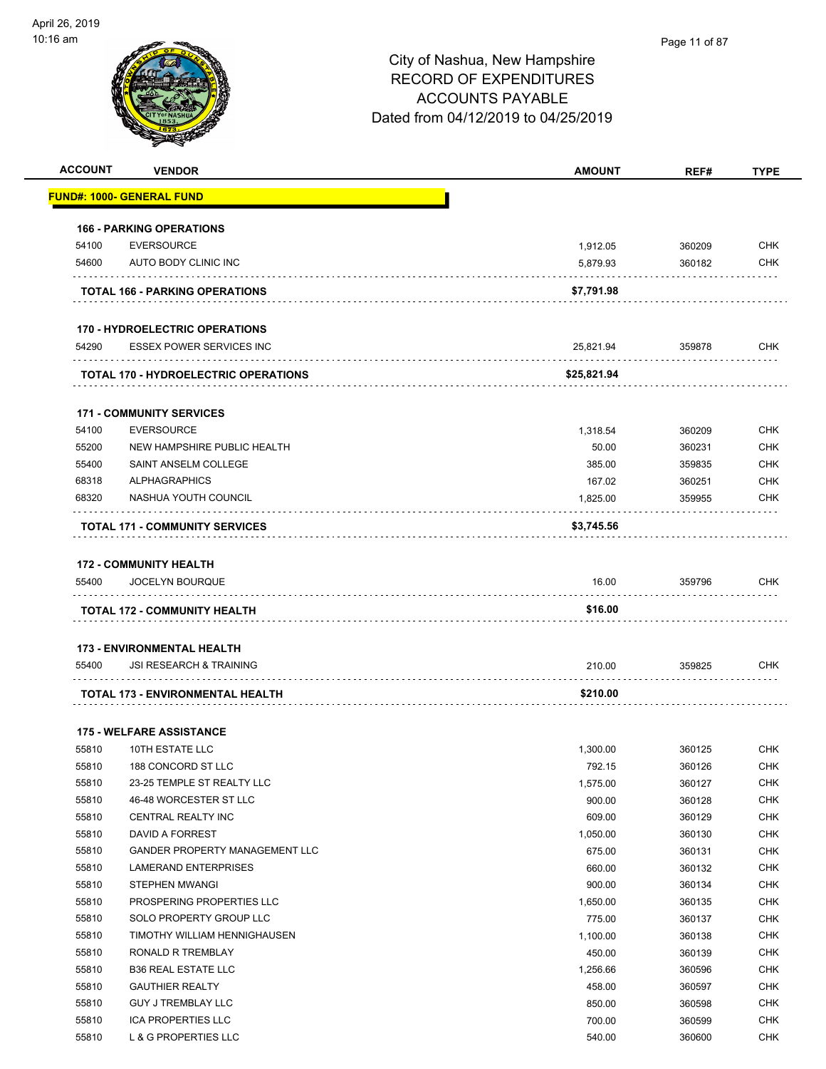# City of Nashua, New Hampshire
## RECORD OF EXPENDITURES
## ACCOUNTS PAYABLE
### Dated from 04/12/2019 to 04/25/2019

| ACCOUNT | VENDOR | AMOUNT | REF# | TYPE |
|---|---|---|---|---|
| **FUND#: 1000- GENERAL FUND** | | | | |
| **166 - PARKING OPERATIONS** | | | | |
| 54100 | EVERSOURCE | 1,912.05 | 360209 | CHK |
| 54600 | AUTO BODY CLINIC INC | 5,879.93 | 360182 | CHK |
| | **TOTAL 166 - PARKING OPERATIONS** | **$7,791.98** | | |
| **170 - HYDROELECTRIC OPERATIONS** | | | | |
| 54290 | ESSEX POWER SERVICES INC | 25,821.94 | 359878 | CHK |
| | **TOTAL 170 - HYDROELECTRIC OPERATIONS** | **$25,821.94** | | |
| **171 - COMMUNITY SERVICES** | | | | |
| 54100 | EVERSOURCE | 1,318.54 | 360209 | CHK |
| 55200 | NEW HAMPSHIRE PUBLIC HEALTH | 50.00 | 360231 | CHK |
| 55400 | SAINT ANSELM COLLEGE | 385.00 | 359835 | CHK |
| 68318 | ALPHAGRAPHICS | 167.02 | 360251 | CHK |
| 68320 | NASHUA YOUTH COUNCIL | 1,825.00 | 359955 | CHK |
| | **TOTAL 171 - COMMUNITY SERVICES** | **$3,745.56** | | |
| **172 - COMMUNITY HEALTH** | | | | |
| 55400 | JOCELYN BOURQUE | 16.00 | 359796 | CHK |
| | **TOTAL 172 - COMMUNITY HEALTH** | **$16.00** | | |
| **173 - ENVIRONMENTAL HEALTH** | | | | |
| 55400 | JSI RESEARCH & TRAINING | 210.00 | 359825 | CHK |
| | **TOTAL 173 - ENVIRONMENTAL HEALTH** | **$210.00** | | |
| **175 - WELFARE ASSISTANCE** | | | | |
| 55810 | 10TH ESTATE LLC | 1,300.00 | 360125 | CHK |
| 55810 | 188 CONCORD ST LLC | 792.15 | 360126 | CHK |
| 55810 | 23-25 TEMPLE ST REALTY LLC | 1,575.00 | 360127 | CHK |
| 55810 | 46-48 WORCESTER ST LLC | 900.00 | 360128 | CHK |
| 55810 | CENTRAL REALTY INC | 609.00 | 360129 | CHK |
| 55810 | DAVID A FORREST | 1,050.00 | 360130 | CHK |
| 55810 | GANDER PROPERTY MANAGEMENT LLC | 675.00 | 360131 | CHK |
| 55810 | LAMERAND ENTERPRISES | 660.00 | 360132 | CHK |
| 55810 | STEPHEN MWANGI | 900.00 | 360134 | CHK |
| 55810 | PROSPERING PROPERTIES LLC | 1,650.00 | 360135 | CHK |
| 55810 | SOLO PROPERTY GROUP LLC | 775.00 | 360137 | CHK |
| 55810 | TIMOTHY WILLIAM HENNIGHAUSEN | 1,100.00 | 360138 | CHK |
| 55810 | RONALD R TREMBLAY | 450.00 | 360139 | CHK |
| 55810 | B36 REAL ESTATE LLC | 1,256.66 | 360596 | CHK |
| 55810 | GAUTHIER REALTY | 458.00 | 360597 | CHK |
| 55810 | GUY J TREMBLAY LLC | 850.00 | 360598 | CHK |
| 55810 | ICA PROPERTIES LLC | 700.00 | 360599 | CHK |
| 55810 | L & G PROPERTIES LLC | 540.00 | 360600 | CHK |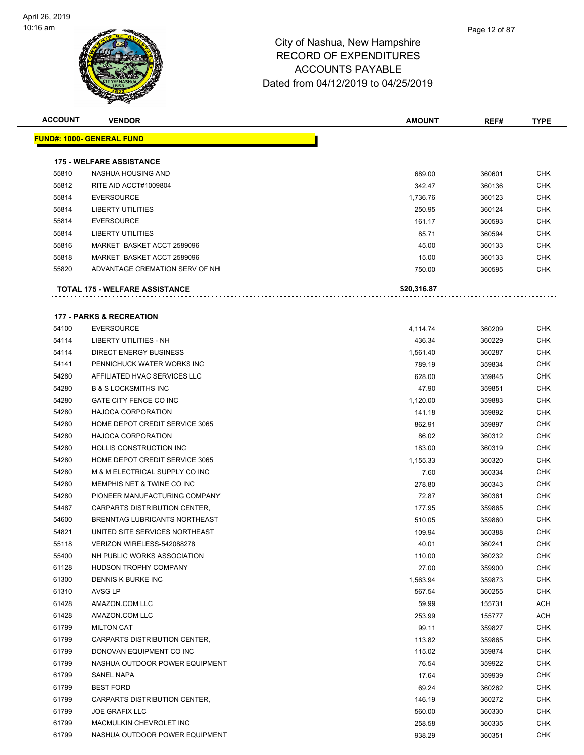# City of Nashua, New Hampshire
# RECORD OF EXPENDITURES
# ACCOUNTS PAYABLE
# Dated from 04/12/2019 to 04/25/2019

| ACCOUNT | VENDOR | AMOUNT | REF# | TYPE |
|---|---|---|---|---|
| **FUND#: 1000- GENERAL FUND** | | | | |
| **175 - WELFARE ASSISTANCE** | | | | |
| 55810 | NASHUA HOUSING AND | 689.00 | 360601 | CHK |
| 55812 | RITE AID ACCT#1009804 | 342.47 | 360136 | CHK |
| 55814 | EVERSOURCE | 1,736.76 | 360123 | CHK |
| 55814 | LIBERTY UTILITIES | 250.95 | 360124 | CHK |
| 55814 | EVERSOURCE | 161.17 | 360593 | CHK |
| 55814 | LIBERTY UTILITIES | 85.71 | 360594 | CHK |
| 55816 | MARKET BASKET ACCT 2589096 | 45.00 | 360133 | CHK |
| 55818 | MARKET BASKET ACCT 2589096 | 15.00 | 360133 | CHK |
| 55820 | ADVANTAGE CREMATION SERV OF NH | 750.00 | 360595 | CHK |
| | **TOTAL 175 - WELFARE ASSISTANCE** | **$20,316.87** | | |
| **177 - PARKS & RECREATION** | | | | |
| 54100 | EVERSOURCE | 4,114.74 | 360209 | CHK |
| 54114 | LIBERTY UTILITIES - NH | 436.34 | 360229 | CHK |
| 54114 | DIRECT ENERGY BUSINESS | 1,561.40 | 360287 | CHK |
| 54141 | PENNICHUCK WATER WORKS INC | 789.19 | 359834 | CHK |
| 54280 | AFFILIATED HVAC SERVICES LLC | 628.00 | 359845 | CHK |
| 54280 | B & S LOCKSMITHS INC | 47.90 | 359851 | CHK |
| 54280 | GATE CITY FENCE CO INC | 1,120.00 | 359883 | CHK |
| 54280 | HAJOCA CORPORATION | 141.18 | 359892 | CHK |
| 54280 | HOME DEPOT CREDIT SERVICE 3065 | 862.91 | 359897 | CHK |
| 54280 | HAJOCA CORPORATION | 86.02 | 360312 | CHK |
| 54280 | HOLLIS CONSTRUCTION INC | 183.00 | 360319 | CHK |
| 54280 | HOME DEPOT CREDIT SERVICE 3065 | 1,155.33 | 360320 | CHK |
| 54280 | M & M ELECTRICAL SUPPLY CO INC | 7.60 | 360334 | CHK |
| 54280 | MEMPHIS NET & TWINE CO INC | 278.80 | 360343 | CHK |
| 54280 | PIONEER MANUFACTURING COMPANY | 72.87 | 360361 | CHK |
| 54487 | CARPARTS DISTRIBUTION CENTER, | 177.95 | 359865 | CHK |
| 54600 | BRENNTAG LUBRICANTS NORTHEAST | 510.05 | 359860 | CHK |
| 54821 | UNITED SITE SERVICES NORTHEAST | 109.94 | 360388 | CHK |
| 55118 | VERIZON WIRELESS-542088278 | 40.01 | 360241 | CHK |
| 55400 | NH PUBLIC WORKS ASSOCIATION | 110.00 | 360232 | CHK |
| 61128 | HUDSON TROPHY COMPANY | 27.00 | 359900 | CHK |
| 61300 | DENNIS K BURKE INC | 1,563.94 | 359873 | CHK |
| 61310 | AVSG LP | 567.54 | 360255 | CHK |
| 61428 | AMAZON.COM LLC | 59.99 | 155731 | ACH |
| 61428 | AMAZON.COM LLC | 253.99 | 155777 | ACH |
| 61799 | MILTON CAT | 99.11 | 359827 | CHK |
| 61799 | CARPARTS DISTRIBUTION CENTER, | 113.82 | 359865 | CHK |
| 61799 | DONOVAN EQUIPMENT CO INC | 115.02 | 359874 | CHK |
| 61799 | NASHUA OUTDOOR POWER EQUIPMENT | 76.54 | 359922 | CHK |
| 61799 | SANEL NAPA | 17.64 | 359939 | CHK |
| 61799 | BEST FORD | 69.24 | 360262 | CHK |
| 61799 | CARPARTS DISTRIBUTION CENTER, | 146.19 | 360272 | CHK |
| 61799 | JOE GRAFIX LLC | 560.00 | 360330 | CHK |
| 61799 | MACMULKIN CHEVROLET INC | 258.58 | 360335 | CHK |
| 61799 | NASHUA OUTDOOR POWER EQUIPMENT | 938.29 | 360351 | CHK |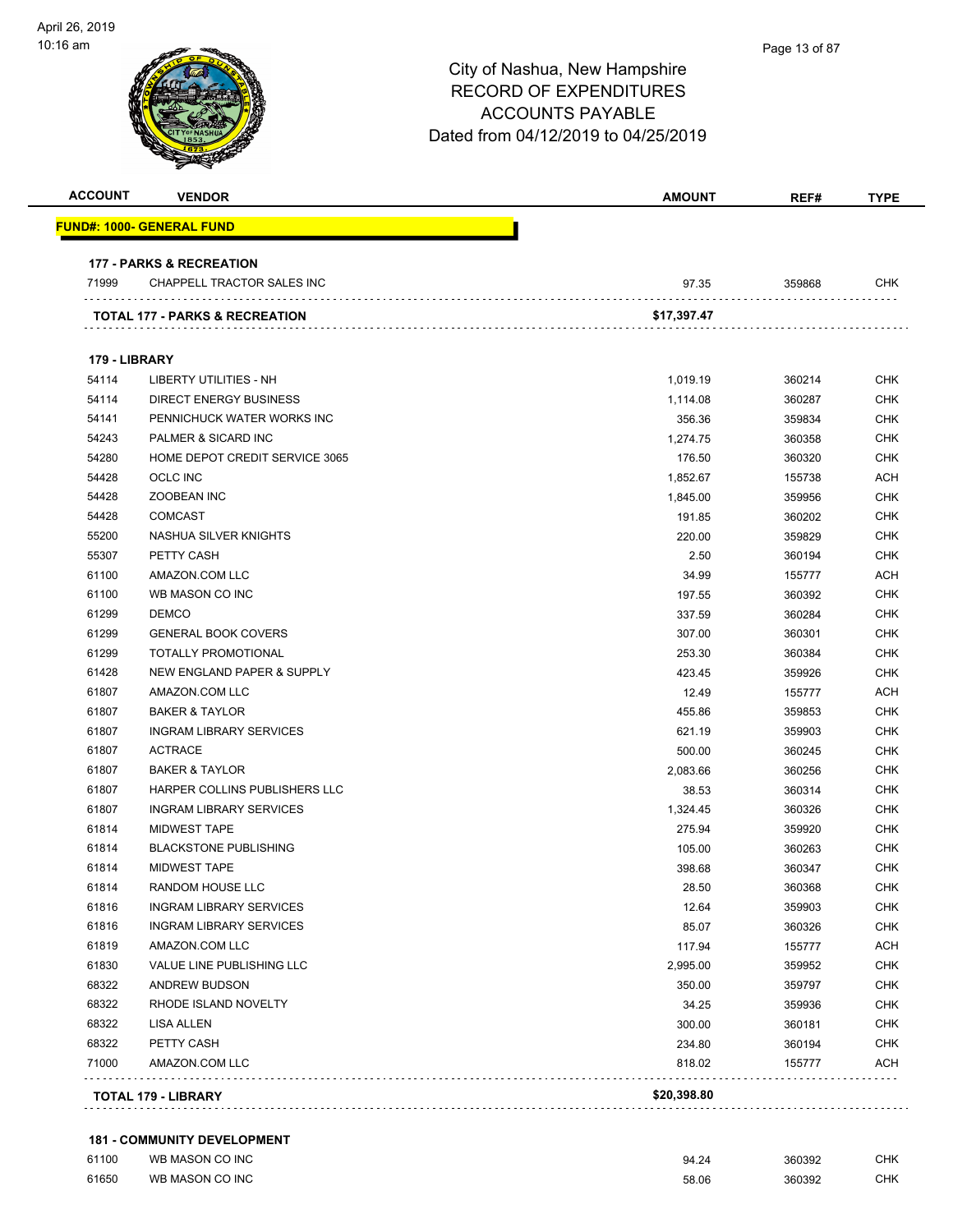# City of Nashua, New Hampshire
## RECORD OF EXPENDITURES
## ACCOUNTS PAYABLE
## Dated from 04/12/2019 to 04/25/2019

| ACCOUNT | VENDOR | AMOUNT | REF# | TYPE |
|---|---|---|---|---|
| **FUND#: 1000- GENERAL FUND** | | | | |
| **177 - PARKS & RECREATION** | | | | |
| 71999 | CHAPPELL TRACTOR SALES INC | 97.35 | 359868 | CHK |
| **TOTAL 177 - PARKS & RECREATION** | | **$17,397.47** | | |
| **179 - LIBRARY** | | | | |
| 54114 | LIBERTY UTILITIES - NH | 1,019.19 | 360214 | CHK |
| 54114 | DIRECT ENERGY BUSINESS | 1,114.08 | 360287 | CHK |
| 54141 | PENNICHUCK WATER WORKS INC | 356.36 | 359834 | CHK |
| 54243 | PALMER & SICARD INC | 1,274.75 | 360358 | CHK |
| 54280 | HOME DEPOT CREDIT SERVICE 3065 | 176.50 | 360320 | CHK |
| 54428 | OCLC INC | 1,852.67 | 155738 | ACH |
| 54428 | ZOOBEAN INC | 1,845.00 | 359956 | CHK |
| 54428 | COMCAST | 191.85 | 360202 | CHK |
| 55200 | NASHUA SILVER KNIGHTS | 220.00 | 359829 | CHK |
| 55307 | PETTY CASH | 2.50 | 360194 | CHK |
| 61100 | AMAZON.COM LLC | 34.99 | 155777 | ACH |
| 61100 | WB MASON CO INC | 197.55 | 360392 | CHK |
| 61299 | DEMCO | 337.59 | 360284 | CHK |
| 61299 | GENERAL BOOK COVERS | 307.00 | 360301 | CHK |
| 61299 | TOTALLY PROMOTIONAL | 253.30 | 360384 | CHK |
| 61428 | NEW ENGLAND PAPER & SUPPLY | 423.45 | 359926 | CHK |
| 61807 | AMAZON.COM LLC | 12.49 | 155777 | ACH |
| 61807 | BAKER & TAYLOR | 455.86 | 359853 | CHK |
| 61807 | INGRAM LIBRARY SERVICES | 621.19 | 359903 | CHK |
| 61807 | ACTRACE | 500.00 | 360245 | CHK |
| 61807 | BAKER & TAYLOR | 2,083.66 | 360256 | CHK |
| 61807 | HARPER COLLINS PUBLISHERS LLC | 38.53 | 360314 | CHK |
| 61807 | INGRAM LIBRARY SERVICES | 1,324.45 | 360326 | CHK |
| 61814 | MIDWEST TAPE | 275.94 | 359920 | CHK |
| 61814 | BLACKSTONE PUBLISHING | 105.00 | 360263 | CHK |
| 61814 | MIDWEST TAPE | 398.68 | 360347 | CHK |
| 61814 | RANDOM HOUSE LLC | 28.50 | 360368 | CHK |
| 61816 | INGRAM LIBRARY SERVICES | 12.64 | 359903 | CHK |
| 61816 | INGRAM LIBRARY SERVICES | 85.07 | 360326 | CHK |
| 61819 | AMAZON.COM LLC | 117.94 | 155777 | ACH |
| 61830 | VALUE LINE PUBLISHING LLC | 2,995.00 | 359952 | CHK |
| 68322 | ANDREW BUDSON | 350.00 | 359797 | CHK |
| 68322 | RHODE ISLAND NOVELTY | 34.25 | 359936 | CHK |
| 68322 | LISA ALLEN | 300.00 | 360181 | CHK |
| 68322 | PETTY CASH | 234.80 | 360194 | CHK |
| 71000 | AMAZON.COM LLC | 818.02 | 155777 | ACH |
| **TOTAL 179 - LIBRARY** | | **$20,398.80** | | |
| **181 - COMMUNITY DEVELOPMENT** | | | | |
| 61100 | WB MASON CO INC | 94.24 | 360392 | CHK |
| 61650 | WB MASON CO INC | 58.06 | 360392 | CHK |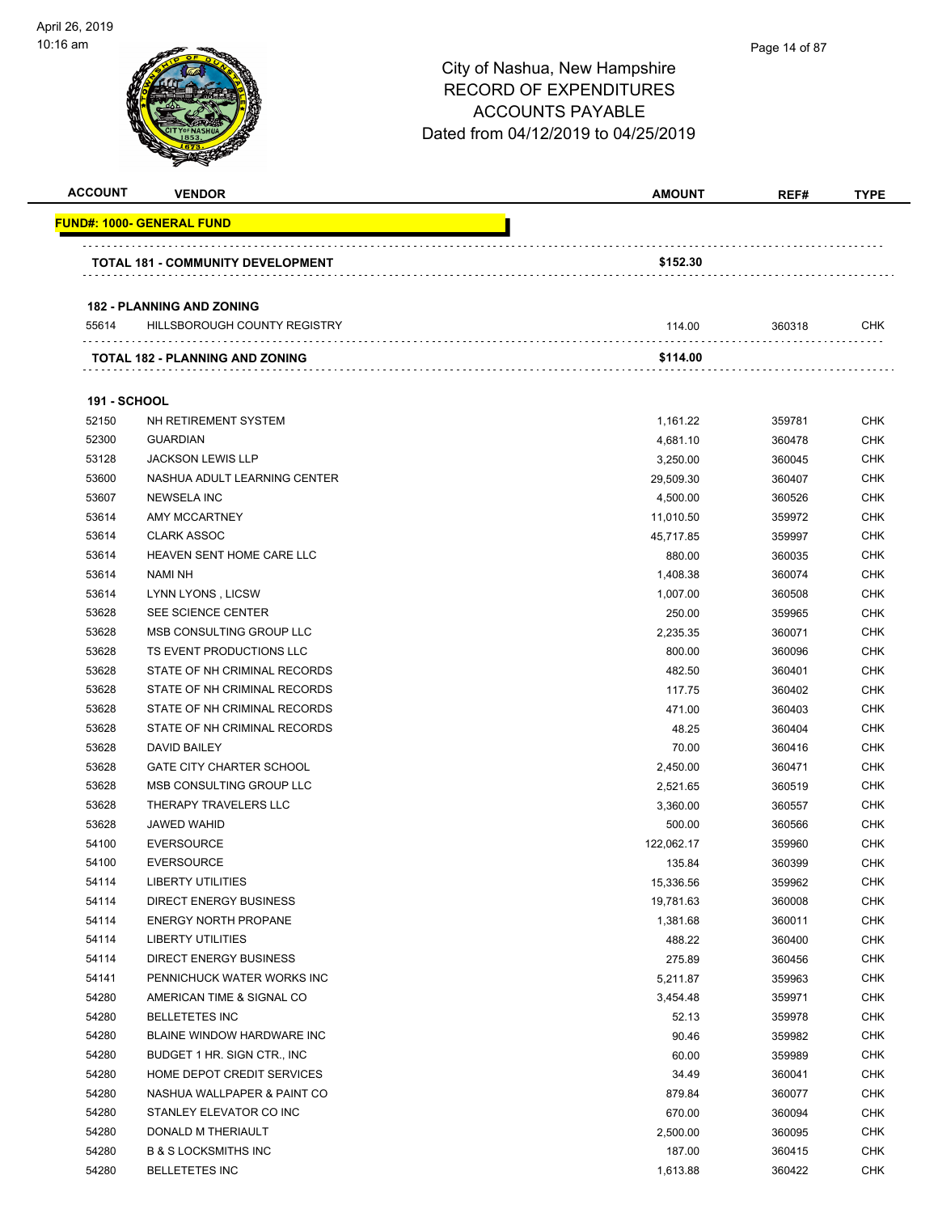# City of Nashua, New Hampshire
## RECORD OF EXPENDITURES
## ACCOUNTS PAYABLE
## Dated from 04/12/2019 to 04/25/2019

| ACCOUNT | VENDOR | AMOUNT | REF# | TYPE |
|---|---|---|---|---|
| **FUND#: 1000- GENERAL FUND** | | | | |
| | **TOTAL 181 - COMMUNITY DEVELOPMENT** | **$152.30** | | |
| **182 - PLANNING AND ZONING** | | | | |
| 55614 | HILLSBOROUGH COUNTY REGISTRY | 114.00 | 360318 | CHK |
| | **TOTAL 182 - PLANNING AND ZONING** | **$114.00** | | |
| **191 - SCHOOL** | | | | |
| 52150 | NH RETIREMENT SYSTEM | 1,161.22 | 359781 | CHK |
| 52300 | GUARDIAN | 4,681.10 | 360478 | CHK |
| 53128 | JACKSON LEWIS LLP | 3,250.00 | 360045 | CHK |
| 53600 | NASHUA ADULT LEARNING CENTER | 29,509.30 | 360407 | CHK |
| 53607 | NEWSELA INC | 4,500.00 | 360526 | CHK |
| 53614 | AMY MCCARTNEY | 11,010.50 | 359972 | CHK |
| 53614 | CLARK ASSOC | 45,717.85 | 359997 | CHK |
| 53614 | HEAVEN SENT HOME CARE LLC | 880.00 | 360035 | CHK |
| 53614 | NAMI NH | 1,408.38 | 360074 | CHK |
| 53614 | LYNN LYONS , LICSW | 1,007.00 | 360508 | CHK |
| 53628 | SEE SCIENCE CENTER | 250.00 | 359965 | CHK |
| 53628 | MSB CONSULTING GROUP LLC | 2,235.35 | 360071 | CHK |
| 53628 | TS EVENT PRODUCTIONS LLC | 800.00 | 360096 | CHK |
| 53628 | STATE OF NH CRIMINAL RECORDS | 482.50 | 360401 | CHK |
| 53628 | STATE OF NH CRIMINAL RECORDS | 117.75 | 360402 | CHK |
| 53628 | STATE OF NH CRIMINAL RECORDS | 471.00 | 360403 | CHK |
| 53628 | STATE OF NH CRIMINAL RECORDS | 48.25 | 360404 | CHK |
| 53628 | DAVID BAILEY | 70.00 | 360416 | CHK |
| 53628 | GATE CITY CHARTER SCHOOL | 2,450.00 | 360471 | CHK |
| 53628 | MSB CONSULTING GROUP LLC | 2,521.65 | 360519 | CHK |
| 53628 | THERAPY TRAVELERS LLC | 3,360.00 | 360557 | CHK |
| 53628 | JAWED WAHID | 500.00 | 360566 | CHK |
| 54100 | EVERSOURCE | 122,062.17 | 359960 | CHK |
| 54100 | EVERSOURCE | 135.84 | 360399 | CHK |
| 54114 | LIBERTY UTILITIES | 15,336.56 | 359962 | CHK |
| 54114 | DIRECT ENERGY BUSINESS | 19,781.63 | 360008 | CHK |
| 54114 | ENERGY NORTH PROPANE | 1,381.68 | 360011 | CHK |
| 54114 | LIBERTY UTILITIES | 488.22 | 360400 | CHK |
| 54114 | DIRECT ENERGY BUSINESS | 275.89 | 360456 | CHK |
| 54141 | PENNICHUCK WATER WORKS INC | 5,211.87 | 359963 | CHK |
| 54280 | AMERICAN TIME & SIGNAL CO | 3,454.48 | 359971 | CHK |
| 54280 | BELLETETES INC | 52.13 | 359978 | CHK |
| 54280 | BLAINE WINDOW HARDWARE INC | 90.46 | 359982 | CHK |
| 54280 | BUDGET 1 HR. SIGN CTR., INC | 60.00 | 359989 | CHK |
| 54280 | HOME DEPOT CREDIT SERVICES | 34.49 | 360041 | CHK |
| 54280 | NASHUA WALLPAPER & PAINT CO | 879.84 | 360077 | CHK |
| 54280 | STANLEY ELEVATOR CO INC | 670.00 | 360094 | CHK |
| 54280 | DONALD M THERIAULT | 2,500.00 | 360095 | CHK |
| 54280 | B & S LOCKSMITHS INC | 187.00 | 360415 | CHK |
| 54280 | BELLETETES INC | 1,613.88 | 360422 | CHK |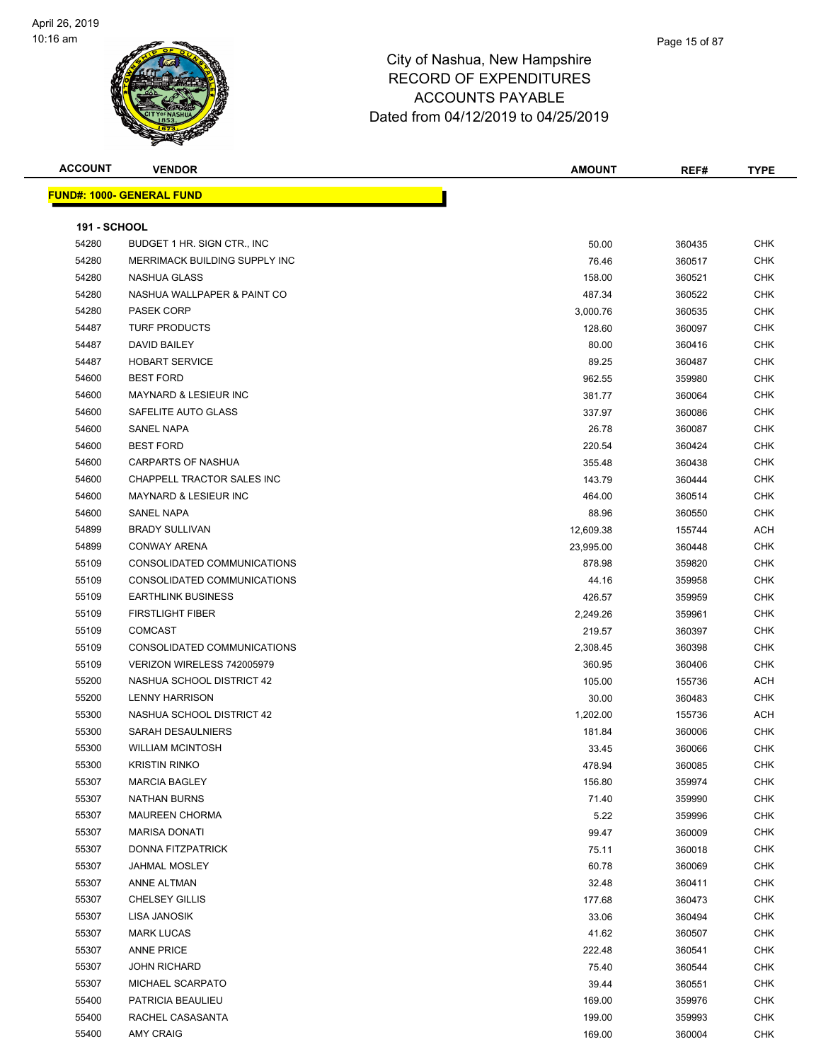# City of Nashua, New Hampshire
## RECORD OF EXPENDITURES
## ACCOUNTS PAYABLE
## Dated from 04/12/2019 to 04/25/2019

| ACCOUNT | VENDOR | AMOUNT | REF# | TYPE |
|---|---|---|---|---|
| **FUND#: 1000- GENERAL FUND** | | | | |
| **191 - SCHOOL** | | | | |
| 54280 | BUDGET 1 HR. SIGN CTR., INC | 50.00 | 360435 | CHK |
| 54280 | MERRIMACK BUILDING SUPPLY INC | 76.46 | 360517 | CHK |
| 54280 | NASHUA GLASS | 158.00 | 360521 | CHK |
| 54280 | NASHUA WALLPAPER & PAINT CO | 487.34 | 360522 | CHK |
| 54280 | PASEK CORP | 3,000.76 | 360535 | CHK |
| 54487 | TURF PRODUCTS | 128.60 | 360097 | CHK |
| 54487 | DAVID BAILEY | 80.00 | 360416 | CHK |
| 54487 | HOBART SERVICE | 89.25 | 360487 | CHK |
| 54600 | BEST FORD | 962.55 | 359980 | CHK |
| 54600 | MAYNARD & LESIEUR INC | 381.77 | 360064 | CHK |
| 54600 | SAFELITE AUTO GLASS | 337.97 | 360086 | CHK |
| 54600 | SANEL NAPA | 26.78 | 360087 | CHK |
| 54600 | BEST FORD | 220.54 | 360424 | CHK |
| 54600 | CARPARTS OF NASHUA | 355.48 | 360438 | CHK |
| 54600 | CHAPPELL TRACTOR SALES INC | 143.79 | 360444 | CHK |
| 54600 | MAYNARD & LESIEUR INC | 464.00 | 360514 | CHK |
| 54600 | SANEL NAPA | 88.96 | 360550 | CHK |
| 54899 | BRADY SULLIVAN | 12,609.38 | 155744 | ACH |
| 54899 | CONWAY ARENA | 23,995.00 | 360448 | CHK |
| 55109 | CONSOLIDATED COMMUNICATIONS | 878.98 | 359820 | CHK |
| 55109 | CONSOLIDATED COMMUNICATIONS | 44.16 | 359958 | CHK |
| 55109 | EARTHLINK BUSINESS | 426.57 | 359959 | CHK |
| 55109 | FIRSTLIGHT FIBER | 2,249.26 | 359961 | CHK |
| 55109 | COMCAST | 219.57 | 360397 | CHK |
| 55109 | CONSOLIDATED COMMUNICATIONS | 2,308.45 | 360398 | CHK |
| 55109 | VERIZON WIRELESS 742005979 | 360.95 | 360406 | CHK |
| 55200 | NASHUA SCHOOL DISTRICT 42 | 105.00 | 155736 | ACH |
| 55200 | LENNY HARRISON | 30.00 | 360483 | CHK |
| 55300 | NASHUA SCHOOL DISTRICT 42 | 1,202.00 | 155736 | ACH |
| 55300 | SARAH DESAULNIERS | 181.84 | 360006 | CHK |
| 55300 | WILLIAM MCINTOSH | 33.45 | 360066 | CHK |
| 55300 | KRISTIN RINKO | 478.94 | 360085 | CHK |
| 55307 | MARCIA BAGLEY | 156.80 | 359974 | CHK |
| 55307 | NATHAN BURNS | 71.40 | 359990 | CHK |
| 55307 | MAUREEN CHORMA | 5.22 | 359996 | CHK |
| 55307 | MARISA DONATI | 99.47 | 360009 | CHK |
| 55307 | DONNA FITZPATRICK | 75.11 | 360018 | CHK |
| 55307 | JAHMAL MOSLEY | 60.78 | 360069 | CHK |
| 55307 | ANNE ALTMAN | 32.48 | 360411 | CHK |
| 55307 | CHELSEY GILLIS | 177.68 | 360473 | CHK |
| 55307 | LISA JANOSIK | 33.06 | 360494 | CHK |
| 55307 | MARK LUCAS | 41.62 | 360507 | CHK |
| 55307 | ANNE PRICE | 222.48 | 360541 | CHK |
| 55307 | JOHN RICHARD | 75.40 | 360544 | CHK |
| 55307 | MICHAEL SCARPATO | 39.44 | 360551 | CHK |
| 55400 | PATRICIA BEAULIEU | 169.00 | 359976 | CHK |
| 55400 | RACHEL CASASANTA | 199.00 | 359993 | CHK |
| 55400 | AMY CRAIG | 169.00 | 360004 | CHK |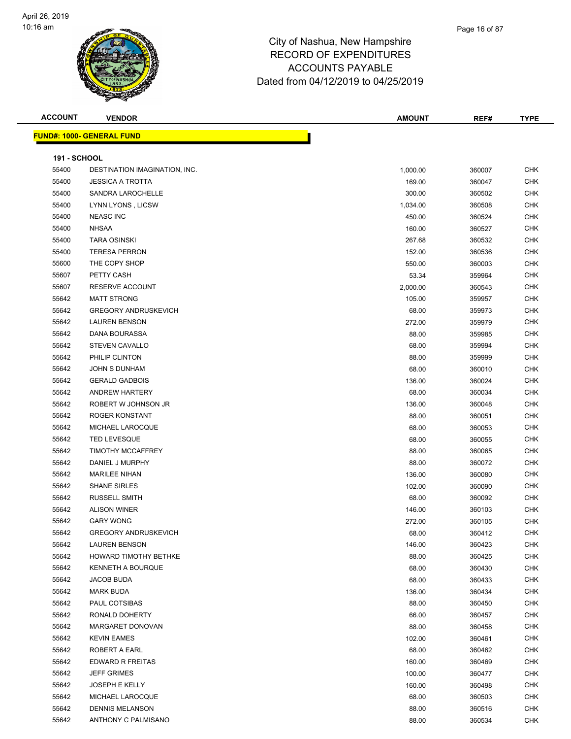# City of Nashua, New Hampshire
## RECORD OF EXPENDITURES
## ACCOUNTS PAYABLE
## Dated from 04/12/2019 to 04/25/2019

| ACCOUNT | VENDOR | AMOUNT | REF# | TYPE |
|---|---|---|---|---|

**FUND#: 1000- GENERAL FUND**

**191 - SCHOOL**

| ACCOUNT | VENDOR | AMOUNT | REF# | TYPE |
|---|---|---|---|---|
| 55400 | DESTINATION IMAGINATION, INC. | 1,000.00 | 360007 | CHK |
| 55400 | JESSICA A TROTTA | 169.00 | 360047 | CHK |
| 55400 | SANDRA LAROCHELLE | 300.00 | 360502 | CHK |
| 55400 | LYNN LYONS , LICSW | 1,034.00 | 360508 | CHK |
| 55400 | NEASC INC | 450.00 | 360524 | CHK |
| 55400 | NHSAA | 160.00 | 360527 | CHK |
| 55400 | TARA OSINSKI | 267.68 | 360532 | CHK |
| 55400 | TERESA PERRON | 152.00 | 360536 | CHK |
| 55600 | THE COPY SHOP | 550.00 | 360003 | CHK |
| 55607 | PETTY CASH | 53.34 | 359964 | CHK |
| 55607 | RESERVE ACCOUNT | 2,000.00 | 360543 | CHK |
| 55642 | MATT STRONG | 105.00 | 359957 | CHK |
| 55642 | GREGORY ANDRUSKEVICH | 68.00 | 359973 | CHK |
| 55642 | LAUREN BENSON | 272.00 | 359979 | CHK |
| 55642 | DANA BOURASSA | 88.00 | 359985 | CHK |
| 55642 | STEVEN CAVALLO | 68.00 | 359994 | CHK |
| 55642 | PHILIP CLINTON | 88.00 | 359999 | CHK |
| 55642 | JOHN S DUNHAM | 68.00 | 360010 | CHK |
| 55642 | GERALD GADBOIS | 136.00 | 360024 | CHK |
| 55642 | ANDREW HARTERY | 68.00 | 360034 | CHK |
| 55642 | ROBERT W JOHNSON JR | 136.00 | 360048 | CHK |
| 55642 | ROGER KONSTANT | 88.00 | 360051 | CHK |
| 55642 | MICHAEL LAROCQUE | 68.00 | 360053 | CHK |
| 55642 | TED LEVESQUE | 68.00 | 360055 | CHK |
| 55642 | TIMOTHY MCCAFFREY | 88.00 | 360065 | CHK |
| 55642 | DANIEL J MURPHY | 88.00 | 360072 | CHK |
| 55642 | MARILEE NIHAN | 136.00 | 360080 | CHK |
| 55642 | SHANE SIRLES | 102.00 | 360090 | CHK |
| 55642 | RUSSELL SMITH | 68.00 | 360092 | CHK |
| 55642 | ALISON WINER | 146.00 | 360103 | CHK |
| 55642 | GARY WONG | 272.00 | 360105 | CHK |
| 55642 | GREGORY ANDRUSKEVICH | 68.00 | 360412 | CHK |
| 55642 | LAUREN BENSON | 146.00 | 360423 | CHK |
| 55642 | HOWARD TIMOTHY BETHKE | 88.00 | 360425 | CHK |
| 55642 | KENNETH A BOURQUE | 68.00 | 360430 | CHK |
| 55642 | JACOB BUDA | 68.00 | 360433 | CHK |
| 55642 | MARK BUDA | 136.00 | 360434 | CHK |
| 55642 | PAUL COTSIBAS | 88.00 | 360450 | CHK |
| 55642 | RONALD DOHERTY | 66.00 | 360457 | CHK |
| 55642 | MARGARET DONOVAN | 88.00 | 360458 | CHK |
| 55642 | KEVIN EAMES | 102.00 | 360461 | CHK |
| 55642 | ROBERT A EARL | 68.00 | 360462 | CHK |
| 55642 | EDWARD R FREITAS | 160.00 | 360469 | CHK |
| 55642 | JEFF GRIMES | 100.00 | 360477 | CHK |
| 55642 | JOSEPH E KELLY | 160.00 | 360498 | CHK |
| 55642 | MICHAEL LAROCQUE | 68.00 | 360503 | CHK |
| 55642 | DENNIS MELANSON | 88.00 | 360516 | CHK |
| 55642 | ANTHONY C PALMISANO | 88.00 | 360534 | CHK |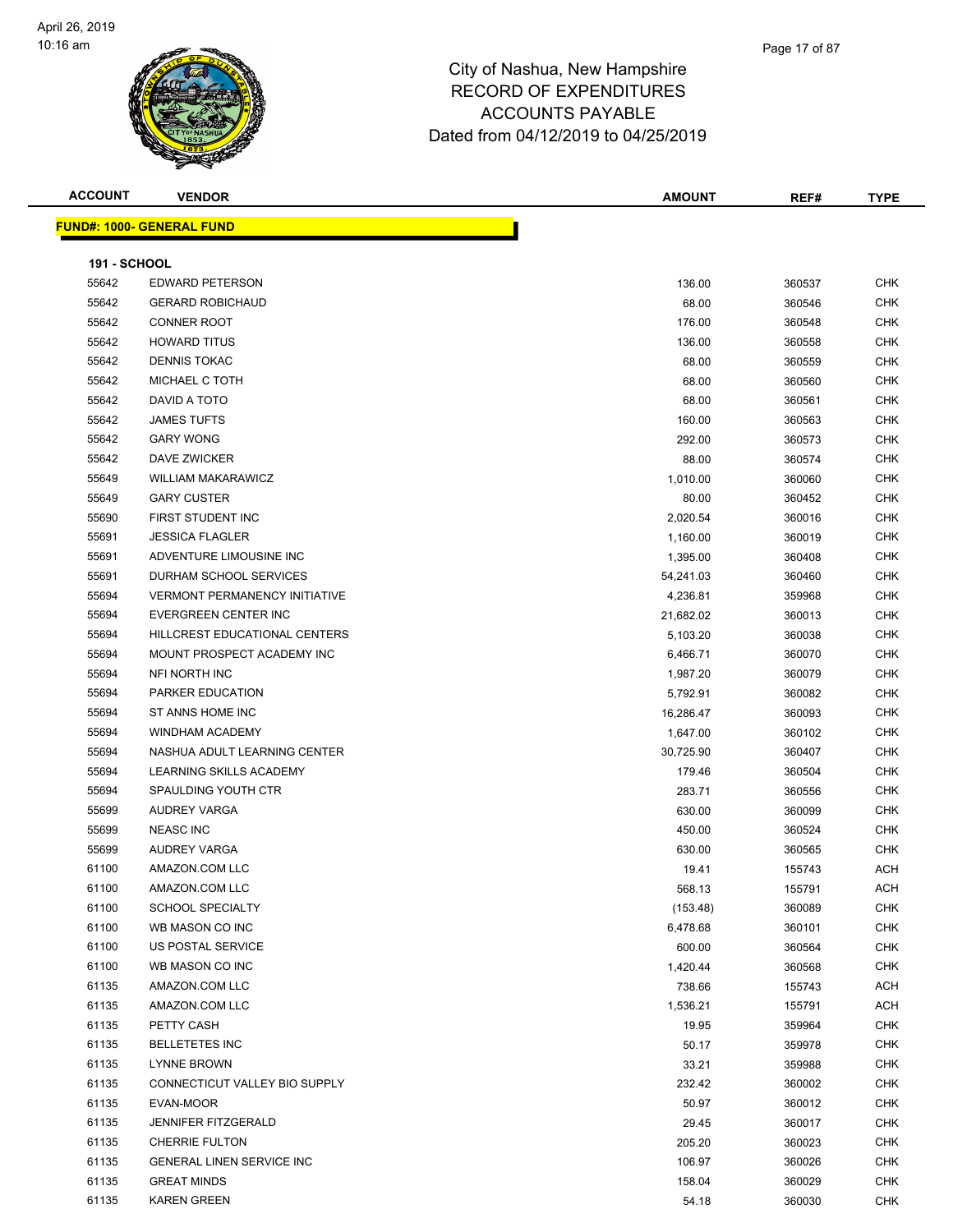# City of Nashua, New Hampshire
# RECORD OF EXPENDITURES
# ACCOUNTS PAYABLE
# Dated from 04/12/2019 to 04/25/2019

April 26, 2019
10:16 am

**FUND#: 1000- GENERAL FUND**

**191 - SCHOOL**

| ACCOUNT | VENDOR | AMOUNT | REF# | TYPE |
|---|---|---|---|---|
| 55642 | EDWARD PETERSON | 136.00 | 360537 | CHK |
| 55642 | GERARD ROBICHAUD | 68.00 | 360546 | CHK |
| 55642 | CONNER ROOT | 176.00 | 360548 | CHK |
| 55642 | HOWARD TITUS | 136.00 | 360558 | CHK |
| 55642 | DENNIS TOKAC | 68.00 | 360559 | CHK |
| 55642 | MICHAEL C TOTH | 68.00 | 360560 | CHK |
| 55642 | DAVID A TOTO | 68.00 | 360561 | CHK |
| 55642 | JAMES TUFTS | 160.00 | 360563 | CHK |
| 55642 | GARY WONG | 292.00 | 360573 | CHK |
| 55642 | DAVE ZWICKER | 88.00 | 360574 | CHK |
| 55649 | WILLIAM MAKARAWICZ | 1,010.00 | 360060 | CHK |
| 55649 | GARY CUSTER | 80.00 | 360452 | CHK |
| 55690 | FIRST STUDENT INC | 2,020.54 | 360016 | CHK |
| 55691 | JESSICA FLAGLER | 1,160.00 | 360019 | CHK |
| 55691 | ADVENTURE LIMOUSINE INC | 1,395.00 | 360408 | CHK |
| 55691 | DURHAM SCHOOL SERVICES | 54,241.03 | 360460 | CHK |
| 55694 | VERMONT PERMANENCY INITIATIVE | 4,236.81 | 359968 | CHK |
| 55694 | EVERGREEN CENTER INC | 21,682.02 | 360013 | CHK |
| 55694 | HILLCREST EDUCATIONAL CENTERS | 5,103.20 | 360038 | CHK |
| 55694 | MOUNT PROSPECT ACADEMY INC | 6,466.71 | 360070 | CHK |
| 55694 | NFI NORTH INC | 1,987.20 | 360079 | CHK |
| 55694 | PARKER EDUCATION | 5,792.91 | 360082 | CHK |
| 55694 | ST ANNS HOME INC | 16,286.47 | 360093 | CHK |
| 55694 | WINDHAM ACADEMY | 1,647.00 | 360102 | CHK |
| 55694 | NASHUA ADULT LEARNING CENTER | 30,725.90 | 360407 | CHK |
| 55694 | LEARNING SKILLS ACADEMY | 179.46 | 360504 | CHK |
| 55694 | SPAULDING YOUTH CTR | 283.71 | 360556 | CHK |
| 55699 | AUDREY VARGA | 630.00 | 360099 | CHK |
| 55699 | NEASC INC | 450.00 | 360524 | CHK |
| 55699 | AUDREY VARGA | 630.00 | 360565 | CHK |
| 61100 | AMAZON.COM LLC | 19.41 | 155743 | ACH |
| 61100 | AMAZON.COM LLC | 568.13 | 155791 | ACH |
| 61100 | SCHOOL SPECIALTY | (153.48) | 360089 | CHK |
| 61100 | WB MASON CO INC | 6,478.68 | 360101 | CHK |
| 61100 | US POSTAL SERVICE | 600.00 | 360564 | CHK |
| 61100 | WB MASON CO INC | 1,420.44 | 360568 | CHK |
| 61135 | AMAZON.COM LLC | 738.66 | 155743 | ACH |
| 61135 | AMAZON.COM LLC | 1,536.21 | 155791 | ACH |
| 61135 | PETTY CASH | 19.95 | 359964 | CHK |
| 61135 | BELLETETES INC | 50.17 | 359978 | CHK |
| 61135 | LYNNE BROWN | 33.21 | 359988 | CHK |
| 61135 | CONNECTICUT VALLEY BIO SUPPLY | 232.42 | 360002 | CHK |
| 61135 | EVAN-MOOR | 50.97 | 360012 | CHK |
| 61135 | JENNIFER FITZGERALD | 29.45 | 360017 | CHK |
| 61135 | CHERRIE FULTON | 205.20 | 360023 | CHK |
| 61135 | GENERAL LINEN SERVICE INC | 106.97 | 360026 | CHK |
| 61135 | GREAT MINDS | 158.04 | 360029 | CHK |
| 61135 | KAREN GREEN | 54.18 | 360030 | CHK |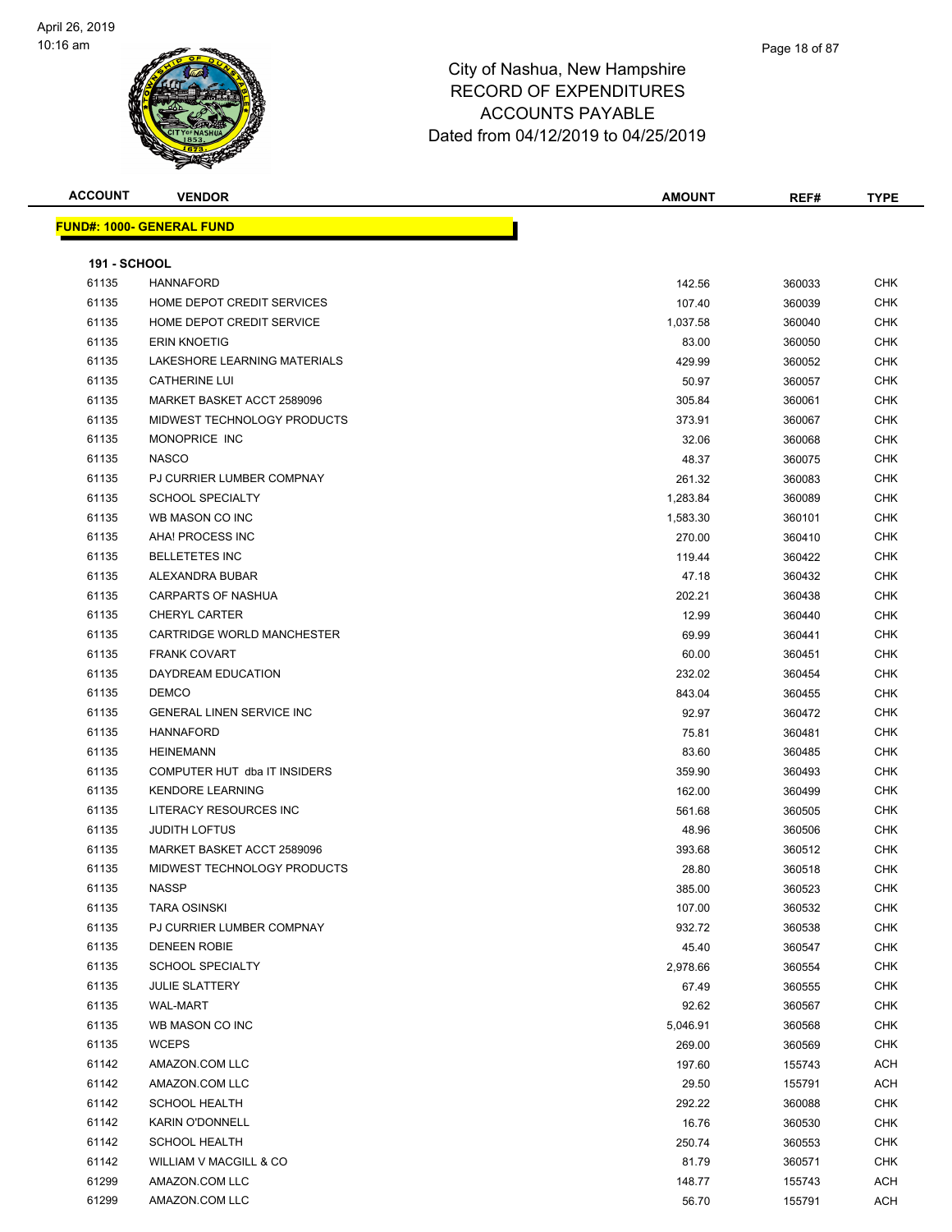# City of Nashua, New Hampshire
## RECORD OF EXPENDITURES
## ACCOUNTS PAYABLE
## Dated from 04/12/2019 to 04/25/2019

**FUND#: 1000- GENERAL FUND**

**191 - SCHOOL**

| ACCOUNT | VENDOR | AMOUNT | REF# | TYPE |
|---|---|---|---|---|
| 61135 | HANNAFORD | 142.56 | 360033 | CHK |
| 61135 | HOME DEPOT CREDIT SERVICES | 107.40 | 360039 | CHK |
| 61135 | HOME DEPOT CREDIT SERVICE | 1,037.58 | 360040 | CHK |
| 61135 | ERIN KNOETIG | 83.00 | 360050 | CHK |
| 61135 | LAKESHORE LEARNING MATERIALS | 429.99 | 360052 | CHK |
| 61135 | CATHERINE LUI | 50.97 | 360057 | CHK |
| 61135 | MARKET BASKET ACCT 2589096 | 305.84 | 360061 | CHK |
| 61135 | MIDWEST TECHNOLOGY PRODUCTS | 373.91 | 360067 | CHK |
| 61135 | MONOPRICE INC | 32.06 | 360068 | CHK |
| 61135 | NASCO | 48.37 | 360075 | CHK |
| 61135 | PJ CURRIER LUMBER COMPNAY | 261.32 | 360083 | CHK |
| 61135 | SCHOOL SPECIALTY | 1,283.84 | 360089 | CHK |
| 61135 | WB MASON CO INC | 1,583.30 | 360101 | CHK |
| 61135 | AHA! PROCESS INC | 270.00 | 360410 | CHK |
| 61135 | BELLETETES INC | 119.44 | 360422 | CHK |
| 61135 | ALEXANDRA BUBAR | 47.18 | 360432 | CHK |
| 61135 | CARPARTS OF NASHUA | 202.21 | 360438 | CHK |
| 61135 | CHERYL CARTER | 12.99 | 360440 | CHK |
| 61135 | CARTRIDGE WORLD MANCHESTER | 69.99 | 360441 | CHK |
| 61135 | FRANK COVART | 60.00 | 360451 | CHK |
| 61135 | DAYDREAM EDUCATION | 232.02 | 360454 | CHK |
| 61135 | DEMCO | 843.04 | 360455 | CHK |
| 61135 | GENERAL LINEN SERVICE INC | 92.97 | 360472 | CHK |
| 61135 | HANNAFORD | 75.81 | 360481 | CHK |
| 61135 | HEINEMANN | 83.60 | 360485 | CHK |
| 61135 | COMPUTER HUT dba IT INSIDERS | 359.90 | 360493 | CHK |
| 61135 | KENDORE LEARNING | 162.00 | 360499 | CHK |
| 61135 | LITERACY RESOURCES INC | 561.68 | 360505 | CHK |
| 61135 | JUDITH LOFTUS | 48.96 | 360506 | CHK |
| 61135 | MARKET BASKET ACCT 2589096 | 393.68 | 360512 | CHK |
| 61135 | MIDWEST TECHNOLOGY PRODUCTS | 28.80 | 360518 | CHK |
| 61135 | NASSP | 385.00 | 360523 | CHK |
| 61135 | TARA OSINSKI | 107.00 | 360532 | CHK |
| 61135 | PJ CURRIER LUMBER COMPNAY | 932.72 | 360538 | CHK |
| 61135 | DENEEN ROBIE | 45.40 | 360547 | CHK |
| 61135 | SCHOOL SPECIALTY | 2,978.66 | 360554 | CHK |
| 61135 | JULIE SLATTERY | 67.49 | 360555 | CHK |
| 61135 | WAL-MART | 92.62 | 360567 | CHK |
| 61135 | WB MASON CO INC | 5,046.91 | 360568 | CHK |
| 61135 | WCEPS | 269.00 | 360569 | CHK |
| 61142 | AMAZON.COM LLC | 197.60 | 155743 | ACH |
| 61142 | AMAZON.COM LLC | 29.50 | 155791 | ACH |
| 61142 | SCHOOL HEALTH | 292.22 | 360088 | CHK |
| 61142 | KARIN O'DONNELL | 16.76 | 360530 | CHK |
| 61142 | SCHOOL HEALTH | 250.74 | 360553 | CHK |
| 61142 | WILLIAM V MACGILL & CO | 81.79 | 360571 | CHK |
| 61299 | AMAZON.COM LLC | 148.77 | 155743 | ACH |
| 61299 | AMAZON.COM LLC | 56.70 | 155791 | ACH |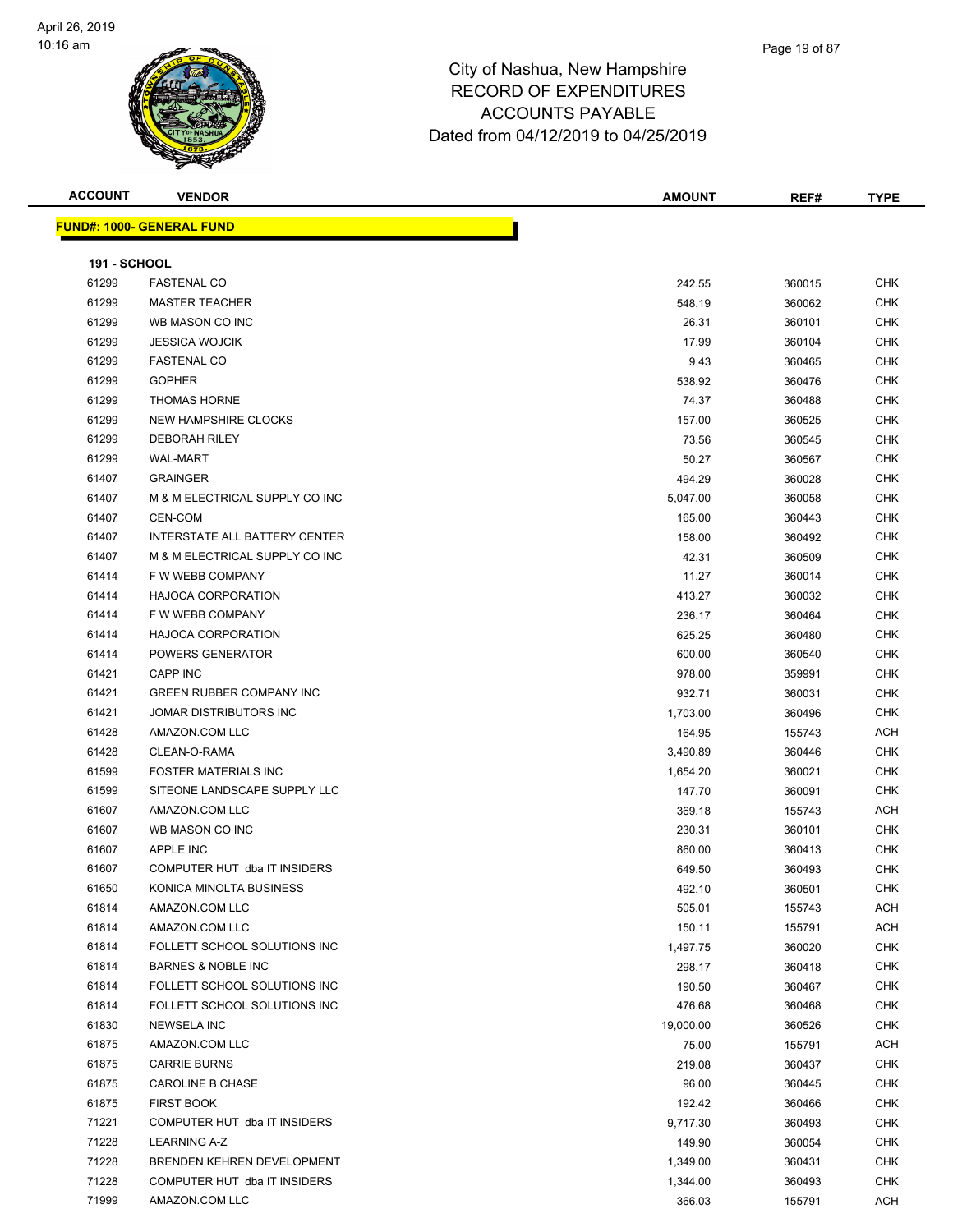# City of Nashua, New Hampshire
## RECORD OF EXPENDITURES
## ACCOUNTS PAYABLE
## Dated from 04/12/2019 to 04/25/2019

| ACCOUNT | VENDOR | AMOUNT | REF# | TYPE |
|---|---|---|---|---|
| **FUND#: 1000- GENERAL FUND** | | | | |
| **191 - SCHOOL** | | | | |
| 61299 | FASTENAL CO | 242.55 | 360015 | CHK |
| 61299 | MASTER TEACHER | 548.19 | 360062 | CHK |
| 61299 | WB MASON CO INC | 26.31 | 360101 | CHK |
| 61299 | JESSICA WOJCIK | 17.99 | 360104 | CHK |
| 61299 | FASTENAL CO | 9.43 | 360465 | CHK |
| 61299 | GOPHER | 538.92 | 360476 | CHK |
| 61299 | THOMAS HORNE | 74.37 | 360488 | CHK |
| 61299 | NEW HAMPSHIRE CLOCKS | 157.00 | 360525 | CHK |
| 61299 | DEBORAH RILEY | 73.56 | 360545 | CHK |
| 61299 | WAL-MART | 50.27 | 360567 | CHK |
| 61407 | GRAINGER | 494.29 | 360028 | CHK |
| 61407 | M & M ELECTRICAL SUPPLY CO INC | 5,047.00 | 360058 | CHK |
| 61407 | CEN-COM | 165.00 | 360443 | CHK |
| 61407 | INTERSTATE ALL BATTERY CENTER | 158.00 | 360492 | CHK |
| 61407 | M & M ELECTRICAL SUPPLY CO INC | 42.31 | 360509 | CHK |
| 61414 | F W WEBB COMPANY | 11.27 | 360014 | CHK |
| 61414 | HAJOCA CORPORATION | 413.27 | 360032 | CHK |
| 61414 | F W WEBB COMPANY | 236.17 | 360464 | CHK |
| 61414 | HAJOCA CORPORATION | 625.25 | 360480 | CHK |
| 61414 | POWERS GENERATOR | 600.00 | 360540 | CHK |
| 61421 | CAPP INC | 978.00 | 359991 | CHK |
| 61421 | GREEN RUBBER COMPANY INC | 932.71 | 360031 | CHK |
| 61421 | JOMAR DISTRIBUTORS INC | 1,703.00 | 360496 | CHK |
| 61428 | AMAZON.COM LLC | 164.95 | 155743 | ACH |
| 61428 | CLEAN-O-RAMA | 3,490.89 | 360446 | CHK |
| 61599 | FOSTER MATERIALS INC | 1,654.20 | 360021 | CHK |
| 61599 | SITEONE LANDSCAPE SUPPLY LLC | 147.70 | 360091 | CHK |
| 61607 | AMAZON.COM LLC | 369.18 | 155743 | ACH |
| 61607 | WB MASON CO INC | 230.31 | 360101 | CHK |
| 61607 | APPLE INC | 860.00 | 360413 | CHK |
| 61607 | COMPUTER HUT dba IT INSIDERS | 649.50 | 360493 | CHK |
| 61650 | KONICA MINOLTA BUSINESS | 492.10 | 360501 | CHK |
| 61814 | AMAZON.COM LLC | 505.01 | 155743 | ACH |
| 61814 | AMAZON.COM LLC | 150.11 | 155791 | ACH |
| 61814 | FOLLETT SCHOOL SOLUTIONS INC | 1,497.75 | 360020 | CHK |
| 61814 | BARNES & NOBLE INC | 298.17 | 360418 | CHK |
| 61814 | FOLLETT SCHOOL SOLUTIONS INC | 190.50 | 360467 | CHK |
| 61814 | FOLLETT SCHOOL SOLUTIONS INC | 476.68 | 360468 | CHK |
| 61830 | NEWSELA INC | 19,000.00 | 360526 | CHK |
| 61875 | AMAZON.COM LLC | 75.00 | 155791 | ACH |
| 61875 | CARRIE BURNS | 219.08 | 360437 | CHK |
| 61875 | CAROLINE B CHASE | 96.00 | 360445 | CHK |
| 61875 | FIRST BOOK | 192.42 | 360466 | CHK |
| 71221 | COMPUTER HUT dba IT INSIDERS | 9,717.30 | 360493 | CHK |
| 71228 | LEARNING A-Z | 149.90 | 360054 | CHK |
| 71228 | BRENDEN KEHREN DEVELOPMENT | 1,349.00 | 360431 | CHK |
| 71228 | COMPUTER HUT dba IT INSIDERS | 1,344.00 | 360493 | CHK |
| 71999 | AMAZON.COM LLC | 366.03 | 155791 | ACH |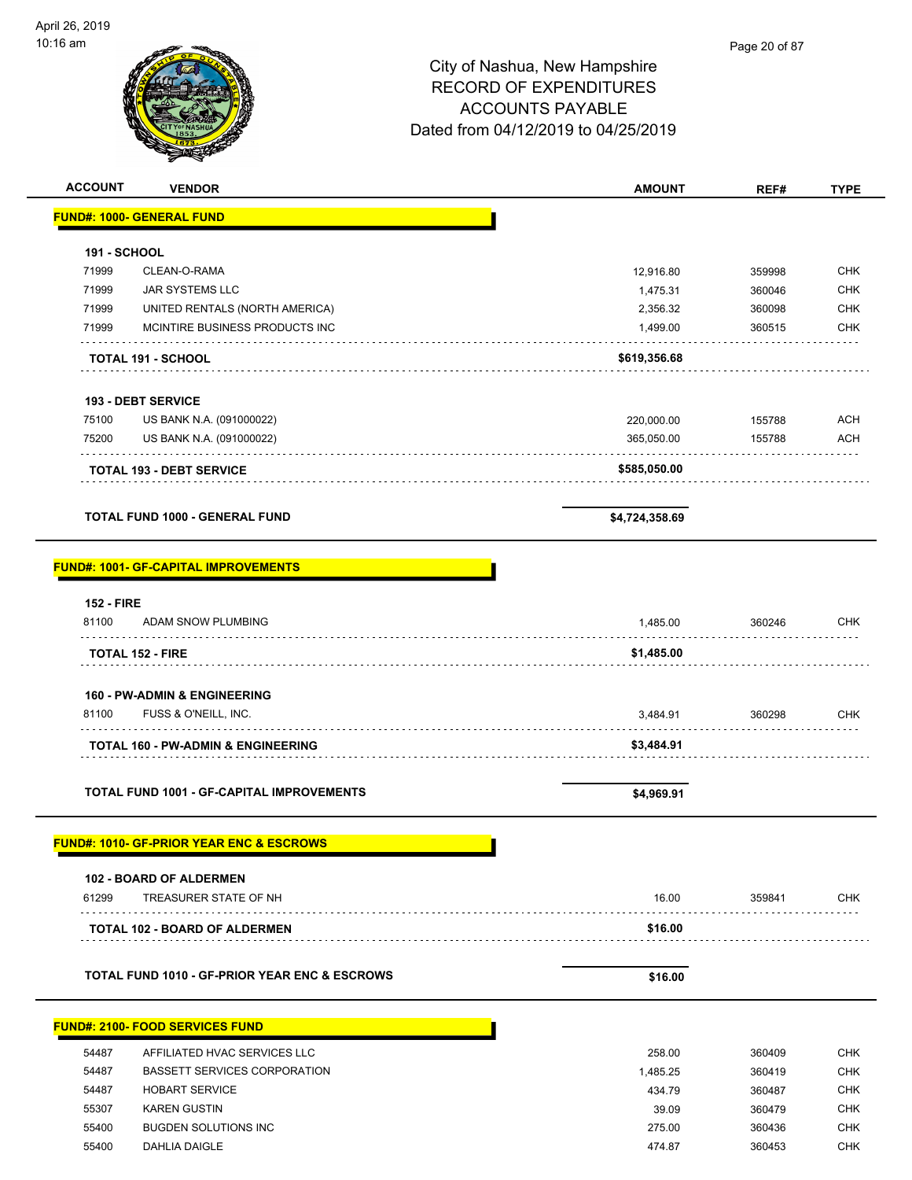City of Nashua, New Hampshire
RECORD OF EXPENDITURES
ACCOUNTS PAYABLE
Dated from 04/12/2019 to 04/25/2019

| ACCOUNT | VENDOR | AMOUNT | REF# | TYPE |
|---|---|---|---|---|
| **FUND#: 1000- GENERAL FUND** | | | | |
| **191 - SCHOOL** | | | | |
| 71999 | CLEAN-O-RAMA | 12,916.80 | 359998 | CHK |
| 71999 | JAR SYSTEMS LLC | 1,475.31 | 360046 | CHK |
| 71999 | UNITED RENTALS (NORTH AMERICA) | 2,356.32 | 360098 | CHK |
| 71999 | MCINTIRE BUSINESS PRODUCTS INC | 1,499.00 | 360515 | CHK |
| | **TOTAL 191 - SCHOOL** | **$619,356.68** | | |
| **193 - DEBT SERVICE** | | | | |
| 75100 | US BANK N.A. (091000022) | 220,000.00 | 155788 | ACH |
| 75200 | US BANK N.A. (091000022) | 365,050.00 | 155788 | ACH |
| | **TOTAL 193 - DEBT SERVICE** | **$585,050.00** | | |
| | **TOTAL FUND 1000 - GENERAL FUND** | **$4,724,358.69** | | |
| **FUND#: 1001- GF-CAPITAL IMPROVEMENTS** | | | | |
| **152 - FIRE** | | | | |
| 81100 | ADAM SNOW PLUMBING | 1,485.00 | 360246 | CHK |
| | **TOTAL 152 - FIRE** | **$1,485.00** | | |
| **160 - PW-ADMIN & ENGINEERING** | | | | |
| 81100 | FUSS & O'NEILL, INC. | 3,484.91 | 360298 | CHK |
| | **TOTAL 160 - PW-ADMIN & ENGINEERING** | **$3,484.91** | | |
| | **TOTAL FUND 1001 - GF-CAPITAL IMPROVEMENTS** | **$4,969.91** | | |
| **FUND#: 1010- GF-PRIOR YEAR ENC & ESCROWS** | | | | |
| **102 - BOARD OF ALDERMEN** | | | | |
| 61299 | TREASURER STATE OF NH | 16.00 | 359841 | CHK |
| | **TOTAL 102 - BOARD OF ALDERMEN** | **$16.00** | | |
| | **TOTAL FUND 1010 - GF-PRIOR YEAR ENC & ESCROWS** | **$16.00** | | |
| **FUND#: 2100- FOOD SERVICES FUND** | | | | |
| 54487 | AFFILIATED HVAC SERVICES LLC | 258.00 | 360409 | CHK |
| 54487 | BASSETT SERVICES CORPORATION | 1,485.25 | 360419 | CHK |
| 54487 | HOBART SERVICE | 434.79 | 360487 | CHK |
| 55307 | KAREN GUSTIN | 39.09 | 360479 | CHK |
| 55400 | BUGDEN SOLUTIONS INC | 275.00 | 360436 | CHK |
| 55400 | DAHLIA DAIGLE | 474.87 | 360453 | CHK |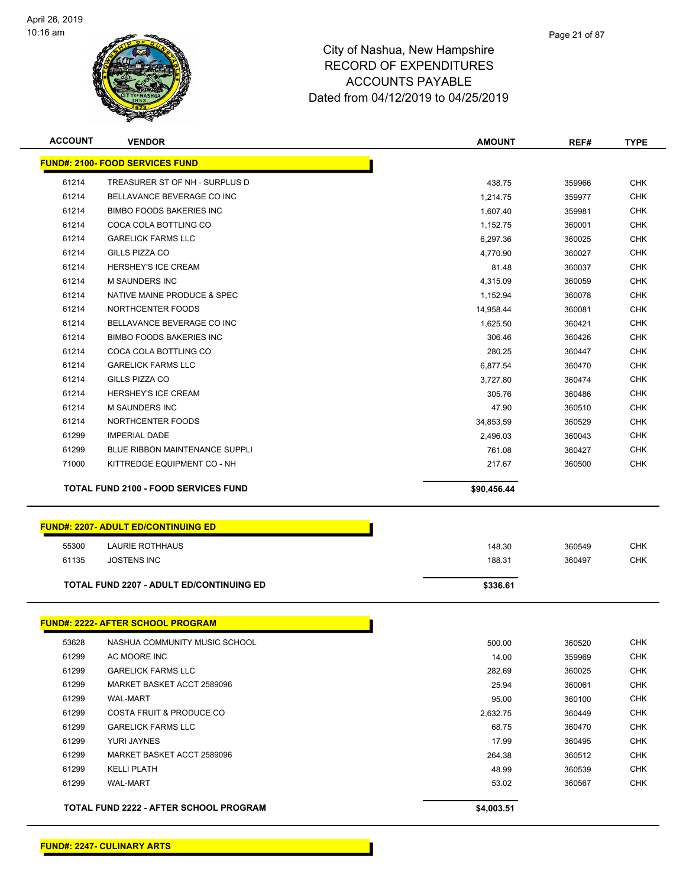# City of Nashua, New Hampshire
## RECORD OF EXPENDITURES
## ACCOUNTS PAYABLE
## Dated from 04/12/2019 to 04/25/2019

| ACCOUNT | VENDOR | AMOUNT | REF# | TYPE |
|---|---|---|---|---|
| **FUND#: 2100- FOOD SERVICES FUND** | | | | |
| 61214 | TREASURER ST OF NH - SURPLUS D | 438.75 | 359966 | CHK |
| 61214 | BELLAVANCE BEVERAGE CO INC | 1,214.75 | 359977 | CHK |
| 61214 | BIMBO FOODS BAKERIES INC | 1,607.40 | 359981 | CHK |
| 61214 | COCA COLA BOTTLING CO | 1,152.75 | 360001 | CHK |
| 61214 | GARELICK FARMS LLC | 6,297.36 | 360025 | CHK |
| 61214 | GILLS PIZZA CO | 4,770.90 | 360027 | CHK |
| 61214 | HERSHEY'S ICE CREAM | 81.48 | 360037 | CHK |
| 61214 | M SAUNDERS INC | 4,315.09 | 360059 | CHK |
| 61214 | NATIVE MAINE PRODUCE & SPEC | 1,152.94 | 360078 | CHK |
| 61214 | NORTHCENTER FOODS | 14,958.44 | 360081 | CHK |
| 61214 | BELLAVANCE BEVERAGE CO INC | 1,625.50 | 360421 | CHK |
| 61214 | BIMBO FOODS BAKERIES INC | 306.46 | 360426 | CHK |
| 61214 | COCA COLA BOTTLING CO | 280.25 | 360447 | CHK |
| 61214 | GARELICK FARMS LLC | 6,877.54 | 360470 | CHK |
| 61214 | GILLS PIZZA CO | 3,727.80 | 360474 | CHK |
| 61214 | HERSHEY'S ICE CREAM | 305.76 | 360486 | CHK |
| 61214 | M SAUNDERS INC | 47.90 | 360510 | CHK |
| 61214 | NORTHCENTER FOODS | 34,853.59 | 360529 | CHK |
| 61299 | IMPERIAL DADE | 2,496.03 | 360043 | CHK |
| 61299 | BLUE RIBBON MAINTENANCE SUPPLI | 761.08 | 360427 | CHK |
| 71000 | KITTREDGE EQUIPMENT CO - NH | 217.67 | 360500 | CHK |
| | **TOTAL FUND 2100 - FOOD SERVICES FUND** | **$90,456.44** | | |

| ACCOUNT | VENDOR | AMOUNT | REF# | TYPE |
|---|---|---|---|---|
| **FUND#: 2207- ADULT ED/CONTINUING ED** | | | | |
| 55300 | LAURIE ROTHHAUS | 148.30 | 360549 | CHK |
| 61135 | JOSTENS INC | 188.31 | 360497 | CHK |
| | **TOTAL FUND 2207 - ADULT ED/CONTINUING ED** | **$336.61** | | |

| ACCOUNT | VENDOR | AMOUNT | REF# | TYPE |
|---|---|---|---|---|
| **FUND#: 2222- AFTER SCHOOL PROGRAM** | | | | |
| 53628 | NASHUA COMMUNITY MUSIC SCHOOL | 500.00 | 360520 | CHK |
| 61299 | AC MOORE INC | 14.00 | 359969 | CHK |
| 61299 | GARELICK FARMS LLC | 282.69 | 360025 | CHK |
| 61299 | MARKET BASKET ACCT 2589096 | 25.94 | 360061 | CHK |
| 61299 | WAL-MART | 95.00 | 360100 | CHK |
| 61299 | COSTA FRUIT & PRODUCE CO | 2,632.75 | 360449 | CHK |
| 61299 | GARELICK FARMS LLC | 68.75 | 360470 | CHK |
| 61299 | YURI JAYNES | 17.99 | 360495 | CHK |
| 61299 | MARKET BASKET ACCT 2589096 | 264.38 | 360512 | CHK |
| 61299 | KELLI PLATH | 48.99 | 360539 | CHK |
| 61299 | WAL-MART | 53.02 | 360567 | CHK |
| | **TOTAL FUND 2222 - AFTER SCHOOL PROGRAM** | **$4,003.51** | | |

**FUND#: 2247- CULINARY ARTS**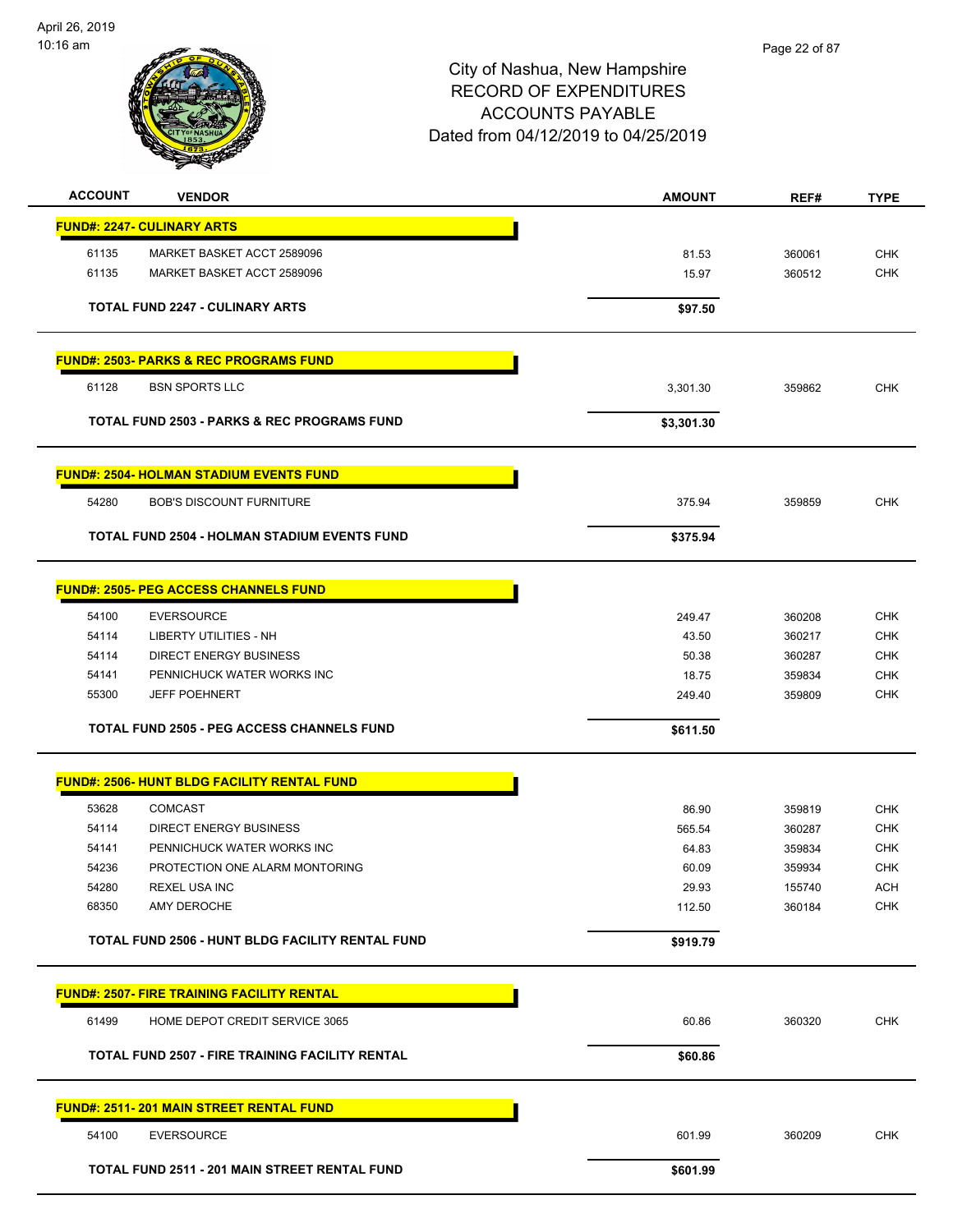# City of Nashua, New Hampshire
## RECORD OF EXPENDITURES
## ACCOUNTS PAYABLE
## Dated from 04/12/2019 to 04/25/2019

| ACCOUNT | VENDOR | AMOUNT | REF# | TYPE |
|---|---|---|---|---|
| **FUND#: 2247- CULINARY ARTS** | | | | |
| 61135 | MARKET BASKET ACCT 2589096 | 81.53 | 360061 | CHK |
| 61135 | MARKET BASKET ACCT 2589096 | 15.97 | 360512 | CHK |
| | **TOTAL FUND 2247 - CULINARY ARTS** | **$97.50** | | |
| **FUND#: 2503- PARKS & REC PROGRAMS FUND** | | | | |
| 61128 | BSN SPORTS LLC | 3,301.30 | 359862 | CHK |
| | **TOTAL FUND 2503 - PARKS & REC PROGRAMS FUND** | **$3,301.30** | | |
| **FUND#: 2504- HOLMAN STADIUM EVENTS FUND** | | | | |
| 54280 | BOB'S DISCOUNT FURNITURE | 375.94 | 359859 | CHK |
| | **TOTAL FUND 2504 - HOLMAN STADIUM EVENTS FUND** | **$375.94** | | |
| **FUND#: 2505- PEG ACCESS CHANNELS FUND** | | | | |
| 54100 | EVERSOURCE | 249.47 | 360208 | CHK |
| 54114 | LIBERTY UTILITIES - NH | 43.50 | 360217 | CHK |
| 54114 | DIRECT ENERGY BUSINESS | 50.38 | 360287 | CHK |
| 54141 | PENNICHUCK WATER WORKS INC | 18.75 | 359834 | CHK |
| 55300 | JEFF POEHNERT | 249.40 | 359809 | CHK |
| | **TOTAL FUND 2505 - PEG ACCESS CHANNELS FUND** | **$611.50** | | |
| **FUND#: 2506- HUNT BLDG FACILITY RENTAL FUND** | | | | |
| 53628 | COMCAST | 86.90 | 359819 | CHK |
| 54114 | DIRECT ENERGY BUSINESS | 565.54 | 360287 | CHK |
| 54141 | PENNICHUCK WATER WORKS INC | 64.83 | 359834 | CHK |
| 54236 | PROTECTION ONE ALARM MONTORING | 60.09 | 359934 | CHK |
| 54280 | REXEL USA INC | 29.93 | 155740 | ACH |
| 68350 | AMY DEROCHE | 112.50 | 360184 | CHK |
| | **TOTAL FUND 2506 - HUNT BLDG FACILITY RENTAL FUND** | **$919.79** | | |
| **FUND#: 2507- FIRE TRAINING FACILITY RENTAL** | | | | |
| 61499 | HOME DEPOT CREDIT SERVICE 3065 | 60.86 | 360320 | CHK |
| | **TOTAL FUND 2507 - FIRE TRAINING FACILITY RENTAL** | **$60.86** | | |
| **FUND#: 2511- 201 MAIN STREET RENTAL FUND** | | | | |
| 54100 | EVERSOURCE | 601.99 | 360209 | CHK |
| | **TOTAL FUND 2511 - 201 MAIN STREET RENTAL FUND** | **$601.99** | | |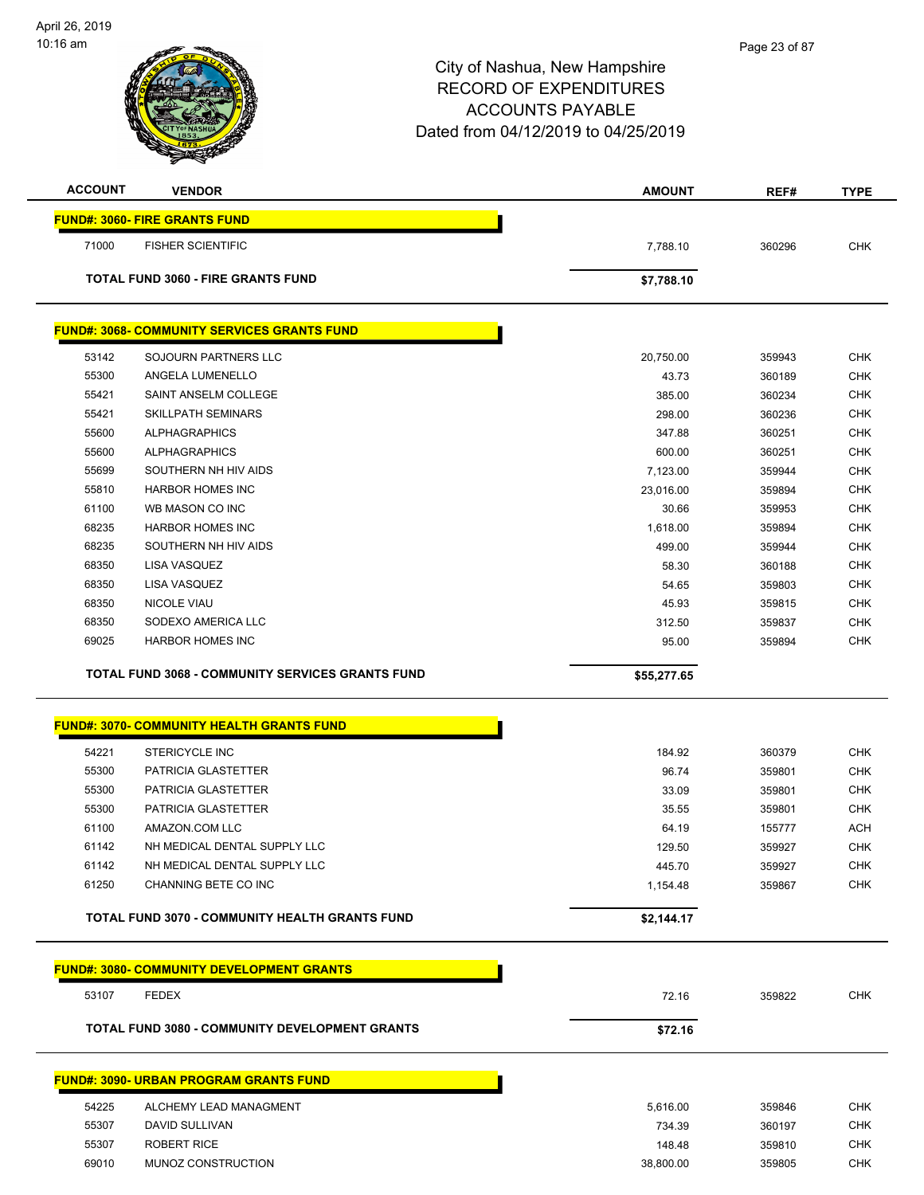April 26, 2019
10:16 am

City of Nashua, New Hampshire
RECORD OF EXPENDITURES
ACCOUNTS PAYABLE
Dated from 04/12/2019 to 04/25/2019

| ACCOUNT | VENDOR | AMOUNT | REF# | TYPE |
|---|---|---|---|---|
| **FUND#: 3060- FIRE GRANTS FUND** | | | | |
| 71000 | FISHER SCIENTIFIC | 7,788.10 | 360296 | CHK |
| **TOTAL FUND 3060 - FIRE GRANTS FUND** | | **$7,788.10** | | |
| **FUND#: 3068- COMMUNITY SERVICES GRANTS FUND** | | | | |
| 53142 | SOJOURN PARTNERS LLC | 20,750.00 | 359943 | CHK |
| 55300 | ANGELA LUMENELLO | 43.73 | 360189 | CHK |
| 55421 | SAINT ANSELM COLLEGE | 385.00 | 360234 | CHK |
| 55421 | SKILLPATH SEMINARS | 298.00 | 360236 | CHK |
| 55600 | ALPHAGRAPHICS | 347.88 | 360251 | CHK |
| 55600 | ALPHAGRAPHICS | 600.00 | 360251 | CHK |
| 55699 | SOUTHERN NH HIV AIDS | 7,123.00 | 359944 | CHK |
| 55810 | HARBOR HOMES INC | 23,016.00 | 359894 | CHK |
| 61100 | WB MASON CO INC | 30.66 | 359953 | CHK |
| 68235 | HARBOR HOMES INC | 1,618.00 | 359894 | CHK |
| 68235 | SOUTHERN NH HIV AIDS | 499.00 | 359944 | CHK |
| 68350 | LISA VASQUEZ | 58.30 | 360188 | CHK |
| 68350 | LISA VASQUEZ | 54.65 | 359803 | CHK |
| 68350 | NICOLE VIAU | 45.93 | 359815 | CHK |
| 68350 | SODEXO AMERICA LLC | 312.50 | 359837 | CHK |
| 69025 | HARBOR HOMES INC | 95.00 | 359894 | CHK |
| **TOTAL FUND 3068 - COMMUNITY SERVICES GRANTS FUND** | | **$55,277.65** | | |
| **FUND#: 3070- COMMUNITY HEALTH GRANTS FUND** | | | | |
| 54221 | STERICYCLE INC | 184.92 | 360379 | CHK |
| 55300 | PATRICIA GLASTETTER | 96.74 | 359801 | CHK |
| 55300 | PATRICIA GLASTETTER | 33.09 | 359801 | CHK |
| 55300 | PATRICIA GLASTETTER | 35.55 | 359801 | CHK |
| 61100 | AMAZON.COM LLC | 64.19 | 155777 | ACH |
| 61142 | NH MEDICAL DENTAL SUPPLY LLC | 129.50 | 359927 | CHK |
| 61142 | NH MEDICAL DENTAL SUPPLY LLC | 445.70 | 359927 | CHK |
| 61250 | CHANNING BETE CO INC | 1,154.48 | 359867 | CHK |
| **TOTAL FUND 3070 - COMMUNITY HEALTH GRANTS FUND** | | **$2,144.17** | | |
| **FUND#: 3080- COMMUNITY DEVELOPMENT GRANTS** | | | | |
| 53107 | FEDEX | 72.16 | 359822 | CHK |
| **TOTAL FUND 3080 - COMMUNITY DEVELOPMENT GRANTS** | | **$72.16** | | |
| **FUND#: 3090- URBAN PROGRAM GRANTS FUND** | | | | |
| 54225 | ALCHEMY LEAD MANAGMENT | 5,616.00 | 359846 | CHK |
| 55307 | DAVID SULLIVAN | 734.39 | 360197 | CHK |
| 55307 | ROBERT RICE | 148.48 | 359810 | CHK |
| 69010 | MUNOZ CONSTRUCTION | 38,800.00 | 359805 | CHK |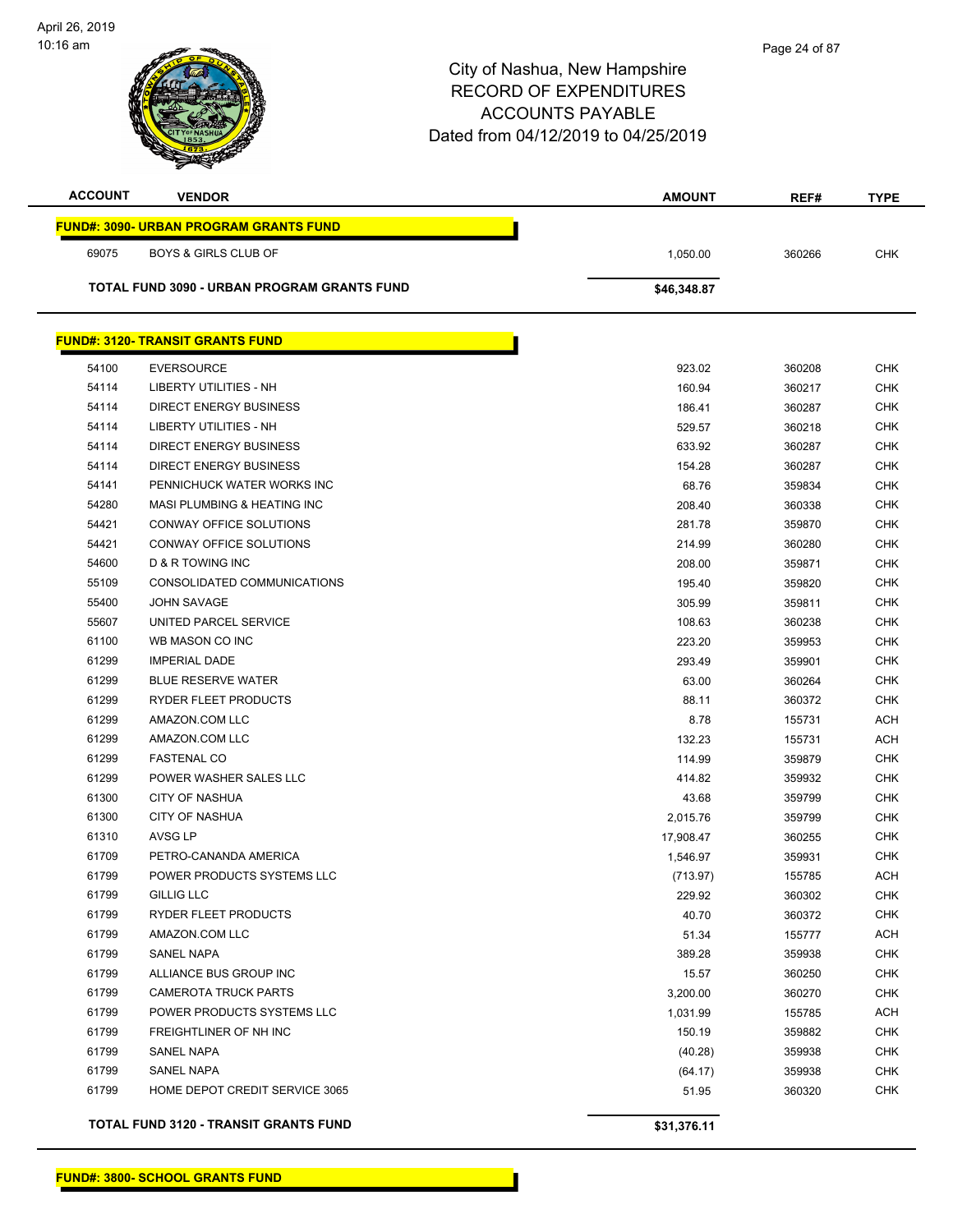April 26, 2019
10:16 am

# City of Nashua, New Hampshire
## RECORD OF EXPENDITURES
## ACCOUNTS PAYABLE
## Dated from 04/12/2019 to 04/25/2019

| ACCOUNT | VENDOR | AMOUNT | REF# | TYPE |
|---|---|---|---|---|
| **FUND#: 3090- URBAN PROGRAM GRANTS FUND** | | | | |
| 69075 | BOYS & GIRLS CLUB OF | 1,050.00 | 360266 | CHK |
| **TOTAL FUND 3090 - URBAN PROGRAM GRANTS FUND** | | **$46,348.87** | | |
| **FUND#: 3120- TRANSIT GRANTS FUND** | | | | |
| 54100 | EVERSOURCE | 923.02 | 360208 | CHK |
| 54114 | LIBERTY UTILITIES - NH | 160.94 | 360217 | CHK |
| 54114 | DIRECT ENERGY BUSINESS | 186.41 | 360287 | CHK |
| 54114 | LIBERTY UTILITIES - NH | 529.57 | 360218 | CHK |
| 54114 | DIRECT ENERGY BUSINESS | 633.92 | 360287 | CHK |
| 54114 | DIRECT ENERGY BUSINESS | 154.28 | 360287 | CHK |
| 54141 | PENNICHUCK WATER WORKS INC | 68.76 | 359834 | CHK |
| 54280 | MASI PLUMBING & HEATING INC | 208.40 | 360338 | CHK |
| 54421 | CONWAY OFFICE SOLUTIONS | 281.78 | 359870 | CHK |
| 54421 | CONWAY OFFICE SOLUTIONS | 214.99 | 360280 | CHK |
| 54600 | D & R TOWING INC | 208.00 | 359871 | CHK |
| 55109 | CONSOLIDATED COMMUNICATIONS | 195.40 | 359820 | CHK |
| 55400 | JOHN SAVAGE | 305.99 | 359811 | CHK |
| 55607 | UNITED PARCEL SERVICE | 108.63 | 360238 | CHK |
| 61100 | WB MASON CO INC | 223.20 | 359953 | CHK |
| 61299 | IMPERIAL DADE | 293.49 | 359901 | CHK |
| 61299 | BLUE RESERVE WATER | 63.00 | 360264 | CHK |
| 61299 | RYDER FLEET PRODUCTS | 88.11 | 360372 | CHK |
| 61299 | AMAZON.COM LLC | 8.78 | 155731 | ACH |
| 61299 | AMAZON.COM LLC | 132.23 | 155731 | ACH |
| 61299 | FASTENAL CO | 114.99 | 359879 | CHK |
| 61299 | POWER WASHER SALES LLC | 414.82 | 359932 | CHK |
| 61300 | CITY OF NASHUA | 43.68 | 359799 | CHK |
| 61300 | CITY OF NASHUA | 2,015.76 | 359799 | CHK |
| 61310 | AVSG LP | 17,908.47 | 360255 | CHK |
| 61709 | PETRO-CANANDA AMERICA | 1,546.97 | 359931 | CHK |
| 61799 | POWER PRODUCTS SYSTEMS LLC | (713.97) | 155785 | ACH |
| 61799 | GILLIG LLC | 229.92 | 360302 | CHK |
| 61799 | RYDER FLEET PRODUCTS | 40.70 | 360372 | CHK |
| 61799 | AMAZON.COM LLC | 51.34 | 155777 | ACH |
| 61799 | SANEL NAPA | 389.28 | 359938 | CHK |
| 61799 | ALLIANCE BUS GROUP INC | 15.57 | 360250 | CHK |
| 61799 | CAMEROTA TRUCK PARTS | 3,200.00 | 360270 | CHK |
| 61799 | POWER PRODUCTS SYSTEMS LLC | 1,031.99 | 155785 | ACH |
| 61799 | FREIGHTLINER OF NH INC | 150.19 | 359882 | CHK |
| 61799 | SANEL NAPA | (40.28) | 359938 | CHK |
| 61799 | SANEL NAPA | (64.17) | 359938 | CHK |
| 61799 | HOME DEPOT CREDIT SERVICE 3065 | 51.95 | 360320 | CHK |
| **TOTAL FUND 3120 - TRANSIT GRANTS FUND** | | **$31,376.11** | | |
| **FUND#: 3800- SCHOOL GRANTS FUND** | | | | |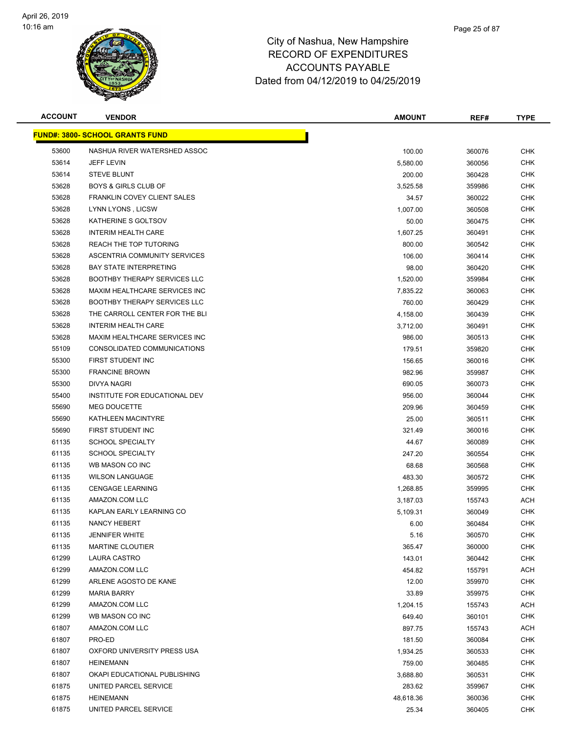# City of Nashua, New Hampshire
## RECORD OF EXPENDITURES
## ACCOUNTS PAYABLE
## Dated from 04/12/2019 to 04/25/2019

| ACCOUNT | VENDOR | AMOUNT | REF# | TYPE |
|---|---|---|---|---|
| **FUND#: 3800- SCHOOL GRANTS FUND** | | | | |
| 53600 | NASHUA RIVER WATERSHED ASSOC | 100.00 | 360076 | CHK |
| 53614 | JEFF LEVIN | 5,580.00 | 360056 | CHK |
| 53614 | STEVE BLUNT | 200.00 | 360428 | CHK |
| 53628 | BOYS & GIRLS CLUB OF | 3,525.58 | 359986 | CHK |
| 53628 | FRANKLIN COVEY CLIENT SALES | 34.57 | 360022 | CHK |
| 53628 | LYNN LYONS , LICSW | 1,007.00 | 360508 | CHK |
| 53628 | KATHERINE S GOLTSOV | 50.00 | 360475 | CHK |
| 53628 | INTERIM HEALTH CARE | 1,607.25 | 360491 | CHK |
| 53628 | REACH THE TOP TUTORING | 800.00 | 360542 | CHK |
| 53628 | ASCENTRIA COMMUNITY SERVICES | 106.00 | 360414 | CHK |
| 53628 | BAY STATE INTERPRETING | 98.00 | 360420 | CHK |
| 53628 | BOOTHBY THERAPY SERVICES LLC | 1,520.00 | 359984 | CHK |
| 53628 | MAXIM HEALTHCARE SERVICES INC | 7,835.22 | 360063 | CHK |
| 53628 | BOOTHBY THERAPY SERVICES LLC | 760.00 | 360429 | CHK |
| 53628 | THE CARROLL CENTER FOR THE BLI | 4,158.00 | 360439 | CHK |
| 53628 | INTERIM HEALTH CARE | 3,712.00 | 360491 | CHK |
| 53628 | MAXIM HEALTHCARE SERVICES INC | 986.00 | 360513 | CHK |
| 55109 | CONSOLIDATED COMMUNICATIONS | 179.51 | 359820 | CHK |
| 55300 | FIRST STUDENT INC | 156.65 | 360016 | CHK |
| 55300 | FRANCINE BROWN | 982.96 | 359987 | CHK |
| 55300 | DIVYA NAGRI | 690.05 | 360073 | CHK |
| 55400 | INSTITUTE FOR EDUCATIONAL DEV | 956.00 | 360044 | CHK |
| 55690 | MEG DOUCETTE | 209.96 | 360459 | CHK |
| 55690 | KATHLEEN MACINTYRE | 25.00 | 360511 | CHK |
| 55690 | FIRST STUDENT INC | 321.49 | 360016 | CHK |
| 61135 | SCHOOL SPECIALTY | 44.67 | 360089 | CHK |
| 61135 | SCHOOL SPECIALTY | 247.20 | 360554 | CHK |
| 61135 | WB MASON CO INC | 68.68 | 360568 | CHK |
| 61135 | WILSON LANGUAGE | 483.30 | 360572 | CHK |
| 61135 | CENGAGE LEARNING | 1,268.85 | 359995 | CHK |
| 61135 | AMAZON.COM LLC | 3,187.03 | 155743 | ACH |
| 61135 | KAPLAN EARLY LEARNING CO | 5,109.31 | 360049 | CHK |
| 61135 | NANCY HEBERT | 6.00 | 360484 | CHK |
| 61135 | JENNIFER WHITE | 5.16 | 360570 | CHK |
| 61135 | MARTINE CLOUTIER | 365.47 | 360000 | CHK |
| 61299 | LAURA CASTRO | 143.01 | 360442 | CHK |
| 61299 | AMAZON.COM LLC | 454.82 | 155791 | ACH |
| 61299 | ARLENE AGOSTO DE KANE | 12.00 | 359970 | CHK |
| 61299 | MARIA BARRY | 33.89 | 359975 | CHK |
| 61299 | AMAZON.COM LLC | 1,204.15 | 155743 | ACH |
| 61299 | WB MASON CO INC | 649.40 | 360101 | CHK |
| 61807 | AMAZON.COM LLC | 897.75 | 155743 | ACH |
| 61807 | PRO-ED | 181.50 | 360084 | CHK |
| 61807 | OXFORD UNIVERSITY PRESS USA | 1,934.25 | 360533 | CHK |
| 61807 | HEINEMANN | 759.00 | 360485 | CHK |
| 61807 | OKAPI EDUCATIONAL PUBLISHING | 3,688.80 | 360531 | CHK |
| 61875 | UNITED PARCEL SERVICE | 283.62 | 359967 | CHK |
| 61875 | HEINEMANN | 48,618.36 | 360036 | CHK |
| 61875 | UNITED PARCEL SERVICE | 25.34 | 360405 | CHK |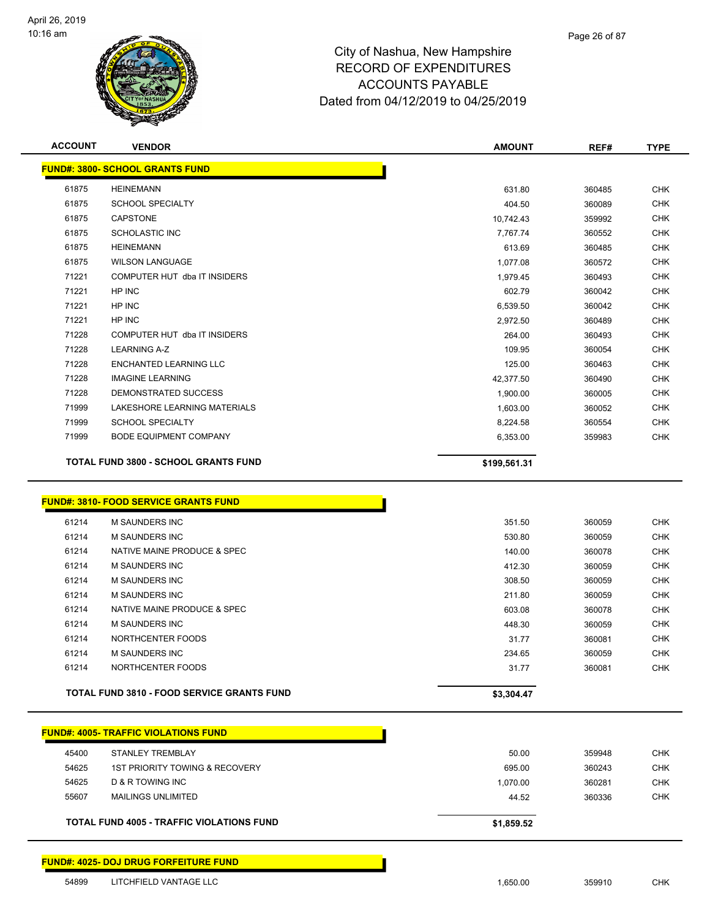# City of Nashua, New Hampshire
## RECORD OF EXPENDITURES
## ACCOUNTS PAYABLE
## Dated from 04/12/2019 to 04/25/2019

| ACCOUNT | VENDOR | AMOUNT | REF# | TYPE |
|---|---|---|---|---|
| **FUND#: 3800- SCHOOL GRANTS FUND** | | | | |
| 61875 | HEINEMANN | 631.80 | 360485 | CHK |
| 61875 | SCHOOL SPECIALTY | 404.50 | 360089 | CHK |
| 61875 | CAPSTONE | 10,742.43 | 359992 | CHK |
| 61875 | SCHOLASTIC INC | 7,767.74 | 360552 | CHK |
| 61875 | HEINEMANN | 613.69 | 360485 | CHK |
| 61875 | WILSON LANGUAGE | 1,077.08 | 360572 | CHK |
| 71221 | COMPUTER HUT dba IT INSIDERS | 1,979.45 | 360493 | CHK |
| 71221 | HP INC | 602.79 | 360042 | CHK |
| 71221 | HP INC | 6,539.50 | 360042 | CHK |
| 71221 | HP INC | 2,972.50 | 360489 | CHK |
| 71228 | COMPUTER HUT dba IT INSIDERS | 264.00 | 360493 | CHK |
| 71228 | LEARNING A-Z | 109.95 | 360054 | CHK |
| 71228 | ENCHANTED LEARNING LLC | 125.00 | 360463 | CHK |
| 71228 | IMAGINE LEARNING | 42,377.50 | 360490 | CHK |
| 71228 | DEMONSTRATED SUCCESS | 1,900.00 | 360005 | CHK |
| 71999 | LAKESHORE LEARNING MATERIALS | 1,603.00 | 360052 | CHK |
| 71999 | SCHOOL SPECIALTY | 8,224.58 | 360554 | CHK |
| 71999 | BODE EQUIPMENT COMPANY | 6,353.00 | 359983 | CHK |
| **TOTAL FUND 3800 - SCHOOL GRANTS FUND** | | **$199,561.31** | | |
| **FUND#: 3810- FOOD SERVICE GRANTS FUND** | | | | |
| 61214 | M SAUNDERS INC | 351.50 | 360059 | CHK |
| 61214 | M SAUNDERS INC | 530.80 | 360059 | CHK |
| 61214 | NATIVE MAINE PRODUCE & SPEC | 140.00 | 360078 | CHK |
| 61214 | M SAUNDERS INC | 412.30 | 360059 | CHK |
| 61214 | M SAUNDERS INC | 308.50 | 360059 | CHK |
| 61214 | M SAUNDERS INC | 211.80 | 360059 | CHK |
| 61214 | NATIVE MAINE PRODUCE & SPEC | 603.08 | 360078 | CHK |
| 61214 | M SAUNDERS INC | 448.30 | 360059 | CHK |
| 61214 | NORTHCENTER FOODS | 31.77 | 360081 | CHK |
| 61214 | M SAUNDERS INC | 234.65 | 360059 | CHK |
| 61214 | NORTHCENTER FOODS | 31.77 | 360081 | CHK |
| **TOTAL FUND 3810 - FOOD SERVICE GRANTS FUND** | | **$3,304.47** | | |
| **FUND#: 4005- TRAFFIC VIOLATIONS FUND** | | | | |
| 45400 | STANLEY TREMBLAY | 50.00 | 359948 | CHK |
| 54625 | 1ST PRIORITY TOWING & RECOVERY | 695.00 | 360243 | CHK |
| 54625 | D & R TOWING INC | 1,070.00 | 360281 | CHK |
| 55607 | MAILINGS UNLIMITED | 44.52 | 360336 | CHK |
| **TOTAL FUND 4005 - TRAFFIC VIOLATIONS FUND** | | **$1,859.52** | | |
| **FUND#: 4025- DOJ DRUG FORFEITURE FUND** | | | | |
| 54899 | LITCHFIELD VANTAGE LLC | 1,650.00 | 359910 | CHK |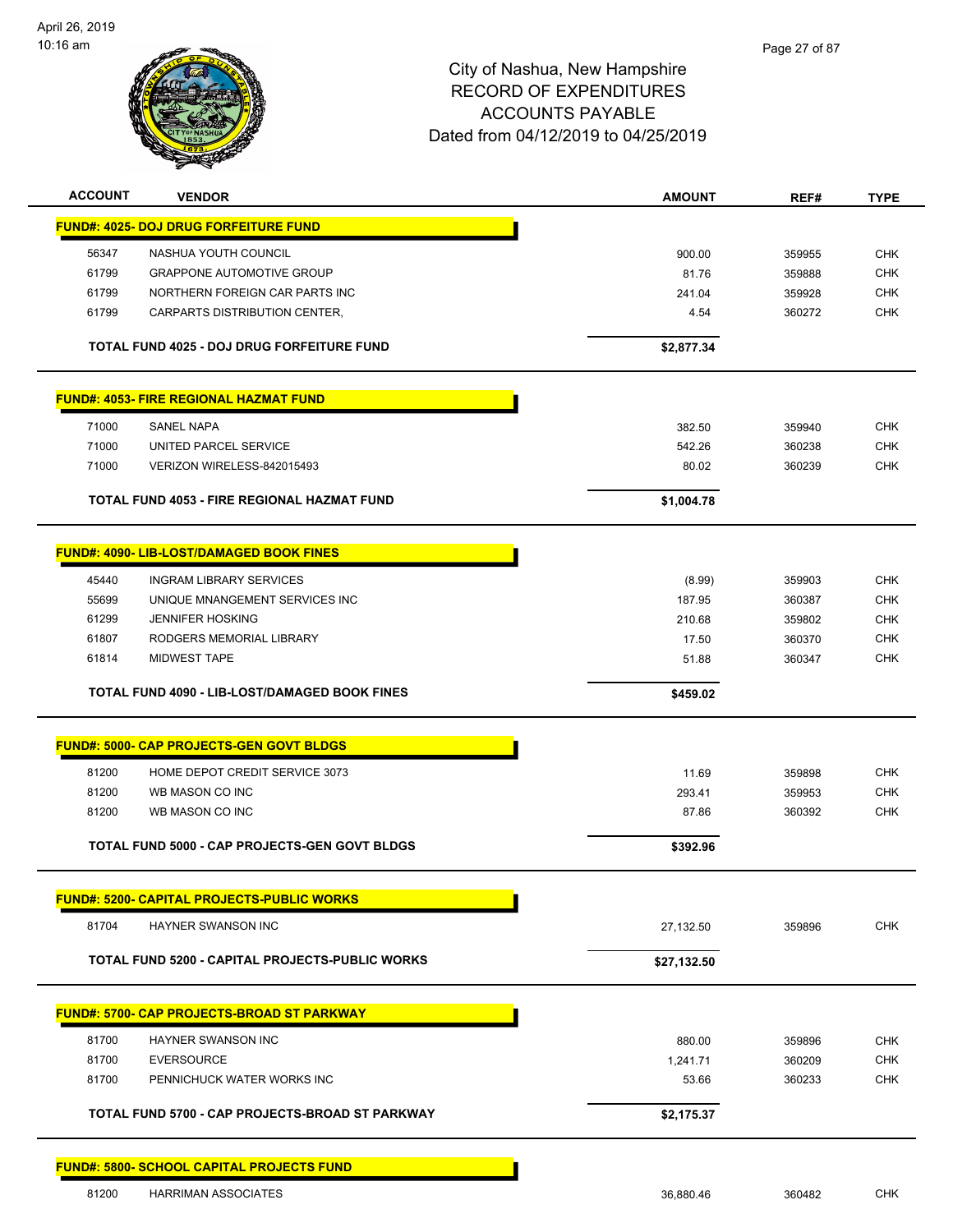City of Nashua, New Hampshire
RECORD OF EXPENDITURES
ACCOUNTS PAYABLE
Dated from 04/12/2019 to 04/25/2019

| ACCOUNT | VENDOR | AMOUNT | REF# | TYPE |
|---|---|---|---|---|
| **FUND#: 4025- DOJ DRUG FORFEITURE FUND** | | | | |
| 56347 | NASHUA YOUTH COUNCIL | 900.00 | 359955 | CHK |
| 61799 | GRAPPONE AUTOMOTIVE GROUP | 81.76 | 359888 | CHK |
| 61799 | NORTHERN FOREIGN CAR PARTS INC | 241.04 | 359928 | CHK |
| 61799 | CARPARTS DISTRIBUTION CENTER, | 4.54 | 360272 | CHK |
| | **TOTAL FUND 4025 - DOJ DRUG FORFEITURE FUND** | **$2,877.34** | | |
| **FUND#: 4053- FIRE REGIONAL HAZMAT FUND** | | | | |
| 71000 | SANEL NAPA | 382.50 | 359940 | CHK |
| 71000 | UNITED PARCEL SERVICE | 542.26 | 360238 | CHK |
| 71000 | VERIZON WIRELESS-842015493 | 80.02 | 360239 | CHK |
| | **TOTAL FUND 4053 - FIRE REGIONAL HAZMAT FUND** | **$1,004.78** | | |
| **FUND#: 4090- LIB-LOST/DAMAGED BOOK FINES** | | | | |
| 45440 | INGRAM LIBRARY SERVICES | (8.99) | 359903 | CHK |
| 55699 | UNIQUE MNANGEMENT SERVICES INC | 187.95 | 360387 | CHK |
| 61299 | JENNIFER HOSKING | 210.68 | 359802 | CHK |
| 61807 | RODGERS MEMORIAL LIBRARY | 17.50 | 360370 | CHK |
| 61814 | MIDWEST TAPE | 51.88 | 360347 | CHK |
| | **TOTAL FUND 4090 - LIB-LOST/DAMAGED BOOK FINES** | **$459.02** | | |
| **FUND#: 5000- CAP PROJECTS-GEN GOVT BLDGS** | | | | |
| 81200 | HOME DEPOT CREDIT SERVICE 3073 | 11.69 | 359898 | CHK |
| 81200 | WB MASON CO INC | 293.41 | 359953 | CHK |
| 81200 | WB MASON CO INC | 87.86 | 360392 | CHK |
| | **TOTAL FUND 5000 - CAP PROJECTS-GEN GOVT BLDGS** | **$392.96** | | |
| **FUND#: 5200- CAPITAL PROJECTS-PUBLIC WORKS** | | | | |
| 81704 | HAYNER SWANSON INC | 27,132.50 | 359896 | CHK |
| | **TOTAL FUND 5200 - CAPITAL PROJECTS-PUBLIC WORKS** | **$27,132.50** | | |
| **FUND#: 5700- CAP PROJECTS-BROAD ST PARKWAY** | | | | |
| 81700 | HAYNER SWANSON INC | 880.00 | 359896 | CHK |
| 81700 | EVERSOURCE | 1,241.71 | 360209 | CHK |
| 81700 | PENNICHUCK WATER WORKS INC | 53.66 | 360233 | CHK |
| | **TOTAL FUND 5700 - CAP PROJECTS-BROAD ST PARKWAY** | **$2,175.37** | | |
| **FUND#: 5800- SCHOOL CAPITAL PROJECTS FUND** | | | | |
| 81200 | HARRIMAN ASSOCIATES | 36,880.46 | 360482 | CHK |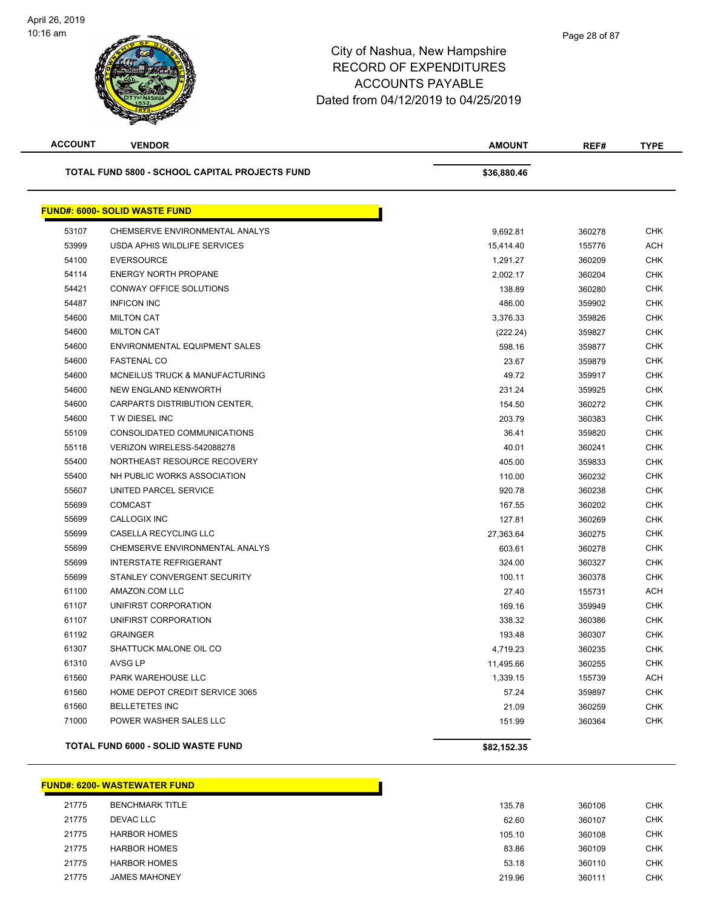# City of Nashua, New Hampshire
## RECORD OF EXPENDITURES
## ACCOUNTS PAYABLE
## Dated from 04/12/2019 to 04/25/2019

| ACCOUNT | VENDOR | AMOUNT | REF# | TYPE |
|---|---|---|---|---|
| | **TOTAL FUND 5800 - SCHOOL CAPITAL PROJECTS FUND** | **$36,880.46** | | |

**FUND#: 6000- SOLID WASTE FUND**

| ACCOUNT | VENDOR | AMOUNT | REF# | TYPE |
|---|---|---|---|---|
| 53107 | CHEMSERVE ENVIRONMENTAL ANALYS | 9,692.81 | 360278 | CHK |
| 53999 | USDA APHIS WILDLIFE SERVICES | 15,414.40 | 155776 | ACH |
| 54100 | EVERSOURCE | 1,291.27 | 360209 | CHK |
| 54114 | ENERGY NORTH PROPANE | 2,002.17 | 360204 | CHK |
| 54421 | CONWAY OFFICE SOLUTIONS | 138.89 | 360280 | CHK |
| 54487 | INFICON INC | 486.00 | 359902 | CHK |
| 54600 | MILTON CAT | 3,376.33 | 359826 | CHK |
| 54600 | MILTON CAT | (222.24) | 359827 | CHK |
| 54600 | ENVIRONMENTAL EQUIPMENT SALES | 598.16 | 359877 | CHK |
| 54600 | FASTENAL CO | 23.67 | 359879 | CHK |
| 54600 | MCNEILUS TRUCK & MANUFACTURING | 49.72 | 359917 | CHK |
| 54600 | NEW ENGLAND KENWORTH | 231.24 | 359925 | CHK |
| 54600 | CARPARTS DISTRIBUTION CENTER, | 154.50 | 360272 | CHK |
| 54600 | T W DIESEL INC | 203.79 | 360383 | CHK |
| 55109 | CONSOLIDATED COMMUNICATIONS | 36.41 | 359820 | CHK |
| 55118 | VERIZON WIRELESS-542088278 | 40.01 | 360241 | CHK |
| 55400 | NORTHEAST RESOURCE RECOVERY | 405.00 | 359833 | CHK |
| 55400 | NH PUBLIC WORKS ASSOCIATION | 110.00 | 360232 | CHK |
| 55607 | UNITED PARCEL SERVICE | 920.78 | 360238 | CHK |
| 55699 | COMCAST | 167.55 | 360202 | CHK |
| 55699 | CALLOGIX INC | 127.81 | 360269 | CHK |
| 55699 | CASELLA RECYCLING LLC | 27,363.64 | 360275 | CHK |
| 55699 | CHEMSERVE ENVIRONMENTAL ANALYS | 603.61 | 360278 | CHK |
| 55699 | INTERSTATE REFRIGERANT | 324.00 | 360327 | CHK |
| 55699 | STANLEY CONVERGENT SECURITY | 100.11 | 360378 | CHK |
| 61100 | AMAZON.COM LLC | 27.40 | 155731 | ACH |
| 61107 | UNIFIRST CORPORATION | 169.16 | 359949 | CHK |
| 61107 | UNIFIRST CORPORATION | 338.32 | 360386 | CHK |
| 61192 | GRAINGER | 193.48 | 360307 | CHK |
| 61307 | SHATTUCK MALONE OIL CO | 4,719.23 | 360235 | CHK |
| 61310 | AVSG LP | 11,495.66 | 360255 | CHK |
| 61560 | PARK WAREHOUSE LLC | 1,339.15 | 155739 | ACH |
| 61560 | HOME DEPOT CREDIT SERVICE 3065 | 57.24 | 359897 | CHK |
| 61560 | BELLETETES INC | 21.09 | 360259 | CHK |
| 71000 | POWER WASHER SALES LLC | 151.99 | 360364 | CHK |
| | **TOTAL FUND 6000 - SOLID WASTE FUND** | **$82,152.35** | | |

**FUND#: 6200- WASTEWATER FUND**

| ACCOUNT | VENDOR | AMOUNT | REF# | TYPE |
|---|---|---|---|---|
| 21775 | BENCHMARK TITLE | 135.78 | 360106 | CHK |
| 21775 | DEVAC LLC | 62.60 | 360107 | CHK |
| 21775 | HARBOR HOMES | 105.10 | 360108 | CHK |
| 21775 | HARBOR HOMES | 83.86 | 360109 | CHK |
| 21775 | HARBOR HOMES | 53.18 | 360110 | CHK |
| 21775 | JAMES MAHONEY | 219.96 | 360111 | CHK |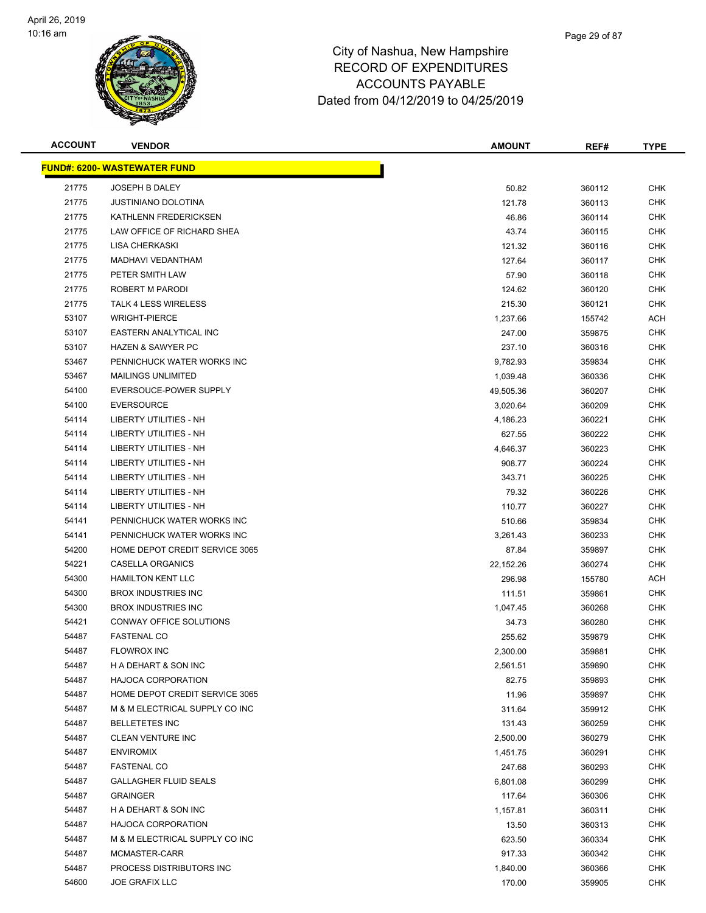# City of Nashua, New Hampshire
# RECORD OF EXPENDITURES
# ACCOUNTS PAYABLE
# Dated from 04/12/2019 to 04/25/2019

| ACCOUNT | VENDOR | AMOUNT | REF# | TYPE |
|---|---|---|---|---|
| **FUND#: 6200- WASTEWATER FUND** | | | | |
| 21775 | JOSEPH B DALEY | 50.82 | 360112 | CHK |
| 21775 | JUSTINIANO DOLOTINA | 121.78 | 360113 | CHK |
| 21775 | KATHLENN FREDERICKSEN | 46.86 | 360114 | CHK |
| 21775 | LAW OFFICE OF RICHARD SHEA | 43.74 | 360115 | CHK |
| 21775 | LISA CHERKASKI | 121.32 | 360116 | CHK |
| 21775 | MADHAVI VEDANTHAM | 127.64 | 360117 | CHK |
| 21775 | PETER SMITH LAW | 57.90 | 360118 | CHK |
| 21775 | ROBERT M PARODI | 124.62 | 360120 | CHK |
| 21775 | TALK 4 LESS WIRELESS | 215.30 | 360121 | CHK |
| 53107 | WRIGHT-PIERCE | 1,237.66 | 155742 | ACH |
| 53107 | EASTERN ANALYTICAL INC | 247.00 | 359875 | CHK |
| 53107 | HAZEN & SAWYER PC | 237.10 | 360316 | CHK |
| 53467 | PENNICHUCK WATER WORKS INC | 9,782.93 | 359834 | CHK |
| 53467 | MAILINGS UNLIMITED | 1,039.48 | 360336 | CHK |
| 54100 | EVERSOUCE-POWER SUPPLY | 49,505.36 | 360207 | CHK |
| 54100 | EVERSOURCE | 3,020.64 | 360209 | CHK |
| 54114 | LIBERTY UTILITIES - NH | 4,186.23 | 360221 | CHK |
| 54114 | LIBERTY UTILITIES - NH | 627.55 | 360222 | CHK |
| 54114 | LIBERTY UTILITIES - NH | 4,646.37 | 360223 | CHK |
| 54114 | LIBERTY UTILITIES - NH | 908.77 | 360224 | CHK |
| 54114 | LIBERTY UTILITIES - NH | 343.71 | 360225 | CHK |
| 54114 | LIBERTY UTILITIES - NH | 79.32 | 360226 | CHK |
| 54114 | LIBERTY UTILITIES - NH | 110.77 | 360227 | CHK |
| 54141 | PENNICHUCK WATER WORKS INC | 510.66 | 359834 | CHK |
| 54141 | PENNICHUCK WATER WORKS INC | 3,261.43 | 360233 | CHK |
| 54200 | HOME DEPOT CREDIT SERVICE 3065 | 87.84 | 359897 | CHK |
| 54221 | CASELLA ORGANICS | 22,152.26 | 360274 | CHK |
| 54300 | HAMILTON KENT LLC | 296.98 | 155780 | ACH |
| 54300 | BROX INDUSTRIES INC | 111.51 | 359861 | CHK |
| 54300 | BROX INDUSTRIES INC | 1,047.45 | 360268 | CHK |
| 54421 | CONWAY OFFICE SOLUTIONS | 34.73 | 360280 | CHK |
| 54487 | FASTENAL CO | 255.62 | 359879 | CHK |
| 54487 | FLOWROX INC | 2,300.00 | 359881 | CHK |
| 54487 | H A DEHART & SON INC | 2,561.51 | 359890 | CHK |
| 54487 | HAJOCA CORPORATION | 82.75 | 359893 | CHK |
| 54487 | HOME DEPOT CREDIT SERVICE 3065 | 11.96 | 359897 | CHK |
| 54487 | M & M ELECTRICAL SUPPLY CO INC | 311.64 | 359912 | CHK |
| 54487 | BELLETETES INC | 131.43 | 360259 | CHK |
| 54487 | CLEAN VENTURE INC | 2,500.00 | 360279 | CHK |
| 54487 | ENVIROMIX | 1,451.75 | 360291 | CHK |
| 54487 | FASTENAL CO | 247.68 | 360293 | CHK |
| 54487 | GALLAGHER FLUID SEALS | 6,801.08 | 360299 | CHK |
| 54487 | GRAINGER | 117.64 | 360306 | CHK |
| 54487 | H A DEHART & SON INC | 1,157.81 | 360311 | CHK |
| 54487 | HAJOCA CORPORATION | 13.50 | 360313 | CHK |
| 54487 | M & M ELECTRICAL SUPPLY CO INC | 623.50 | 360334 | CHK |
| 54487 | MCMASTER-CARR | 917.33 | 360342 | CHK |
| 54487 | PROCESS DISTRIBUTORS INC | 1,840.00 | 360366 | CHK |
| 54600 | JOE GRAFIX LLC | 170.00 | 359905 | CHK |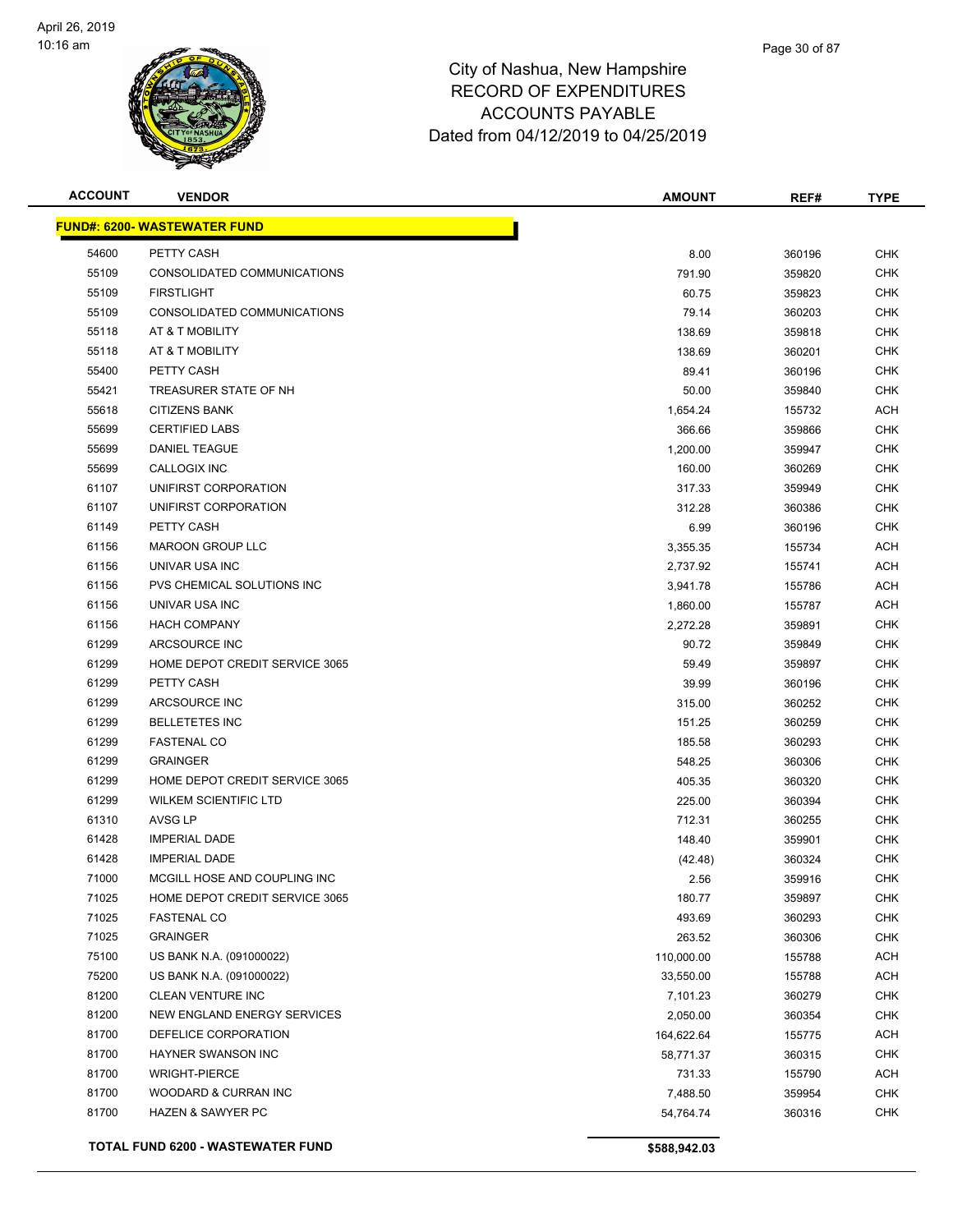# City of Nashua, New Hampshire
## RECORD OF EXPENDITURES
## ACCOUNTS PAYABLE
## Dated from 04/12/2019 to 04/25/2019

April 26, 2019
10:16 am

| ACCOUNT | VENDOR | AMOUNT | REF# | TYPE |
|---|---|---|---|---|
| **FUND#: 6200- WASTEWATER FUND** | | | | |
| 54600 | PETTY CASH | 8.00 | 360196 | CHK |
| 55109 | CONSOLIDATED COMMUNICATIONS | 791.90 | 359820 | CHK |
| 55109 | FIRSTLIGHT | 60.75 | 359823 | CHK |
| 55109 | CONSOLIDATED COMMUNICATIONS | 79.14 | 360203 | CHK |
| 55118 | AT & T MOBILITY | 138.69 | 359818 | CHK |
| 55118 | AT & T MOBILITY | 138.69 | 360201 | CHK |
| 55400 | PETTY CASH | 89.41 | 360196 | CHK |
| 55421 | TREASURER STATE OF NH | 50.00 | 359840 | CHK |
| 55618 | CITIZENS BANK | 1,654.24 | 155732 | ACH |
| 55699 | CERTIFIED LABS | 366.66 | 359866 | CHK |
| 55699 | DANIEL TEAGUE | 1,200.00 | 359947 | CHK |
| 55699 | CALLOGIX INC | 160.00 | 360269 | CHK |
| 61107 | UNIFIRST CORPORATION | 317.33 | 359949 | CHK |
| 61107 | UNIFIRST CORPORATION | 312.28 | 360386 | CHK |
| 61149 | PETTY CASH | 6.99 | 360196 | CHK |
| 61156 | MAROON GROUP LLC | 3,355.35 | 155734 | ACH |
| 61156 | UNIVAR USA INC | 2,737.92 | 155741 | ACH |
| 61156 | PVS CHEMICAL SOLUTIONS INC | 3,941.78 | 155786 | ACH |
| 61156 | UNIVAR USA INC | 1,860.00 | 155787 | ACH |
| 61156 | HACH COMPANY | 2,272.28 | 359891 | CHK |
| 61299 | ARCSOURCE INC | 90.72 | 359849 | CHK |
| 61299 | HOME DEPOT CREDIT SERVICE 3065 | 59.49 | 359897 | CHK |
| 61299 | PETTY CASH | 39.99 | 360196 | CHK |
| 61299 | ARCSOURCE INC | 315.00 | 360252 | CHK |
| 61299 | BELLETETES INC | 151.25 | 360259 | CHK |
| 61299 | FASTENAL CO | 185.58 | 360293 | CHK |
| 61299 | GRAINGER | 548.25 | 360306 | CHK |
| 61299 | HOME DEPOT CREDIT SERVICE 3065 | 405.35 | 360320 | CHK |
| 61299 | WILKEM SCIENTIFIC LTD | 225.00 | 360394 | CHK |
| 61310 | AVSG LP | 712.31 | 360255 | CHK |
| 61428 | IMPERIAL DADE | 148.40 | 359901 | CHK |
| 61428 | IMPERIAL DADE | (42.48) | 360324 | CHK |
| 71000 | MCGILL HOSE AND COUPLING INC | 2.56 | 359916 | CHK |
| 71025 | HOME DEPOT CREDIT SERVICE 3065 | 180.77 | 359897 | CHK |
| 71025 | FASTENAL CO | 493.69 | 360293 | CHK |
| 71025 | GRAINGER | 263.52 | 360306 | CHK |
| 75100 | US BANK N.A. (091000022) | 110,000.00 | 155788 | ACH |
| 75200 | US BANK N.A. (091000022) | 33,550.00 | 155788 | ACH |
| 81200 | CLEAN VENTURE INC | 7,101.23 | 360279 | CHK |
| 81200 | NEW ENGLAND ENERGY SERVICES | 2,050.00 | 360354 | CHK |
| 81700 | DEFELICE CORPORATION | 164,622.64 | 155775 | ACH |
| 81700 | HAYNER SWANSON INC | 58,771.37 | 360315 | CHK |
| 81700 | WRIGHT-PIERCE | 731.33 | 155790 | ACH |
| 81700 | WOODARD & CURRAN INC | 7,488.50 | 359954 | CHK |
| 81700 | HAZEN & SAWYER PC | 54,764.74 | 360316 | CHK |
| | **TOTAL FUND 6200 - WASTEWATER FUND** | **$588,942.03** | | |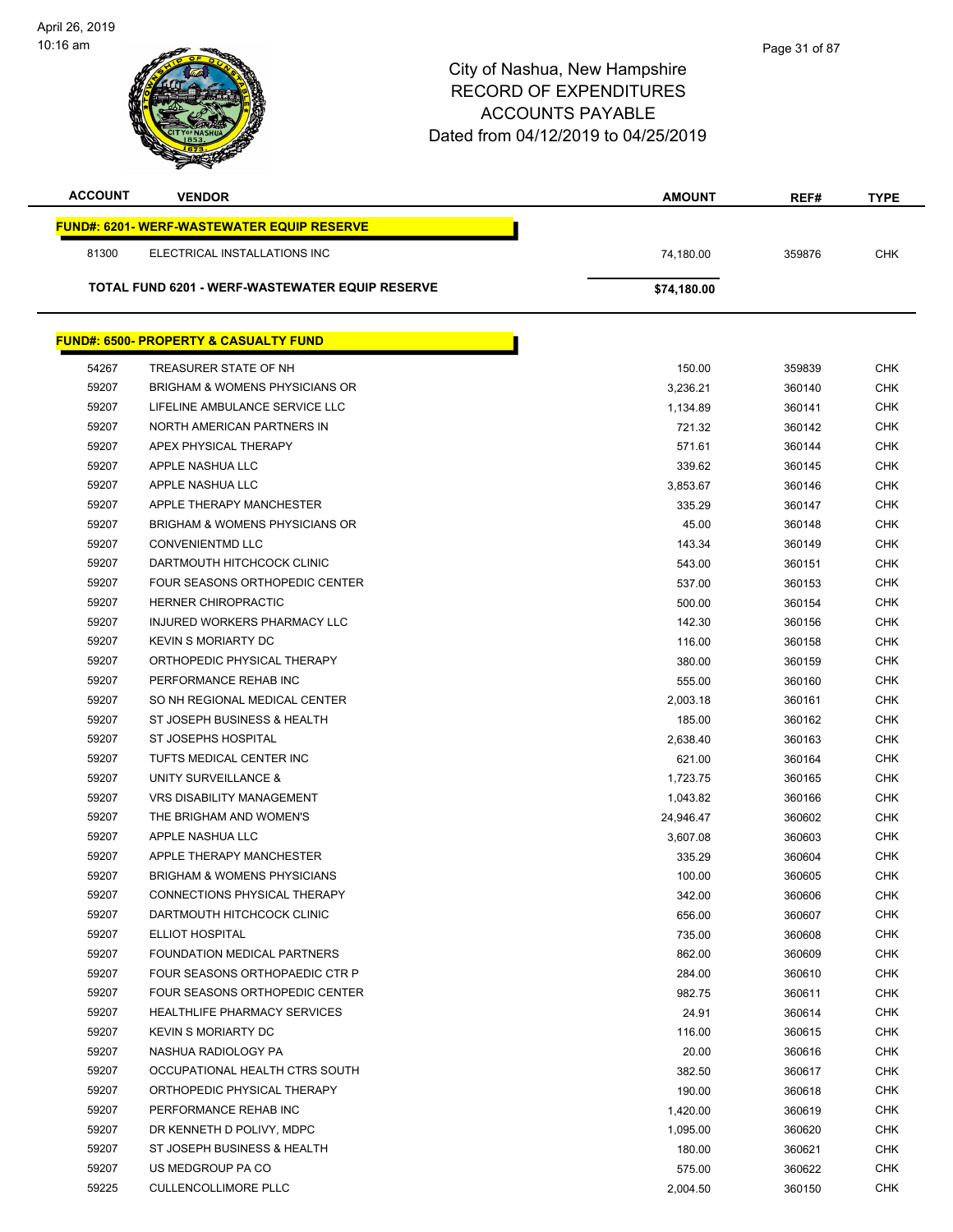City of Nashua, New Hampshire
RECORD OF EXPENDITURES
ACCOUNTS PAYABLE
Dated from 04/12/2019 to 04/25/2019

| ACCOUNT | VENDOR | AMOUNT | REF# | TYPE |
|---|---|---|---|---|
| **FUND#: 6201- WERF-WASTEWATER EQUIP RESERVE** | | | | |
| 81300 | ELECTRICAL INSTALLATIONS INC | 74,180.00 | 359876 | CHK |
| **TOTAL FUND 6201 - WERF-WASTEWATER EQUIP RESERVE** | | **$74,180.00** | | |
| **FUND#: 6500- PROPERTY & CASUALTY FUND** | | | | |
| 54267 | TREASURER STATE OF NH | 150.00 | 359839 | CHK |
| 59207 | BRIGHAM & WOMENS PHYSICIANS OR | 3,236.21 | 360140 | CHK |
| 59207 | LIFELINE AMBULANCE SERVICE LLC | 1,134.89 | 360141 | CHK |
| 59207 | NORTH AMERICAN PARTNERS IN | 721.32 | 360142 | CHK |
| 59207 | APEX PHYSICAL THERAPY | 571.61 | 360144 | CHK |
| 59207 | APPLE NASHUA LLC | 339.62 | 360145 | CHK |
| 59207 | APPLE NASHUA LLC | 3,853.67 | 360146 | CHK |
| 59207 | APPLE THERAPY MANCHESTER | 335.29 | 360147 | CHK |
| 59207 | BRIGHAM & WOMENS PHYSICIANS OR | 45.00 | 360148 | CHK |
| 59207 | CONVENIENTMD LLC | 143.34 | 360149 | CHK |
| 59207 | DARTMOUTH HITCHCOCK CLINIC | 543.00 | 360151 | CHK |
| 59207 | FOUR SEASONS ORTHOPEDIC CENTER | 537.00 | 360153 | CHK |
| 59207 | HERNER CHIROPRACTIC | 500.00 | 360154 | CHK |
| 59207 | INJURED WORKERS PHARMACY LLC | 142.30 | 360156 | CHK |
| 59207 | KEVIN S MORIARTY DC | 116.00 | 360158 | CHK |
| 59207 | ORTHOPEDIC PHYSICAL THERAPY | 380.00 | 360159 | CHK |
| 59207 | PERFORMANCE REHAB INC | 555.00 | 360160 | CHK |
| 59207 | SO NH REGIONAL MEDICAL CENTER | 2,003.18 | 360161 | CHK |
| 59207 | ST JOSEPH BUSINESS & HEALTH | 185.00 | 360162 | CHK |
| 59207 | ST JOSEPHS HOSPITAL | 2,638.40 | 360163 | CHK |
| 59207 | TUFTS MEDICAL CENTER INC | 621.00 | 360164 | CHK |
| 59207 | UNITY SURVEILLANCE & | 1,723.75 | 360165 | CHK |
| 59207 | VRS DISABILITY MANAGEMENT | 1,043.82 | 360166 | CHK |
| 59207 | THE BRIGHAM AND WOMEN'S | 24,946.47 | 360602 | CHK |
| 59207 | APPLE NASHUA LLC | 3,607.08 | 360603 | CHK |
| 59207 | APPLE THERAPY MANCHESTER | 335.29 | 360604 | CHK |
| 59207 | BRIGHAM & WOMENS PHYSICIANS | 100.00 | 360605 | CHK |
| 59207 | CONNECTIONS PHYSICAL THERAPY | 342.00 | 360606 | CHK |
| 59207 | DARTMOUTH HITCHCOCK CLINIC | 656.00 | 360607 | CHK |
| 59207 | ELLIOT HOSPITAL | 735.00 | 360608 | CHK |
| 59207 | FOUNDATION MEDICAL PARTNERS | 862.00 | 360609 | CHK |
| 59207 | FOUR SEASONS ORTHOPAEDIC CTR P | 284.00 | 360610 | CHK |
| 59207 | FOUR SEASONS ORTHOPEDIC CENTER | 982.75 | 360611 | CHK |
| 59207 | HEALTHLIFE PHARMACY SERVICES | 24.91 | 360614 | CHK |
| 59207 | KEVIN S MORIARTY DC | 116.00 | 360615 | CHK |
| 59207 | NASHUA RADIOLOGY PA | 20.00 | 360616 | CHK |
| 59207 | OCCUPATIONAL HEALTH CTRS SOUTH | 382.50 | 360617 | CHK |
| 59207 | ORTHOPEDIC PHYSICAL THERAPY | 190.00 | 360618 | CHK |
| 59207 | PERFORMANCE REHAB INC | 1,420.00 | 360619 | CHK |
| 59207 | DR KENNETH D POLIVY, MDPC | 1,095.00 | 360620 | CHK |
| 59207 | ST JOSEPH BUSINESS & HEALTH | 180.00 | 360621 | CHK |
| 59207 | US MEDGROUP PA CO | 575.00 | 360622 | CHK |
| 59225 | CULLENCOLLIMORE PLLC | 2,004.50 | 360150 | CHK |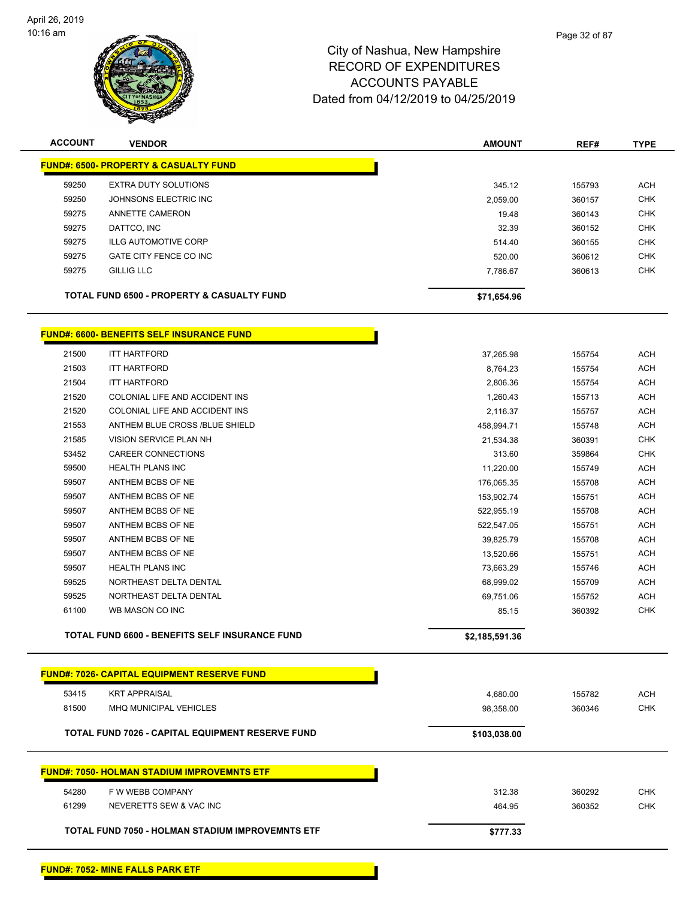City of Nashua, New Hampshire
RECORD OF EXPENDITURES
ACCOUNTS PAYABLE
Dated from 04/12/2019 to 04/25/2019

| ACCOUNT | VENDOR | AMOUNT | REF# | TYPE |
|---|---|---|---|---|
| **FUND#: 6500- PROPERTY & CASUALTY FUND** | | | | |
| 59250 | EXTRA DUTY SOLUTIONS | 345.12 | 155793 | ACH |
| 59250 | JOHNSONS ELECTRIC INC | 2,059.00 | 360157 | CHK |
| 59275 | ANNETTE CAMERON | 19.48 | 360143 | CHK |
| 59275 | DATTCO, INC | 32.39 | 360152 | CHK |
| 59275 | ILLG AUTOMOTIVE CORP | 514.40 | 360155 | CHK |
| 59275 | GATE CITY FENCE CO INC | 520.00 | 360612 | CHK |
| 59275 | GILLIG LLC | 7,786.67 | 360613 | CHK |
| | **TOTAL FUND 6500 - PROPERTY & CASUALTY FUND** | **$71,654.96** | | |
| **FUND#: 6600- BENEFITS SELF INSURANCE FUND** | | | | |
| 21500 | ITT HARTFORD | 37,265.98 | 155754 | ACH |
| 21503 | ITT HARTFORD | 8,764.23 | 155754 | ACH |
| 21504 | ITT HARTFORD | 2,806.36 | 155754 | ACH |
| 21520 | COLONIAL LIFE AND ACCIDENT INS | 1,260.43 | 155713 | ACH |
| 21520 | COLONIAL LIFE AND ACCIDENT INS | 2,116.37 | 155757 | ACH |
| 21553 | ANTHEM BLUE CROSS /BLUE SHIELD | 458,994.71 | 155748 | ACH |
| 21585 | VISION SERVICE PLAN NH | 21,534.38 | 360391 | CHK |
| 53452 | CAREER CONNECTIONS | 313.60 | 359864 | CHK |
| 59500 | HEALTH PLANS INC | 11,220.00 | 155749 | ACH |
| 59507 | ANTHEM BCBS OF NE | 176,065.35 | 155708 | ACH |
| 59507 | ANTHEM BCBS OF NE | 153,902.74 | 155751 | ACH |
| 59507 | ANTHEM BCBS OF NE | 522,955.19 | 155708 | ACH |
| 59507 | ANTHEM BCBS OF NE | 522,547.05 | 155751 | ACH |
| 59507 | ANTHEM BCBS OF NE | 39,825.79 | 155708 | ACH |
| 59507 | ANTHEM BCBS OF NE | 13,520.66 | 155751 | ACH |
| 59507 | HEALTH PLANS INC | 73,663.29 | 155746 | ACH |
| 59525 | NORTHEAST DELTA DENTAL | 68,999.02 | 155709 | ACH |
| 59525 | NORTHEAST DELTA DENTAL | 69,751.06 | 155752 | ACH |
| 61100 | WB MASON CO INC | 85.15 | 360392 | CHK |
| | **TOTAL FUND 6600 - BENEFITS SELF INSURANCE FUND** | **$2,185,591.36** | | |
| **FUND#: 7026- CAPITAL EQUIPMENT RESERVE FUND** | | | | |
| 53415 | KRT APPRAISAL | 4,680.00 | 155782 | ACH |
| 81500 | MHQ MUNICIPAL VEHICLES | 98,358.00 | 360346 | CHK |
| | **TOTAL FUND 7026 - CAPITAL EQUIPMENT RESERVE FUND** | **$103,038.00** | | |
| **FUND#: 7050- HOLMAN STADIUM IMPROVEMNTS ETF** | | | | |
| 54280 | F W WEBB COMPANY | 312.38 | 360292 | CHK |
| 61299 | NEVERETTS SEW & VAC INC | 464.95 | 360352 | CHK |
| | **TOTAL FUND 7050 - HOLMAN STADIUM IMPROVEMNTS ETF** | **$777.33** | | |

**FUND#: 7052- MINE FALLS PARK ETF**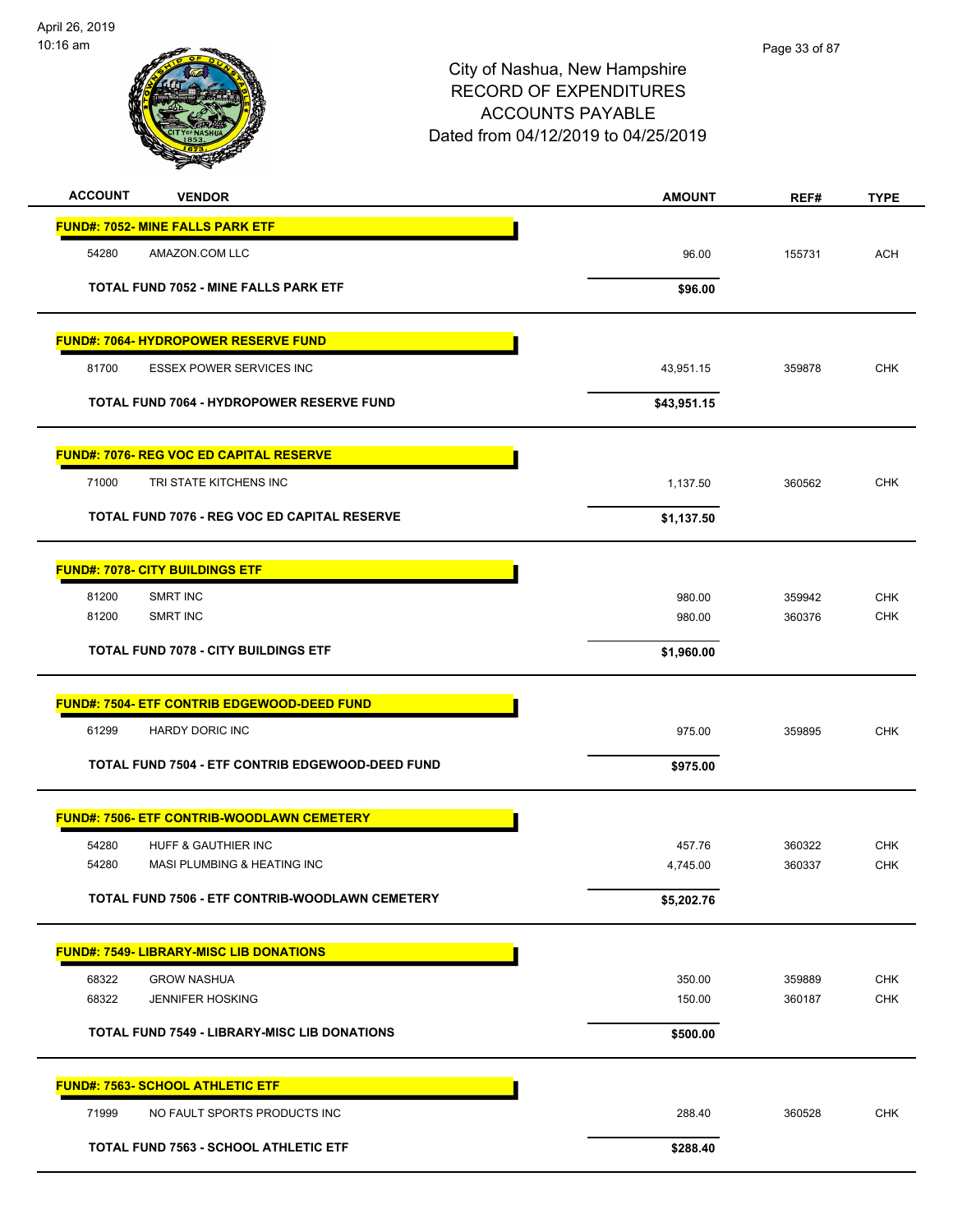# City of Nashua, New Hampshire
## RECORD OF EXPENDITURES
## ACCOUNTS PAYABLE
## Dated from 04/12/2019 to 04/25/2019

| ACCOUNT | VENDOR | AMOUNT | REF# | TYPE |
|---|---|---|---|---|
| **FUND#: 7052- MINE FALLS PARK ETF** | | | | |
| 54280 | AMAZON.COM LLC | 96.00 | 155731 | ACH |
| | **TOTAL FUND 7052 - MINE FALLS PARK ETF** | **$96.00** | | |
| **FUND#: 7064- HYDROPOWER RESERVE FUND** | | | | |
| 81700 | ESSEX POWER SERVICES INC | 43,951.15 | 359878 | CHK |
| | **TOTAL FUND 7064 - HYDROPOWER RESERVE FUND** | **$43,951.15** | | |
| **FUND#: 7076- REG VOC ED CAPITAL RESERVE** | | | | |
| 71000 | TRI STATE KITCHENS INC | 1,137.50 | 360562 | CHK |
| | **TOTAL FUND 7076 - REG VOC ED CAPITAL RESERVE** | **$1,137.50** | | |
| **FUND#: 7078- CITY BUILDINGS ETF** | | | | |
| 81200 | SMRT INC | 980.00 | 359942 | CHK |
| 81200 | SMRT INC | 980.00 | 360376 | CHK |
| | **TOTAL FUND 7078 - CITY BUILDINGS ETF** | **$1,960.00** | | |
| **FUND#: 7504- ETF CONTRIB EDGEWOOD-DEED FUND** | | | | |
| 61299 | HARDY DORIC INC | 975.00 | 359895 | CHK |
| | **TOTAL FUND 7504 - ETF CONTRIB EDGEWOOD-DEED FUND** | **$975.00** | | |
| **FUND#: 7506- ETF CONTRIB-WOODLAWN CEMETERY** | | | | |
| 54280 | HUFF & GAUTHIER INC | 457.76 | 360322 | CHK |
| 54280 | MASI PLUMBING & HEATING INC | 4,745.00 | 360337 | CHK |
| | **TOTAL FUND 7506 - ETF CONTRIB-WOODLAWN CEMETERY** | **$5,202.76** | | |
| **FUND#: 7549- LIBRARY-MISC LIB DONATIONS** | | | | |
| 68322 | GROW NASHUA | 350.00 | 359889 | CHK |
| 68322 | JENNIFER HOSKING | 150.00 | 360187 | CHK |
| | **TOTAL FUND 7549 - LIBRARY-MISC LIB DONATIONS** | **$500.00** | | |
| **FUND#: 7563- SCHOOL ATHLETIC ETF** | | | | |
| 71999 | NO FAULT SPORTS PRODUCTS INC | 288.40 | 360528 | CHK |
| | **TOTAL FUND 7563 - SCHOOL ATHLETIC ETF** | **$288.40** | | |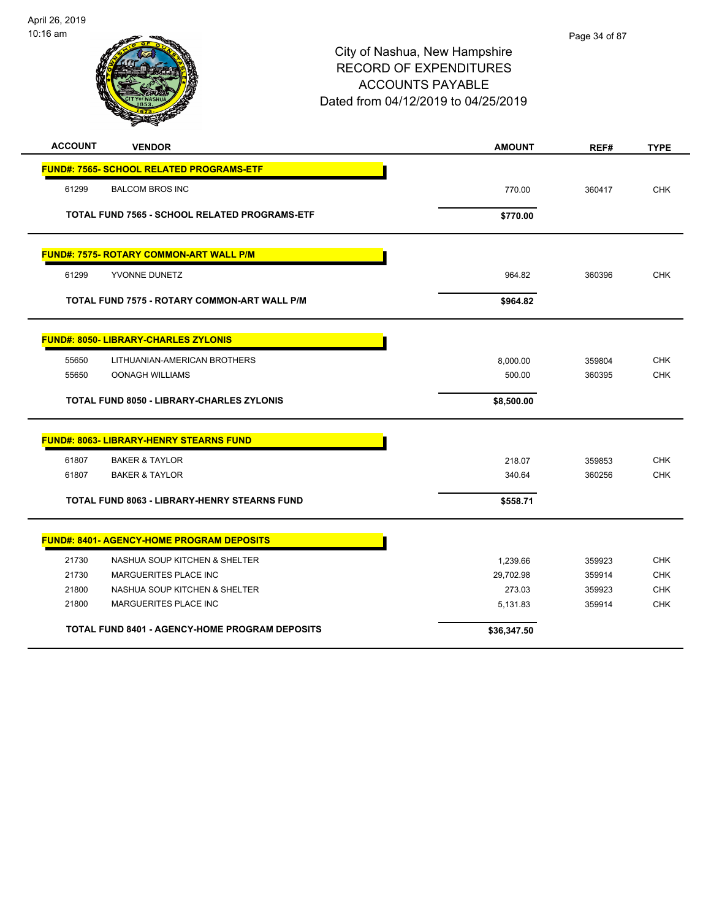# City of Nashua, New Hampshire
## RECORD OF EXPENDITURES
## ACCOUNTS PAYABLE
## Dated from 04/12/2019 to 04/25/2019

| ACCOUNT | VENDOR | AMOUNT | REF# | TYPE |
|---|---|---|---|---|
| **FUND#: 7565- SCHOOL RELATED PROGRAMS-ETF** | | | | |
| 61299 | BALCOM BROS INC | 770.00 | 360417 | CHK |
| | **TOTAL FUND 7565 - SCHOOL RELATED PROGRAMS-ETF** | **$770.00** | | |
| **FUND#: 7575- ROTARY COMMON-ART WALL P/M** | | | | |
| 61299 | YVONNE DUNETZ | 964.82 | 360396 | CHK |
| | **TOTAL FUND 7575 - ROTARY COMMON-ART WALL P/M** | **$964.82** | | |
| **FUND#: 8050- LIBRARY-CHARLES ZYLONIS** | | | | |
| 55650 | LITHUANIAN-AMERICAN BROTHERS | 8,000.00 | 359804 | CHK |
| 55650 | OONAGH WILLIAMS | 500.00 | 360395 | CHK |
| | **TOTAL FUND 8050 - LIBRARY-CHARLES ZYLONIS** | **$8,500.00** | | |
| **FUND#: 8063- LIBRARY-HENRY STEARNS FUND** | | | | |
| 61807 | BAKER & TAYLOR | 218.07 | 359853 | CHK |
| 61807 | BAKER & TAYLOR | 340.64 | 360256 | CHK |
| | **TOTAL FUND 8063 - LIBRARY-HENRY STEARNS FUND** | **$558.71** | | |
| **FUND#: 8401- AGENCY-HOME PROGRAM DEPOSITS** | | | | |
| 21730 | NASHUA SOUP KITCHEN & SHELTER | 1,239.66 | 359923 | CHK |
| 21730 | MARGUERITES PLACE INC | 29,702.98 | 359914 | CHK |
| 21800 | NASHUA SOUP KITCHEN & SHELTER | 273.03 | 359923 | CHK |
| 21800 | MARGUERITES PLACE INC | 5,131.83 | 359914 | CHK |
| | **TOTAL FUND 8401 - AGENCY-HOME PROGRAM DEPOSITS** | **$36,347.50** | | |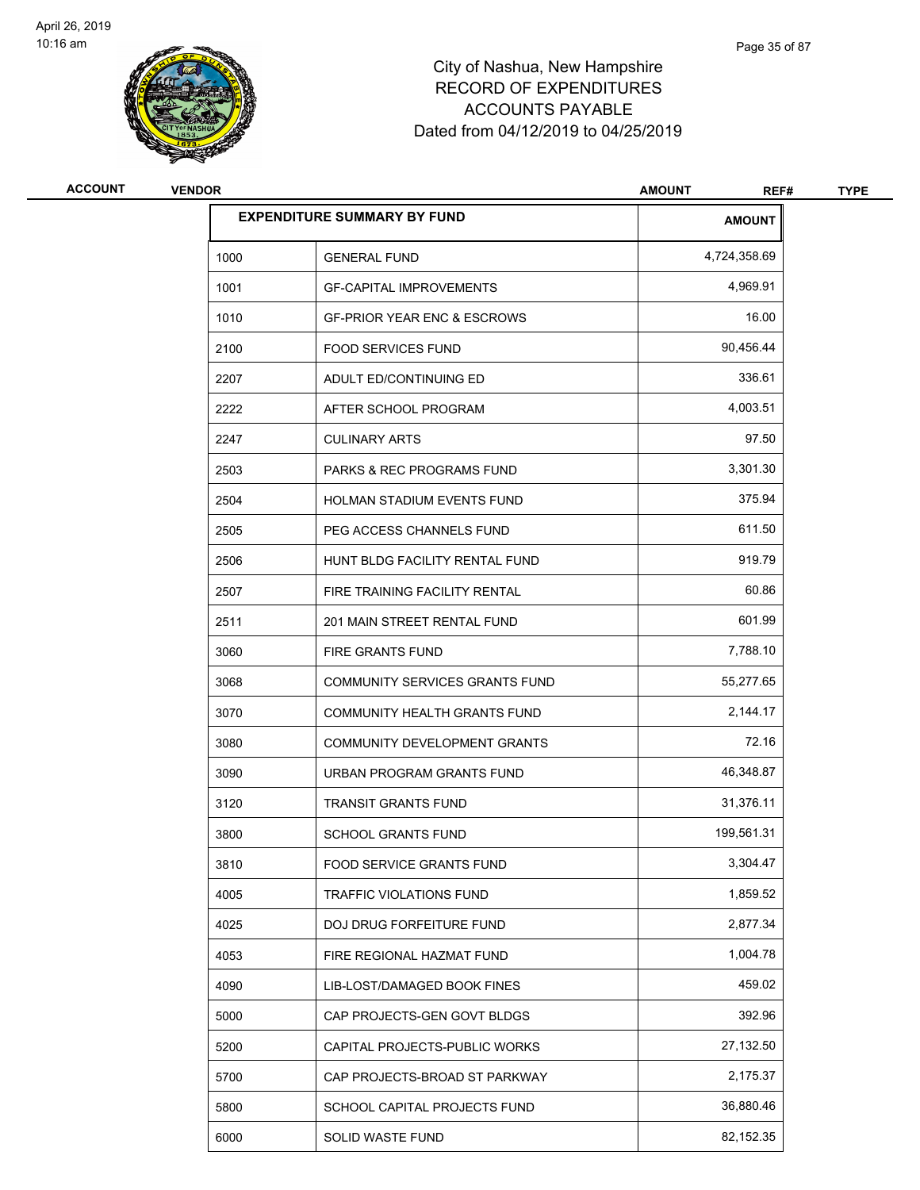# City of Nashua, New Hampshire
## RECORD OF EXPENDITURES
## ACCOUNTS PAYABLE
## Dated from 04/12/2019 to 04/25/2019

| ACCOUNT | VENDOR | AMOUNT | REF# | TYPE |
|---|---|---|---|---|

| EXPENDITURE SUMMARY BY FUND | | AMOUNT |
|---|---|---|
| 1000 | GENERAL FUND | 4,724,358.69 |
| 1001 | GF-CAPITAL IMPROVEMENTS | 4,969.91 |
| 1010 | GF-PRIOR YEAR ENC & ESCROWS | 16.00 |
| 2100 | FOOD SERVICES FUND | 90,456.44 |
| 2207 | ADULT ED/CONTINUING ED | 336.61 |
| 2222 | AFTER SCHOOL PROGRAM | 4,003.51 |
| 2247 | CULINARY ARTS | 97.50 |
| 2503 | PARKS & REC PROGRAMS FUND | 3,301.30 |
| 2504 | HOLMAN STADIUM EVENTS FUND | 375.94 |
| 2505 | PEG ACCESS CHANNELS FUND | 611.50 |
| 2506 | HUNT BLDG FACILITY RENTAL FUND | 919.79 |
| 2507 | FIRE TRAINING FACILITY RENTAL | 60.86 |
| 2511 | 201 MAIN STREET RENTAL FUND | 601.99 |
| 3060 | FIRE GRANTS FUND | 7,788.10 |
| 3068 | COMMUNITY SERVICES GRANTS FUND | 55,277.65 |
| 3070 | COMMUNITY HEALTH GRANTS FUND | 2,144.17 |
| 3080 | COMMUNITY DEVELOPMENT GRANTS | 72.16 |
| 3090 | URBAN PROGRAM GRANTS FUND | 46,348.87 |
| 3120 | TRANSIT GRANTS FUND | 31,376.11 |
| 3800 | SCHOOL GRANTS FUND | 199,561.31 |
| 3810 | FOOD SERVICE GRANTS FUND | 3,304.47 |
| 4005 | TRAFFIC VIOLATIONS FUND | 1,859.52 |
| 4025 | DOJ DRUG FORFEITURE FUND | 2,877.34 |
| 4053 | FIRE REGIONAL HAZMAT FUND | 1,004.78 |
| 4090 | LIB-LOST/DAMAGED BOOK FINES | 459.02 |
| 5000 | CAP PROJECTS-GEN GOVT BLDGS | 392.96 |
| 5200 | CAPITAL PROJECTS-PUBLIC WORKS | 27,132.50 |
| 5700 | CAP PROJECTS-BROAD ST PARKWAY | 2,175.37 |
| 5800 | SCHOOL CAPITAL PROJECTS FUND | 36,880.46 |
| 6000 | SOLID WASTE FUND | 82,152.35 |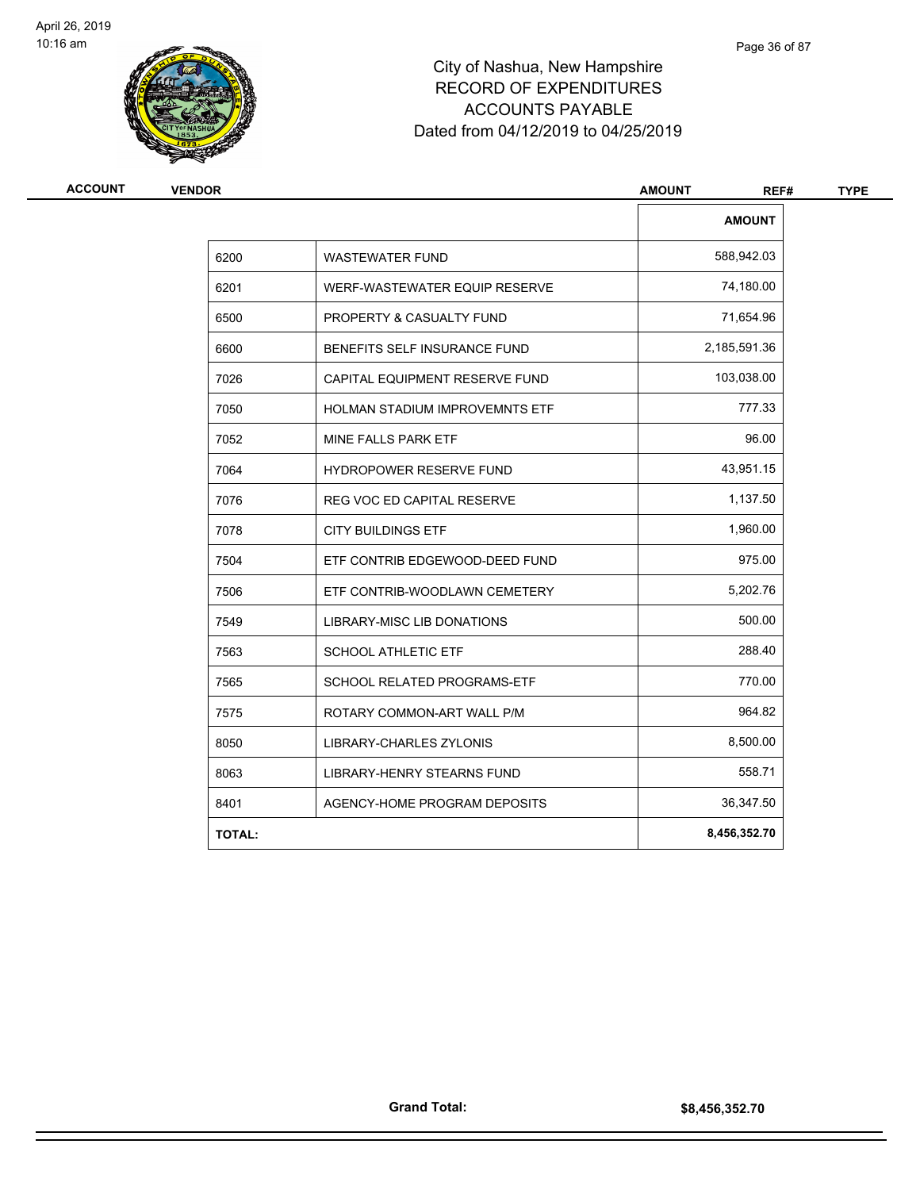# City of Nashua, New Hampshire
## RECORD OF EXPENDITURES
## ACCOUNTS PAYABLE
## Dated from 04/12/2019 to 04/25/2019

| ACCOUNT | VENDOR | AMOUNT | REF# | TYPE |
|---|---|---|---|---|

| | | AMOUNT |
|---|---|---|
| 6200 | WASTEWATER FUND | 588,942.03 |
| 6201 | WERF-WASTEWATER EQUIP RESERVE | 74,180.00 |
| 6500 | PROPERTY & CASUALTY FUND | 71,654.96 |
| 6600 | BENEFITS SELF INSURANCE FUND | 2,185,591.36 |
| 7026 | CAPITAL EQUIPMENT RESERVE FUND | 103,038.00 |
| 7050 | HOLMAN STADIUM IMPROVEMNTS ETF | 777.33 |
| 7052 | MINE FALLS PARK ETF | 96.00 |
| 7064 | HYDROPOWER RESERVE FUND | 43,951.15 |
| 7076 | REG VOC ED CAPITAL RESERVE | 1,137.50 |
| 7078 | CITY BUILDINGS ETF | 1,960.00 |
| 7504 | ETF CONTRIB EDGEWOOD-DEED FUND | 975.00 |
| 7506 | ETF CONTRIB-WOODLAWN CEMETERY | 5,202.76 |
| 7549 | LIBRARY-MISC LIB DONATIONS | 500.00 |
| 7563 | SCHOOL ATHLETIC ETF | 288.40 |
| 7565 | SCHOOL RELATED PROGRAMS-ETF | 770.00 |
| 7575 | ROTARY COMMON-ART WALL P/M | 964.82 |
| 8050 | LIBRARY-CHARLES ZYLONIS | 8,500.00 |
| 8063 | LIBRARY-HENRY STEARNS FUND | 558.71 |
| 8401 | AGENCY-HOME PROGRAM DEPOSITS | 36,347.50 |
| **TOTAL:** | | **8,456,352.70** |

**Grand Total:** **$8,456,352.70**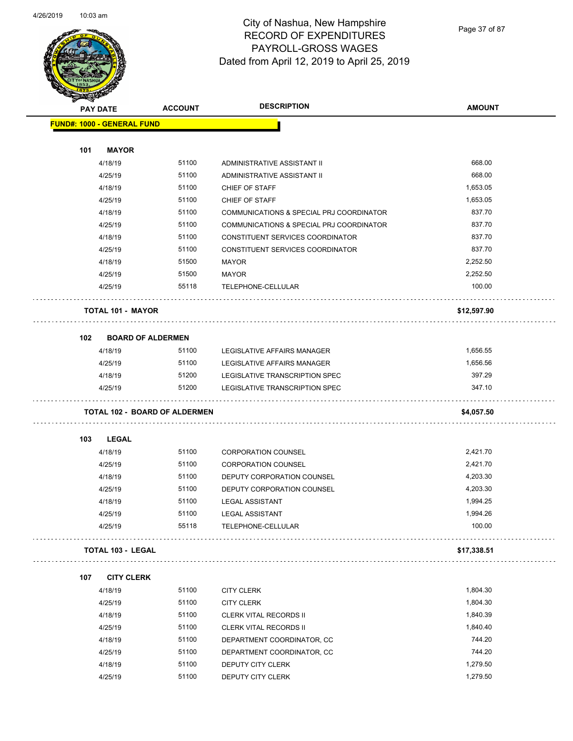# City of Nashua, New Hampshire
## RECORD OF EXPENDITURES
## PAYROLL-GROSS WAGES
### Dated from April 12, 2019 to April 25, 2019

| PAY DATE | ACCOUNT | DESCRIPTION | AMOUNT |
|---|---|---|---|
| **FUND#: 1000 - GENERAL FUND** | | | |
| **101 MAYOR** | | | |
| 4/18/19 | 51100 | ADMINISTRATIVE ASSISTANT II | 668.00 |
| 4/25/19 | 51100 | ADMINISTRATIVE ASSISTANT II | 668.00 |
| 4/18/19 | 51100 | CHIEF OF STAFF | 1,653.05 |
| 4/25/19 | 51100 | CHIEF OF STAFF | 1,653.05 |
| 4/18/19 | 51100 | COMMUNICATIONS & SPECIAL PRJ COORDINATOR | 837.70 |
| 4/25/19 | 51100 | COMMUNICATIONS & SPECIAL PRJ COORDINATOR | 837.70 |
| 4/18/19 | 51100 | CONSTITUENT SERVICES COORDINATOR | 837.70 |
| 4/25/19 | 51100 | CONSTITUENT SERVICES COORDINATOR | 837.70 |
| 4/18/19 | 51500 | MAYOR | 2,252.50 |
| 4/25/19 | 51500 | MAYOR | 2,252.50 |
| 4/25/19 | 55118 | TELEPHONE-CELLULAR | 100.00 |
| **TOTAL 101 - MAYOR** | | | **$12,597.90** |
| **102 BOARD OF ALDERMEN** | | | |
| 4/18/19 | 51100 | LEGISLATIVE AFFAIRS MANAGER | 1,656.55 |
| 4/25/19 | 51100 | LEGISLATIVE AFFAIRS MANAGER | 1,656.56 |
| 4/18/19 | 51200 | LEGISLATIVE TRANSCRIPTION SPEC | 397.29 |
| 4/25/19 | 51200 | LEGISLATIVE TRANSCRIPTION SPEC | 347.10 |
| **TOTAL 102 - BOARD OF ALDERMEN** | | | **$4,057.50** |
| **103 LEGAL** | | | |
| 4/18/19 | 51100 | CORPORATION COUNSEL | 2,421.70 |
| 4/25/19 | 51100 | CORPORATION COUNSEL | 2,421.70 |
| 4/18/19 | 51100 | DEPUTY CORPORATION COUNSEL | 4,203.30 |
| 4/25/19 | 51100 | DEPUTY CORPORATION COUNSEL | 4,203.30 |
| 4/18/19 | 51100 | LEGAL ASSISTANT | 1,994.25 |
| 4/25/19 | 51100 | LEGAL ASSISTANT | 1,994.26 |
| 4/25/19 | 55118 | TELEPHONE-CELLULAR | 100.00 |
| **TOTAL 103 - LEGAL** | | | **$17,338.51** |
| **107 CITY CLERK** | | | |
| 4/18/19 | 51100 | CITY CLERK | 1,804.30 |
| 4/25/19 | 51100 | CITY CLERK | 1,804.30 |
| 4/18/19 | 51100 | CLERK VITAL RECORDS II | 1,840.39 |
| 4/25/19 | 51100 | CLERK VITAL RECORDS II | 1,840.40 |
| 4/18/19 | 51100 | DEPARTMENT COORDINATOR, CC | 744.20 |
| 4/25/19 | 51100 | DEPARTMENT COORDINATOR, CC | 744.20 |
| 4/18/19 | 51100 | DEPUTY CITY CLERK | 1,279.50 |
| 4/25/19 | 51100 | DEPUTY CITY CLERK | 1,279.50 |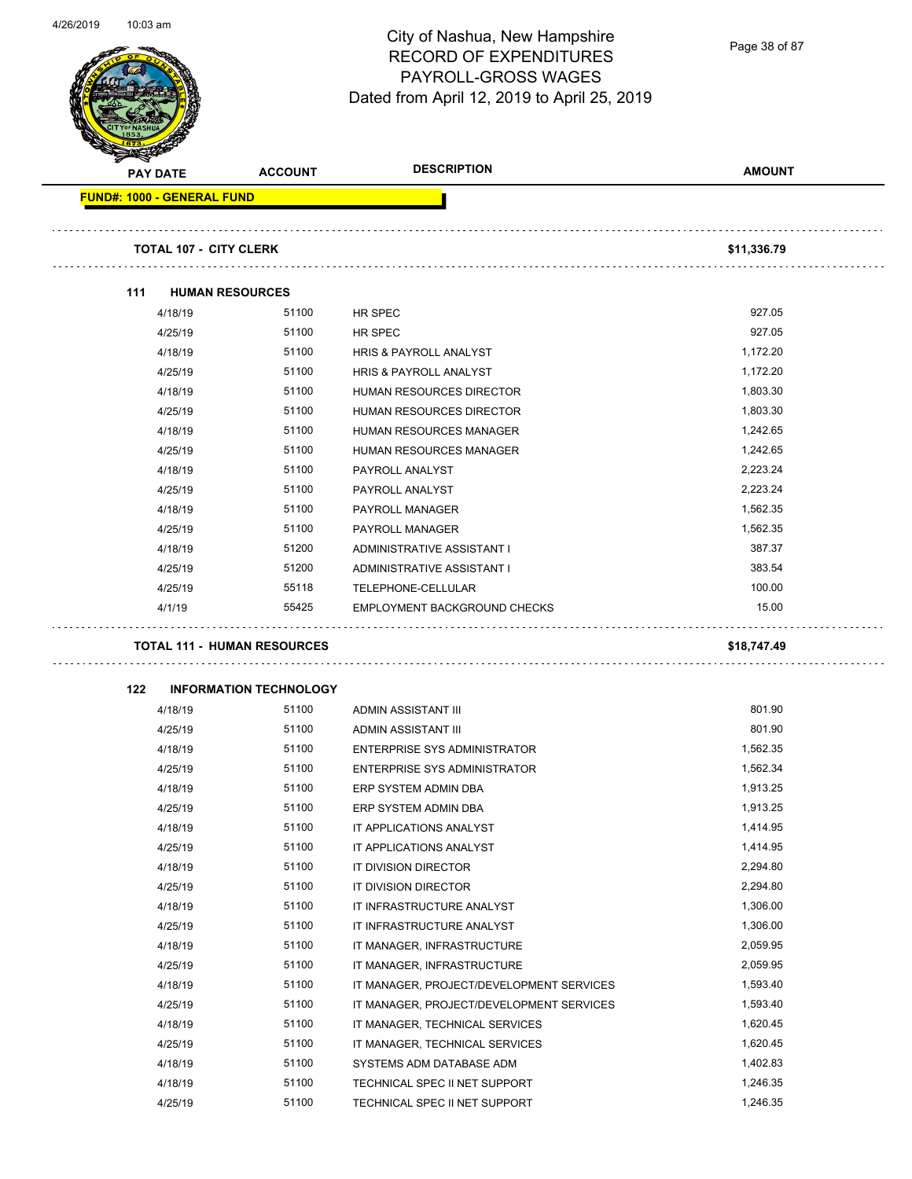# City of Nashua, New Hampshire
## RECORD OF EXPENDITURES
## PAYROLL-GROSS WAGES
### Dated from April 12, 2019 to April 25, 2019

| PAY DATE | ACCOUNT | DESCRIPTION | AMOUNT |
|---|---|---|---|
| **FUND#: 1000 - GENERAL FUND** | | | |
| **TOTAL 107 - CITY CLERK** | | | **$11,336.79** |
| **111 HUMAN RESOURCES** | | | |
| 4/18/19 | 51100 | HR SPEC | 927.05 |
| 4/25/19 | 51100 | HR SPEC | 927.05 |
| 4/18/19 | 51100 | HRIS & PAYROLL ANALYST | 1,172.20 |
| 4/25/19 | 51100 | HRIS & PAYROLL ANALYST | 1,172.20 |
| 4/18/19 | 51100 | HUMAN RESOURCES DIRECTOR | 1,803.30 |
| 4/25/19 | 51100 | HUMAN RESOURCES DIRECTOR | 1,803.30 |
| 4/18/19 | 51100 | HUMAN RESOURCES MANAGER | 1,242.65 |
| 4/25/19 | 51100 | HUMAN RESOURCES MANAGER | 1,242.65 |
| 4/18/19 | 51100 | PAYROLL ANALYST | 2,223.24 |
| 4/25/19 | 51100 | PAYROLL ANALYST | 2,223.24 |
| 4/18/19 | 51100 | PAYROLL MANAGER | 1,562.35 |
| 4/25/19 | 51100 | PAYROLL MANAGER | 1,562.35 |
| 4/18/19 | 51200 | ADMINISTRATIVE ASSISTANT I | 387.37 |
| 4/25/19 | 51200 | ADMINISTRATIVE ASSISTANT I | 383.54 |
| 4/25/19 | 55118 | TELEPHONE-CELLULAR | 100.00 |
| 4/1/19 | 55425 | EMPLOYMENT BACKGROUND CHECKS | 15.00 |
| **TOTAL 111 - HUMAN RESOURCES** | | | **$18,747.49** |
| **122 INFORMATION TECHNOLOGY** | | | |
| 4/18/19 | 51100 | ADMIN ASSISTANT III | 801.90 |
| 4/25/19 | 51100 | ADMIN ASSISTANT III | 801.90 |
| 4/18/19 | 51100 | ENTERPRISE SYS ADMINISTRATOR | 1,562.35 |
| 4/25/19 | 51100 | ENTERPRISE SYS ADMINISTRATOR | 1,562.34 |
| 4/18/19 | 51100 | ERP SYSTEM ADMIN DBA | 1,913.25 |
| 4/25/19 | 51100 | ERP SYSTEM ADMIN DBA | 1,913.25 |
| 4/18/19 | 51100 | IT APPLICATIONS ANALYST | 1,414.95 |
| 4/25/19 | 51100 | IT APPLICATIONS ANALYST | 1,414.95 |
| 4/18/19 | 51100 | IT DIVISION DIRECTOR | 2,294.80 |
| 4/25/19 | 51100 | IT DIVISION DIRECTOR | 2,294.80 |
| 4/18/19 | 51100 | IT INFRASTRUCTURE ANALYST | 1,306.00 |
| 4/25/19 | 51100 | IT INFRASTRUCTURE ANALYST | 1,306.00 |
| 4/18/19 | 51100 | IT MANAGER, INFRASTRUCTURE | 2,059.95 |
| 4/25/19 | 51100 | IT MANAGER, INFRASTRUCTURE | 2,059.95 |
| 4/18/19 | 51100 | IT MANAGER, PROJECT/DEVELOPMENT SERVICES | 1,593.40 |
| 4/25/19 | 51100 | IT MANAGER, PROJECT/DEVELOPMENT SERVICES | 1,593.40 |
| 4/18/19 | 51100 | IT MANAGER, TECHNICAL SERVICES | 1,620.45 |
| 4/25/19 | 51100 | IT MANAGER, TECHNICAL SERVICES | 1,620.45 |
| 4/18/19 | 51100 | SYSTEMS ADM DATABASE ADM | 1,402.83 |
| 4/18/19 | 51100 | TECHNICAL SPEC II NET SUPPORT | 1,246.35 |
| 4/25/19 | 51100 | TECHNICAL SPEC II NET SUPPORT | 1,246.35 |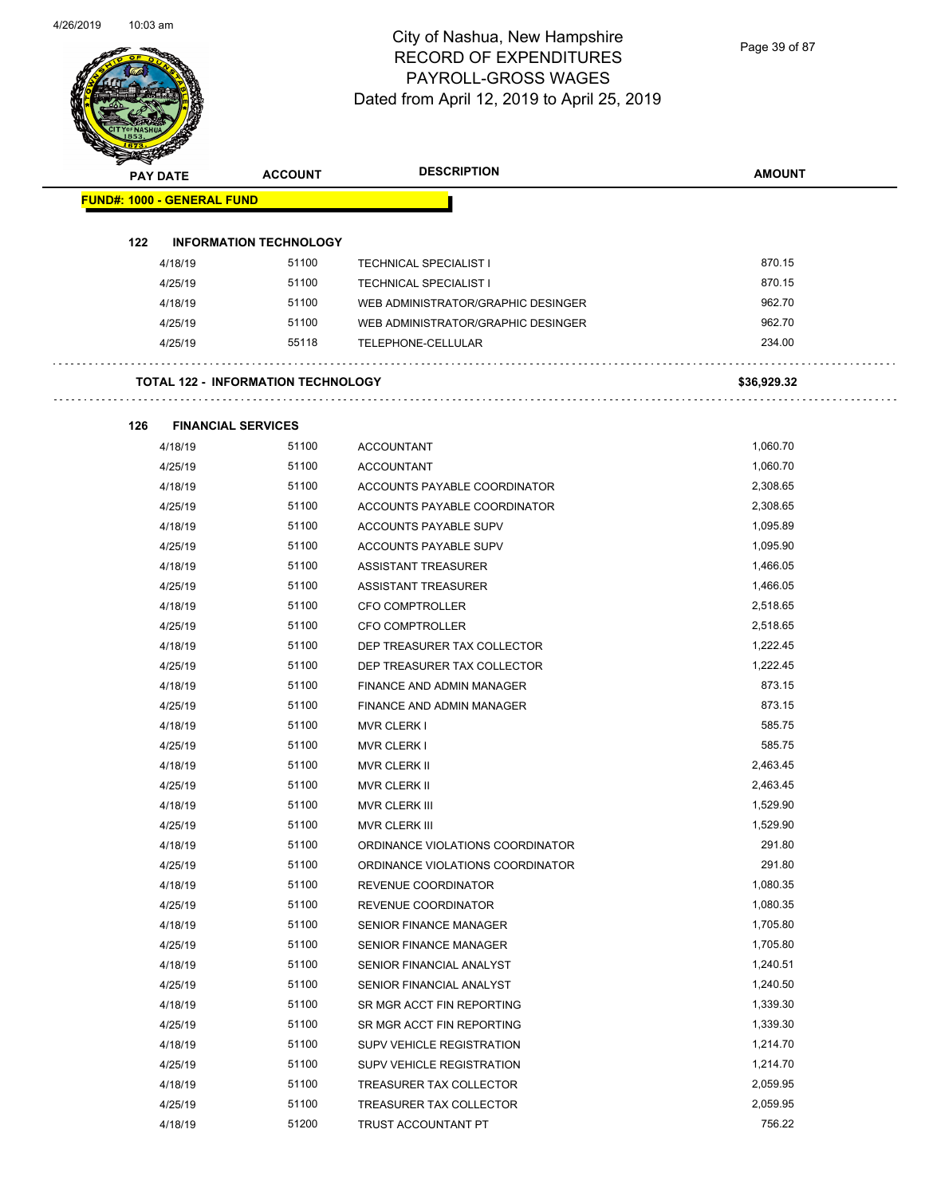# City of Nashua, New Hampshire
## RECORD OF EXPENDITURES
## PAYROLL-GROSS WAGES
## Dated from April 12, 2019 to April 25, 2019

| PAY DATE | ACCOUNT | DESCRIPTION | AMOUNT |
|---|---|---|---|

**FUND#: 1000 - GENERAL FUND**

**122 INFORMATION TECHNOLOGY**

| PAY DATE | ACCOUNT | DESCRIPTION | AMOUNT |
|---|---|---|---|
| 4/18/19 | 51100 | TECHNICAL SPECIALIST I | 870.15 |
| 4/25/19 | 51100 | TECHNICAL SPECIALIST I | 870.15 |
| 4/18/19 | 51100 | WEB ADMINISTRATOR/GRAPHIC DESINGER | 962.70 |
| 4/25/19 | 51100 | WEB ADMINISTRATOR/GRAPHIC DESINGER | 962.70 |
| 4/25/19 | 55118 | TELEPHONE-CELLULAR | 234.00 |

**TOTAL 122 - INFORMATION TECHNOLOGY** **$36,929.32**

**126 FINANCIAL SERVICES**

| PAY DATE | ACCOUNT | DESCRIPTION | AMOUNT |
|---|---|---|---|
| 4/18/19 | 51100 | ACCOUNTANT | 1,060.70 |
| 4/25/19 | 51100 | ACCOUNTANT | 1,060.70 |
| 4/18/19 | 51100 | ACCOUNTS PAYABLE COORDINATOR | 2,308.65 |
| 4/25/19 | 51100 | ACCOUNTS PAYABLE COORDINATOR | 2,308.65 |
| 4/18/19 | 51100 | ACCOUNTS PAYABLE SUPV | 1,095.89 |
| 4/25/19 | 51100 | ACCOUNTS PAYABLE SUPV | 1,095.90 |
| 4/18/19 | 51100 | ASSISTANT TREASURER | 1,466.05 |
| 4/25/19 | 51100 | ASSISTANT TREASURER | 1,466.05 |
| 4/18/19 | 51100 | CFO COMPTROLLER | 2,518.65 |
| 4/25/19 | 51100 | CFO COMPTROLLER | 2,518.65 |
| 4/18/19 | 51100 | DEP TREASURER TAX COLLECTOR | 1,222.45 |
| 4/25/19 | 51100 | DEP TREASURER TAX COLLECTOR | 1,222.45 |
| 4/18/19 | 51100 | FINANCE AND ADMIN MANAGER | 873.15 |
| 4/25/19 | 51100 | FINANCE AND ADMIN MANAGER | 873.15 |
| 4/18/19 | 51100 | MVR CLERK I | 585.75 |
| 4/25/19 | 51100 | MVR CLERK I | 585.75 |
| 4/18/19 | 51100 | MVR CLERK II | 2,463.45 |
| 4/25/19 | 51100 | MVR CLERK II | 2,463.45 |
| 4/18/19 | 51100 | MVR CLERK III | 1,529.90 |
| 4/25/19 | 51100 | MVR CLERK III | 1,529.90 |
| 4/18/19 | 51100 | ORDINANCE VIOLATIONS COORDINATOR | 291.80 |
| 4/25/19 | 51100 | ORDINANCE VIOLATIONS COORDINATOR | 291.80 |
| 4/18/19 | 51100 | REVENUE COORDINATOR | 1,080.35 |
| 4/25/19 | 51100 | REVENUE COORDINATOR | 1,080.35 |
| 4/18/19 | 51100 | SENIOR FINANCE MANAGER | 1,705.80 |
| 4/25/19 | 51100 | SENIOR FINANCE MANAGER | 1,705.80 |
| 4/18/19 | 51100 | SENIOR FINANCIAL ANALYST | 1,240.51 |
| 4/25/19 | 51100 | SENIOR FINANCIAL ANALYST | 1,240.50 |
| 4/18/19 | 51100 | SR MGR ACCT FIN REPORTING | 1,339.30 |
| 4/25/19 | 51100 | SR MGR ACCT FIN REPORTING | 1,339.30 |
| 4/18/19 | 51100 | SUPV VEHICLE REGISTRATION | 1,214.70 |
| 4/25/19 | 51100 | SUPV VEHICLE REGISTRATION | 1,214.70 |
| 4/18/19 | 51100 | TREASURER TAX COLLECTOR | 2,059.95 |
| 4/25/19 | 51100 | TREASURER TAX COLLECTOR | 2,059.95 |
| 4/18/19 | 51200 | TRUST ACCOUNTANT PT | 756.22 |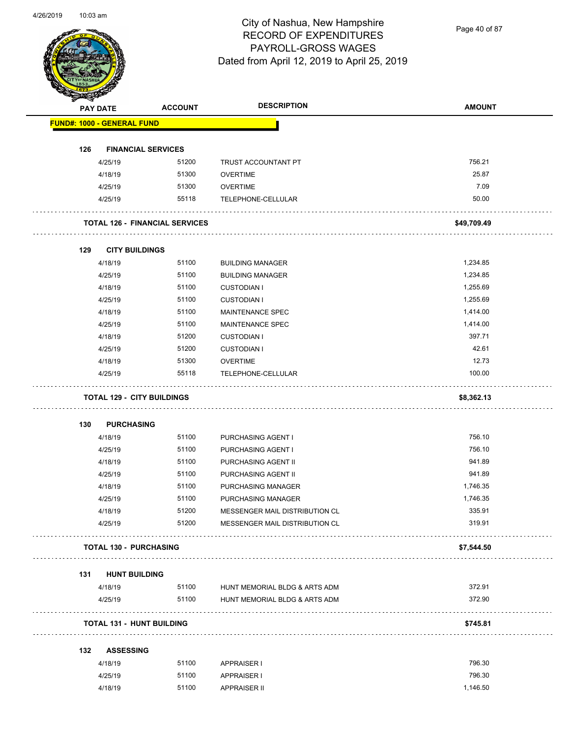# City of Nashua, New Hampshire
## RECORD OF EXPENDITURES
## PAYROLL-GROSS WAGES
## Dated from April 12, 2019 to April 25, 2019

| PAY DATE | ACCOUNT | DESCRIPTION | AMOUNT |
|---|---|---|---|
| **FUND#: 1000 - GENERAL FUND** | | | |
| **126 FINANCIAL SERVICES** | | | |
| 4/25/19 | 51200 | TRUST ACCOUNTANT PT | 756.21 |
| 4/18/19 | 51300 | OVERTIME | 25.87 |
| 4/25/19 | 51300 | OVERTIME | 7.09 |
| 4/25/19 | 55118 | TELEPHONE-CELLULAR | 50.00 |
| **TOTAL 126 - FINANCIAL SERVICES** | | | **$49,709.49** |
| **129 CITY BUILDINGS** | | | |
| 4/18/19 | 51100 | BUILDING MANAGER | 1,234.85 |
| 4/25/19 | 51100 | BUILDING MANAGER | 1,234.85 |
| 4/18/19 | 51100 | CUSTODIAN I | 1,255.69 |
| 4/25/19 | 51100 | CUSTODIAN I | 1,255.69 |
| 4/18/19 | 51100 | MAINTENANCE SPEC | 1,414.00 |
| 4/25/19 | 51100 | MAINTENANCE SPEC | 1,414.00 |
| 4/18/19 | 51200 | CUSTODIAN I | 397.71 |
| 4/25/19 | 51200 | CUSTODIAN I | 42.61 |
| 4/18/19 | 51300 | OVERTIME | 12.73 |
| 4/25/19 | 55118 | TELEPHONE-CELLULAR | 100.00 |
| **TOTAL 129 - CITY BUILDINGS** | | | **$8,362.13** |
| **130 PURCHASING** | | | |
| 4/18/19 | 51100 | PURCHASING AGENT I | 756.10 |
| 4/25/19 | 51100 | PURCHASING AGENT I | 756.10 |
| 4/18/19 | 51100 | PURCHASING AGENT II | 941.89 |
| 4/25/19 | 51100 | PURCHASING AGENT II | 941.89 |
| 4/18/19 | 51100 | PURCHASING MANAGER | 1,746.35 |
| 4/25/19 | 51100 | PURCHASING MANAGER | 1,746.35 |
| 4/18/19 | 51200 | MESSENGER MAIL DISTRIBUTION CL | 335.91 |
| 4/25/19 | 51200 | MESSENGER MAIL DISTRIBUTION CL | 319.91 |
| **TOTAL 130 - PURCHASING** | | | **$7,544.50** |
| **131 HUNT BUILDING** | | | |
| 4/18/19 | 51100 | HUNT MEMORIAL BLDG & ARTS ADM | 372.91 |
| 4/25/19 | 51100 | HUNT MEMORIAL BLDG & ARTS ADM | 372.90 |
| **TOTAL 131 - HUNT BUILDING** | | | **$745.81** |
| **132 ASSESSING** | | | |
| 4/18/19 | 51100 | APPRAISER I | 796.30 |
| 4/25/19 | 51100 | APPRAISER I | 796.30 |
| 4/18/19 | 51100 | APPRAISER II | 1,146.50 |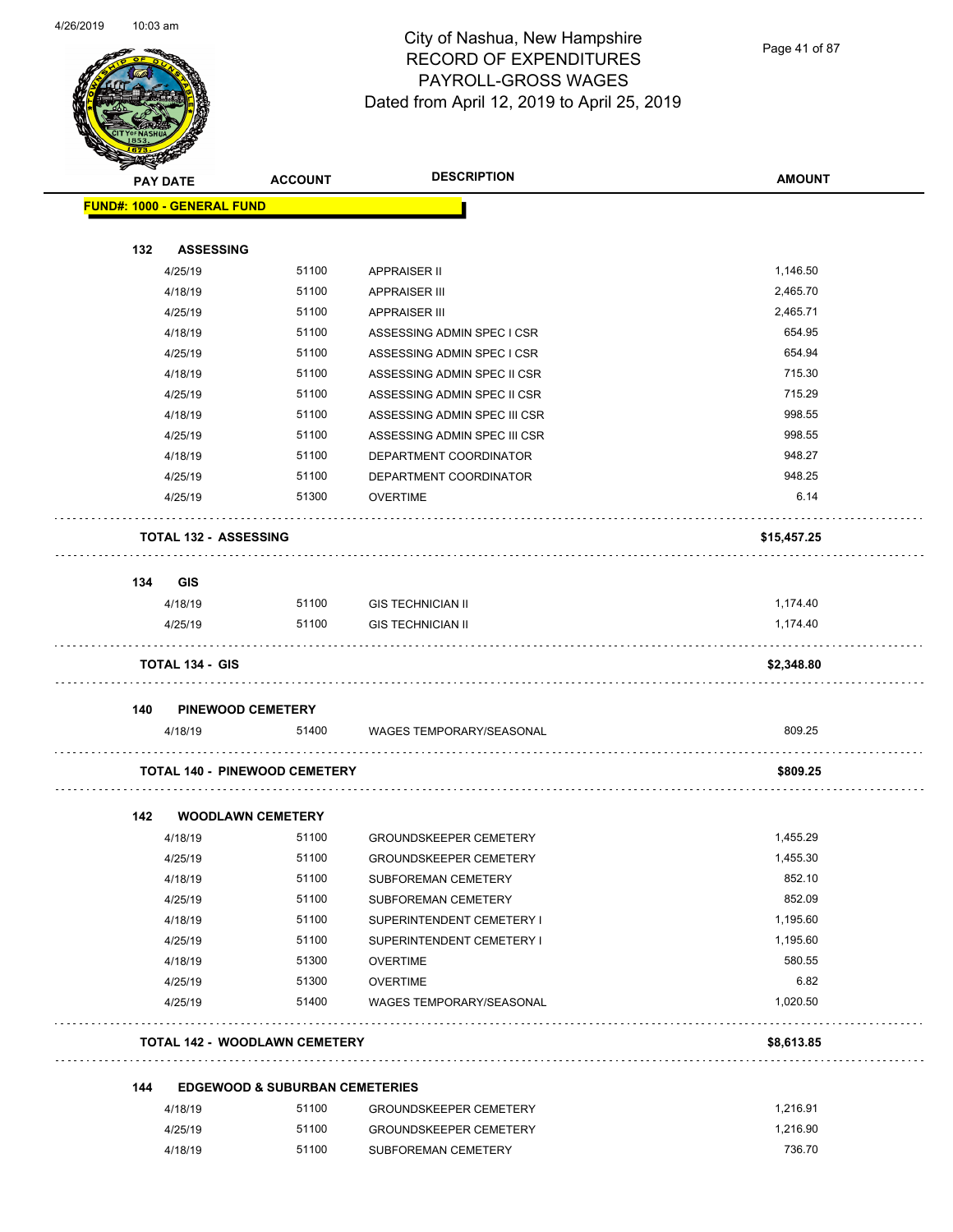# City of Nashua, New Hampshire
## RECORD OF EXPENDITURES
## PAYROLL-GROSS WAGES
## Dated from April 12, 2019 to April 25, 2019

| PAY DATE | ACCOUNT | DESCRIPTION | AMOUNT |
|---|---|---|---|
| **FUND#: 1000 - GENERAL FUND** | | | |
| **132 ASSESSING** | | | |
| 4/25/19 | 51100 | APPRAISER II | 1,146.50 |
| 4/18/19 | 51100 | APPRAISER III | 2,465.70 |
| 4/25/19 | 51100 | APPRAISER III | 2,465.71 |
| 4/18/19 | 51100 | ASSESSING ADMIN SPEC I CSR | 654.95 |
| 4/25/19 | 51100 | ASSESSING ADMIN SPEC I CSR | 654.94 |
| 4/18/19 | 51100 | ASSESSING ADMIN SPEC II CSR | 715.30 |
| 4/25/19 | 51100 | ASSESSING ADMIN SPEC II CSR | 715.29 |
| 4/18/19 | 51100 | ASSESSING ADMIN SPEC III CSR | 998.55 |
| 4/25/19 | 51100 | ASSESSING ADMIN SPEC III CSR | 998.55 |
| 4/18/19 | 51100 | DEPARTMENT COORDINATOR | 948.27 |
| 4/25/19 | 51100 | DEPARTMENT COORDINATOR | 948.25 |
| 4/25/19 | 51300 | OVERTIME | 6.14 |
| **TOTAL 132 - ASSESSING** | | | **$15,457.25** |
| **134 GIS** | | | |
| 4/18/19 | 51100 | GIS TECHNICIAN II | 1,174.40 |
| 4/25/19 | 51100 | GIS TECHNICIAN II | 1,174.40 |
| **TOTAL 134 - GIS** | | | **$2,348.80** |
| **140 PINEWOOD CEMETERY** | | | |
| 4/18/19 | 51400 | WAGES TEMPORARY/SEASONAL | 809.25 |
| **TOTAL 140 - PINEWOOD CEMETERY** | | | **$809.25** |
| **142 WOODLAWN CEMETERY** | | | |
| 4/18/19 | 51100 | GROUNDSKEEPER CEMETERY | 1,455.29 |
| 4/25/19 | 51100 | GROUNDSKEEPER CEMETERY | 1,455.30 |
| 4/18/19 | 51100 | SUBFOREMAN CEMETERY | 852.10 |
| 4/25/19 | 51100 | SUBFOREMAN CEMETERY | 852.09 |
| 4/18/19 | 51100 | SUPERINTENDENT CEMETERY I | 1,195.60 |
| 4/25/19 | 51100 | SUPERINTENDENT CEMETERY I | 1,195.60 |
| 4/18/19 | 51300 | OVERTIME | 580.55 |
| 4/25/19 | 51300 | OVERTIME | 6.82 |
| 4/25/19 | 51400 | WAGES TEMPORARY/SEASONAL | 1,020.50 |
| **TOTAL 142 - WOODLAWN CEMETERY** | | | **$8,613.85** |
| **144 EDGEWOOD & SUBURBAN CEMETERIES** | | | |
| 4/18/19 | 51100 | GROUNDSKEEPER CEMETERY | 1,216.91 |
| 4/25/19 | 51100 | GROUNDSKEEPER CEMETERY | 1,216.90 |
| 4/18/19 | 51100 | SUBFOREMAN CEMETERY | 736.70 |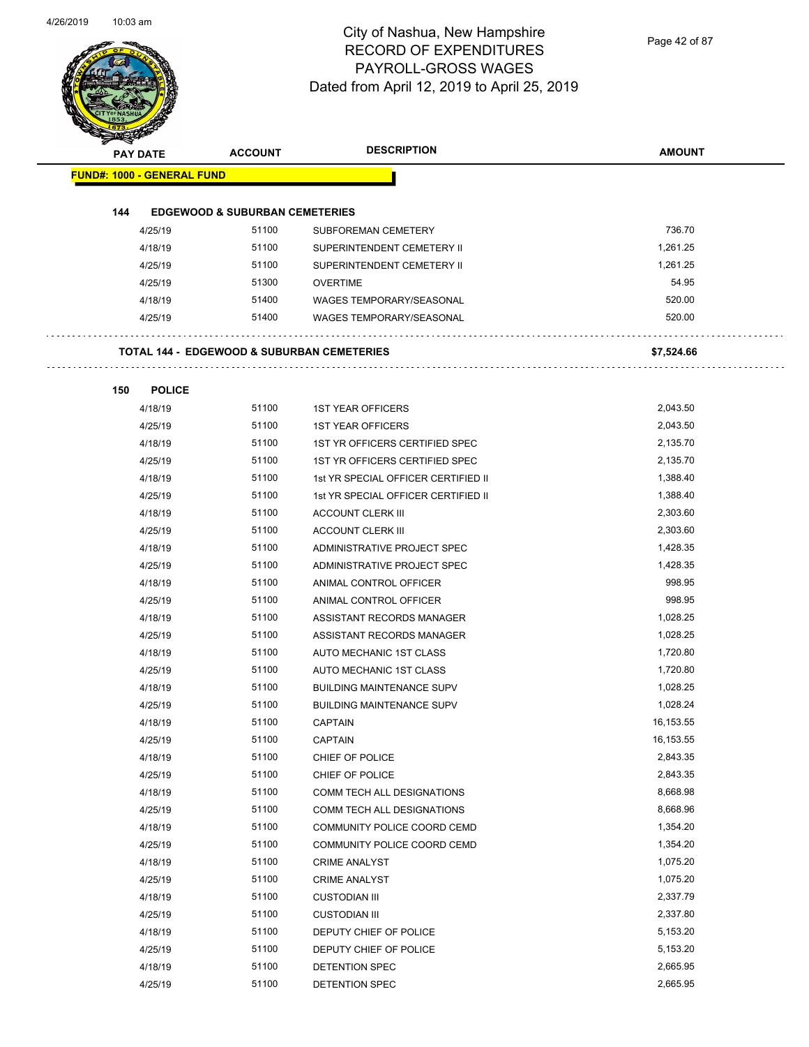# City of Nashua, New Hampshire
## RECORD OF EXPENDITURES
## PAYROLL-GROSS WAGES
## Dated from April 12, 2019 to April 25, 2019

| PAY DATE | ACCOUNT | DESCRIPTION | AMOUNT |
|---|---|---|---|
| **FUND#: 1000 - GENERAL FUND** | | | |
| **144 EDGEWOOD & SUBURBAN CEMETERIES** | | | |
| 4/25/19 | 51100 | SUBFOREMAN CEMETERY | 736.70 |
| 4/18/19 | 51100 | SUPERINTENDENT CEMETERY II | 1,261.25 |
| 4/25/19 | 51100 | SUPERINTENDENT CEMETERY II | 1,261.25 |
| 4/25/19 | 51300 | OVERTIME | 54.95 |
| 4/18/19 | 51400 | WAGES TEMPORARY/SEASONAL | 520.00 |
| 4/25/19 | 51400 | WAGES TEMPORARY/SEASONAL | 520.00 |
| **TOTAL 144 - EDGEWOOD & SUBURBAN CEMETERIES** | | | **$7,524.66** |
| **150 POLICE** | | | |
| 4/18/19 | 51100 | 1ST YEAR OFFICERS | 2,043.50 |
| 4/25/19 | 51100 | 1ST YEAR OFFICERS | 2,043.50 |
| 4/18/19 | 51100 | 1ST YR OFFICERS CERTIFIED SPEC | 2,135.70 |
| 4/25/19 | 51100 | 1ST YR OFFICERS CERTIFIED SPEC | 2,135.70 |
| 4/18/19 | 51100 | 1st YR SPECIAL OFFICER CERTIFIED II | 1,388.40 |
| 4/25/19 | 51100 | 1st YR SPECIAL OFFICER CERTIFIED II | 1,388.40 |
| 4/18/19 | 51100 | ACCOUNT CLERK III | 2,303.60 |
| 4/25/19 | 51100 | ACCOUNT CLERK III | 2,303.60 |
| 4/18/19 | 51100 | ADMINISTRATIVE PROJECT SPEC | 1,428.35 |
| 4/25/19 | 51100 | ADMINISTRATIVE PROJECT SPEC | 1,428.35 |
| 4/18/19 | 51100 | ANIMAL CONTROL OFFICER | 998.95 |
| 4/25/19 | 51100 | ANIMAL CONTROL OFFICER | 998.95 |
| 4/18/19 | 51100 | ASSISTANT RECORDS MANAGER | 1,028.25 |
| 4/25/19 | 51100 | ASSISTANT RECORDS MANAGER | 1,028.25 |
| 4/18/19 | 51100 | AUTO MECHANIC 1ST CLASS | 1,720.80 |
| 4/25/19 | 51100 | AUTO MECHANIC 1ST CLASS | 1,720.80 |
| 4/18/19 | 51100 | BUILDING MAINTENANCE SUPV | 1,028.25 |
| 4/25/19 | 51100 | BUILDING MAINTENANCE SUPV | 1,028.24 |
| 4/18/19 | 51100 | CAPTAIN | 16,153.55 |
| 4/25/19 | 51100 | CAPTAIN | 16,153.55 |
| 4/18/19 | 51100 | CHIEF OF POLICE | 2,843.35 |
| 4/25/19 | 51100 | CHIEF OF POLICE | 2,843.35 |
| 4/18/19 | 51100 | COMM TECH ALL DESIGNATIONS | 8,668.98 |
| 4/25/19 | 51100 | COMM TECH ALL DESIGNATIONS | 8,668.96 |
| 4/18/19 | 51100 | COMMUNITY POLICE COORD CEMD | 1,354.20 |
| 4/25/19 | 51100 | COMMUNITY POLICE COORD CEMD | 1,354.20 |
| 4/18/19 | 51100 | CRIME ANALYST | 1,075.20 |
| 4/25/19 | 51100 | CRIME ANALYST | 1,075.20 |
| 4/18/19 | 51100 | CUSTODIAN III | 2,337.79 |
| 4/25/19 | 51100 | CUSTODIAN III | 2,337.80 |
| 4/18/19 | 51100 | DEPUTY CHIEF OF POLICE | 5,153.20 |
| 4/25/19 | 51100 | DEPUTY CHIEF OF POLICE | 5,153.20 |
| 4/18/19 | 51100 | DETENTION SPEC | 2,665.95 |
| 4/25/19 | 51100 | DETENTION SPEC | 2,665.95 |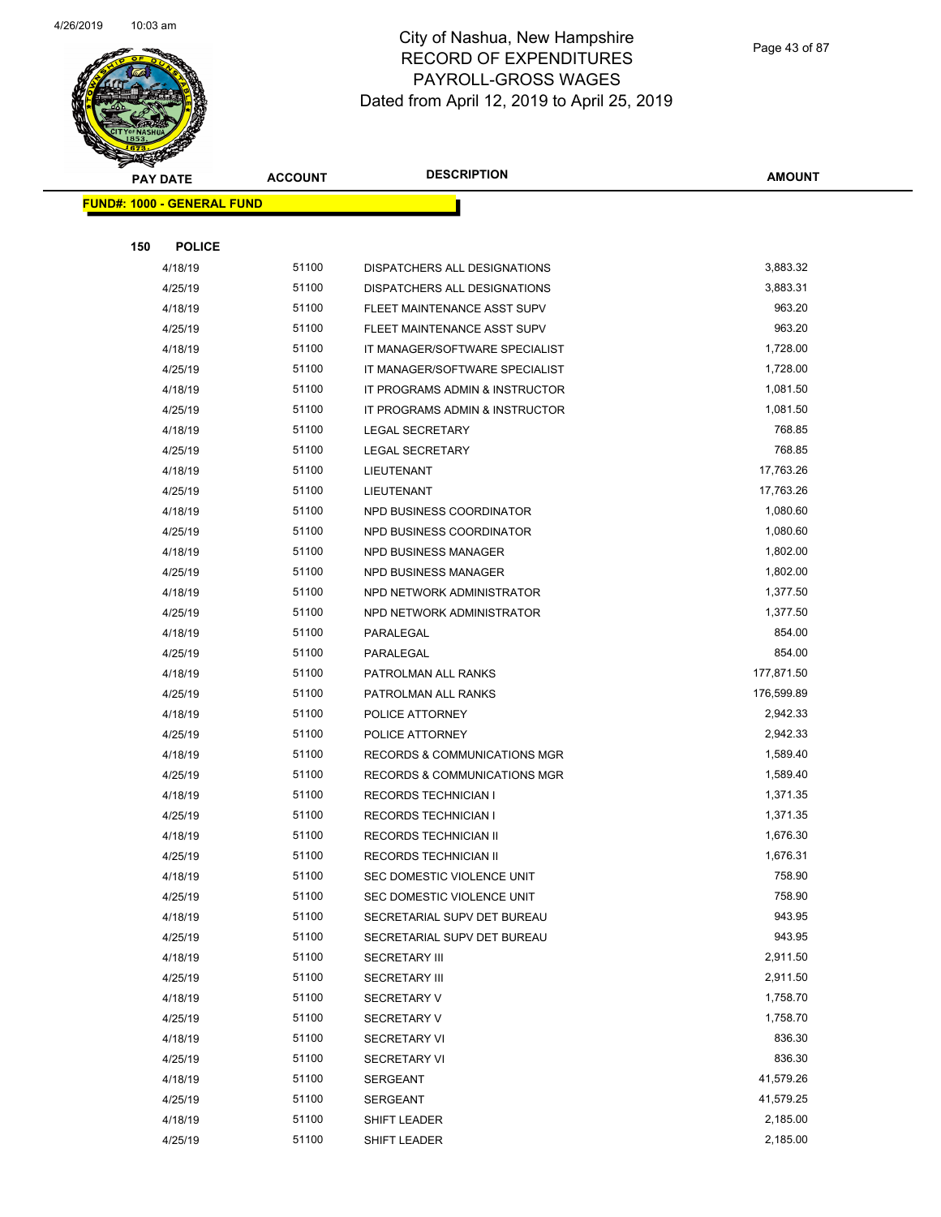# City of Nashua, New Hampshire
## RECORD OF EXPENDITURES
## PAYROLL-GROSS WAGES
### Dated from April 12, 2019 to April 25, 2019

| PAY DATE | ACCOUNT | DESCRIPTION | AMOUNT |
|---|---|---|---|
| **FUND#: 1000 - GENERAL FUND** | | | |
| **150 POLICE** | | | |
| 4/18/19 | 51100 | DISPATCHERS ALL DESIGNATIONS | 3,883.32 |
| 4/25/19 | 51100 | DISPATCHERS ALL DESIGNATIONS | 3,883.31 |
| 4/18/19 | 51100 | FLEET MAINTENANCE ASST SUPV | 963.20 |
| 4/25/19 | 51100 | FLEET MAINTENANCE ASST SUPV | 963.20 |
| 4/18/19 | 51100 | IT MANAGER/SOFTWARE SPECIALIST | 1,728.00 |
| 4/25/19 | 51100 | IT MANAGER/SOFTWARE SPECIALIST | 1,728.00 |
| 4/18/19 | 51100 | IT PROGRAMS ADMIN & INSTRUCTOR | 1,081.50 |
| 4/25/19 | 51100 | IT PROGRAMS ADMIN & INSTRUCTOR | 1,081.50 |
| 4/18/19 | 51100 | LEGAL SECRETARY | 768.85 |
| 4/25/19 | 51100 | LEGAL SECRETARY | 768.85 |
| 4/18/19 | 51100 | LIEUTENANT | 17,763.26 |
| 4/25/19 | 51100 | LIEUTENANT | 17,763.26 |
| 4/18/19 | 51100 | NPD BUSINESS COORDINATOR | 1,080.60 |
| 4/25/19 | 51100 | NPD BUSINESS COORDINATOR | 1,080.60 |
| 4/18/19 | 51100 | NPD BUSINESS MANAGER | 1,802.00 |
| 4/25/19 | 51100 | NPD BUSINESS MANAGER | 1,802.00 |
| 4/18/19 | 51100 | NPD NETWORK ADMINISTRATOR | 1,377.50 |
| 4/25/19 | 51100 | NPD NETWORK ADMINISTRATOR | 1,377.50 |
| 4/18/19 | 51100 | PARALEGAL | 854.00 |
| 4/25/19 | 51100 | PARALEGAL | 854.00 |
| 4/18/19 | 51100 | PATROLMAN ALL RANKS | 177,871.50 |
| 4/25/19 | 51100 | PATROLMAN ALL RANKS | 176,599.89 |
| 4/18/19 | 51100 | POLICE ATTORNEY | 2,942.33 |
| 4/25/19 | 51100 | POLICE ATTORNEY | 2,942.33 |
| 4/18/19 | 51100 | RECORDS & COMMUNICATIONS MGR | 1,589.40 |
| 4/25/19 | 51100 | RECORDS & COMMUNICATIONS MGR | 1,589.40 |
| 4/18/19 | 51100 | RECORDS TECHNICIAN I | 1,371.35 |
| 4/25/19 | 51100 | RECORDS TECHNICIAN I | 1,371.35 |
| 4/18/19 | 51100 | RECORDS TECHNICIAN II | 1,676.30 |
| 4/25/19 | 51100 | RECORDS TECHNICIAN II | 1,676.31 |
| 4/18/19 | 51100 | SEC DOMESTIC VIOLENCE UNIT | 758.90 |
| 4/25/19 | 51100 | SEC DOMESTIC VIOLENCE UNIT | 758.90 |
| 4/18/19 | 51100 | SECRETARIAL SUPV DET BUREAU | 943.95 |
| 4/25/19 | 51100 | SECRETARIAL SUPV DET BUREAU | 943.95 |
| 4/18/19 | 51100 | SECRETARY III | 2,911.50 |
| 4/25/19 | 51100 | SECRETARY III | 2,911.50 |
| 4/18/19 | 51100 | SECRETARY V | 1,758.70 |
| 4/25/19 | 51100 | SECRETARY V | 1,758.70 |
| 4/18/19 | 51100 | SECRETARY VI | 836.30 |
| 4/25/19 | 51100 | SECRETARY VI | 836.30 |
| 4/18/19 | 51100 | SERGEANT | 41,579.26 |
| 4/25/19 | 51100 | SERGEANT | 41,579.25 |
| 4/18/19 | 51100 | SHIFT LEADER | 2,185.00 |
| 4/25/19 | 51100 | SHIFT LEADER | 2,185.00 |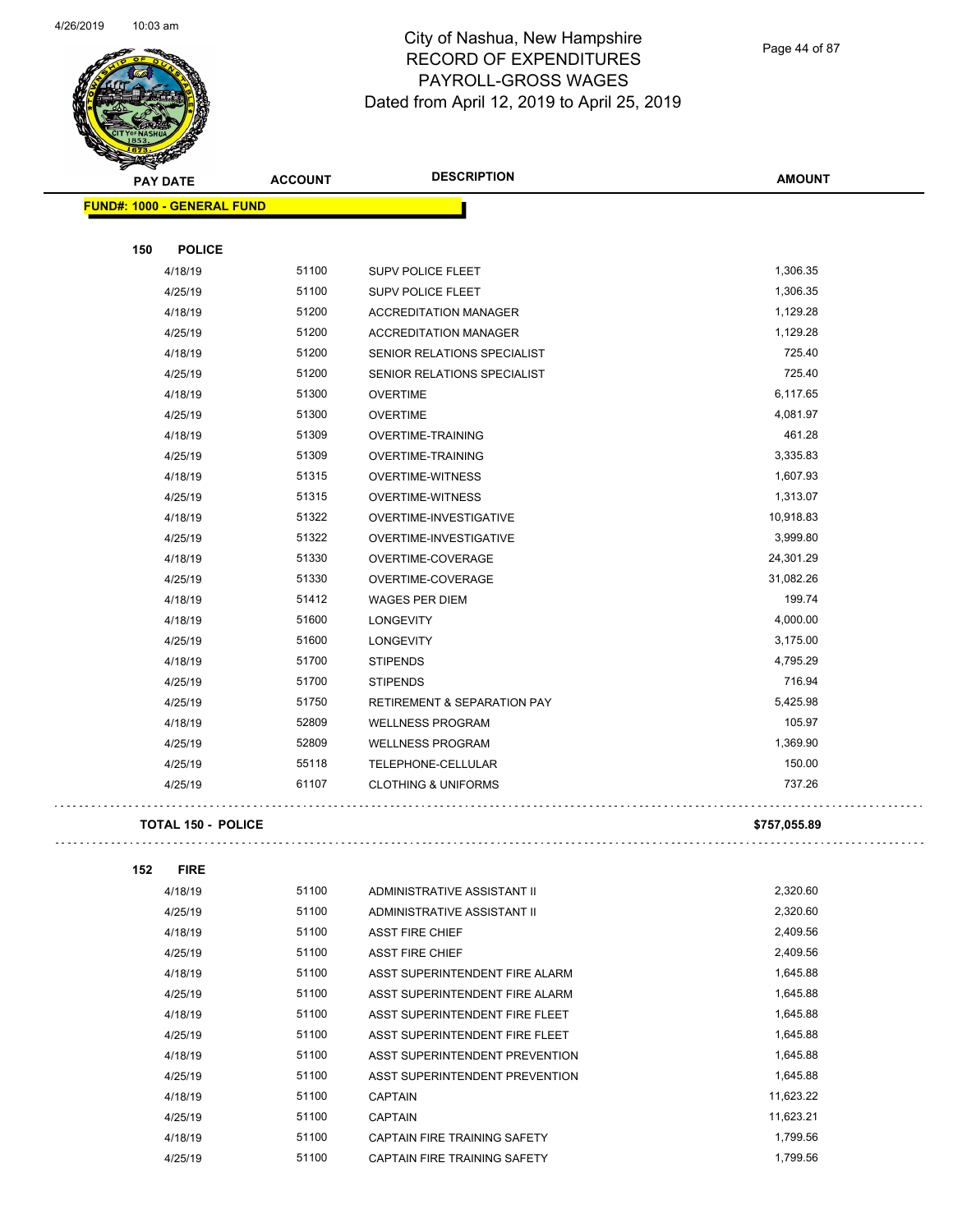# City of Nashua, New Hampshire
## RECORD OF EXPENDITURES
## PAYROLL-GROSS WAGES
## Dated from April 12, 2019 to April 25, 2019

| PAY DATE | ACCOUNT | DESCRIPTION | AMOUNT |
|---|---|---|---|
| **FUND#: 1000 - GENERAL FUND** | | | |
| **150 POLICE** | | | |
| 4/18/19 | 51100 | SUPV POLICE FLEET | 1,306.35 |
| 4/25/19 | 51100 | SUPV POLICE FLEET | 1,306.35 |
| 4/18/19 | 51200 | ACCREDITATION MANAGER | 1,129.28 |
| 4/25/19 | 51200 | ACCREDITATION MANAGER | 1,129.28 |
| 4/18/19 | 51200 | SENIOR RELATIONS SPECIALIST | 725.40 |
| 4/25/19 | 51200 | SENIOR RELATIONS SPECIALIST | 725.40 |
| 4/18/19 | 51300 | OVERTIME | 6,117.65 |
| 4/25/19 | 51300 | OVERTIME | 4,081.97 |
| 4/18/19 | 51309 | OVERTIME-TRAINING | 461.28 |
| 4/25/19 | 51309 | OVERTIME-TRAINING | 3,335.83 |
| 4/18/19 | 51315 | OVERTIME-WITNESS | 1,607.93 |
| 4/25/19 | 51315 | OVERTIME-WITNESS | 1,313.07 |
| 4/18/19 | 51322 | OVERTIME-INVESTIGATIVE | 10,918.83 |
| 4/25/19 | 51322 | OVERTIME-INVESTIGATIVE | 3,999.80 |
| 4/18/19 | 51330 | OVERTIME-COVERAGE | 24,301.29 |
| 4/25/19 | 51330 | OVERTIME-COVERAGE | 31,082.26 |
| 4/18/19 | 51412 | WAGES PER DIEM | 199.74 |
| 4/18/19 | 51600 | LONGEVITY | 4,000.00 |
| 4/25/19 | 51600 | LONGEVITY | 3,175.00 |
| 4/18/19 | 51700 | STIPENDS | 4,795.29 |
| 4/25/19 | 51700 | STIPENDS | 716.94 |
| 4/25/19 | 51750 | RETIREMENT & SEPARATION PAY | 5,425.98 |
| 4/18/19 | 52809 | WELLNESS PROGRAM | 105.97 |
| 4/25/19 | 52809 | WELLNESS PROGRAM | 1,369.90 |
| 4/25/19 | 55118 | TELEPHONE-CELLULAR | 150.00 |
| 4/25/19 | 61107 | CLOTHING & UNIFORMS | 737.26 |
| **TOTAL 150 - POLICE** | | | **$757,055.89** |
| **152 FIRE** | | | |
| 4/18/19 | 51100 | ADMINISTRATIVE ASSISTANT II | 2,320.60 |
| 4/25/19 | 51100 | ADMINISTRATIVE ASSISTANT II | 2,320.60 |
| 4/18/19 | 51100 | ASST FIRE CHIEF | 2,409.56 |
| 4/25/19 | 51100 | ASST FIRE CHIEF | 2,409.56 |
| 4/18/19 | 51100 | ASST SUPERINTENDENT FIRE ALARM | 1,645.88 |
| 4/25/19 | 51100 | ASST SUPERINTENDENT FIRE ALARM | 1,645.88 |
| 4/18/19 | 51100 | ASST SUPERINTENDENT FIRE FLEET | 1,645.88 |
| 4/25/19 | 51100 | ASST SUPERINTENDENT FIRE FLEET | 1,645.88 |
| 4/18/19 | 51100 | ASST SUPERINTENDENT PREVENTION | 1,645.88 |
| 4/25/19 | 51100 | ASST SUPERINTENDENT PREVENTION | 1,645.88 |
| 4/18/19 | 51100 | CAPTAIN | 11,623.22 |
| 4/25/19 | 51100 | CAPTAIN | 11,623.21 |
| 4/18/19 | 51100 | CAPTAIN FIRE TRAINING SAFETY | 1,799.56 |
| 4/25/19 | 51100 | CAPTAIN FIRE TRAINING SAFETY | 1,799.56 |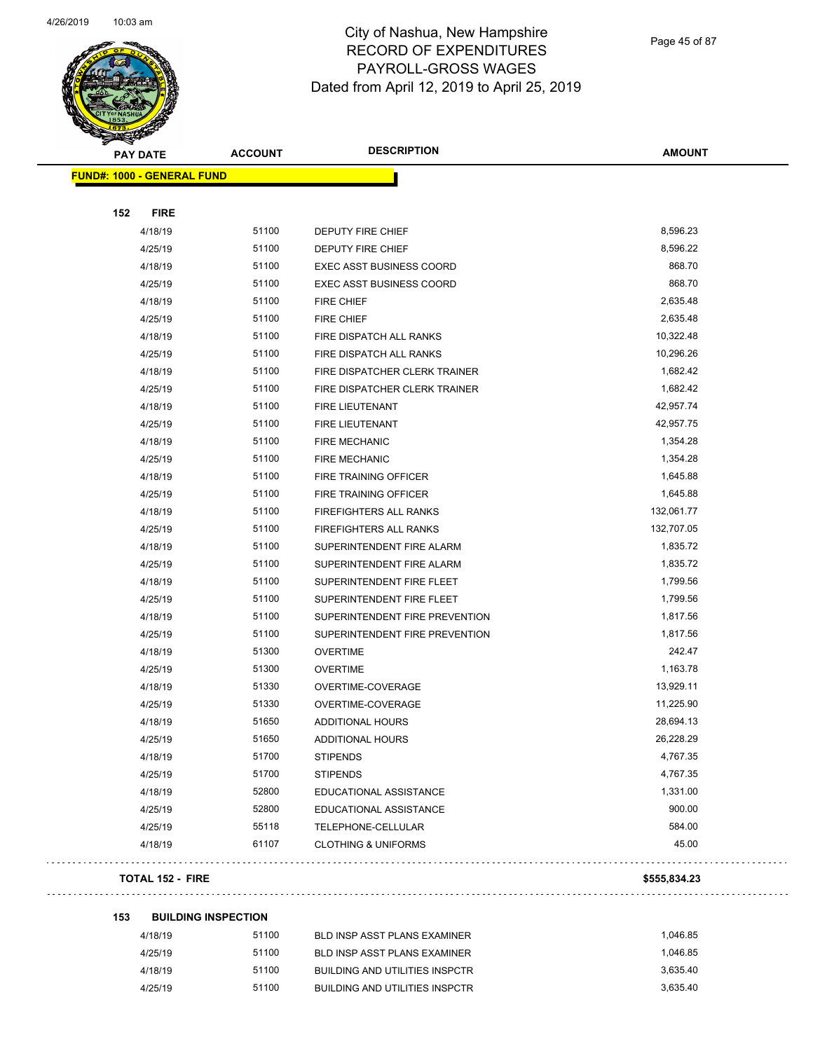# City of Nashua, New Hampshire
## RECORD OF EXPENDITURES
## PAYROLL-GROSS WAGES
## Dated from April 12, 2019 to April 25, 2019

| PAY DATE | ACCOUNT | DESCRIPTION | AMOUNT |
|---|---|---|---|
| **FUND#: 1000 - GENERAL FUND** | | | |
| **152 FIRE** | | | |
| 4/18/19 | 51100 | DEPUTY FIRE CHIEF | 8,596.23 |
| 4/25/19 | 51100 | DEPUTY FIRE CHIEF | 8,596.22 |
| 4/18/19 | 51100 | EXEC ASST BUSINESS COORD | 868.70 |
| 4/25/19 | 51100 | EXEC ASST BUSINESS COORD | 868.70 |
| 4/18/19 | 51100 | FIRE CHIEF | 2,635.48 |
| 4/25/19 | 51100 | FIRE CHIEF | 2,635.48 |
| 4/18/19 | 51100 | FIRE DISPATCH ALL RANKS | 10,322.48 |
| 4/25/19 | 51100 | FIRE DISPATCH ALL RANKS | 10,296.26 |
| 4/18/19 | 51100 | FIRE DISPATCHER CLERK TRAINER | 1,682.42 |
| 4/25/19 | 51100 | FIRE DISPATCHER CLERK TRAINER | 1,682.42 |
| 4/18/19 | 51100 | FIRE LIEUTENANT | 42,957.74 |
| 4/25/19 | 51100 | FIRE LIEUTENANT | 42,957.75 |
| 4/18/19 | 51100 | FIRE MECHANIC | 1,354.28 |
| 4/25/19 | 51100 | FIRE MECHANIC | 1,354.28 |
| 4/18/19 | 51100 | FIRE TRAINING OFFICER | 1,645.88 |
| 4/25/19 | 51100 | FIRE TRAINING OFFICER | 1,645.88 |
| 4/18/19 | 51100 | FIREFIGHTERS ALL RANKS | 132,061.77 |
| 4/25/19 | 51100 | FIREFIGHTERS ALL RANKS | 132,707.05 |
| 4/18/19 | 51100 | SUPERINTENDENT FIRE ALARM | 1,835.72 |
| 4/25/19 | 51100 | SUPERINTENDENT FIRE ALARM | 1,835.72 |
| 4/18/19 | 51100 | SUPERINTENDENT FIRE FLEET | 1,799.56 |
| 4/25/19 | 51100 | SUPERINTENDENT FIRE FLEET | 1,799.56 |
| 4/18/19 | 51100 | SUPERINTENDENT FIRE PREVENTION | 1,817.56 |
| 4/25/19 | 51100 | SUPERINTENDENT FIRE PREVENTION | 1,817.56 |
| 4/18/19 | 51300 | OVERTIME | 242.47 |
| 4/25/19 | 51300 | OVERTIME | 1,163.78 |
| 4/18/19 | 51330 | OVERTIME-COVERAGE | 13,929.11 |
| 4/25/19 | 51330 | OVERTIME-COVERAGE | 11,225.90 |
| 4/18/19 | 51650 | ADDITIONAL HOURS | 28,694.13 |
| 4/25/19 | 51650 | ADDITIONAL HOURS | 26,228.29 |
| 4/18/19 | 51700 | STIPENDS | 4,767.35 |
| 4/25/19 | 51700 | STIPENDS | 4,767.35 |
| 4/18/19 | 52800 | EDUCATIONAL ASSISTANCE | 1,331.00 |
| 4/25/19 | 52800 | EDUCATIONAL ASSISTANCE | 900.00 |
| 4/25/19 | 55118 | TELEPHONE-CELLULAR | 584.00 |
| 4/18/19 | 61107 | CLOTHING & UNIFORMS | 45.00 |
| **TOTAL 152 - FIRE** | | | **$555,834.23** |
| **153 BUILDING INSPECTION** | | | |
| 4/18/19 | 51100 | BLD INSP ASST PLANS EXAMINER | 1,046.85 |
| 4/25/19 | 51100 | BLD INSP ASST PLANS EXAMINER | 1,046.85 |
| 4/18/19 | 51100 | BUILDING AND UTILITIES INSPCTR | 3,635.40 |
| 4/25/19 | 51100 | BUILDING AND UTILITIES INSPCTR | 3,635.40 |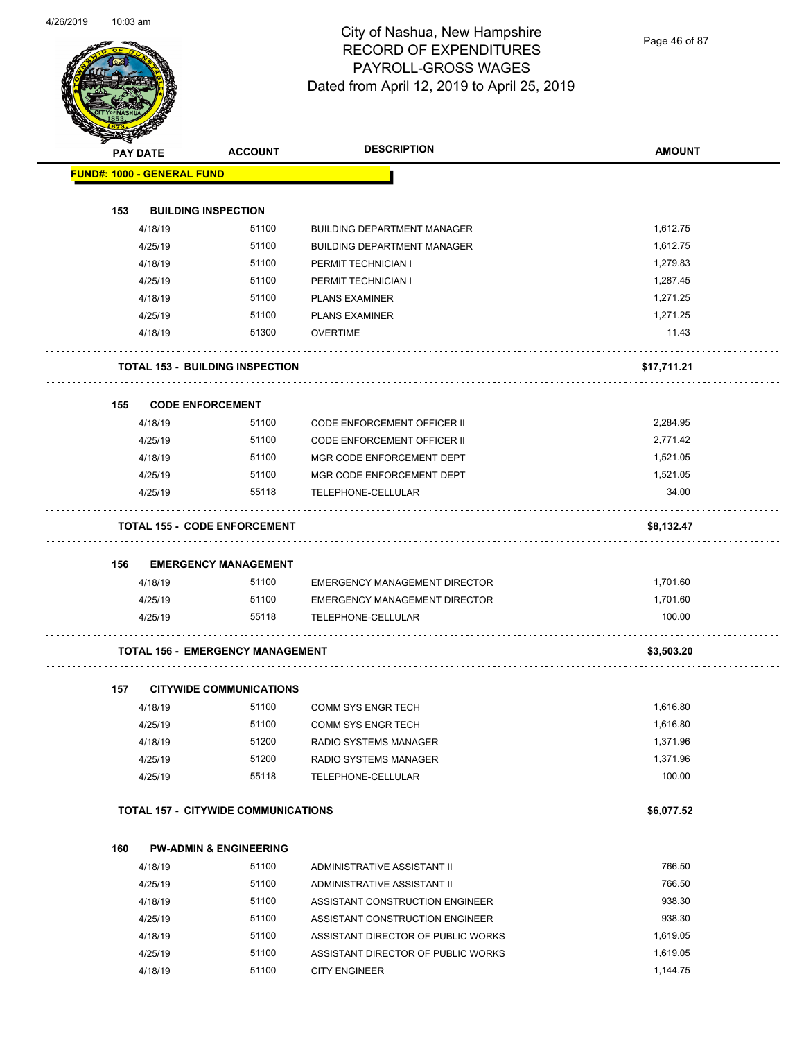# City of Nashua, New Hampshire
## RECORD OF EXPENDITURES
## PAYROLL-GROSS WAGES
## Dated from April 12, 2019 to April 25, 2019

| PAY DATE | ACCOUNT | DESCRIPTION | AMOUNT |
|---|---|---|---|
| **FUND#: 1000 - GENERAL FUND** | | | |
| **153 BUILDING INSPECTION** | | | |
| 4/18/19 | 51100 | BUILDING DEPARTMENT MANAGER | 1,612.75 |
| 4/25/19 | 51100 | BUILDING DEPARTMENT MANAGER | 1,612.75 |
| 4/18/19 | 51100 | PERMIT TECHNICIAN I | 1,279.83 |
| 4/25/19 | 51100 | PERMIT TECHNICIAN I | 1,287.45 |
| 4/18/19 | 51100 | PLANS EXAMINER | 1,271.25 |
| 4/25/19 | 51100 | PLANS EXAMINER | 1,271.25 |
| 4/18/19 | 51300 | OVERTIME | 11.43 |
| **TOTAL 153 - BUILDING INSPECTION** | | | **$17,711.21** |
| **155 CODE ENFORCEMENT** | | | |
| 4/18/19 | 51100 | CODE ENFORCEMENT OFFICER II | 2,284.95 |
| 4/25/19 | 51100 | CODE ENFORCEMENT OFFICER II | 2,771.42 |
| 4/18/19 | 51100 | MGR CODE ENFORCEMENT DEPT | 1,521.05 |
| 4/25/19 | 51100 | MGR CODE ENFORCEMENT DEPT | 1,521.05 |
| 4/25/19 | 55118 | TELEPHONE-CELLULAR | 34.00 |
| **TOTAL 155 - CODE ENFORCEMENT** | | | **$8,132.47** |
| **156 EMERGENCY MANAGEMENT** | | | |
| 4/18/19 | 51100 | EMERGENCY MANAGEMENT DIRECTOR | 1,701.60 |
| 4/25/19 | 51100 | EMERGENCY MANAGEMENT DIRECTOR | 1,701.60 |
| 4/25/19 | 55118 | TELEPHONE-CELLULAR | 100.00 |
| **TOTAL 156 - EMERGENCY MANAGEMENT** | | | **$3,503.20** |
| **157 CITYWIDE COMMUNICATIONS** | | | |
| 4/18/19 | 51100 | COMM SYS ENGR TECH | 1,616.80 |
| 4/25/19 | 51100 | COMM SYS ENGR TECH | 1,616.80 |
| 4/18/19 | 51200 | RADIO SYSTEMS MANAGER | 1,371.96 |
| 4/25/19 | 51200 | RADIO SYSTEMS MANAGER | 1,371.96 |
| 4/25/19 | 55118 | TELEPHONE-CELLULAR | 100.00 |
| **TOTAL 157 - CITYWIDE COMMUNICATIONS** | | | **$6,077.52** |
| **160 PW-ADMIN & ENGINEERING** | | | |
| 4/18/19 | 51100 | ADMINISTRATIVE ASSISTANT II | 766.50 |
| 4/25/19 | 51100 | ADMINISTRATIVE ASSISTANT II | 766.50 |
| 4/18/19 | 51100 | ASSISTANT CONSTRUCTION ENGINEER | 938.30 |
| 4/25/19 | 51100 | ASSISTANT CONSTRUCTION ENGINEER | 938.30 |
| 4/18/19 | 51100 | ASSISTANT DIRECTOR OF PUBLIC WORKS | 1,619.05 |
| 4/25/19 | 51100 | ASSISTANT DIRECTOR OF PUBLIC WORKS | 1,619.05 |
| 4/18/19 | 51100 | CITY ENGINEER | 1,144.75 |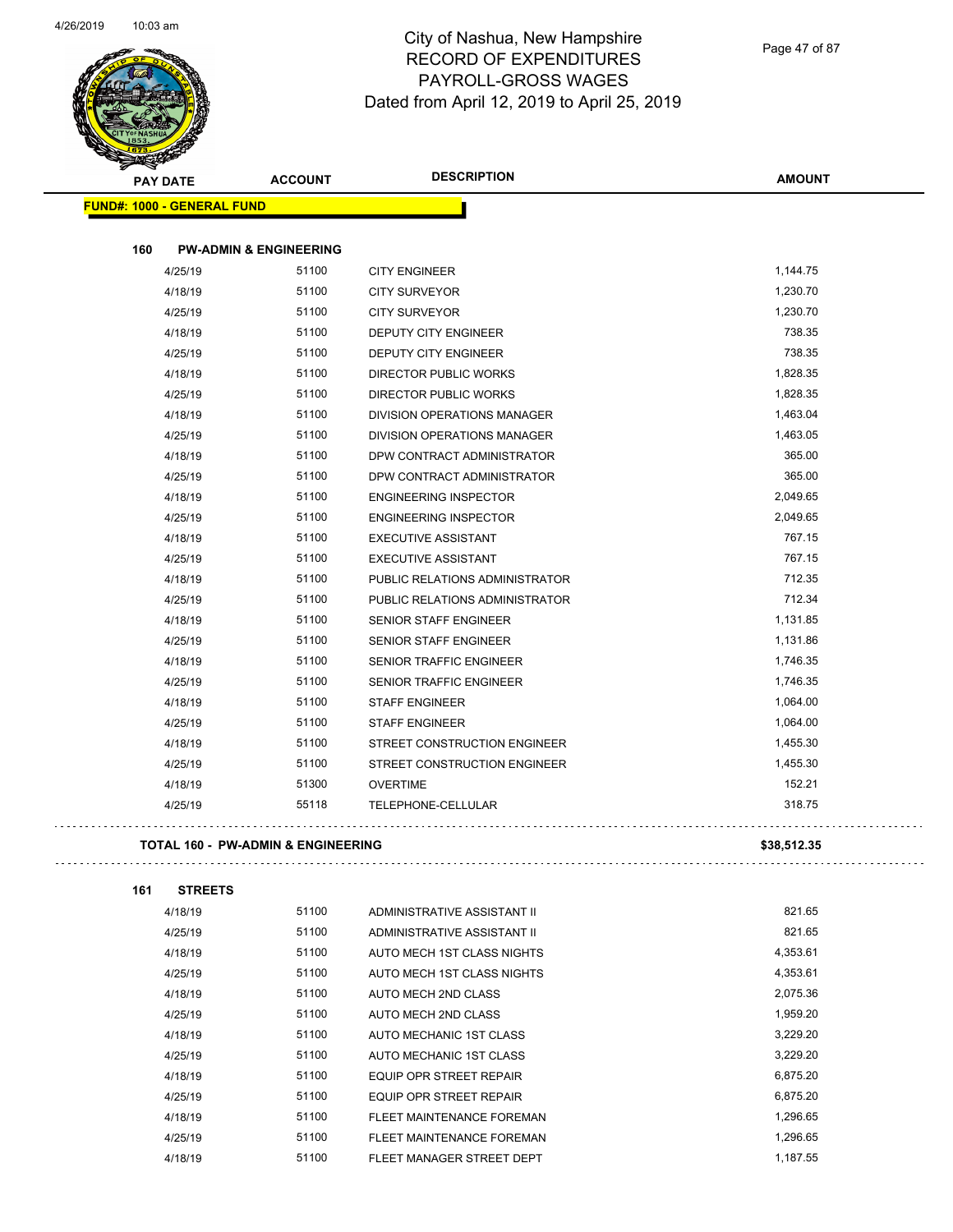# City of Nashua, New Hampshire
## RECORD OF EXPENDITURES
## PAYROLL-GROSS WAGES
## Dated from April 12, 2019 to April 25, 2019

**FUND#: 1000 - GENERAL FUND**

### 160 PW-ADMIN & ENGINEERING

| PAY DATE | ACCOUNT | DESCRIPTION | AMOUNT |
|---|---|---|---|
| 4/25/19 | 51100 | CITY ENGINEER | 1,144.75 |
| 4/18/19 | 51100 | CITY SURVEYOR | 1,230.70 |
| 4/25/19 | 51100 | CITY SURVEYOR | 1,230.70 |
| 4/18/19 | 51100 | DEPUTY CITY ENGINEER | 738.35 |
| 4/25/19 | 51100 | DEPUTY CITY ENGINEER | 738.35 |
| 4/18/19 | 51100 | DIRECTOR PUBLIC WORKS | 1,828.35 |
| 4/25/19 | 51100 | DIRECTOR PUBLIC WORKS | 1,828.35 |
| 4/18/19 | 51100 | DIVISION OPERATIONS MANAGER | 1,463.04 |
| 4/25/19 | 51100 | DIVISION OPERATIONS MANAGER | 1,463.05 |
| 4/18/19 | 51100 | DPW CONTRACT ADMINISTRATOR | 365.00 |
| 4/25/19 | 51100 | DPW CONTRACT ADMINISTRATOR | 365.00 |
| 4/18/19 | 51100 | ENGINEERING INSPECTOR | 2,049.65 |
| 4/25/19 | 51100 | ENGINEERING INSPECTOR | 2,049.65 |
| 4/18/19 | 51100 | EXECUTIVE ASSISTANT | 767.15 |
| 4/25/19 | 51100 | EXECUTIVE ASSISTANT | 767.15 |
| 4/18/19 | 51100 | PUBLIC RELATIONS ADMINISTRATOR | 712.35 |
| 4/25/19 | 51100 | PUBLIC RELATIONS ADMINISTRATOR | 712.34 |
| 4/18/19 | 51100 | SENIOR STAFF ENGINEER | 1,131.85 |
| 4/25/19 | 51100 | SENIOR STAFF ENGINEER | 1,131.86 |
| 4/18/19 | 51100 | SENIOR TRAFFIC ENGINEER | 1,746.35 |
| 4/25/19 | 51100 | SENIOR TRAFFIC ENGINEER | 1,746.35 |
| 4/18/19 | 51100 | STAFF ENGINEER | 1,064.00 |
| 4/25/19 | 51100 | STAFF ENGINEER | 1,064.00 |
| 4/18/19 | 51100 | STREET CONSTRUCTION ENGINEER | 1,455.30 |
| 4/25/19 | 51100 | STREET CONSTRUCTION ENGINEER | 1,455.30 |
| 4/18/19 | 51300 | OVERTIME | 152.21 |
| 4/25/19 | 55118 | TELEPHONE-CELLULAR | 318.75 |

**TOTAL 160 - PW-ADMIN & ENGINEERING** **$38,512.35**

### 161 STREETS

| PAY DATE | ACCOUNT | DESCRIPTION | AMOUNT |
|---|---|---|---|
| 4/18/19 | 51100 | ADMINISTRATIVE ASSISTANT II | 821.65 |
| 4/25/19 | 51100 | ADMINISTRATIVE ASSISTANT II | 821.65 |
| 4/18/19 | 51100 | AUTO MECH 1ST CLASS NIGHTS | 4,353.61 |
| 4/25/19 | 51100 | AUTO MECH 1ST CLASS NIGHTS | 4,353.61 |
| 4/18/19 | 51100 | AUTO MECH 2ND CLASS | 2,075.36 |
| 4/25/19 | 51100 | AUTO MECH 2ND CLASS | 1,959.20 |
| 4/18/19 | 51100 | AUTO MECHANIC 1ST CLASS | 3,229.20 |
| 4/25/19 | 51100 | AUTO MECHANIC 1ST CLASS | 3,229.20 |
| 4/18/19 | 51100 | EQUIP OPR STREET REPAIR | 6,875.20 |
| 4/25/19 | 51100 | EQUIP OPR STREET REPAIR | 6,875.20 |
| 4/18/19 | 51100 | FLEET MAINTENANCE FOREMAN | 1,296.65 |
| 4/25/19 | 51100 | FLEET MAINTENANCE FOREMAN | 1,296.65 |
| 4/18/19 | 51100 | FLEET MANAGER STREET DEPT | 1,187.55 |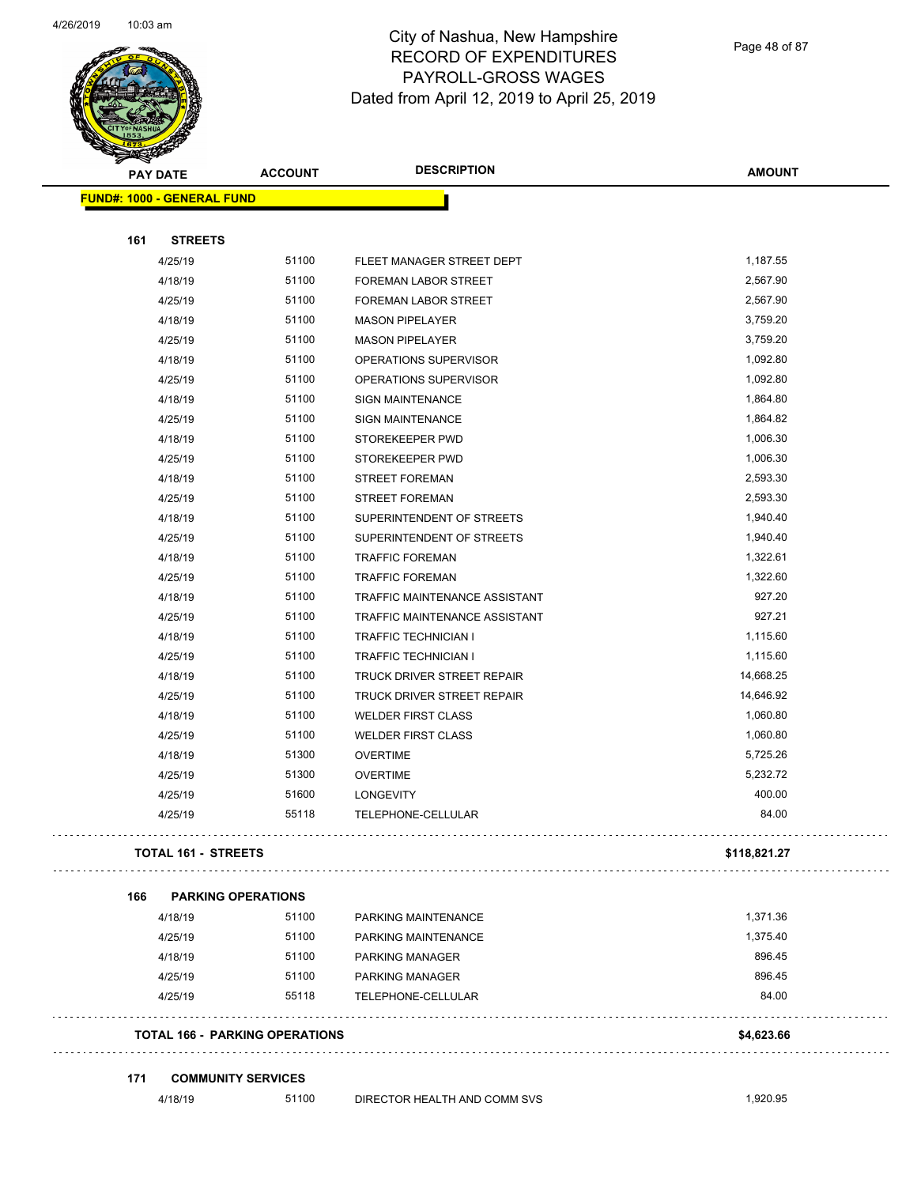# City of Nashua, New Hampshire
## RECORD OF EXPENDITURES
## PAYROLL-GROSS WAGES
## Dated from April 12, 2019 to April 25, 2019

| PAY DATE | ACCOUNT | DESCRIPTION | AMOUNT |
|---|---|---|---|
| **FUND#: 1000 - GENERAL FUND** | | | |
| **161 STREETS** | | | |
| 4/25/19 | 51100 | FLEET MANAGER STREET DEPT | 1,187.55 |
| 4/18/19 | 51100 | FOREMAN LABOR STREET | 2,567.90 |
| 4/25/19 | 51100 | FOREMAN LABOR STREET | 2,567.90 |
| 4/18/19 | 51100 | MASON PIPELAYER | 3,759.20 |
| 4/25/19 | 51100 | MASON PIPELAYER | 3,759.20 |
| 4/18/19 | 51100 | OPERATIONS SUPERVISOR | 1,092.80 |
| 4/25/19 | 51100 | OPERATIONS SUPERVISOR | 1,092.80 |
| 4/18/19 | 51100 | SIGN MAINTENANCE | 1,864.80 |
| 4/25/19 | 51100 | SIGN MAINTENANCE | 1,864.82 |
| 4/18/19 | 51100 | STOREKEEPER PWD | 1,006.30 |
| 4/25/19 | 51100 | STOREKEEPER PWD | 1,006.30 |
| 4/18/19 | 51100 | STREET FOREMAN | 2,593.30 |
| 4/25/19 | 51100 | STREET FOREMAN | 2,593.30 |
| 4/18/19 | 51100 | SUPERINTENDENT OF STREETS | 1,940.40 |
| 4/25/19 | 51100 | SUPERINTENDENT OF STREETS | 1,940.40 |
| 4/18/19 | 51100 | TRAFFIC FOREMAN | 1,322.61 |
| 4/25/19 | 51100 | TRAFFIC FOREMAN | 1,322.60 |
| 4/18/19 | 51100 | TRAFFIC MAINTENANCE ASSISTANT | 927.20 |
| 4/25/19 | 51100 | TRAFFIC MAINTENANCE ASSISTANT | 927.21 |
| 4/18/19 | 51100 | TRAFFIC TECHNICIAN I | 1,115.60 |
| 4/25/19 | 51100 | TRAFFIC TECHNICIAN I | 1,115.60 |
| 4/18/19 | 51100 | TRUCK DRIVER STREET REPAIR | 14,668.25 |
| 4/25/19 | 51100 | TRUCK DRIVER STREET REPAIR | 14,646.92 |
| 4/18/19 | 51100 | WELDER FIRST CLASS | 1,060.80 |
| 4/25/19 | 51100 | WELDER FIRST CLASS | 1,060.80 |
| 4/18/19 | 51300 | OVERTIME | 5,725.26 |
| 4/25/19 | 51300 | OVERTIME | 5,232.72 |
| 4/25/19 | 51600 | LONGEVITY | 400.00 |
| 4/25/19 | 55118 | TELEPHONE-CELLULAR | 84.00 |
| **TOTAL 161 - STREETS** | | | **$118,821.27** |
| **166 PARKING OPERATIONS** | | | |
| 4/18/19 | 51100 | PARKING MAINTENANCE | 1,371.36 |
| 4/25/19 | 51100 | PARKING MAINTENANCE | 1,375.40 |
| 4/18/19 | 51100 | PARKING MANAGER | 896.45 |
| 4/25/19 | 51100 | PARKING MANAGER | 896.45 |
| 4/25/19 | 55118 | TELEPHONE-CELLULAR | 84.00 |
| **TOTAL 166 - PARKING OPERATIONS** | | | **$4,623.66** |
| **171 COMMUNITY SERVICES** | | | |
| 4/18/19 | 51100 | DIRECTOR HEALTH AND COMM SVS | 1,920.95 |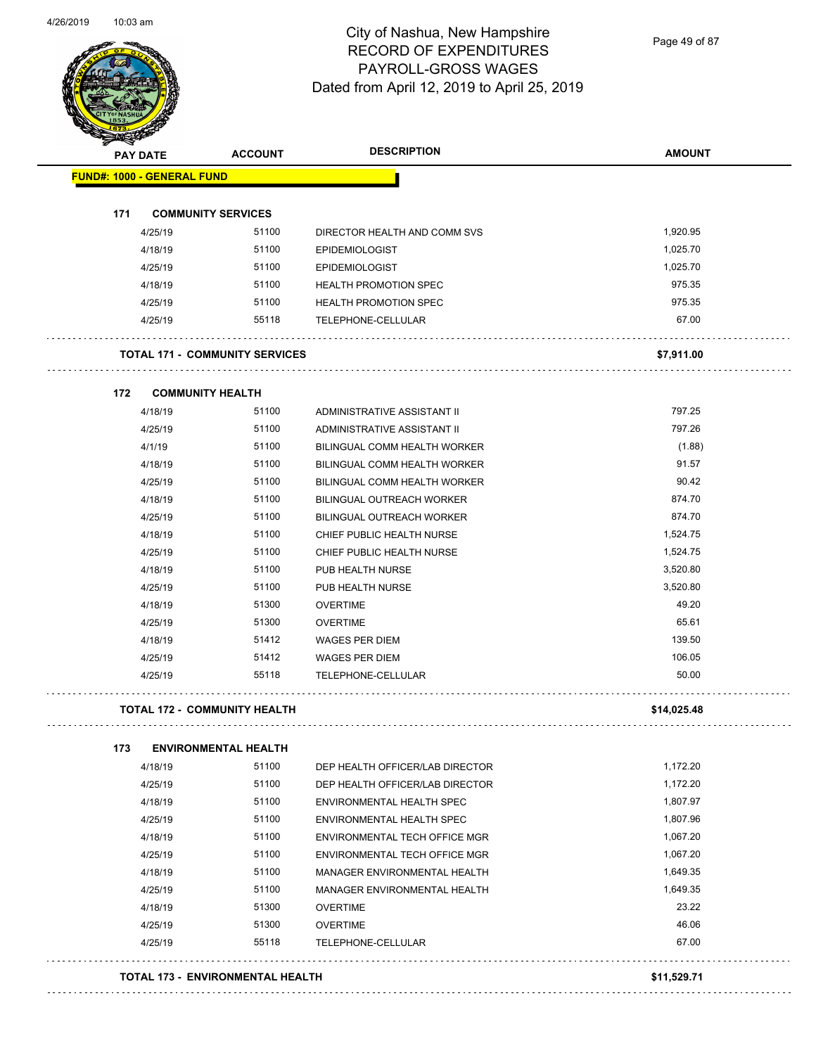# City of Nashua, New Hampshire
# RECORD OF EXPENDITURES
# PAYROLL-GROSS WAGES
# Dated from April 12, 2019 to April 25, 2019

| PAY DATE | ACCOUNT | DESCRIPTION | AMOUNT |
|---|---|---|---|
| **FUND#: 1000 - GENERAL FUND** | | | |
| **171 COMMUNITY SERVICES** | | | |
| 4/25/19 | 51100 | DIRECTOR HEALTH AND COMM SVS | 1,920.95 |
| 4/18/19 | 51100 | EPIDEMIOLOGIST | 1,025.70 |
| 4/25/19 | 51100 | EPIDEMIOLOGIST | 1,025.70 |
| 4/18/19 | 51100 | HEALTH PROMOTION SPEC | 975.35 |
| 4/25/19 | 51100 | HEALTH PROMOTION SPEC | 975.35 |
| 4/25/19 | 55118 | TELEPHONE-CELLULAR | 67.00 |
| **TOTAL 171 - COMMUNITY SERVICES** | | | **$7,911.00** |
| **172 COMMUNITY HEALTH** | | | |
| 4/18/19 | 51100 | ADMINISTRATIVE ASSISTANT II | 797.25 |
| 4/25/19 | 51100 | ADMINISTRATIVE ASSISTANT II | 797.26 |
| 4/1/19 | 51100 | BILINGUAL COMM HEALTH WORKER | (1.88) |
| 4/18/19 | 51100 | BILINGUAL COMM HEALTH WORKER | 91.57 |
| 4/25/19 | 51100 | BILINGUAL COMM HEALTH WORKER | 90.42 |
| 4/18/19 | 51100 | BILINGUAL OUTREACH WORKER | 874.70 |
| 4/25/19 | 51100 | BILINGUAL OUTREACH WORKER | 874.70 |
| 4/18/19 | 51100 | CHIEF PUBLIC HEALTH NURSE | 1,524.75 |
| 4/25/19 | 51100 | CHIEF PUBLIC HEALTH NURSE | 1,524.75 |
| 4/18/19 | 51100 | PUB HEALTH NURSE | 3,520.80 |
| 4/25/19 | 51100 | PUB HEALTH NURSE | 3,520.80 |
| 4/18/19 | 51300 | OVERTIME | 49.20 |
| 4/25/19 | 51300 | OVERTIME | 65.61 |
| 4/18/19 | 51412 | WAGES PER DIEM | 139.50 |
| 4/25/19 | 51412 | WAGES PER DIEM | 106.05 |
| 4/25/19 | 55118 | TELEPHONE-CELLULAR | 50.00 |
| **TOTAL 172 - COMMUNITY HEALTH** | | | **$14,025.48** |
| **173 ENVIRONMENTAL HEALTH** | | | |
| 4/18/19 | 51100 | DEP HEALTH OFFICER/LAB DIRECTOR | 1,172.20 |
| 4/25/19 | 51100 | DEP HEALTH OFFICER/LAB DIRECTOR | 1,172.20 |
| 4/18/19 | 51100 | ENVIRONMENTAL HEALTH SPEC | 1,807.97 |
| 4/25/19 | 51100 | ENVIRONMENTAL HEALTH SPEC | 1,807.96 |
| 4/18/19 | 51100 | ENVIRONMENTAL TECH OFFICE MGR | 1,067.20 |
| 4/25/19 | 51100 | ENVIRONMENTAL TECH OFFICE MGR | 1,067.20 |
| 4/18/19 | 51100 | MANAGER ENVIRONMENTAL HEALTH | 1,649.35 |
| 4/25/19 | 51100 | MANAGER ENVIRONMENTAL HEALTH | 1,649.35 |
| 4/18/19 | 51300 | OVERTIME | 23.22 |
| 4/25/19 | 51300 | OVERTIME | 46.06 |
| 4/25/19 | 55118 | TELEPHONE-CELLULAR | 67.00 |
| **TOTAL 173 - ENVIRONMENTAL HEALTH** | | | **$11,529.71** |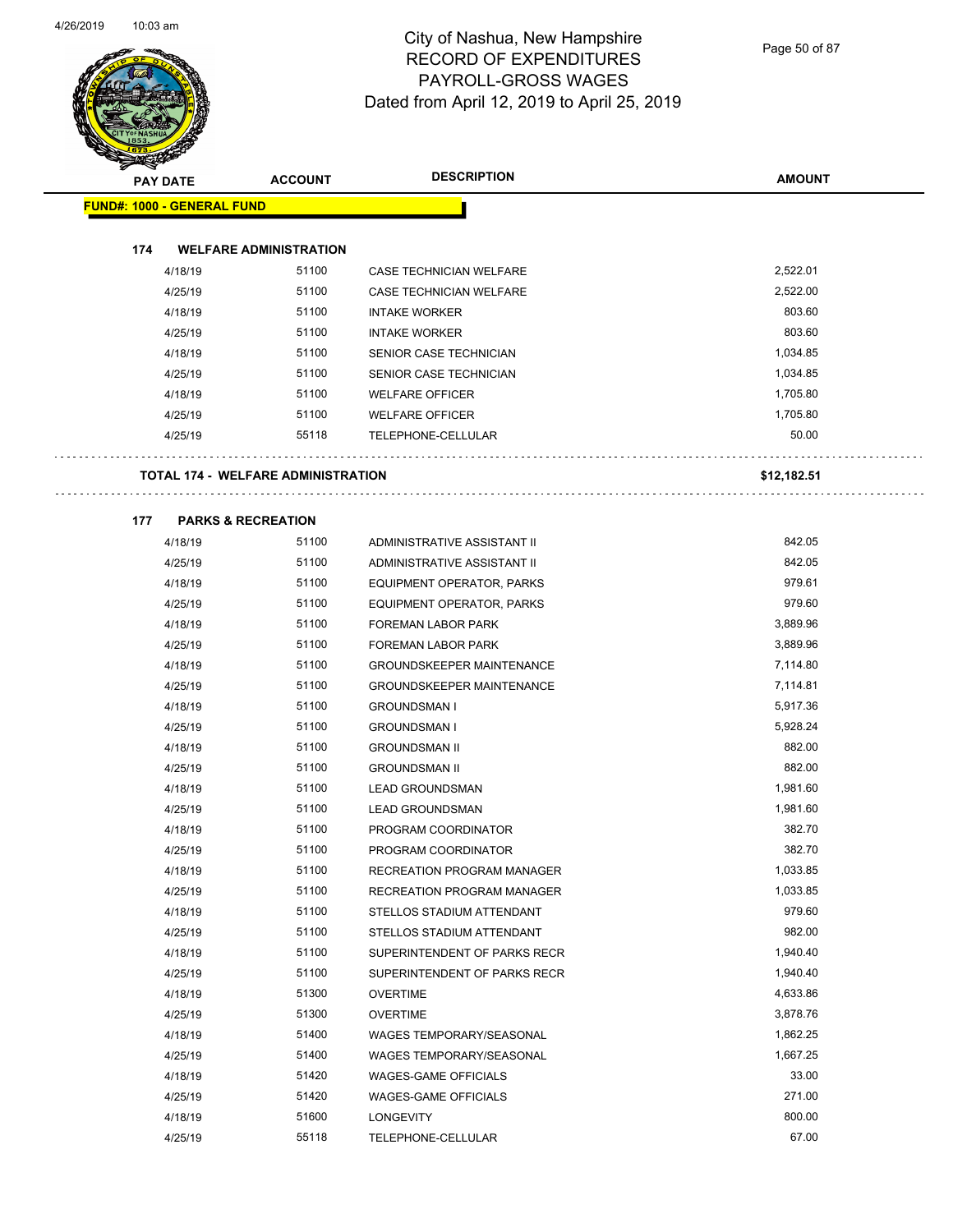# City of Nashua, New Hampshire
## RECORD OF EXPENDITURES
## PAYROLL-GROSS WAGES
## Dated from April 12, 2019 to April 25, 2019

**FUND#: 1000 - GENERAL FUND**

### 174 WELFARE ADMINISTRATION

| PAY DATE | ACCOUNT | DESCRIPTION | AMOUNT |
|---|---|---|---|
| 4/18/19 | 51100 | CASE TECHNICIAN WELFARE | 2,522.01 |
| 4/25/19 | 51100 | CASE TECHNICIAN WELFARE | 2,522.00 |
| 4/18/19 | 51100 | INTAKE WORKER | 803.60 |
| 4/25/19 | 51100 | INTAKE WORKER | 803.60 |
| 4/18/19 | 51100 | SENIOR CASE TECHNICIAN | 1,034.85 |
| 4/25/19 | 51100 | SENIOR CASE TECHNICIAN | 1,034.85 |
| 4/18/19 | 51100 | WELFARE OFFICER | 1,705.80 |
| 4/25/19 | 51100 | WELFARE OFFICER | 1,705.80 |
| 4/25/19 | 55118 | TELEPHONE-CELLULAR | 50.00 |

**TOTAL 174 - WELFARE ADMINISTRATION** **$12,182.51**

### 177 PARKS & RECREATION

| PAY DATE | ACCOUNT | DESCRIPTION | AMOUNT |
|---|---|---|---|
| 4/18/19 | 51100 | ADMINISTRATIVE ASSISTANT II | 842.05 |
| 4/25/19 | 51100 | ADMINISTRATIVE ASSISTANT II | 842.05 |
| 4/18/19 | 51100 | EQUIPMENT OPERATOR, PARKS | 979.61 |
| 4/25/19 | 51100 | EQUIPMENT OPERATOR, PARKS | 979.60 |
| 4/18/19 | 51100 | FOREMAN LABOR PARK | 3,889.96 |
| 4/25/19 | 51100 | FOREMAN LABOR PARK | 3,889.96 |
| 4/18/19 | 51100 | GROUNDSKEEPER MAINTENANCE | 7,114.80 |
| 4/25/19 | 51100 | GROUNDSKEEPER MAINTENANCE | 7,114.81 |
| 4/18/19 | 51100 | GROUNDSMAN I | 5,917.36 |
| 4/25/19 | 51100 | GROUNDSMAN I | 5,928.24 |
| 4/18/19 | 51100 | GROUNDSMAN II | 882.00 |
| 4/25/19 | 51100 | GROUNDSMAN II | 882.00 |
| 4/18/19 | 51100 | LEAD GROUNDSMAN | 1,981.60 |
| 4/25/19 | 51100 | LEAD GROUNDSMAN | 1,981.60 |
| 4/18/19 | 51100 | PROGRAM COORDINATOR | 382.70 |
| 4/25/19 | 51100 | PROGRAM COORDINATOR | 382.70 |
| 4/18/19 | 51100 | RECREATION PROGRAM MANAGER | 1,033.85 |
| 4/25/19 | 51100 | RECREATION PROGRAM MANAGER | 1,033.85 |
| 4/18/19 | 51100 | STELLOS STADIUM ATTENDANT | 979.60 |
| 4/25/19 | 51100 | STELLOS STADIUM ATTENDANT | 982.00 |
| 4/18/19 | 51100 | SUPERINTENDENT OF PARKS RECR | 1,940.40 |
| 4/25/19 | 51100 | SUPERINTENDENT OF PARKS RECR | 1,940.40 |
| 4/18/19 | 51300 | OVERTIME | 4,633.86 |
| 4/25/19 | 51300 | OVERTIME | 3,878.76 |
| 4/18/19 | 51400 | WAGES TEMPORARY/SEASONAL | 1,862.25 |
| 4/25/19 | 51400 | WAGES TEMPORARY/SEASONAL | 1,667.25 |
| 4/18/19 | 51420 | WAGES-GAME OFFICIALS | 33.00 |
| 4/25/19 | 51420 | WAGES-GAME OFFICIALS | 271.00 |
| 4/18/19 | 51600 | LONGEVITY | 800.00 |
| 4/25/19 | 55118 | TELEPHONE-CELLULAR | 67.00 |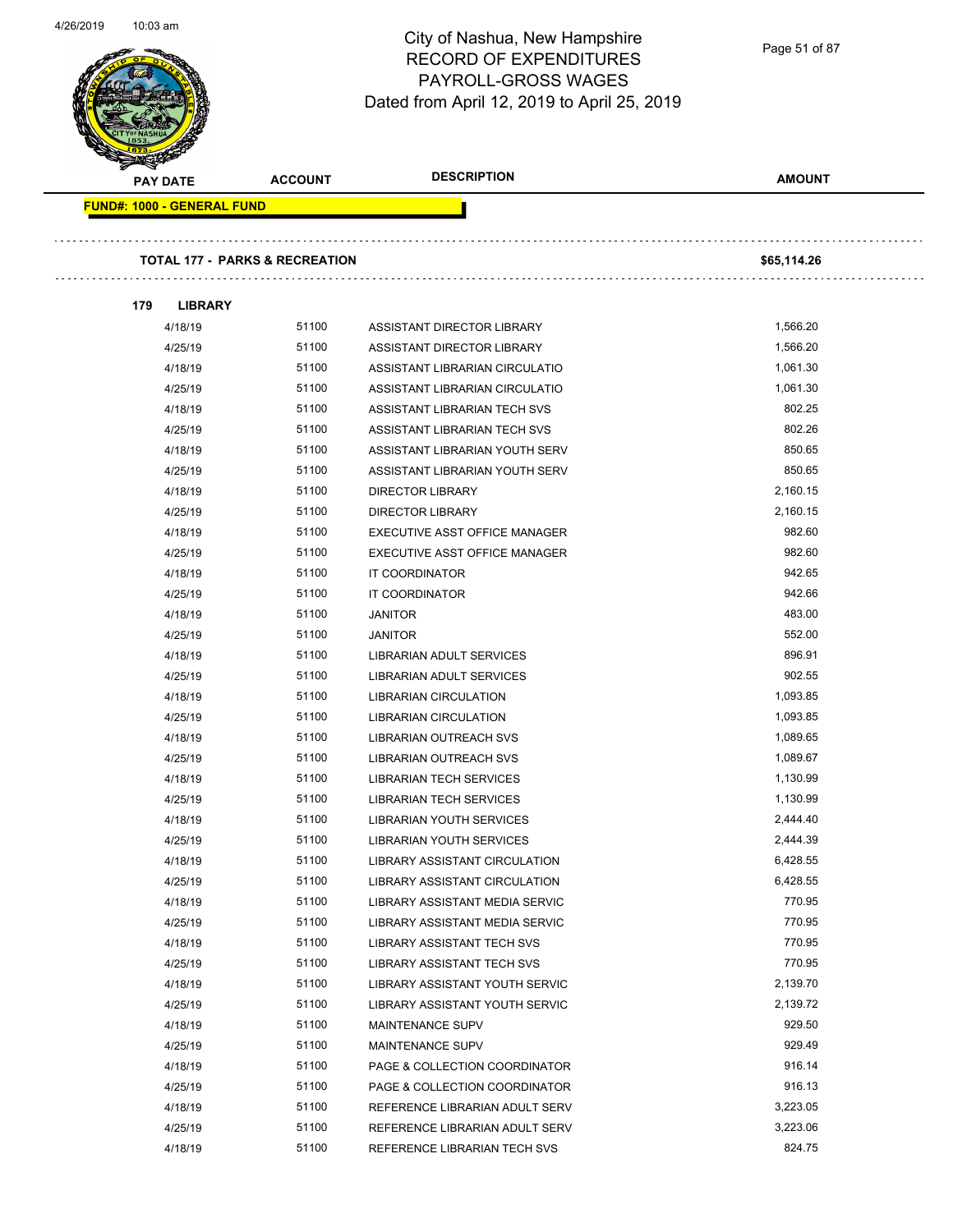City of Nashua, New Hampshire
RECORD OF EXPENDITURES
PAYROLL-GROSS WAGES
Dated from April 12, 2019 to April 25, 2019

| PAY DATE | ACCOUNT | DESCRIPTION | AMOUNT |
|---|---|---|---|
| **FUND#: 1000 - GENERAL FUND** | | | |
| **TOTAL 177 - PARKS & RECREATION** | | | **$65,114.26** |
| **179 LIBRARY** | | | |
| 4/18/19 | 51100 | ASSISTANT DIRECTOR LIBRARY | 1,566.20 |
| 4/25/19 | 51100 | ASSISTANT DIRECTOR LIBRARY | 1,566.20 |
| 4/18/19 | 51100 | ASSISTANT LIBRARIAN CIRCULATIO | 1,061.30 |
| 4/25/19 | 51100 | ASSISTANT LIBRARIAN CIRCULATIO | 1,061.30 |
| 4/18/19 | 51100 | ASSISTANT LIBRARIAN TECH SVS | 802.25 |
| 4/25/19 | 51100 | ASSISTANT LIBRARIAN TECH SVS | 802.26 |
| 4/18/19 | 51100 | ASSISTANT LIBRARIAN YOUTH SERV | 850.65 |
| 4/25/19 | 51100 | ASSISTANT LIBRARIAN YOUTH SERV | 850.65 |
| 4/18/19 | 51100 | DIRECTOR LIBRARY | 2,160.15 |
| 4/25/19 | 51100 | DIRECTOR LIBRARY | 2,160.15 |
| 4/18/19 | 51100 | EXECUTIVE ASST OFFICE MANAGER | 982.60 |
| 4/25/19 | 51100 | EXECUTIVE ASST OFFICE MANAGER | 982.60 |
| 4/18/19 | 51100 | IT COORDINATOR | 942.65 |
| 4/25/19 | 51100 | IT COORDINATOR | 942.66 |
| 4/18/19 | 51100 | JANITOR | 483.00 |
| 4/25/19 | 51100 | JANITOR | 552.00 |
| 4/18/19 | 51100 | LIBRARIAN ADULT SERVICES | 896.91 |
| 4/25/19 | 51100 | LIBRARIAN ADULT SERVICES | 902.55 |
| 4/18/19 | 51100 | LIBRARIAN CIRCULATION | 1,093.85 |
| 4/25/19 | 51100 | LIBRARIAN CIRCULATION | 1,093.85 |
| 4/18/19 | 51100 | LIBRARIAN OUTREACH SVS | 1,089.65 |
| 4/25/19 | 51100 | LIBRARIAN OUTREACH SVS | 1,089.67 |
| 4/18/19 | 51100 | LIBRARIAN TECH SERVICES | 1,130.99 |
| 4/25/19 | 51100 | LIBRARIAN TECH SERVICES | 1,130.99 |
| 4/18/19 | 51100 | LIBRARIAN YOUTH SERVICES | 2,444.40 |
| 4/25/19 | 51100 | LIBRARIAN YOUTH SERVICES | 2,444.39 |
| 4/18/19 | 51100 | LIBRARY ASSISTANT CIRCULATION | 6,428.55 |
| 4/25/19 | 51100 | LIBRARY ASSISTANT CIRCULATION | 6,428.55 |
| 4/18/19 | 51100 | LIBRARY ASSISTANT MEDIA SERVIC | 770.95 |
| 4/25/19 | 51100 | LIBRARY ASSISTANT MEDIA SERVIC | 770.95 |
| 4/18/19 | 51100 | LIBRARY ASSISTANT TECH SVS | 770.95 |
| 4/25/19 | 51100 | LIBRARY ASSISTANT TECH SVS | 770.95 |
| 4/18/19 | 51100 | LIBRARY ASSISTANT YOUTH SERVIC | 2,139.70 |
| 4/25/19 | 51100 | LIBRARY ASSISTANT YOUTH SERVIC | 2,139.72 |
| 4/18/19 | 51100 | MAINTENANCE SUPV | 929.50 |
| 4/25/19 | 51100 | MAINTENANCE SUPV | 929.49 |
| 4/18/19 | 51100 | PAGE & COLLECTION COORDINATOR | 916.14 |
| 4/25/19 | 51100 | PAGE & COLLECTION COORDINATOR | 916.13 |
| 4/18/19 | 51100 | REFERENCE LIBRARIAN ADULT SERV | 3,223.05 |
| 4/25/19 | 51100 | REFERENCE LIBRARIAN ADULT SERV | 3,223.06 |
| 4/18/19 | 51100 | REFERENCE LIBRARIAN TECH SVS | 824.75 |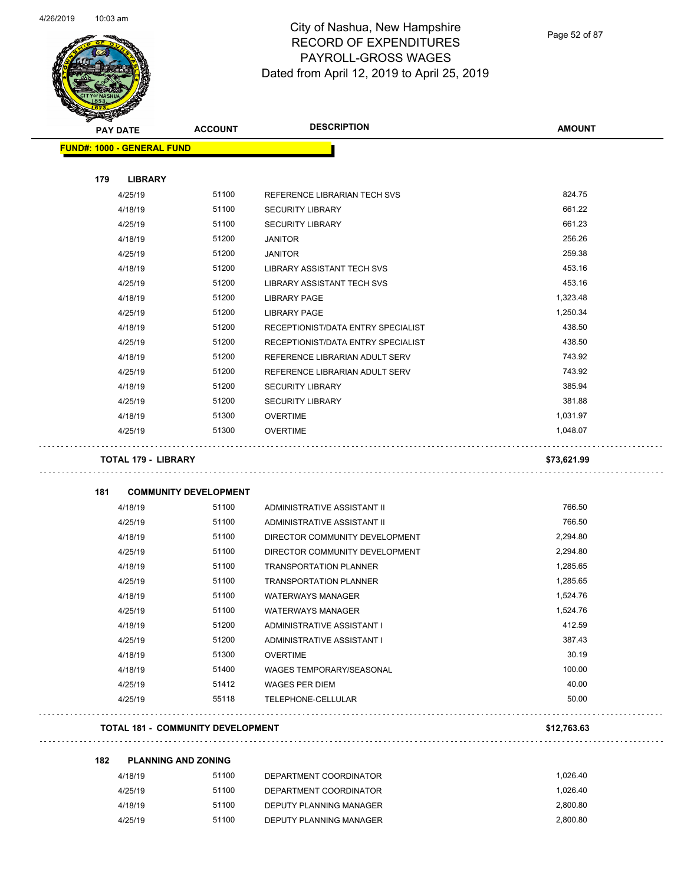# City of Nashua, New Hampshire
## RECORD OF EXPENDITURES
## PAYROLL-GROSS WAGES
### Dated from April 12, 2019 to April 25, 2019

| PAY DATE | ACCOUNT | DESCRIPTION | AMOUNT |
|---|---|---|---|
| **FUND#: 1000 - GENERAL FUND** | | | |
| **179 LIBRARY** | | | |
| 4/25/19 | 51100 | REFERENCE LIBRARIAN TECH SVS | 824.75 |
| 4/18/19 | 51100 | SECURITY LIBRARY | 661.22 |
| 4/25/19 | 51100 | SECURITY LIBRARY | 661.23 |
| 4/18/19 | 51200 | JANITOR | 256.26 |
| 4/25/19 | 51200 | JANITOR | 259.38 |
| 4/18/19 | 51200 | LIBRARY ASSISTANT TECH SVS | 453.16 |
| 4/25/19 | 51200 | LIBRARY ASSISTANT TECH SVS | 453.16 |
| 4/18/19 | 51200 | LIBRARY PAGE | 1,323.48 |
| 4/25/19 | 51200 | LIBRARY PAGE | 1,250.34 |
| 4/18/19 | 51200 | RECEPTIONIST/DATA ENTRY SPECIALIST | 438.50 |
| 4/25/19 | 51200 | RECEPTIONIST/DATA ENTRY SPECIALIST | 438.50 |
| 4/18/19 | 51200 | REFERENCE LIBRARIAN ADULT SERV | 743.92 |
| 4/25/19 | 51200 | REFERENCE LIBRARIAN ADULT SERV | 743.92 |
| 4/18/19 | 51200 | SECURITY LIBRARY | 385.94 |
| 4/25/19 | 51200 | SECURITY LIBRARY | 381.88 |
| 4/18/19 | 51300 | OVERTIME | 1,031.97 |
| 4/25/19 | 51300 | OVERTIME | 1,048.07 |
| **TOTAL 179 - LIBRARY** | | | **$73,621.99** |
| **181 COMMUNITY DEVELOPMENT** | | | |
| 4/18/19 | 51100 | ADMINISTRATIVE ASSISTANT II | 766.50 |
| 4/25/19 | 51100 | ADMINISTRATIVE ASSISTANT II | 766.50 |
| 4/18/19 | 51100 | DIRECTOR COMMUNITY DEVELOPMENT | 2,294.80 |
| 4/25/19 | 51100 | DIRECTOR COMMUNITY DEVELOPMENT | 2,294.80 |
| 4/18/19 | 51100 | TRANSPORTATION PLANNER | 1,285.65 |
| 4/25/19 | 51100 | TRANSPORTATION PLANNER | 1,285.65 |
| 4/18/19 | 51100 | WATERWAYS MANAGER | 1,524.76 |
| 4/25/19 | 51100 | WATERWAYS MANAGER | 1,524.76 |
| 4/18/19 | 51200 | ADMINISTRATIVE ASSISTANT I | 412.59 |
| 4/25/19 | 51200 | ADMINISTRATIVE ASSISTANT I | 387.43 |
| 4/18/19 | 51300 | OVERTIME | 30.19 |
| 4/18/19 | 51400 | WAGES TEMPORARY/SEASONAL | 100.00 |
| 4/25/19 | 51412 | WAGES PER DIEM | 40.00 |
| 4/25/19 | 55118 | TELEPHONE-CELLULAR | 50.00 |
| **TOTAL 181 - COMMUNITY DEVELOPMENT** | | | **$12,763.63** |
| **182 PLANNING AND ZONING** | | | |
| 4/18/19 | 51100 | DEPARTMENT COORDINATOR | 1,026.40 |
| 4/25/19 | 51100 | DEPARTMENT COORDINATOR | 1,026.40 |
| 4/18/19 | 51100 | DEPUTY PLANNING MANAGER | 2,800.80 |
| 4/25/19 | 51100 | DEPUTY PLANNING MANAGER | 2,800.80 |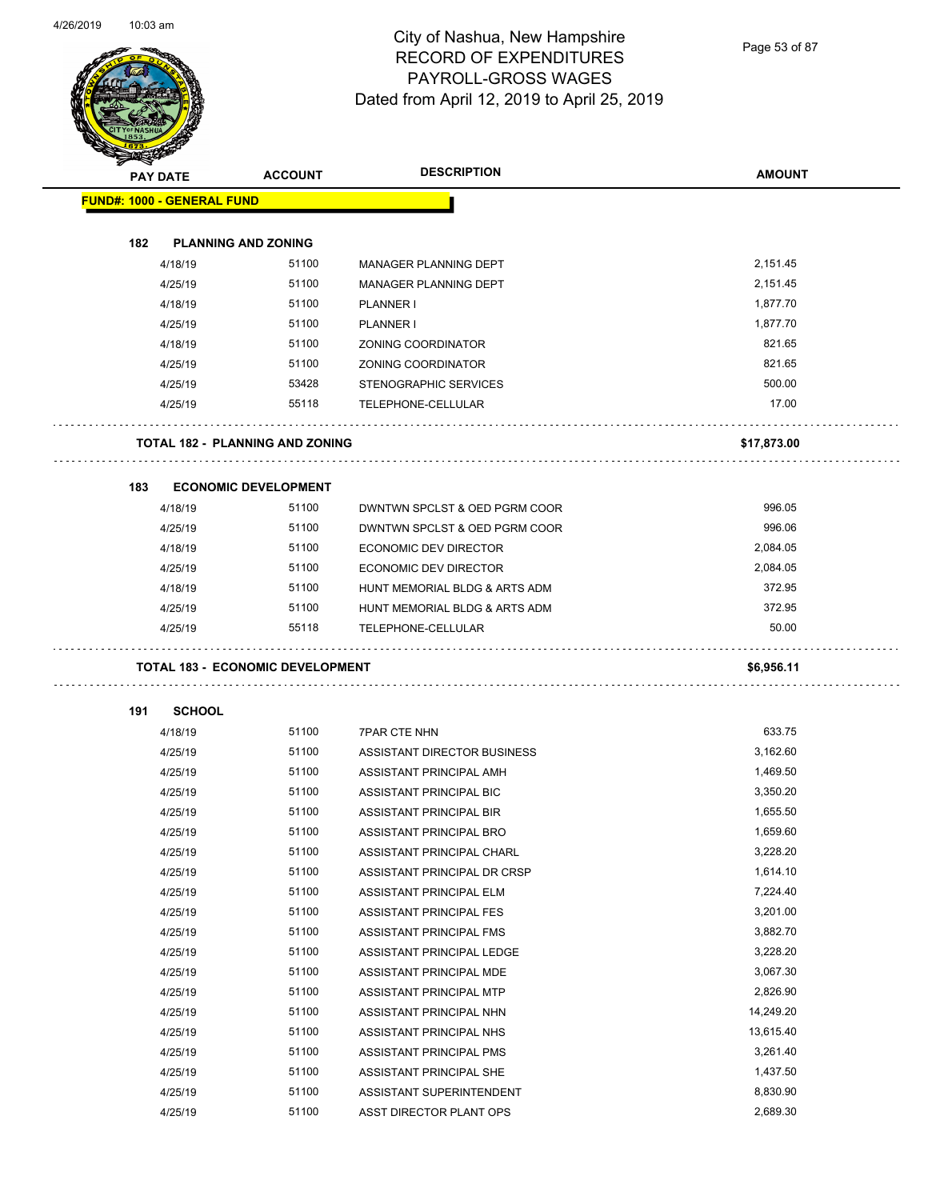# City of Nashua, New Hampshire
## RECORD OF EXPENDITURES
## PAYROLL-GROSS WAGES
### Dated from April 12, 2019 to April 25, 2019

| PAY DATE | ACCOUNT | DESCRIPTION | AMOUNT |
|---|---|---|---|
| **FUND#: 1000 - GENERAL FUND** | | | |
| **182 PLANNING AND ZONING** | | | |
| 4/18/19 | 51100 | MANAGER PLANNING DEPT | 2,151.45 |
| 4/25/19 | 51100 | MANAGER PLANNING DEPT | 2,151.45 |
| 4/18/19 | 51100 | PLANNER I | 1,877.70 |
| 4/25/19 | 51100 | PLANNER I | 1,877.70 |
| 4/18/19 | 51100 | ZONING COORDINATOR | 821.65 |
| 4/25/19 | 51100 | ZONING COORDINATOR | 821.65 |
| 4/25/19 | 53428 | STENOGRAPHIC SERVICES | 500.00 |
| 4/25/19 | 55118 | TELEPHONE-CELLULAR | 17.00 |
| **TOTAL 182 - PLANNING AND ZONING** | | | **$17,873.00** |
| **183 ECONOMIC DEVELOPMENT** | | | |
| 4/18/19 | 51100 | DWNTWN SPCLST & OED PGRM COOR | 996.05 |
| 4/25/19 | 51100 | DWNTWN SPCLST & OED PGRM COOR | 996.06 |
| 4/18/19 | 51100 | ECONOMIC DEV DIRECTOR | 2,084.05 |
| 4/25/19 | 51100 | ECONOMIC DEV DIRECTOR | 2,084.05 |
| 4/18/19 | 51100 | HUNT MEMORIAL BLDG & ARTS ADM | 372.95 |
| 4/25/19 | 51100 | HUNT MEMORIAL BLDG & ARTS ADM | 372.95 |
| 4/25/19 | 55118 | TELEPHONE-CELLULAR | 50.00 |
| **TOTAL 183 - ECONOMIC DEVELOPMENT** | | | **$6,956.11** |
| **191 SCHOOL** | | | |
| 4/18/19 | 51100 | 7PAR CTE NHN | 633.75 |
| 4/25/19 | 51100 | ASSISTANT DIRECTOR BUSINESS | 3,162.60 |
| 4/25/19 | 51100 | ASSISTANT PRINCIPAL AMH | 1,469.50 |
| 4/25/19 | 51100 | ASSISTANT PRINCIPAL BIC | 3,350.20 |
| 4/25/19 | 51100 | ASSISTANT PRINCIPAL BIR | 1,655.50 |
| 4/25/19 | 51100 | ASSISTANT PRINCIPAL BRO | 1,659.60 |
| 4/25/19 | 51100 | ASSISTANT PRINCIPAL CHARL | 3,228.20 |
| 4/25/19 | 51100 | ASSISTANT PRINCIPAL DR CRSP | 1,614.10 |
| 4/25/19 | 51100 | ASSISTANT PRINCIPAL ELM | 7,224.40 |
| 4/25/19 | 51100 | ASSISTANT PRINCIPAL FES | 3,201.00 |
| 4/25/19 | 51100 | ASSISTANT PRINCIPAL FMS | 3,882.70 |
| 4/25/19 | 51100 | ASSISTANT PRINCIPAL LEDGE | 3,228.20 |
| 4/25/19 | 51100 | ASSISTANT PRINCIPAL MDE | 3,067.30 |
| 4/25/19 | 51100 | ASSISTANT PRINCIPAL MTP | 2,826.90 |
| 4/25/19 | 51100 | ASSISTANT PRINCIPAL NHN | 14,249.20 |
| 4/25/19 | 51100 | ASSISTANT PRINCIPAL NHS | 13,615.40 |
| 4/25/19 | 51100 | ASSISTANT PRINCIPAL PMS | 3,261.40 |
| 4/25/19 | 51100 | ASSISTANT PRINCIPAL SHE | 1,437.50 |
| 4/25/19 | 51100 | ASSISTANT SUPERINTENDENT | 8,830.90 |
| 4/25/19 | 51100 | ASST DIRECTOR PLANT OPS | 2,689.30 |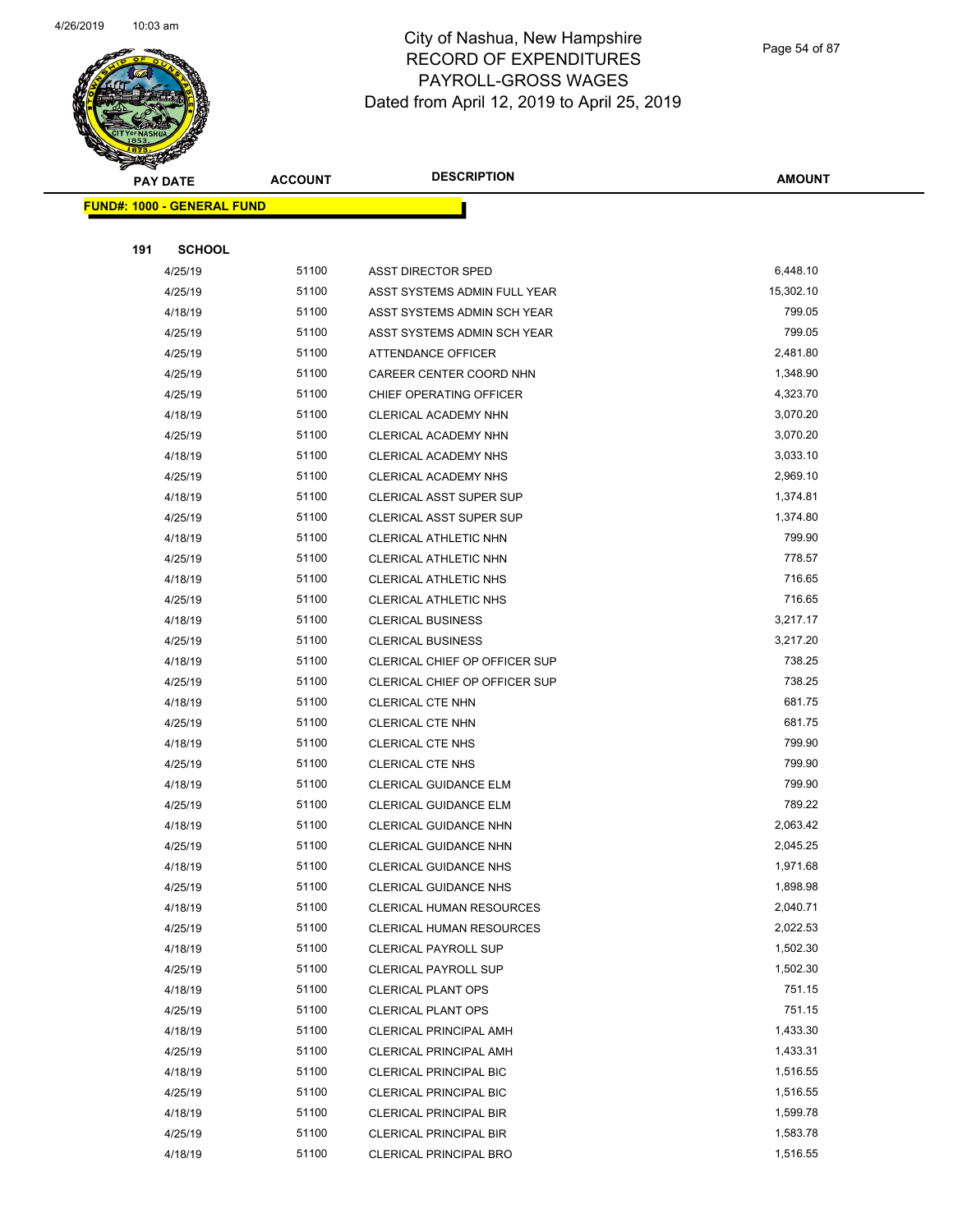# City of Nashua, New Hampshire
## RECORD OF EXPENDITURES
## PAYROLL-GROSS WAGES
## Dated from April 12, 2019 to April 25, 2019

**FUND#: 1000 - GENERAL FUND**

**191 SCHOOL**

| PAY DATE | ACCOUNT | DESCRIPTION | AMOUNT |
|---|---|---|---|
| 4/25/19 | 51100 | ASST DIRECTOR SPED | 6,448.10 |
| 4/25/19 | 51100 | ASST SYSTEMS ADMIN FULL YEAR | 15,302.10 |
| 4/18/19 | 51100 | ASST SYSTEMS ADMIN SCH YEAR | 799.05 |
| 4/25/19 | 51100 | ASST SYSTEMS ADMIN SCH YEAR | 799.05 |
| 4/25/19 | 51100 | ATTENDANCE OFFICER | 2,481.80 |
| 4/25/19 | 51100 | CAREER CENTER COORD NHN | 1,348.90 |
| 4/25/19 | 51100 | CHIEF OPERATING OFFICER | 4,323.70 |
| 4/18/19 | 51100 | CLERICAL ACADEMY NHN | 3,070.20 |
| 4/25/19 | 51100 | CLERICAL ACADEMY NHN | 3,070.20 |
| 4/18/19 | 51100 | CLERICAL ACADEMY NHS | 3,033.10 |
| 4/25/19 | 51100 | CLERICAL ACADEMY NHS | 2,969.10 |
| 4/18/19 | 51100 | CLERICAL ASST SUPER SUP | 1,374.81 |
| 4/25/19 | 51100 | CLERICAL ASST SUPER SUP | 1,374.80 |
| 4/18/19 | 51100 | CLERICAL ATHLETIC NHN | 799.90 |
| 4/25/19 | 51100 | CLERICAL ATHLETIC NHN | 778.57 |
| 4/18/19 | 51100 | CLERICAL ATHLETIC NHS | 716.65 |
| 4/25/19 | 51100 | CLERICAL ATHLETIC NHS | 716.65 |
| 4/18/19 | 51100 | CLERICAL BUSINESS | 3,217.17 |
| 4/25/19 | 51100 | CLERICAL BUSINESS | 3,217.20 |
| 4/18/19 | 51100 | CLERICAL CHIEF OP OFFICER SUP | 738.25 |
| 4/25/19 | 51100 | CLERICAL CHIEF OP OFFICER SUP | 738.25 |
| 4/18/19 | 51100 | CLERICAL CTE NHN | 681.75 |
| 4/25/19 | 51100 | CLERICAL CTE NHN | 681.75 |
| 4/18/19 | 51100 | CLERICAL CTE NHS | 799.90 |
| 4/25/19 | 51100 | CLERICAL CTE NHS | 799.90 |
| 4/18/19 | 51100 | CLERICAL GUIDANCE ELM | 799.90 |
| 4/25/19 | 51100 | CLERICAL GUIDANCE ELM | 789.22 |
| 4/18/19 | 51100 | CLERICAL GUIDANCE NHN | 2,063.42 |
| 4/25/19 | 51100 | CLERICAL GUIDANCE NHN | 2,045.25 |
| 4/18/19 | 51100 | CLERICAL GUIDANCE NHS | 1,971.68 |
| 4/25/19 | 51100 | CLERICAL GUIDANCE NHS | 1,898.98 |
| 4/18/19 | 51100 | CLERICAL HUMAN RESOURCES | 2,040.71 |
| 4/25/19 | 51100 | CLERICAL HUMAN RESOURCES | 2,022.53 |
| 4/18/19 | 51100 | CLERICAL PAYROLL SUP | 1,502.30 |
| 4/25/19 | 51100 | CLERICAL PAYROLL SUP | 1,502.30 |
| 4/18/19 | 51100 | CLERICAL PLANT OPS | 751.15 |
| 4/25/19 | 51100 | CLERICAL PLANT OPS | 751.15 |
| 4/18/19 | 51100 | CLERICAL PRINCIPAL AMH | 1,433.30 |
| 4/25/19 | 51100 | CLERICAL PRINCIPAL AMH | 1,433.31 |
| 4/18/19 | 51100 | CLERICAL PRINCIPAL BIC | 1,516.55 |
| 4/25/19 | 51100 | CLERICAL PRINCIPAL BIC | 1,516.55 |
| 4/18/19 | 51100 | CLERICAL PRINCIPAL BIR | 1,599.78 |
| 4/25/19 | 51100 | CLERICAL PRINCIPAL BIR | 1,583.78 |
| 4/18/19 | 51100 | CLERICAL PRINCIPAL BRO | 1,516.55 |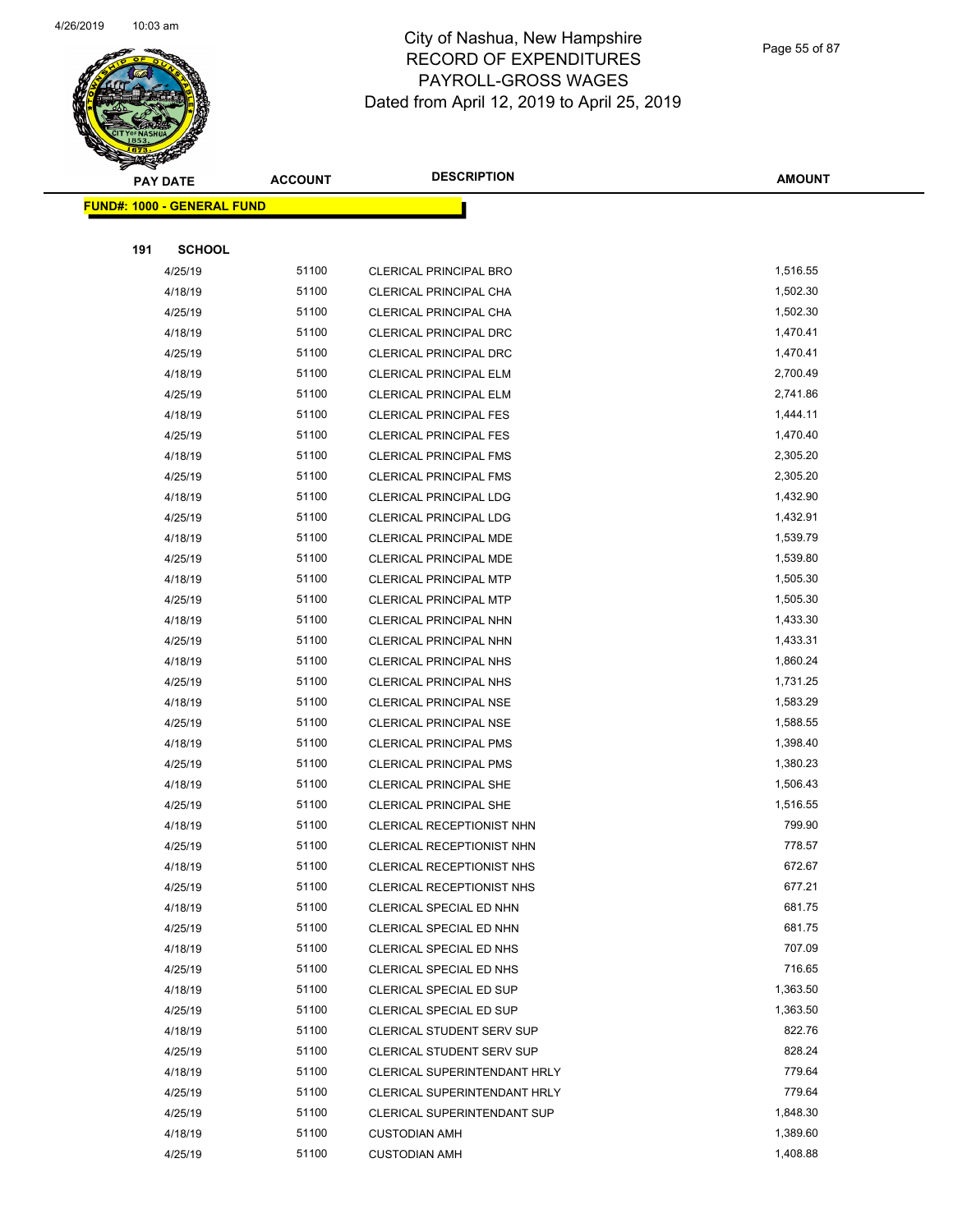# City of Nashua, New Hampshire
## RECORD OF EXPENDITURES
## PAYROLL-GROSS WAGES
## Dated from April 12, 2019 to April 25, 2019

**FUND#: 1000 - GENERAL FUND**

**191 SCHOOL**

| PAY DATE | ACCOUNT | DESCRIPTION | AMOUNT |
|---|---|---|---|
| 4/25/19 | 51100 | CLERICAL PRINCIPAL BRO | 1,516.55 |
| 4/18/19 | 51100 | CLERICAL PRINCIPAL CHA | 1,502.30 |
| 4/25/19 | 51100 | CLERICAL PRINCIPAL CHA | 1,502.30 |
| 4/18/19 | 51100 | CLERICAL PRINCIPAL DRC | 1,470.41 |
| 4/25/19 | 51100 | CLERICAL PRINCIPAL DRC | 1,470.41 |
| 4/18/19 | 51100 | CLERICAL PRINCIPAL ELM | 2,700.49 |
| 4/25/19 | 51100 | CLERICAL PRINCIPAL ELM | 2,741.86 |
| 4/18/19 | 51100 | CLERICAL PRINCIPAL FES | 1,444.11 |
| 4/25/19 | 51100 | CLERICAL PRINCIPAL FES | 1,470.40 |
| 4/18/19 | 51100 | CLERICAL PRINCIPAL FMS | 2,305.20 |
| 4/25/19 | 51100 | CLERICAL PRINCIPAL FMS | 2,305.20 |
| 4/18/19 | 51100 | CLERICAL PRINCIPAL LDG | 1,432.90 |
| 4/25/19 | 51100 | CLERICAL PRINCIPAL LDG | 1,432.91 |
| 4/18/19 | 51100 | CLERICAL PRINCIPAL MDE | 1,539.79 |
| 4/25/19 | 51100 | CLERICAL PRINCIPAL MDE | 1,539.80 |
| 4/18/19 | 51100 | CLERICAL PRINCIPAL MTP | 1,505.30 |
| 4/25/19 | 51100 | CLERICAL PRINCIPAL MTP | 1,505.30 |
| 4/18/19 | 51100 | CLERICAL PRINCIPAL NHN | 1,433.30 |
| 4/25/19 | 51100 | CLERICAL PRINCIPAL NHN | 1,433.31 |
| 4/18/19 | 51100 | CLERICAL PRINCIPAL NHS | 1,860.24 |
| 4/25/19 | 51100 | CLERICAL PRINCIPAL NHS | 1,731.25 |
| 4/18/19 | 51100 | CLERICAL PRINCIPAL NSE | 1,583.29 |
| 4/25/19 | 51100 | CLERICAL PRINCIPAL NSE | 1,588.55 |
| 4/18/19 | 51100 | CLERICAL PRINCIPAL PMS | 1,398.40 |
| 4/25/19 | 51100 | CLERICAL PRINCIPAL PMS | 1,380.23 |
| 4/18/19 | 51100 | CLERICAL PRINCIPAL SHE | 1,506.43 |
| 4/25/19 | 51100 | CLERICAL PRINCIPAL SHE | 1,516.55 |
| 4/18/19 | 51100 | CLERICAL RECEPTIONIST NHN | 799.90 |
| 4/25/19 | 51100 | CLERICAL RECEPTIONIST NHN | 778.57 |
| 4/18/19 | 51100 | CLERICAL RECEPTIONIST NHS | 672.67 |
| 4/25/19 | 51100 | CLERICAL RECEPTIONIST NHS | 677.21 |
| 4/18/19 | 51100 | CLERICAL SPECIAL ED NHN | 681.75 |
| 4/25/19 | 51100 | CLERICAL SPECIAL ED NHN | 681.75 |
| 4/18/19 | 51100 | CLERICAL SPECIAL ED NHS | 707.09 |
| 4/25/19 | 51100 | CLERICAL SPECIAL ED NHS | 716.65 |
| 4/18/19 | 51100 | CLERICAL SPECIAL ED SUP | 1,363.50 |
| 4/25/19 | 51100 | CLERICAL SPECIAL ED SUP | 1,363.50 |
| 4/18/19 | 51100 | CLERICAL STUDENT SERV SUP | 822.76 |
| 4/25/19 | 51100 | CLERICAL STUDENT SERV SUP | 828.24 |
| 4/18/19 | 51100 | CLERICAL SUPERINTENDANT HRLY | 779.64 |
| 4/25/19 | 51100 | CLERICAL SUPERINTENDANT HRLY | 779.64 |
| 4/25/19 | 51100 | CLERICAL SUPERINTENDANT SUP | 1,848.30 |
| 4/18/19 | 51100 | CUSTODIAN AMH | 1,389.60 |
| 4/25/19 | 51100 | CUSTODIAN AMH | 1,408.88 |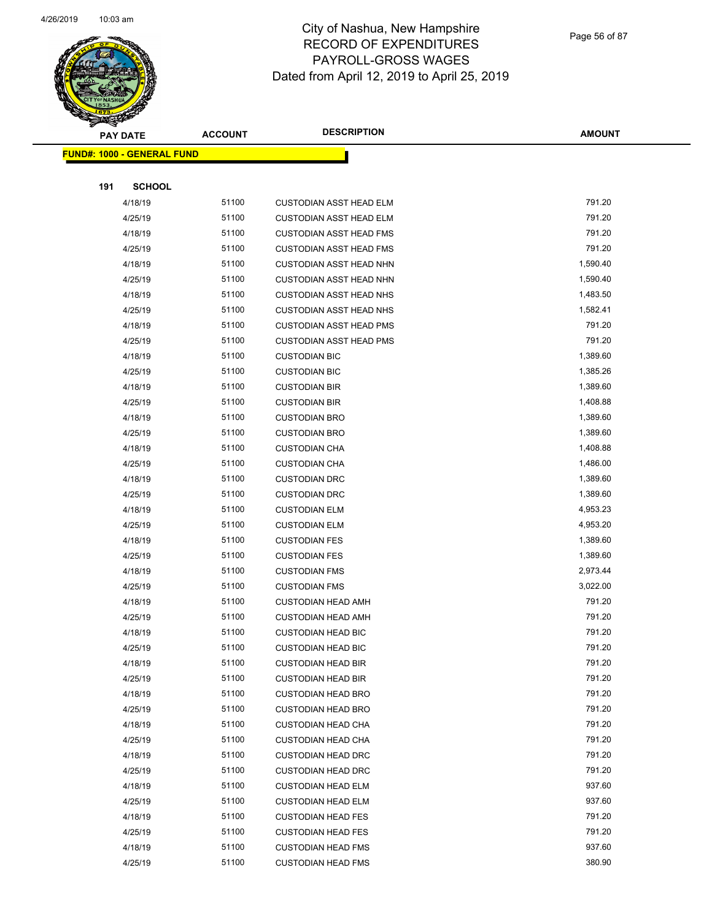# City of Nashua, New Hampshire
## RECORD OF EXPENDITURES
## PAYROLL-GROSS WAGES
### Dated from April 12, 2019 to April 25, 2019

| PAY DATE | ACCOUNT | DESCRIPTION | AMOUNT |
|---|---|---|---|
| **FUND#: 1000 - GENERAL FUND** | | | |
| **191 SCHOOL** | | | |
| 4/18/19 | 51100 | CUSTODIAN ASST HEAD ELM | 791.20 |
| 4/25/19 | 51100 | CUSTODIAN ASST HEAD ELM | 791.20 |
| 4/18/19 | 51100 | CUSTODIAN ASST HEAD FMS | 791.20 |
| 4/25/19 | 51100 | CUSTODIAN ASST HEAD FMS | 791.20 |
| 4/18/19 | 51100 | CUSTODIAN ASST HEAD NHN | 1,590.40 |
| 4/25/19 | 51100 | CUSTODIAN ASST HEAD NHN | 1,590.40 |
| 4/18/19 | 51100 | CUSTODIAN ASST HEAD NHS | 1,483.50 |
| 4/25/19 | 51100 | CUSTODIAN ASST HEAD NHS | 1,582.41 |
| 4/18/19 | 51100 | CUSTODIAN ASST HEAD PMS | 791.20 |
| 4/25/19 | 51100 | CUSTODIAN ASST HEAD PMS | 791.20 |
| 4/18/19 | 51100 | CUSTODIAN BIC | 1,389.60 |
| 4/25/19 | 51100 | CUSTODIAN BIC | 1,385.26 |
| 4/18/19 | 51100 | CUSTODIAN BIR | 1,389.60 |
| 4/25/19 | 51100 | CUSTODIAN BIR | 1,408.88 |
| 4/18/19 | 51100 | CUSTODIAN BRO | 1,389.60 |
| 4/25/19 | 51100 | CUSTODIAN BRO | 1,389.60 |
| 4/18/19 | 51100 | CUSTODIAN CHA | 1,408.88 |
| 4/25/19 | 51100 | CUSTODIAN CHA | 1,486.00 |
| 4/18/19 | 51100 | CUSTODIAN DRC | 1,389.60 |
| 4/25/19 | 51100 | CUSTODIAN DRC | 1,389.60 |
| 4/18/19 | 51100 | CUSTODIAN ELM | 4,953.23 |
| 4/25/19 | 51100 | CUSTODIAN ELM | 4,953.20 |
| 4/18/19 | 51100 | CUSTODIAN FES | 1,389.60 |
| 4/25/19 | 51100 | CUSTODIAN FES | 1,389.60 |
| 4/18/19 | 51100 | CUSTODIAN FMS | 2,973.44 |
| 4/25/19 | 51100 | CUSTODIAN FMS | 3,022.00 |
| 4/18/19 | 51100 | CUSTODIAN HEAD AMH | 791.20 |
| 4/25/19 | 51100 | CUSTODIAN HEAD AMH | 791.20 |
| 4/18/19 | 51100 | CUSTODIAN HEAD BIC | 791.20 |
| 4/25/19 | 51100 | CUSTODIAN HEAD BIC | 791.20 |
| 4/18/19 | 51100 | CUSTODIAN HEAD BIR | 791.20 |
| 4/25/19 | 51100 | CUSTODIAN HEAD BIR | 791.20 |
| 4/18/19 | 51100 | CUSTODIAN HEAD BRO | 791.20 |
| 4/25/19 | 51100 | CUSTODIAN HEAD BRO | 791.20 |
| 4/18/19 | 51100 | CUSTODIAN HEAD CHA | 791.20 |
| 4/25/19 | 51100 | CUSTODIAN HEAD CHA | 791.20 |
| 4/18/19 | 51100 | CUSTODIAN HEAD DRC | 791.20 |
| 4/25/19 | 51100 | CUSTODIAN HEAD DRC | 791.20 |
| 4/18/19 | 51100 | CUSTODIAN HEAD ELM | 937.60 |
| 4/25/19 | 51100 | CUSTODIAN HEAD ELM | 937.60 |
| 4/18/19 | 51100 | CUSTODIAN HEAD FES | 791.20 |
| 4/25/19 | 51100 | CUSTODIAN HEAD FES | 791.20 |
| 4/18/19 | 51100 | CUSTODIAN HEAD FMS | 937.60 |
| 4/25/19 | 51100 | CUSTODIAN HEAD FMS | 380.90 |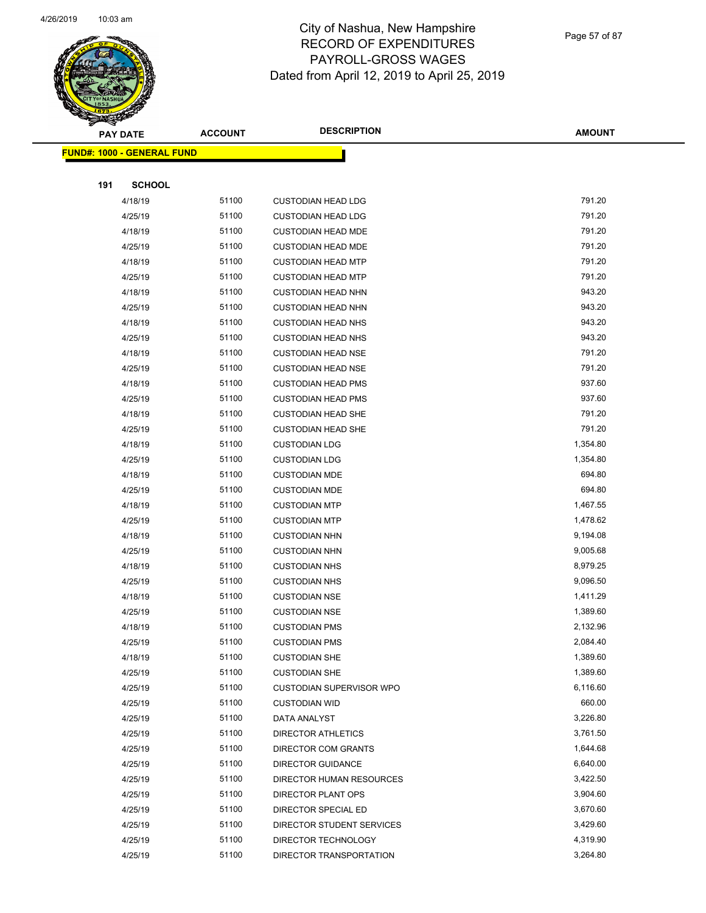# City of Nashua, New Hampshire
## RECORD OF EXPENDITURES
## PAYROLL-GROSS WAGES
### Dated from April 12, 2019 to April 25, 2019

| PAY DATE | ACCOUNT | DESCRIPTION | AMOUNT |
|---|---|---|---|
| **FUND#: 1000 - GENERAL FUND** | | | |
| **191 SCHOOL** | | | |
| 4/18/19 | 51100 | CUSTODIAN HEAD LDG | 791.20 |
| 4/25/19 | 51100 | CUSTODIAN HEAD LDG | 791.20 |
| 4/18/19 | 51100 | CUSTODIAN HEAD MDE | 791.20 |
| 4/25/19 | 51100 | CUSTODIAN HEAD MDE | 791.20 |
| 4/18/19 | 51100 | CUSTODIAN HEAD MTP | 791.20 |
| 4/25/19 | 51100 | CUSTODIAN HEAD MTP | 791.20 |
| 4/18/19 | 51100 | CUSTODIAN HEAD NHN | 943.20 |
| 4/25/19 | 51100 | CUSTODIAN HEAD NHN | 943.20 |
| 4/18/19 | 51100 | CUSTODIAN HEAD NHS | 943.20 |
| 4/25/19 | 51100 | CUSTODIAN HEAD NHS | 943.20 |
| 4/18/19 | 51100 | CUSTODIAN HEAD NSE | 791.20 |
| 4/25/19 | 51100 | CUSTODIAN HEAD NSE | 791.20 |
| 4/18/19 | 51100 | CUSTODIAN HEAD PMS | 937.60 |
| 4/25/19 | 51100 | CUSTODIAN HEAD PMS | 937.60 |
| 4/18/19 | 51100 | CUSTODIAN HEAD SHE | 791.20 |
| 4/25/19 | 51100 | CUSTODIAN HEAD SHE | 791.20 |
| 4/18/19 | 51100 | CUSTODIAN LDG | 1,354.80 |
| 4/25/19 | 51100 | CUSTODIAN LDG | 1,354.80 |
| 4/18/19 | 51100 | CUSTODIAN MDE | 694.80 |
| 4/25/19 | 51100 | CUSTODIAN MDE | 694.80 |
| 4/18/19 | 51100 | CUSTODIAN MTP | 1,467.55 |
| 4/25/19 | 51100 | CUSTODIAN MTP | 1,478.62 |
| 4/18/19 | 51100 | CUSTODIAN NHN | 9,194.08 |
| 4/25/19 | 51100 | CUSTODIAN NHN | 9,005.68 |
| 4/18/19 | 51100 | CUSTODIAN NHS | 8,979.25 |
| 4/25/19 | 51100 | CUSTODIAN NHS | 9,096.50 |
| 4/18/19 | 51100 | CUSTODIAN NSE | 1,411.29 |
| 4/25/19 | 51100 | CUSTODIAN NSE | 1,389.60 |
| 4/18/19 | 51100 | CUSTODIAN PMS | 2,132.96 |
| 4/25/19 | 51100 | CUSTODIAN PMS | 2,084.40 |
| 4/18/19 | 51100 | CUSTODIAN SHE | 1,389.60 |
| 4/25/19 | 51100 | CUSTODIAN SHE | 1,389.60 |
| 4/25/19 | 51100 | CUSTODIAN SUPERVISOR WPO | 6,116.60 |
| 4/25/19 | 51100 | CUSTODIAN WID | 660.00 |
| 4/25/19 | 51100 | DATA ANALYST | 3,226.80 |
| 4/25/19 | 51100 | DIRECTOR ATHLETICS | 3,761.50 |
| 4/25/19 | 51100 | DIRECTOR COM GRANTS | 1,644.68 |
| 4/25/19 | 51100 | DIRECTOR GUIDANCE | 6,640.00 |
| 4/25/19 | 51100 | DIRECTOR HUMAN RESOURCES | 3,422.50 |
| 4/25/19 | 51100 | DIRECTOR PLANT OPS | 3,904.60 |
| 4/25/19 | 51100 | DIRECTOR SPECIAL ED | 3,670.60 |
| 4/25/19 | 51100 | DIRECTOR STUDENT SERVICES | 3,429.60 |
| 4/25/19 | 51100 | DIRECTOR TECHNOLOGY | 4,319.90 |
| 4/25/19 | 51100 | DIRECTOR TRANSPORTATION | 3,264.80 |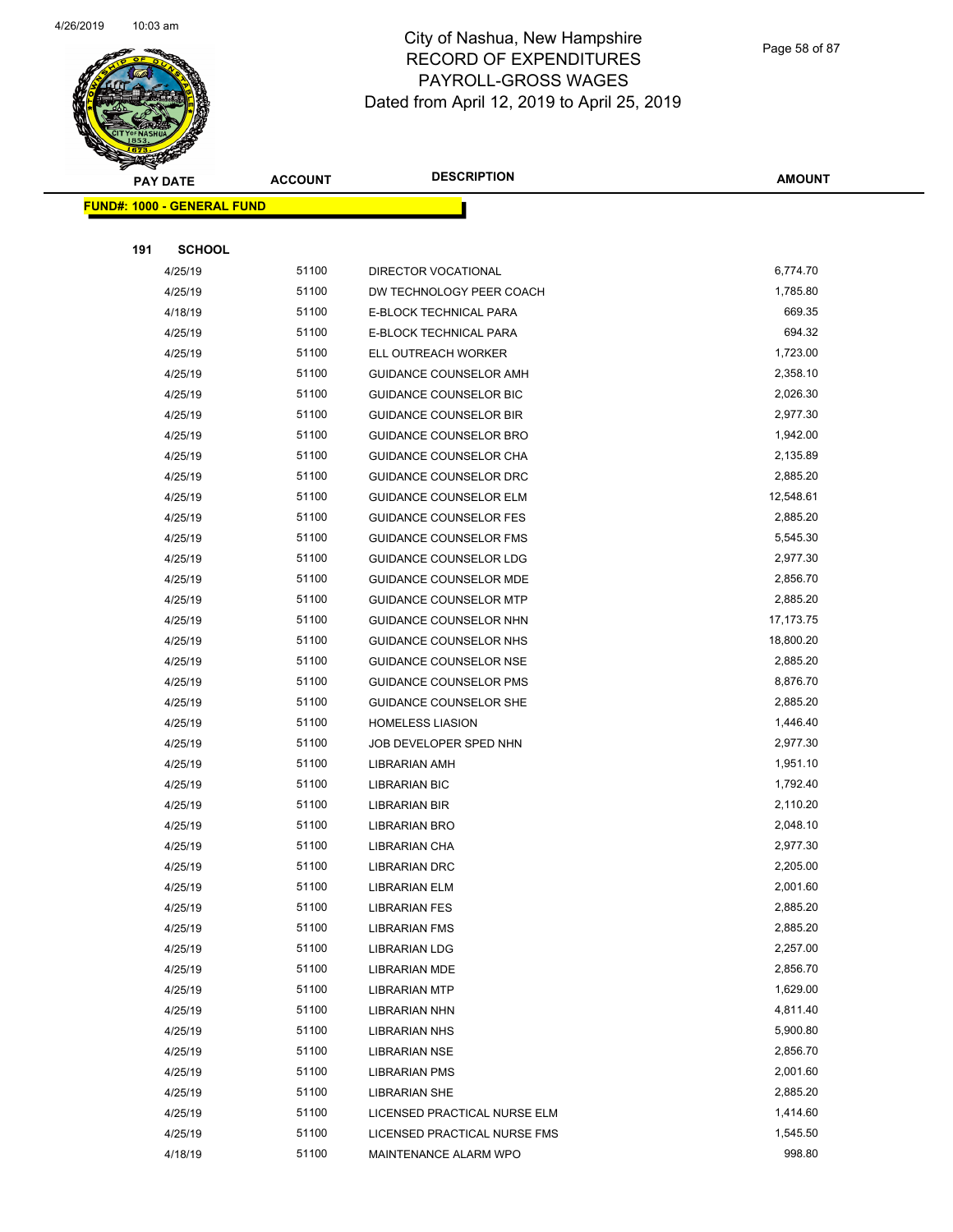# City of Nashua, New Hampshire
## RECORD OF EXPENDITURES
## PAYROLL-GROSS WAGES
### Dated from April 12, 2019 to April 25, 2019

| PAY DATE | ACCOUNT | DESCRIPTION | AMOUNT |
|---|---|---|---|
| **FUND#: 1000 - GENERAL FUND** | | | |
| **191 SCHOOL** | | | |
| 4/25/19 | 51100 | DIRECTOR VOCATIONAL | 6,774.70 |
| 4/25/19 | 51100 | DW TECHNOLOGY PEER COACH | 1,785.80 |
| 4/18/19 | 51100 | E-BLOCK TECHNICAL PARA | 669.35 |
| 4/25/19 | 51100 | E-BLOCK TECHNICAL PARA | 694.32 |
| 4/25/19 | 51100 | ELL OUTREACH WORKER | 1,723.00 |
| 4/25/19 | 51100 | GUIDANCE COUNSELOR AMH | 2,358.10 |
| 4/25/19 | 51100 | GUIDANCE COUNSELOR BIC | 2,026.30 |
| 4/25/19 | 51100 | GUIDANCE COUNSELOR BIR | 2,977.30 |
| 4/25/19 | 51100 | GUIDANCE COUNSELOR BRO | 1,942.00 |
| 4/25/19 | 51100 | GUIDANCE COUNSELOR CHA | 2,135.89 |
| 4/25/19 | 51100 | GUIDANCE COUNSELOR DRC | 2,885.20 |
| 4/25/19 | 51100 | GUIDANCE COUNSELOR ELM | 12,548.61 |
| 4/25/19 | 51100 | GUIDANCE COUNSELOR FES | 2,885.20 |
| 4/25/19 | 51100 | GUIDANCE COUNSELOR FMS | 5,545.30 |
| 4/25/19 | 51100 | GUIDANCE COUNSELOR LDG | 2,977.30 |
| 4/25/19 | 51100 | GUIDANCE COUNSELOR MDE | 2,856.70 |
| 4/25/19 | 51100 | GUIDANCE COUNSELOR MTP | 2,885.20 |
| 4/25/19 | 51100 | GUIDANCE COUNSELOR NHN | 17,173.75 |
| 4/25/19 | 51100 | GUIDANCE COUNSELOR NHS | 18,800.20 |
| 4/25/19 | 51100 | GUIDANCE COUNSELOR NSE | 2,885.20 |
| 4/25/19 | 51100 | GUIDANCE COUNSELOR PMS | 8,876.70 |
| 4/25/19 | 51100 | GUIDANCE COUNSELOR SHE | 2,885.20 |
| 4/25/19 | 51100 | HOMELESS LIASION | 1,446.40 |
| 4/25/19 | 51100 | JOB DEVELOPER SPED NHN | 2,977.30 |
| 4/25/19 | 51100 | LIBRARIAN AMH | 1,951.10 |
| 4/25/19 | 51100 | LIBRARIAN BIC | 1,792.40 |
| 4/25/19 | 51100 | LIBRARIAN BIR | 2,110.20 |
| 4/25/19 | 51100 | LIBRARIAN BRO | 2,048.10 |
| 4/25/19 | 51100 | LIBRARIAN CHA | 2,977.30 |
| 4/25/19 | 51100 | LIBRARIAN DRC | 2,205.00 |
| 4/25/19 | 51100 | LIBRARIAN ELM | 2,001.60 |
| 4/25/19 | 51100 | LIBRARIAN FES | 2,885.20 |
| 4/25/19 | 51100 | LIBRARIAN FMS | 2,885.20 |
| 4/25/19 | 51100 | LIBRARIAN LDG | 2,257.00 |
| 4/25/19 | 51100 | LIBRARIAN MDE | 2,856.70 |
| 4/25/19 | 51100 | LIBRARIAN MTP | 1,629.00 |
| 4/25/19 | 51100 | LIBRARIAN NHN | 4,811.40 |
| 4/25/19 | 51100 | LIBRARIAN NHS | 5,900.80 |
| 4/25/19 | 51100 | LIBRARIAN NSE | 2,856.70 |
| 4/25/19 | 51100 | LIBRARIAN PMS | 2,001.60 |
| 4/25/19 | 51100 | LIBRARIAN SHE | 2,885.20 |
| 4/25/19 | 51100 | LICENSED PRACTICAL NURSE ELM | 1,414.60 |
| 4/25/19 | 51100 | LICENSED PRACTICAL NURSE FMS | 1,545.50 |
| 4/18/19 | 51100 | MAINTENANCE ALARM WPO | 998.80 |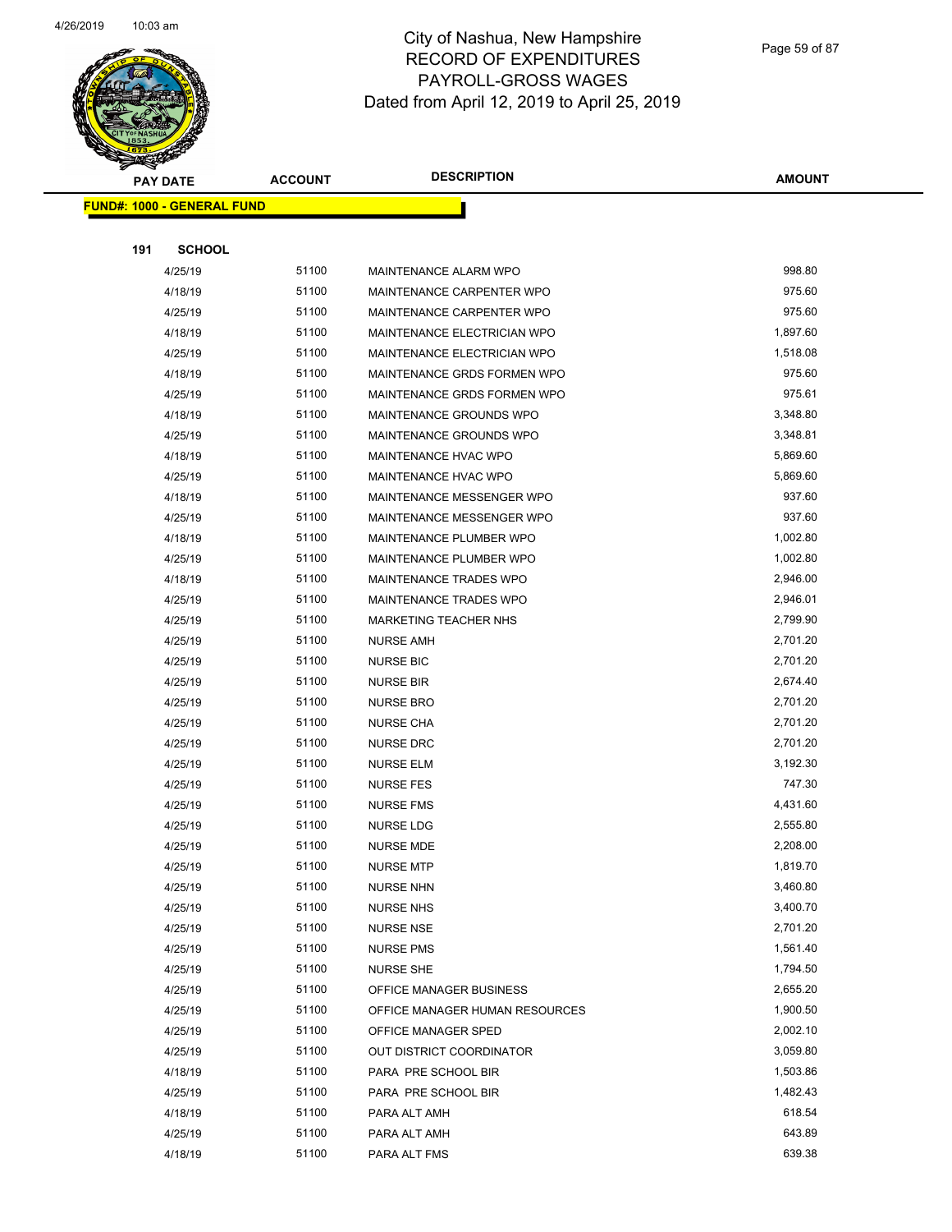City of Nashua, New Hampshire
RECORD OF EXPENDITURES
PAYROLL-GROSS WAGES
Dated from April 12, 2019 to April 25, 2019

| PAY DATE | ACCOUNT | DESCRIPTION | AMOUNT |
|---|---|---|---|

**FUND#: 1000 - GENERAL FUND**

**191 SCHOOL**

| PAY DATE | ACCOUNT | DESCRIPTION | AMOUNT |
|---|---|---|---|
| 4/25/19 | 51100 | MAINTENANCE ALARM WPO | 998.80 |
| 4/18/19 | 51100 | MAINTENANCE CARPENTER WPO | 975.60 |
| 4/25/19 | 51100 | MAINTENANCE CARPENTER WPO | 975.60 |
| 4/18/19 | 51100 | MAINTENANCE ELECTRICIAN WPO | 1,897.60 |
| 4/25/19 | 51100 | MAINTENANCE ELECTRICIAN WPO | 1,518.08 |
| 4/18/19 | 51100 | MAINTENANCE GRDS FORMEN WPO | 975.60 |
| 4/25/19 | 51100 | MAINTENANCE GRDS FORMEN WPO | 975.61 |
| 4/18/19 | 51100 | MAINTENANCE GROUNDS WPO | 3,348.80 |
| 4/25/19 | 51100 | MAINTENANCE GROUNDS WPO | 3,348.81 |
| 4/18/19 | 51100 | MAINTENANCE HVAC WPO | 5,869.60 |
| 4/25/19 | 51100 | MAINTENANCE HVAC WPO | 5,869.60 |
| 4/18/19 | 51100 | MAINTENANCE MESSENGER WPO | 937.60 |
| 4/25/19 | 51100 | MAINTENANCE MESSENGER WPO | 937.60 |
| 4/18/19 | 51100 | MAINTENANCE PLUMBER WPO | 1,002.80 |
| 4/25/19 | 51100 | MAINTENANCE PLUMBER WPO | 1,002.80 |
| 4/18/19 | 51100 | MAINTENANCE TRADES WPO | 2,946.00 |
| 4/25/19 | 51100 | MAINTENANCE TRADES WPO | 2,946.01 |
| 4/25/19 | 51100 | MARKETING TEACHER NHS | 2,799.90 |
| 4/25/19 | 51100 | NURSE AMH | 2,701.20 |
| 4/25/19 | 51100 | NURSE BIC | 2,701.20 |
| 4/25/19 | 51100 | NURSE BIR | 2,674.40 |
| 4/25/19 | 51100 | NURSE BRO | 2,701.20 |
| 4/25/19 | 51100 | NURSE CHA | 2,701.20 |
| 4/25/19 | 51100 | NURSE DRC | 2,701.20 |
| 4/25/19 | 51100 | NURSE ELM | 3,192.30 |
| 4/25/19 | 51100 | NURSE FES | 747.30 |
| 4/25/19 | 51100 | NURSE FMS | 4,431.60 |
| 4/25/19 | 51100 | NURSE LDG | 2,555.80 |
| 4/25/19 | 51100 | NURSE MDE | 2,208.00 |
| 4/25/19 | 51100 | NURSE MTP | 1,819.70 |
| 4/25/19 | 51100 | NURSE NHN | 3,460.80 |
| 4/25/19 | 51100 | NURSE NHS | 3,400.70 |
| 4/25/19 | 51100 | NURSE NSE | 2,701.20 |
| 4/25/19 | 51100 | NURSE PMS | 1,561.40 |
| 4/25/19 | 51100 | NURSE SHE | 1,794.50 |
| 4/25/19 | 51100 | OFFICE MANAGER BUSINESS | 2,655.20 |
| 4/25/19 | 51100 | OFFICE MANAGER HUMAN RESOURCES | 1,900.50 |
| 4/25/19 | 51100 | OFFICE MANAGER SPED | 2,002.10 |
| 4/25/19 | 51100 | OUT DISTRICT COORDINATOR | 3,059.80 |
| 4/18/19 | 51100 | PARA PRE SCHOOL BIR | 1,503.86 |
| 4/25/19 | 51100 | PARA PRE SCHOOL BIR | 1,482.43 |
| 4/18/19 | 51100 | PARA ALT AMH | 618.54 |
| 4/25/19 | 51100 | PARA ALT AMH | 643.89 |
| 4/18/19 | 51100 | PARA ALT FMS | 639.38 |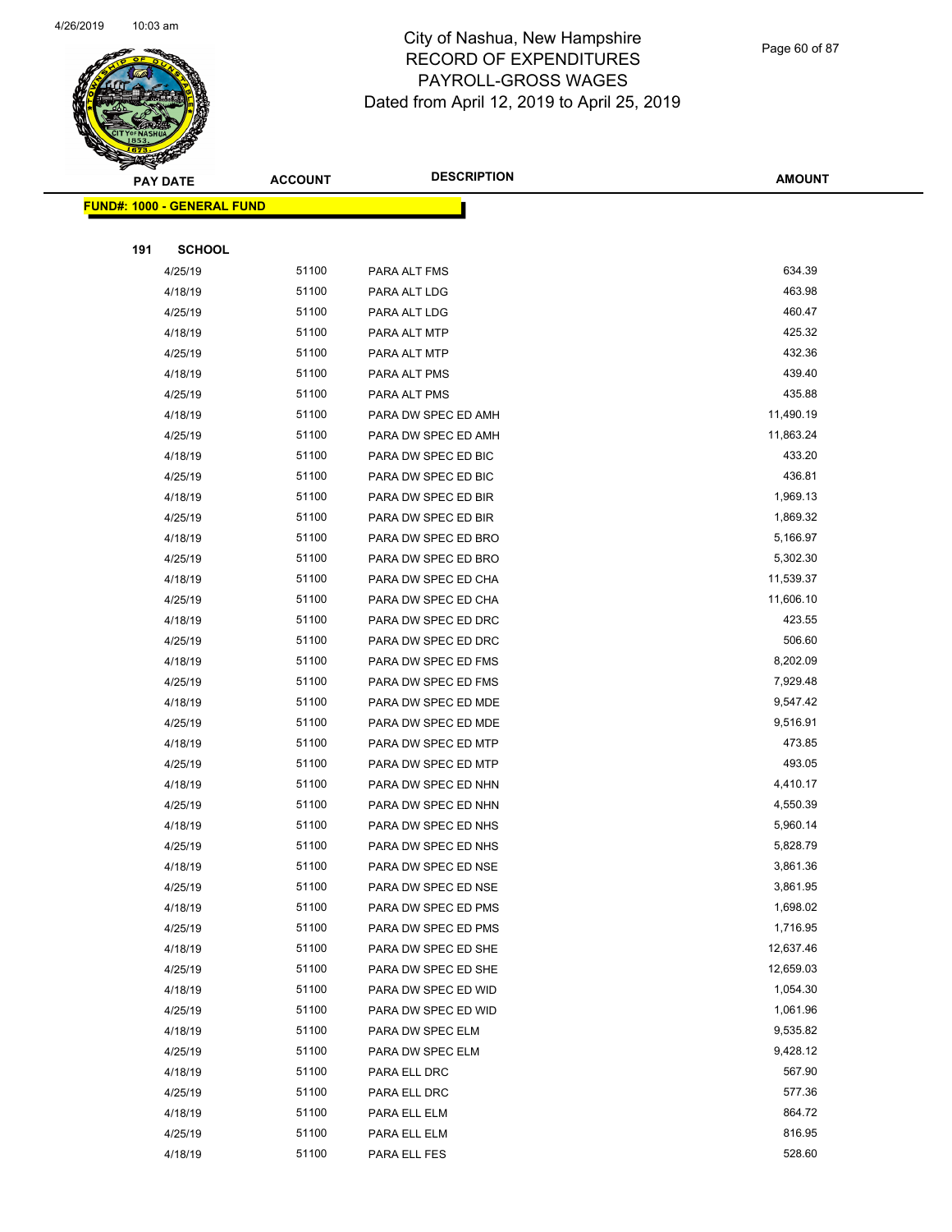# City of Nashua, New Hampshire
## RECORD OF EXPENDITURES
## PAYROLL-GROSS WAGES
### Dated from April 12, 2019 to April 25, 2019

| PAY DATE | ACCOUNT | DESCRIPTION | AMOUNT |
|---|---|---|---|

**FUND#: 1000 - GENERAL FUND**

**191 SCHOOL**

| PAY DATE | ACCOUNT | DESCRIPTION | AMOUNT |
|---|---|---|---|
| 4/25/19 | 51100 | PARA ALT FMS | 634.39 |
| 4/18/19 | 51100 | PARA ALT LDG | 463.98 |
| 4/25/19 | 51100 | PARA ALT LDG | 460.47 |
| 4/18/19 | 51100 | PARA ALT MTP | 425.32 |
| 4/25/19 | 51100 | PARA ALT MTP | 432.36 |
| 4/18/19 | 51100 | PARA ALT PMS | 439.40 |
| 4/25/19 | 51100 | PARA ALT PMS | 435.88 |
| 4/18/19 | 51100 | PARA DW SPEC ED AMH | 11,490.19 |
| 4/25/19 | 51100 | PARA DW SPEC ED AMH | 11,863.24 |
| 4/18/19 | 51100 | PARA DW SPEC ED BIC | 433.20 |
| 4/25/19 | 51100 | PARA DW SPEC ED BIC | 436.81 |
| 4/18/19 | 51100 | PARA DW SPEC ED BIR | 1,969.13 |
| 4/25/19 | 51100 | PARA DW SPEC ED BIR | 1,869.32 |
| 4/18/19 | 51100 | PARA DW SPEC ED BRO | 5,166.97 |
| 4/25/19 | 51100 | PARA DW SPEC ED BRO | 5,302.30 |
| 4/18/19 | 51100 | PARA DW SPEC ED CHA | 11,539.37 |
| 4/25/19 | 51100 | PARA DW SPEC ED CHA | 11,606.10 |
| 4/18/19 | 51100 | PARA DW SPEC ED DRC | 423.55 |
| 4/25/19 | 51100 | PARA DW SPEC ED DRC | 506.60 |
| 4/18/19 | 51100 | PARA DW SPEC ED FMS | 8,202.09 |
| 4/25/19 | 51100 | PARA DW SPEC ED FMS | 7,929.48 |
| 4/18/19 | 51100 | PARA DW SPEC ED MDE | 9,547.42 |
| 4/25/19 | 51100 | PARA DW SPEC ED MDE | 9,516.91 |
| 4/18/19 | 51100 | PARA DW SPEC ED MTP | 473.85 |
| 4/25/19 | 51100 | PARA DW SPEC ED MTP | 493.05 |
| 4/18/19 | 51100 | PARA DW SPEC ED NHN | 4,410.17 |
| 4/25/19 | 51100 | PARA DW SPEC ED NHN | 4,550.39 |
| 4/18/19 | 51100 | PARA DW SPEC ED NHS | 5,960.14 |
| 4/25/19 | 51100 | PARA DW SPEC ED NHS | 5,828.79 |
| 4/18/19 | 51100 | PARA DW SPEC ED NSE | 3,861.36 |
| 4/25/19 | 51100 | PARA DW SPEC ED NSE | 3,861.95 |
| 4/18/19 | 51100 | PARA DW SPEC ED PMS | 1,698.02 |
| 4/25/19 | 51100 | PARA DW SPEC ED PMS | 1,716.95 |
| 4/18/19 | 51100 | PARA DW SPEC ED SHE | 12,637.46 |
| 4/25/19 | 51100 | PARA DW SPEC ED SHE | 12,659.03 |
| 4/18/19 | 51100 | PARA DW SPEC ED WID | 1,054.30 |
| 4/25/19 | 51100 | PARA DW SPEC ED WID | 1,061.96 |
| 4/18/19 | 51100 | PARA DW SPEC ELM | 9,535.82 |
| 4/25/19 | 51100 | PARA DW SPEC ELM | 9,428.12 |
| 4/18/19 | 51100 | PARA ELL DRC | 567.90 |
| 4/25/19 | 51100 | PARA ELL DRC | 577.36 |
| 4/18/19 | 51100 | PARA ELL ELM | 864.72 |
| 4/25/19 | 51100 | PARA ELL ELM | 816.95 |
| 4/18/19 | 51100 | PARA ELL FES | 528.60 |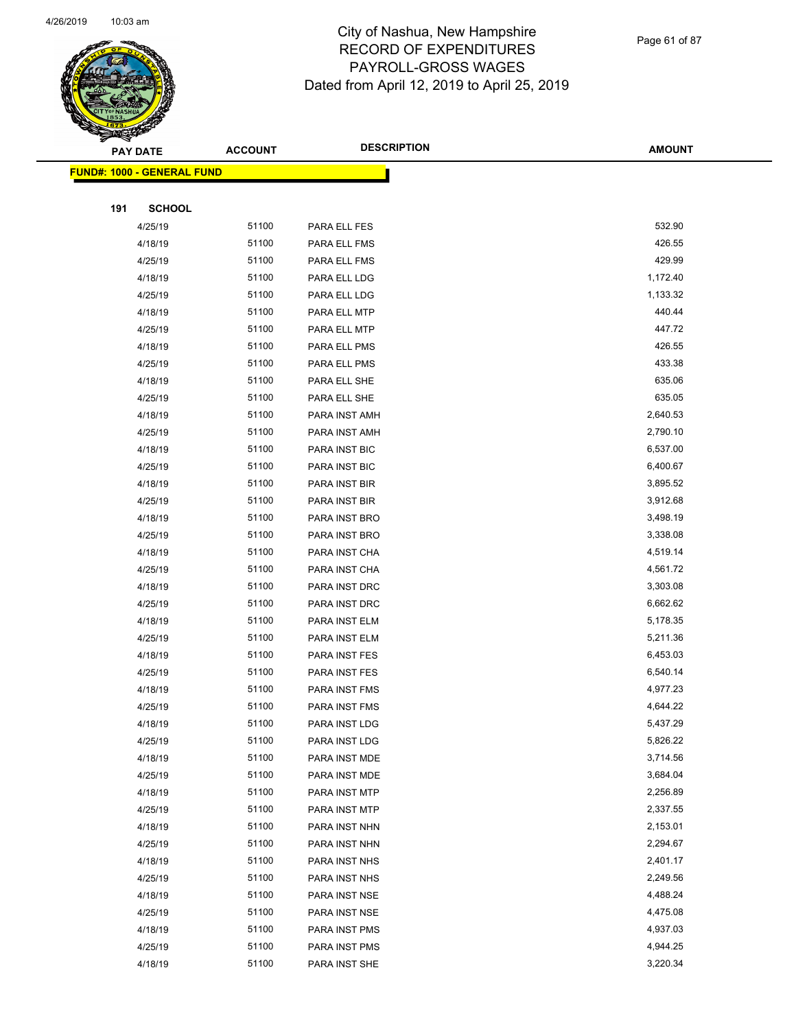# City of Nashua, New Hampshire
## RECORD OF EXPENDITURES
## PAYROLL-GROSS WAGES
## Dated from April 12, 2019 to April 25, 2019

| PAY DATE | ACCOUNT | DESCRIPTION | AMOUNT |
|---|---|---|---|

**FUND#: 1000 - GENERAL FUND**

**191 SCHOOL**

| PAY DATE | ACCOUNT | DESCRIPTION | AMOUNT |
|---|---|---|---|
| 4/25/19 | 51100 | PARA ELL FES | 532.90 |
| 4/18/19 | 51100 | PARA ELL FMS | 426.55 |
| 4/25/19 | 51100 | PARA ELL FMS | 429.99 |
| 4/18/19 | 51100 | PARA ELL LDG | 1,172.40 |
| 4/25/19 | 51100 | PARA ELL LDG | 1,133.32 |
| 4/18/19 | 51100 | PARA ELL MTP | 440.44 |
| 4/25/19 | 51100 | PARA ELL MTP | 447.72 |
| 4/18/19 | 51100 | PARA ELL PMS | 426.55 |
| 4/25/19 | 51100 | PARA ELL PMS | 433.38 |
| 4/18/19 | 51100 | PARA ELL SHE | 635.06 |
| 4/25/19 | 51100 | PARA ELL SHE | 635.05 |
| 4/18/19 | 51100 | PARA INST AMH | 2,640.53 |
| 4/25/19 | 51100 | PARA INST AMH | 2,790.10 |
| 4/18/19 | 51100 | PARA INST BIC | 6,537.00 |
| 4/25/19 | 51100 | PARA INST BIC | 6,400.67 |
| 4/18/19 | 51100 | PARA INST BIR | 3,895.52 |
| 4/25/19 | 51100 | PARA INST BIR | 3,912.68 |
| 4/18/19 | 51100 | PARA INST BRO | 3,498.19 |
| 4/25/19 | 51100 | PARA INST BRO | 3,338.08 |
| 4/18/19 | 51100 | PARA INST CHA | 4,519.14 |
| 4/25/19 | 51100 | PARA INST CHA | 4,561.72 |
| 4/18/19 | 51100 | PARA INST DRC | 3,303.08 |
| 4/25/19 | 51100 | PARA INST DRC | 6,662.62 |
| 4/18/19 | 51100 | PARA INST ELM | 5,178.35 |
| 4/25/19 | 51100 | PARA INST ELM | 5,211.36 |
| 4/18/19 | 51100 | PARA INST FES | 6,453.03 |
| 4/25/19 | 51100 | PARA INST FES | 6,540.14 |
| 4/18/19 | 51100 | PARA INST FMS | 4,977.23 |
| 4/25/19 | 51100 | PARA INST FMS | 4,644.22 |
| 4/18/19 | 51100 | PARA INST LDG | 5,437.29 |
| 4/25/19 | 51100 | PARA INST LDG | 5,826.22 |
| 4/18/19 | 51100 | PARA INST MDE | 3,714.56 |
| 4/25/19 | 51100 | PARA INST MDE | 3,684.04 |
| 4/18/19 | 51100 | PARA INST MTP | 2,256.89 |
| 4/25/19 | 51100 | PARA INST MTP | 2,337.55 |
| 4/18/19 | 51100 | PARA INST NHN | 2,153.01 |
| 4/25/19 | 51100 | PARA INST NHN | 2,294.67 |
| 4/18/19 | 51100 | PARA INST NHS | 2,401.17 |
| 4/25/19 | 51100 | PARA INST NHS | 2,249.56 |
| 4/18/19 | 51100 | PARA INST NSE | 4,488.24 |
| 4/25/19 | 51100 | PARA INST NSE | 4,475.08 |
| 4/18/19 | 51100 | PARA INST PMS | 4,937.03 |
| 4/25/19 | 51100 | PARA INST PMS | 4,944.25 |
| 4/18/19 | 51100 | PARA INST SHE | 3,220.34 |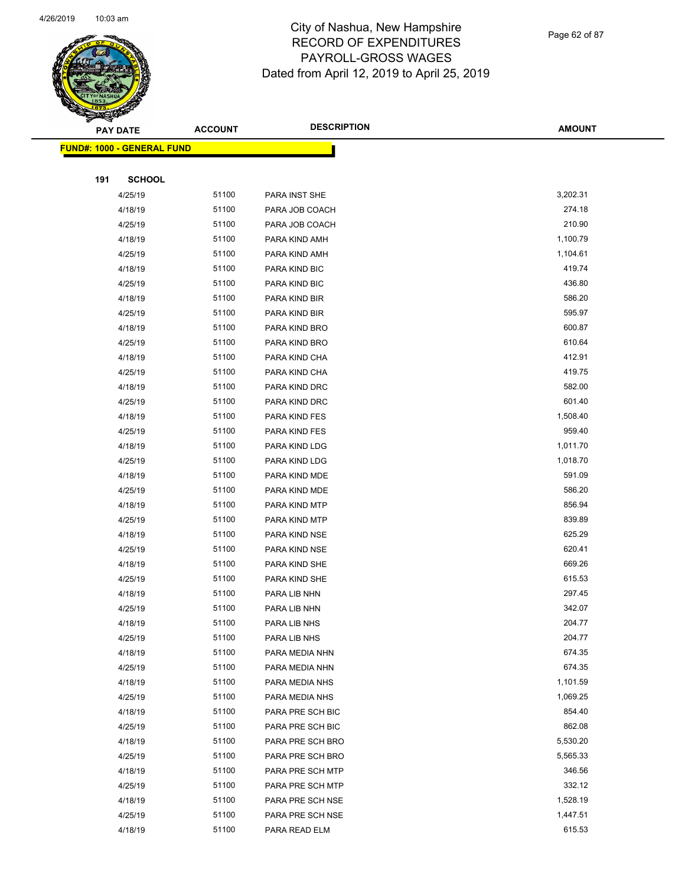# City of Nashua, New Hampshire
## RECORD OF EXPENDITURES
## PAYROLL-GROSS WAGES
Dated from April 12, 2019 to April 25, 2019

| PAY DATE | ACCOUNT | DESCRIPTION | AMOUNT |
|---|---|---|---|
| **FUND#: 1000 - GENERAL FUND** | | | |
| **191 SCHOOL** | | | |
| 4/25/19 | 51100 | PARA INST SHE | 3,202.31 |
| 4/18/19 | 51100 | PARA JOB COACH | 274.18 |
| 4/25/19 | 51100 | PARA JOB COACH | 210.90 |
| 4/18/19 | 51100 | PARA KIND AMH | 1,100.79 |
| 4/25/19 | 51100 | PARA KIND AMH | 1,104.61 |
| 4/18/19 | 51100 | PARA KIND BIC | 419.74 |
| 4/25/19 | 51100 | PARA KIND BIC | 436.80 |
| 4/18/19 | 51100 | PARA KIND BIR | 586.20 |
| 4/25/19 | 51100 | PARA KIND BIR | 595.97 |
| 4/18/19 | 51100 | PARA KIND BRO | 600.87 |
| 4/25/19 | 51100 | PARA KIND BRO | 610.64 |
| 4/18/19 | 51100 | PARA KIND CHA | 412.91 |
| 4/25/19 | 51100 | PARA KIND CHA | 419.75 |
| 4/18/19 | 51100 | PARA KIND DRC | 582.00 |
| 4/25/19 | 51100 | PARA KIND DRC | 601.40 |
| 4/18/19 | 51100 | PARA KIND FES | 1,508.40 |
| 4/25/19 | 51100 | PARA KIND FES | 959.40 |
| 4/18/19 | 51100 | PARA KIND LDG | 1,011.70 |
| 4/25/19 | 51100 | PARA KIND LDG | 1,018.70 |
| 4/18/19 | 51100 | PARA KIND MDE | 591.09 |
| 4/25/19 | 51100 | PARA KIND MDE | 586.20 |
| 4/18/19 | 51100 | PARA KIND MTP | 856.94 |
| 4/25/19 | 51100 | PARA KIND MTP | 839.89 |
| 4/18/19 | 51100 | PARA KIND NSE | 625.29 |
| 4/25/19 | 51100 | PARA KIND NSE | 620.41 |
| 4/18/19 | 51100 | PARA KIND SHE | 669.26 |
| 4/25/19 | 51100 | PARA KIND SHE | 615.53 |
| 4/18/19 | 51100 | PARA LIB NHN | 297.45 |
| 4/25/19 | 51100 | PARA LIB NHN | 342.07 |
| 4/18/19 | 51100 | PARA LIB NHS | 204.77 |
| 4/25/19 | 51100 | PARA LIB NHS | 204.77 |
| 4/18/19 | 51100 | PARA MEDIA NHN | 674.35 |
| 4/25/19 | 51100 | PARA MEDIA NHN | 674.35 |
| 4/18/19 | 51100 | PARA MEDIA NHS | 1,101.59 |
| 4/25/19 | 51100 | PARA MEDIA NHS | 1,069.25 |
| 4/18/19 | 51100 | PARA PRE SCH BIC | 854.40 |
| 4/25/19 | 51100 | PARA PRE SCH BIC | 862.08 |
| 4/18/19 | 51100 | PARA PRE SCH BRO | 5,530.20 |
| 4/25/19 | 51100 | PARA PRE SCH BRO | 5,565.33 |
| 4/18/19 | 51100 | PARA PRE SCH MTP | 346.56 |
| 4/25/19 | 51100 | PARA PRE SCH MTP | 332.12 |
| 4/18/19 | 51100 | PARA PRE SCH NSE | 1,528.19 |
| 4/25/19 | 51100 | PARA PRE SCH NSE | 1,447.51 |
| 4/18/19 | 51100 | PARA READ ELM | 615.53 |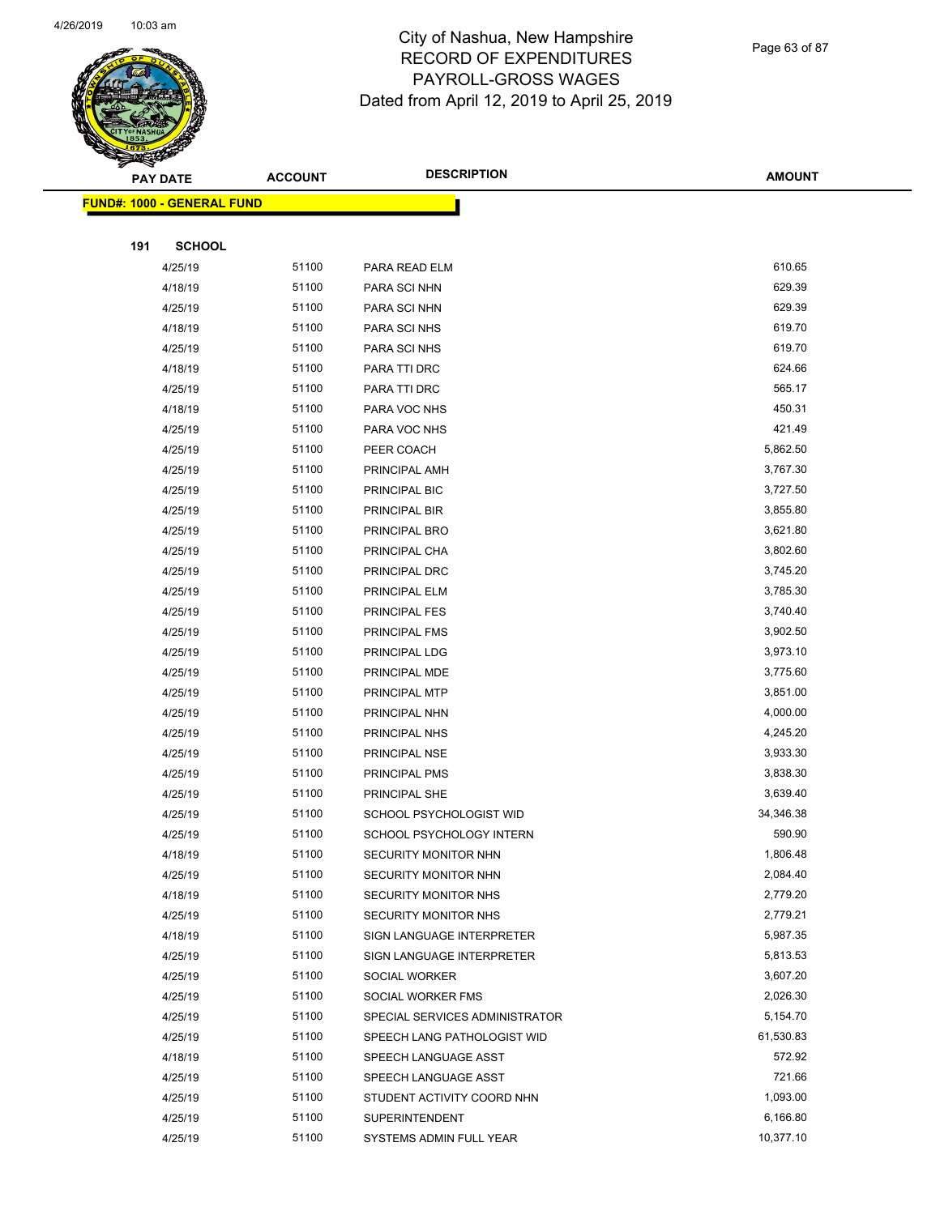# City of Nashua, New Hampshire
## RECORD OF EXPENDITURES
## PAYROLL-GROSS WAGES
## Dated from April 12, 2019 to April 25, 2019

**FUND#: 1000 - GENERAL FUND**

**191 SCHOOL**

| PAY DATE | ACCOUNT | DESCRIPTION | AMOUNT |
|---|---|---|---|
| 4/25/19 | 51100 | PARA READ ELM | 610.65 |
| 4/18/19 | 51100 | PARA SCI NHN | 629.39 |
| 4/25/19 | 51100 | PARA SCI NHN | 629.39 |
| 4/18/19 | 51100 | PARA SCI NHS | 619.70 |
| 4/25/19 | 51100 | PARA SCI NHS | 619.70 |
| 4/18/19 | 51100 | PARA TTI DRC | 624.66 |
| 4/25/19 | 51100 | PARA TTI DRC | 565.17 |
| 4/18/19 | 51100 | PARA VOC NHS | 450.31 |
| 4/25/19 | 51100 | PARA VOC NHS | 421.49 |
| 4/25/19 | 51100 | PEER COACH | 5,862.50 |
| 4/25/19 | 51100 | PRINCIPAL AMH | 3,767.30 |
| 4/25/19 | 51100 | PRINCIPAL BIC | 3,727.50 |
| 4/25/19 | 51100 | PRINCIPAL BIR | 3,855.80 |
| 4/25/19 | 51100 | PRINCIPAL BRO | 3,621.80 |
| 4/25/19 | 51100 | PRINCIPAL CHA | 3,802.60 |
| 4/25/19 | 51100 | PRINCIPAL DRC | 3,745.20 |
| 4/25/19 | 51100 | PRINCIPAL ELM | 3,785.30 |
| 4/25/19 | 51100 | PRINCIPAL FES | 3,740.40 |
| 4/25/19 | 51100 | PRINCIPAL FMS | 3,902.50 |
| 4/25/19 | 51100 | PRINCIPAL LDG | 3,973.10 |
| 4/25/19 | 51100 | PRINCIPAL MDE | 3,775.60 |
| 4/25/19 | 51100 | PRINCIPAL MTP | 3,851.00 |
| 4/25/19 | 51100 | PRINCIPAL NHN | 4,000.00 |
| 4/25/19 | 51100 | PRINCIPAL NHS | 4,245.20 |
| 4/25/19 | 51100 | PRINCIPAL NSE | 3,933.30 |
| 4/25/19 | 51100 | PRINCIPAL PMS | 3,838.30 |
| 4/25/19 | 51100 | PRINCIPAL SHE | 3,639.40 |
| 4/25/19 | 51100 | SCHOOL PSYCHOLOGIST WID | 34,346.38 |
| 4/25/19 | 51100 | SCHOOL PSYCHOLOGY INTERN | 590.90 |
| 4/18/19 | 51100 | SECURITY MONITOR NHN | 1,806.48 |
| 4/25/19 | 51100 | SECURITY MONITOR NHN | 2,084.40 |
| 4/18/19 | 51100 | SECURITY MONITOR NHS | 2,779.20 |
| 4/25/19 | 51100 | SECURITY MONITOR NHS | 2,779.21 |
| 4/18/19 | 51100 | SIGN LANGUAGE INTERPRETER | 5,987.35 |
| 4/25/19 | 51100 | SIGN LANGUAGE INTERPRETER | 5,813.53 |
| 4/25/19 | 51100 | SOCIAL WORKER | 3,607.20 |
| 4/25/19 | 51100 | SOCIAL WORKER FMS | 2,026.30 |
| 4/25/19 | 51100 | SPECIAL SERVICES ADMINISTRATOR | 5,154.70 |
| 4/25/19 | 51100 | SPEECH LANG PATHOLOGIST WID | 61,530.83 |
| 4/18/19 | 51100 | SPEECH LANGUAGE ASST | 572.92 |
| 4/25/19 | 51100 | SPEECH LANGUAGE ASST | 721.66 |
| 4/25/19 | 51100 | STUDENT ACTIVITY COORD NHN | 1,093.00 |
| 4/25/19 | 51100 | SUPERINTENDENT | 6,166.80 |
| 4/25/19 | 51100 | SYSTEMS ADMIN FULL YEAR | 10,377.10 |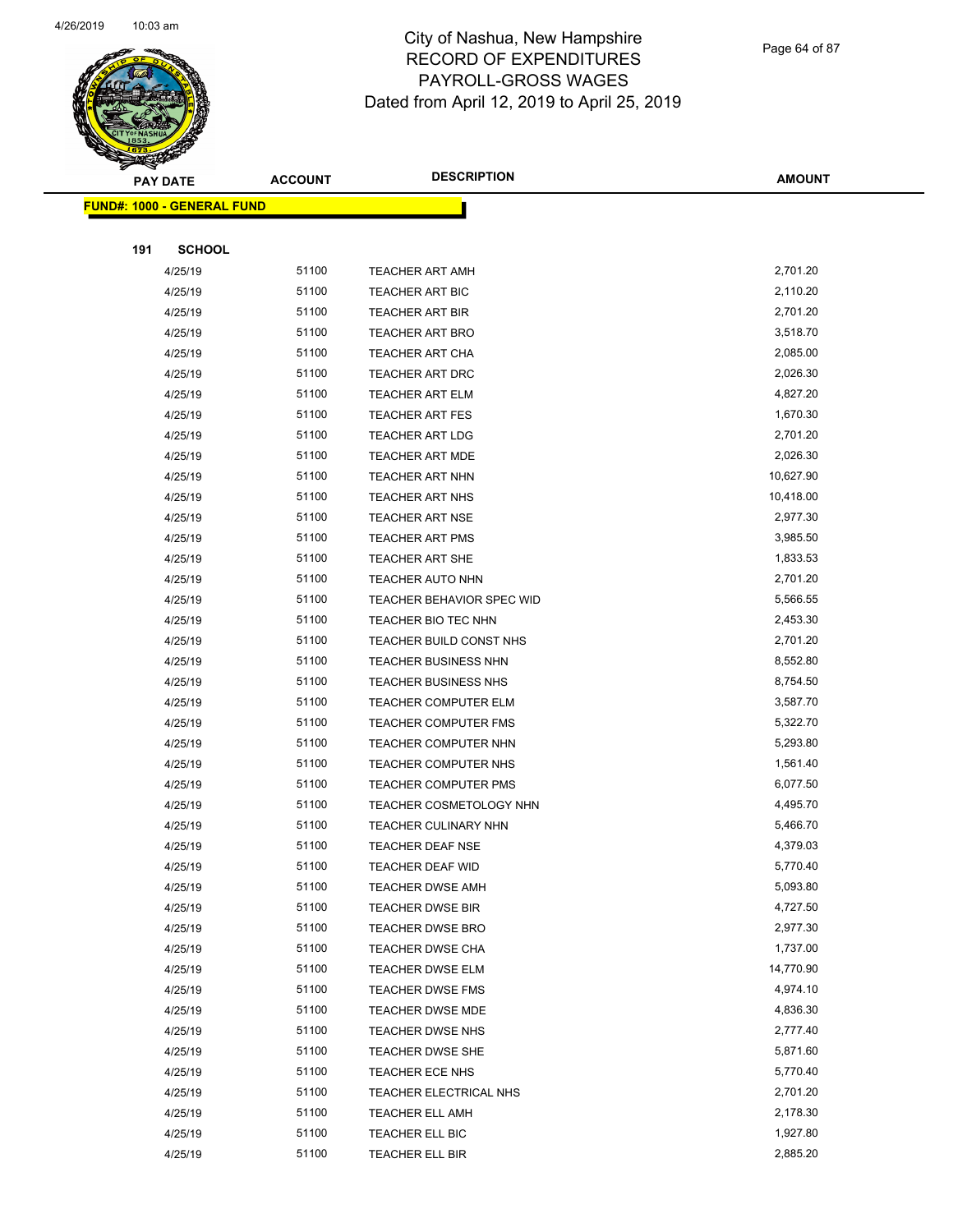# City of Nashua, New Hampshire
## RECORD OF EXPENDITURES
## PAYROLL-GROSS WAGES
### Dated from April 12, 2019 to April 25, 2019

| PAY DATE | ACCOUNT | DESCRIPTION | AMOUNT |
|---|---|---|---|
| **FUND#: 1000 - GENERAL FUND** | | | |
| **191 SCHOOL** | | | |
| 4/25/19 | 51100 | TEACHER ART AMH | 2,701.20 |
| 4/25/19 | 51100 | TEACHER ART BIC | 2,110.20 |
| 4/25/19 | 51100 | TEACHER ART BIR | 2,701.20 |
| 4/25/19 | 51100 | TEACHER ART BRO | 3,518.70 |
| 4/25/19 | 51100 | TEACHER ART CHA | 2,085.00 |
| 4/25/19 | 51100 | TEACHER ART DRC | 2,026.30 |
| 4/25/19 | 51100 | TEACHER ART ELM | 4,827.20 |
| 4/25/19 | 51100 | TEACHER ART FES | 1,670.30 |
| 4/25/19 | 51100 | TEACHER ART LDG | 2,701.20 |
| 4/25/19 | 51100 | TEACHER ART MDE | 2,026.30 |
| 4/25/19 | 51100 | TEACHER ART NHN | 10,627.90 |
| 4/25/19 | 51100 | TEACHER ART NHS | 10,418.00 |
| 4/25/19 | 51100 | TEACHER ART NSE | 2,977.30 |
| 4/25/19 | 51100 | TEACHER ART PMS | 3,985.50 |
| 4/25/19 | 51100 | TEACHER ART SHE | 1,833.53 |
| 4/25/19 | 51100 | TEACHER AUTO NHN | 2,701.20 |
| 4/25/19 | 51100 | TEACHER BEHAVIOR SPEC WID | 5,566.55 |
| 4/25/19 | 51100 | TEACHER BIO TEC NHN | 2,453.30 |
| 4/25/19 | 51100 | TEACHER BUILD CONST NHS | 2,701.20 |
| 4/25/19 | 51100 | TEACHER BUSINESS NHN | 8,552.80 |
| 4/25/19 | 51100 | TEACHER BUSINESS NHS | 8,754.50 |
| 4/25/19 | 51100 | TEACHER COMPUTER ELM | 3,587.70 |
| 4/25/19 | 51100 | TEACHER COMPUTER FMS | 5,322.70 |
| 4/25/19 | 51100 | TEACHER COMPUTER NHN | 5,293.80 |
| 4/25/19 | 51100 | TEACHER COMPUTER NHS | 1,561.40 |
| 4/25/19 | 51100 | TEACHER COMPUTER PMS | 6,077.50 |
| 4/25/19 | 51100 | TEACHER COSMETOLOGY NHN | 4,495.70 |
| 4/25/19 | 51100 | TEACHER CULINARY NHN | 5,466.70 |
| 4/25/19 | 51100 | TEACHER DEAF NSE | 4,379.03 |
| 4/25/19 | 51100 | TEACHER DEAF WID | 5,770.40 |
| 4/25/19 | 51100 | TEACHER DWSE AMH | 5,093.80 |
| 4/25/19 | 51100 | TEACHER DWSE BIR | 4,727.50 |
| 4/25/19 | 51100 | TEACHER DWSE BRO | 2,977.30 |
| 4/25/19 | 51100 | TEACHER DWSE CHA | 1,737.00 |
| 4/25/19 | 51100 | TEACHER DWSE ELM | 14,770.90 |
| 4/25/19 | 51100 | TEACHER DWSE FMS | 4,974.10 |
| 4/25/19 | 51100 | TEACHER DWSE MDE | 4,836.30 |
| 4/25/19 | 51100 | TEACHER DWSE NHS | 2,777.40 |
| 4/25/19 | 51100 | TEACHER DWSE SHE | 5,871.60 |
| 4/25/19 | 51100 | TEACHER ECE NHS | 5,770.40 |
| 4/25/19 | 51100 | TEACHER ELECTRICAL NHS | 2,701.20 |
| 4/25/19 | 51100 | TEACHER ELL AMH | 2,178.30 |
| 4/25/19 | 51100 | TEACHER ELL BIC | 1,927.80 |
| 4/25/19 | 51100 | TEACHER ELL BIR | 2,885.20 |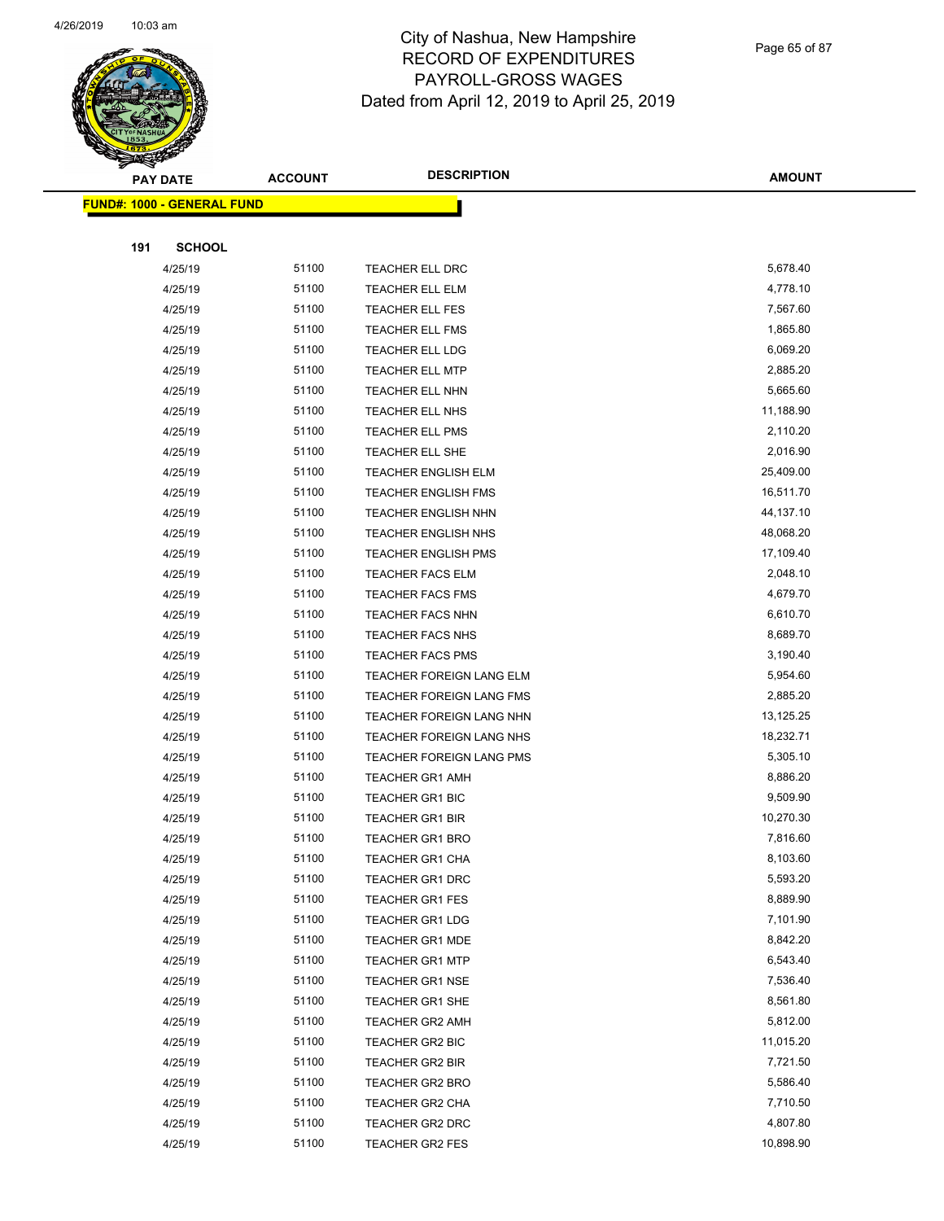# City of Nashua, New Hampshire
## RECORD OF EXPENDITURES
## PAYROLL-GROSS WAGES
## Dated from April 12, 2019 to April 25, 2019

| PAY DATE | ACCOUNT | DESCRIPTION | AMOUNT |
|---|---|---|---|
| **FUND#: 1000 - GENERAL FUND** | | | |
| **191 SCHOOL** | | | |
| 4/25/19 | 51100 | TEACHER ELL DRC | 5,678.40 |
| 4/25/19 | 51100 | TEACHER ELL ELM | 4,778.10 |
| 4/25/19 | 51100 | TEACHER ELL FES | 7,567.60 |
| 4/25/19 | 51100 | TEACHER ELL FMS | 1,865.80 |
| 4/25/19 | 51100 | TEACHER ELL LDG | 6,069.20 |
| 4/25/19 | 51100 | TEACHER ELL MTP | 2,885.20 |
| 4/25/19 | 51100 | TEACHER ELL NHN | 5,665.60 |
| 4/25/19 | 51100 | TEACHER ELL NHS | 11,188.90 |
| 4/25/19 | 51100 | TEACHER ELL PMS | 2,110.20 |
| 4/25/19 | 51100 | TEACHER ELL SHE | 2,016.90 |
| 4/25/19 | 51100 | TEACHER ENGLISH ELM | 25,409.00 |
| 4/25/19 | 51100 | TEACHER ENGLISH FMS | 16,511.70 |
| 4/25/19 | 51100 | TEACHER ENGLISH NHN | 44,137.10 |
| 4/25/19 | 51100 | TEACHER ENGLISH NHS | 48,068.20 |
| 4/25/19 | 51100 | TEACHER ENGLISH PMS | 17,109.40 |
| 4/25/19 | 51100 | TEACHER FACS ELM | 2,048.10 |
| 4/25/19 | 51100 | TEACHER FACS FMS | 4,679.70 |
| 4/25/19 | 51100 | TEACHER FACS NHN | 6,610.70 |
| 4/25/19 | 51100 | TEACHER FACS NHS | 8,689.70 |
| 4/25/19 | 51100 | TEACHER FACS PMS | 3,190.40 |
| 4/25/19 | 51100 | TEACHER FOREIGN LANG ELM | 5,954.60 |
| 4/25/19 | 51100 | TEACHER FOREIGN LANG FMS | 2,885.20 |
| 4/25/19 | 51100 | TEACHER FOREIGN LANG NHN | 13,125.25 |
| 4/25/19 | 51100 | TEACHER FOREIGN LANG NHS | 18,232.71 |
| 4/25/19 | 51100 | TEACHER FOREIGN LANG PMS | 5,305.10 |
| 4/25/19 | 51100 | TEACHER GR1 AMH | 8,886.20 |
| 4/25/19 | 51100 | TEACHER GR1 BIC | 9,509.90 |
| 4/25/19 | 51100 | TEACHER GR1 BIR | 10,270.30 |
| 4/25/19 | 51100 | TEACHER GR1 BRO | 7,816.60 |
| 4/25/19 | 51100 | TEACHER GR1 CHA | 8,103.60 |
| 4/25/19 | 51100 | TEACHER GR1 DRC | 5,593.20 |
| 4/25/19 | 51100 | TEACHER GR1 FES | 8,889.90 |
| 4/25/19 | 51100 | TEACHER GR1 LDG | 7,101.90 |
| 4/25/19 | 51100 | TEACHER GR1 MDE | 8,842.20 |
| 4/25/19 | 51100 | TEACHER GR1 MTP | 6,543.40 |
| 4/25/19 | 51100 | TEACHER GR1 NSE | 7,536.40 |
| 4/25/19 | 51100 | TEACHER GR1 SHE | 8,561.80 |
| 4/25/19 | 51100 | TEACHER GR2 AMH | 5,812.00 |
| 4/25/19 | 51100 | TEACHER GR2 BIC | 11,015.20 |
| 4/25/19 | 51100 | TEACHER GR2 BIR | 7,721.50 |
| 4/25/19 | 51100 | TEACHER GR2 BRO | 5,586.40 |
| 4/25/19 | 51100 | TEACHER GR2 CHA | 7,710.50 |
| 4/25/19 | 51100 | TEACHER GR2 DRC | 4,807.80 |
| 4/25/19 | 51100 | TEACHER GR2 FES | 10,898.90 |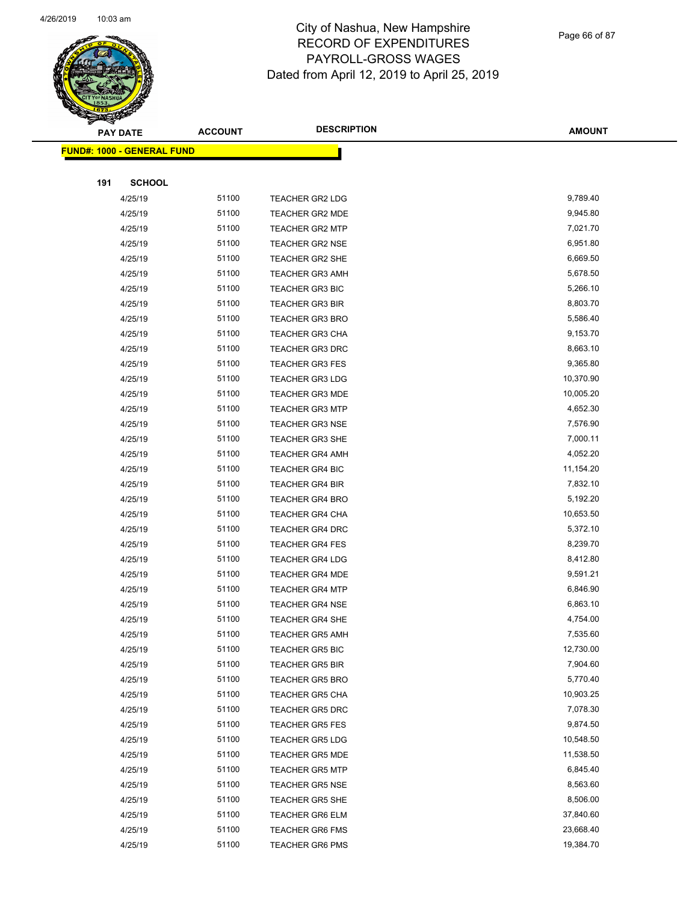# City of Nashua, New Hampshire
## RECORD OF EXPENDITURES
## PAYROLL-GROSS WAGES
### Dated from April 12, 2019 to April 25, 2019

**FUND#: 1000 - GENERAL FUND**

**191 SCHOOL**

| PAY DATE | ACCOUNT | DESCRIPTION | AMOUNT |
|---|---|---|---|
| 4/25/19 | 51100 | TEACHER GR2 LDG | 9,789.40 |
| 4/25/19 | 51100 | TEACHER GR2 MDE | 9,945.80 |
| 4/25/19 | 51100 | TEACHER GR2 MTP | 7,021.70 |
| 4/25/19 | 51100 | TEACHER GR2 NSE | 6,951.80 |
| 4/25/19 | 51100 | TEACHER GR2 SHE | 6,669.50 |
| 4/25/19 | 51100 | TEACHER GR3 AMH | 5,678.50 |
| 4/25/19 | 51100 | TEACHER GR3 BIC | 5,266.10 |
| 4/25/19 | 51100 | TEACHER GR3 BIR | 8,803.70 |
| 4/25/19 | 51100 | TEACHER GR3 BRO | 5,586.40 |
| 4/25/19 | 51100 | TEACHER GR3 CHA | 9,153.70 |
| 4/25/19 | 51100 | TEACHER GR3 DRC | 8,663.10 |
| 4/25/19 | 51100 | TEACHER GR3 FES | 9,365.80 |
| 4/25/19 | 51100 | TEACHER GR3 LDG | 10,370.90 |
| 4/25/19 | 51100 | TEACHER GR3 MDE | 10,005.20 |
| 4/25/19 | 51100 | TEACHER GR3 MTP | 4,652.30 |
| 4/25/19 | 51100 | TEACHER GR3 NSE | 7,576.90 |
| 4/25/19 | 51100 | TEACHER GR3 SHE | 7,000.11 |
| 4/25/19 | 51100 | TEACHER GR4 AMH | 4,052.20 |
| 4/25/19 | 51100 | TEACHER GR4 BIC | 11,154.20 |
| 4/25/19 | 51100 | TEACHER GR4 BIR | 7,832.10 |
| 4/25/19 | 51100 | TEACHER GR4 BRO | 5,192.20 |
| 4/25/19 | 51100 | TEACHER GR4 CHA | 10,653.50 |
| 4/25/19 | 51100 | TEACHER GR4 DRC | 5,372.10 |
| 4/25/19 | 51100 | TEACHER GR4 FES | 8,239.70 |
| 4/25/19 | 51100 | TEACHER GR4 LDG | 8,412.80 |
| 4/25/19 | 51100 | TEACHER GR4 MDE | 9,591.21 |
| 4/25/19 | 51100 | TEACHER GR4 MTP | 6,846.90 |
| 4/25/19 | 51100 | TEACHER GR4 NSE | 6,863.10 |
| 4/25/19 | 51100 | TEACHER GR4 SHE | 4,754.00 |
| 4/25/19 | 51100 | TEACHER GR5 AMH | 7,535.60 |
| 4/25/19 | 51100 | TEACHER GR5 BIC | 12,730.00 |
| 4/25/19 | 51100 | TEACHER GR5 BIR | 7,904.60 |
| 4/25/19 | 51100 | TEACHER GR5 BRO | 5,770.40 |
| 4/25/19 | 51100 | TEACHER GR5 CHA | 10,903.25 |
| 4/25/19 | 51100 | TEACHER GR5 DRC | 7,078.30 |
| 4/25/19 | 51100 | TEACHER GR5 FES | 9,874.50 |
| 4/25/19 | 51100 | TEACHER GR5 LDG | 10,548.50 |
| 4/25/19 | 51100 | TEACHER GR5 MDE | 11,538.50 |
| 4/25/19 | 51100 | TEACHER GR5 MTP | 6,845.40 |
| 4/25/19 | 51100 | TEACHER GR5 NSE | 8,563.60 |
| 4/25/19 | 51100 | TEACHER GR5 SHE | 8,506.00 |
| 4/25/19 | 51100 | TEACHER GR6 ELM | 37,840.60 |
| 4/25/19 | 51100 | TEACHER GR6 FMS | 23,668.40 |
| 4/25/19 | 51100 | TEACHER GR6 PMS | 19,384.70 |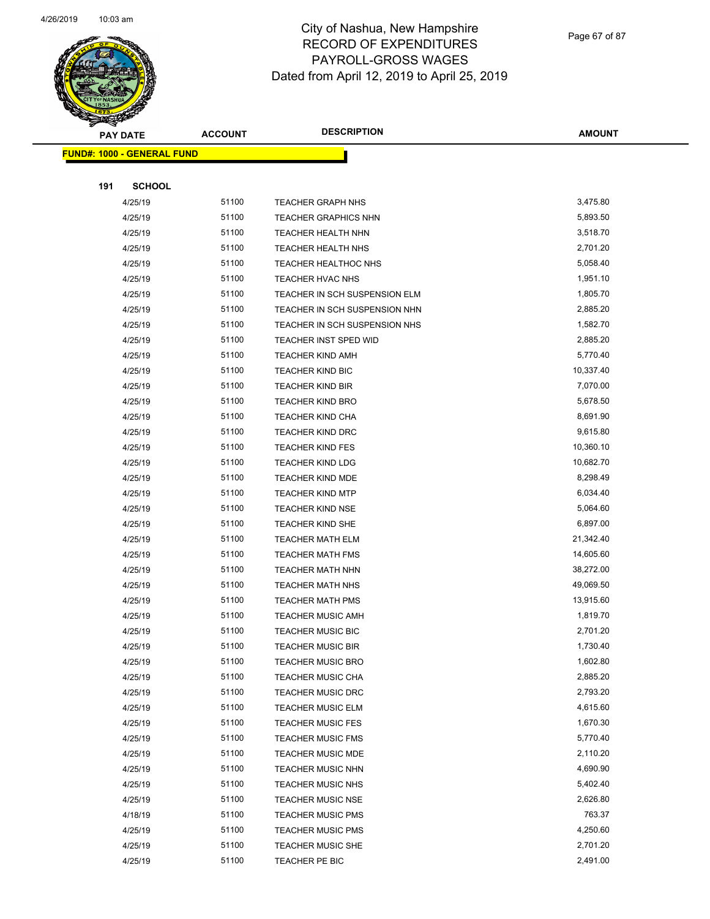# City of Nashua, New Hampshire
## RECORD OF EXPENDITURES
## PAYROLL-GROSS WAGES
## Dated from April 12, 2019 to April 25, 2019

| PAY DATE | ACCOUNT | DESCRIPTION | AMOUNT |
|---|---|---|---|
| **FUND#: 1000 - GENERAL FUND** | | | |
| **191 SCHOOL** | | | |
| 4/25/19 | 51100 | TEACHER GRAPH NHS | 3,475.80 |
| 4/25/19 | 51100 | TEACHER GRAPHICS NHN | 5,893.50 |
| 4/25/19 | 51100 | TEACHER HEALTH NHN | 3,518.70 |
| 4/25/19 | 51100 | TEACHER HEALTH NHS | 2,701.20 |
| 4/25/19 | 51100 | TEACHER HEALTHOC NHS | 5,058.40 |
| 4/25/19 | 51100 | TEACHER HVAC NHS | 1,951.10 |
| 4/25/19 | 51100 | TEACHER IN SCH SUSPENSION ELM | 1,805.70 |
| 4/25/19 | 51100 | TEACHER IN SCH SUSPENSION NHN | 2,885.20 |
| 4/25/19 | 51100 | TEACHER IN SCH SUSPENSION NHS | 1,582.70 |
| 4/25/19 | 51100 | TEACHER INST SPED WID | 2,885.20 |
| 4/25/19 | 51100 | TEACHER KIND AMH | 5,770.40 |
| 4/25/19 | 51100 | TEACHER KIND BIC | 10,337.40 |
| 4/25/19 | 51100 | TEACHER KIND BIR | 7,070.00 |
| 4/25/19 | 51100 | TEACHER KIND BRO | 5,678.50 |
| 4/25/19 | 51100 | TEACHER KIND CHA | 8,691.90 |
| 4/25/19 | 51100 | TEACHER KIND DRC | 9,615.80 |
| 4/25/19 | 51100 | TEACHER KIND FES | 10,360.10 |
| 4/25/19 | 51100 | TEACHER KIND LDG | 10,682.70 |
| 4/25/19 | 51100 | TEACHER KIND MDE | 8,298.49 |
| 4/25/19 | 51100 | TEACHER KIND MTP | 6,034.40 |
| 4/25/19 | 51100 | TEACHER KIND NSE | 5,064.60 |
| 4/25/19 | 51100 | TEACHER KIND SHE | 6,897.00 |
| 4/25/19 | 51100 | TEACHER MATH ELM | 21,342.40 |
| 4/25/19 | 51100 | TEACHER MATH FMS | 14,605.60 |
| 4/25/19 | 51100 | TEACHER MATH NHN | 38,272.00 |
| 4/25/19 | 51100 | TEACHER MATH NHS | 49,069.50 |
| 4/25/19 | 51100 | TEACHER MATH PMS | 13,915.60 |
| 4/25/19 | 51100 | TEACHER MUSIC AMH | 1,819.70 |
| 4/25/19 | 51100 | TEACHER MUSIC BIC | 2,701.20 |
| 4/25/19 | 51100 | TEACHER MUSIC BIR | 1,730.40 |
| 4/25/19 | 51100 | TEACHER MUSIC BRO | 1,602.80 |
| 4/25/19 | 51100 | TEACHER MUSIC CHA | 2,885.20 |
| 4/25/19 | 51100 | TEACHER MUSIC DRC | 2,793.20 |
| 4/25/19 | 51100 | TEACHER MUSIC ELM | 4,615.60 |
| 4/25/19 | 51100 | TEACHER MUSIC FES | 1,670.30 |
| 4/25/19 | 51100 | TEACHER MUSIC FMS | 5,770.40 |
| 4/25/19 | 51100 | TEACHER MUSIC MDE | 2,110.20 |
| 4/25/19 | 51100 | TEACHER MUSIC NHN | 4,690.90 |
| 4/25/19 | 51100 | TEACHER MUSIC NHS | 5,402.40 |
| 4/25/19 | 51100 | TEACHER MUSIC NSE | 2,626.80 |
| 4/18/19 | 51100 | TEACHER MUSIC PMS | 763.37 |
| 4/25/19 | 51100 | TEACHER MUSIC PMS | 4,250.60 |
| 4/25/19 | 51100 | TEACHER MUSIC SHE | 2,701.20 |
| 4/25/19 | 51100 | TEACHER PE BIC | 2,491.00 |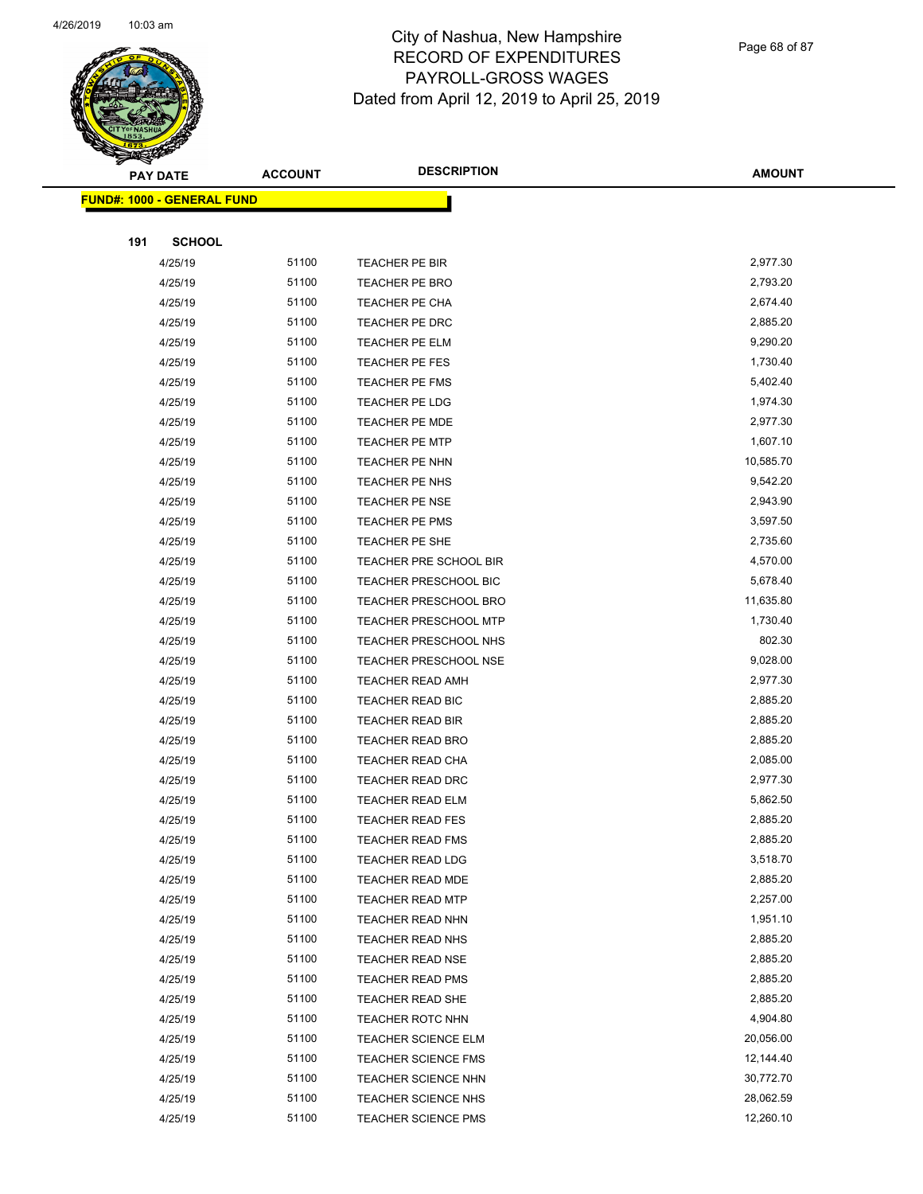# City of Nashua, New Hampshire
## RECORD OF EXPENDITURES
## PAYROLL-GROSS WAGES
## Dated from April 12, 2019 to April 25, 2019

**FUND#: 1000 - GENERAL FUND**

**191 SCHOOL**

| PAY DATE | ACCOUNT | DESCRIPTION | AMOUNT |
|---|---|---|---|
| 4/25/19 | 51100 | TEACHER PE BIR | 2,977.30 |
| 4/25/19 | 51100 | TEACHER PE BRO | 2,793.20 |
| 4/25/19 | 51100 | TEACHER PE CHA | 2,674.40 |
| 4/25/19 | 51100 | TEACHER PE DRC | 2,885.20 |
| 4/25/19 | 51100 | TEACHER PE ELM | 9,290.20 |
| 4/25/19 | 51100 | TEACHER PE FES | 1,730.40 |
| 4/25/19 | 51100 | TEACHER PE FMS | 5,402.40 |
| 4/25/19 | 51100 | TEACHER PE LDG | 1,974.30 |
| 4/25/19 | 51100 | TEACHER PE MDE | 2,977.30 |
| 4/25/19 | 51100 | TEACHER PE MTP | 1,607.10 |
| 4/25/19 | 51100 | TEACHER PE NHN | 10,585.70 |
| 4/25/19 | 51100 | TEACHER PE NHS | 9,542.20 |
| 4/25/19 | 51100 | TEACHER PE NSE | 2,943.90 |
| 4/25/19 | 51100 | TEACHER PE PMS | 3,597.50 |
| 4/25/19 | 51100 | TEACHER PE SHE | 2,735.60 |
| 4/25/19 | 51100 | TEACHER PRE SCHOOL BIR | 4,570.00 |
| 4/25/19 | 51100 | TEACHER PRESCHOOL BIC | 5,678.40 |
| 4/25/19 | 51100 | TEACHER PRESCHOOL BRO | 11,635.80 |
| 4/25/19 | 51100 | TEACHER PRESCHOOL MTP | 1,730.40 |
| 4/25/19 | 51100 | TEACHER PRESCHOOL NHS | 802.30 |
| 4/25/19 | 51100 | TEACHER PRESCHOOL NSE | 9,028.00 |
| 4/25/19 | 51100 | TEACHER READ AMH | 2,977.30 |
| 4/25/19 | 51100 | TEACHER READ BIC | 2,885.20 |
| 4/25/19 | 51100 | TEACHER READ BIR | 2,885.20 |
| 4/25/19 | 51100 | TEACHER READ BRO | 2,885.20 |
| 4/25/19 | 51100 | TEACHER READ CHA | 2,085.00 |
| 4/25/19 | 51100 | TEACHER READ DRC | 2,977.30 |
| 4/25/19 | 51100 | TEACHER READ ELM | 5,862.50 |
| 4/25/19 | 51100 | TEACHER READ FES | 2,885.20 |
| 4/25/19 | 51100 | TEACHER READ FMS | 2,885.20 |
| 4/25/19 | 51100 | TEACHER READ LDG | 3,518.70 |
| 4/25/19 | 51100 | TEACHER READ MDE | 2,885.20 |
| 4/25/19 | 51100 | TEACHER READ MTP | 2,257.00 |
| 4/25/19 | 51100 | TEACHER READ NHN | 1,951.10 |
| 4/25/19 | 51100 | TEACHER READ NHS | 2,885.20 |
| 4/25/19 | 51100 | TEACHER READ NSE | 2,885.20 |
| 4/25/19 | 51100 | TEACHER READ PMS | 2,885.20 |
| 4/25/19 | 51100 | TEACHER READ SHE | 2,885.20 |
| 4/25/19 | 51100 | TEACHER ROTC NHN | 4,904.80 |
| 4/25/19 | 51100 | TEACHER SCIENCE ELM | 20,056.00 |
| 4/25/19 | 51100 | TEACHER SCIENCE FMS | 12,144.40 |
| 4/25/19 | 51100 | TEACHER SCIENCE NHN | 30,772.70 |
| 4/25/19 | 51100 | TEACHER SCIENCE NHS | 28,062.59 |
| 4/25/19 | 51100 | TEACHER SCIENCE PMS | 12,260.10 |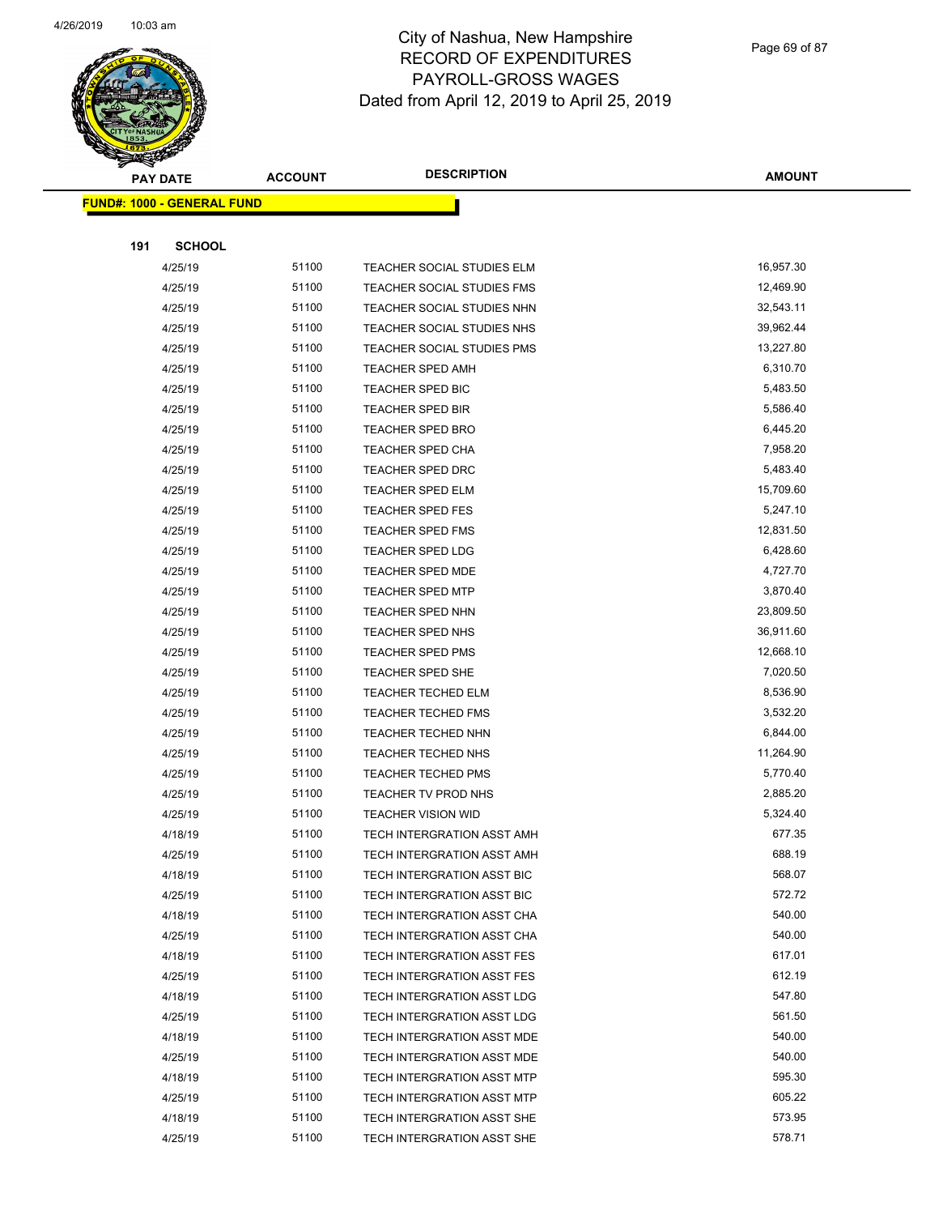# City of Nashua, New Hampshire
## RECORD OF EXPENDITURES
## PAYROLL-GROSS WAGES
### Dated from April 12, 2019 to April 25, 2019

| PAY DATE | ACCOUNT | DESCRIPTION | AMOUNT |
|---|---|---|---|

**FUND#: 1000 - GENERAL FUND**

**191 SCHOOL**

| PAY DATE | ACCOUNT | DESCRIPTION | AMOUNT |
|---|---|---|---|
| 4/25/19 | 51100 | TEACHER SOCIAL STUDIES ELM | 16,957.30 |
| 4/25/19 | 51100 | TEACHER SOCIAL STUDIES FMS | 12,469.90 |
| 4/25/19 | 51100 | TEACHER SOCIAL STUDIES NHN | 32,543.11 |
| 4/25/19 | 51100 | TEACHER SOCIAL STUDIES NHS | 39,962.44 |
| 4/25/19 | 51100 | TEACHER SOCIAL STUDIES PMS | 13,227.80 |
| 4/25/19 | 51100 | TEACHER SPED AMH | 6,310.70 |
| 4/25/19 | 51100 | TEACHER SPED BIC | 5,483.50 |
| 4/25/19 | 51100 | TEACHER SPED BIR | 5,586.40 |
| 4/25/19 | 51100 | TEACHER SPED BRO | 6,445.20 |
| 4/25/19 | 51100 | TEACHER SPED CHA | 7,958.20 |
| 4/25/19 | 51100 | TEACHER SPED DRC | 5,483.40 |
| 4/25/19 | 51100 | TEACHER SPED ELM | 15,709.60 |
| 4/25/19 | 51100 | TEACHER SPED FES | 5,247.10 |
| 4/25/19 | 51100 | TEACHER SPED FMS | 12,831.50 |
| 4/25/19 | 51100 | TEACHER SPED LDG | 6,428.60 |
| 4/25/19 | 51100 | TEACHER SPED MDE | 4,727.70 |
| 4/25/19 | 51100 | TEACHER SPED MTP | 3,870.40 |
| 4/25/19 | 51100 | TEACHER SPED NHN | 23,809.50 |
| 4/25/19 | 51100 | TEACHER SPED NHS | 36,911.60 |
| 4/25/19 | 51100 | TEACHER SPED PMS | 12,668.10 |
| 4/25/19 | 51100 | TEACHER SPED SHE | 7,020.50 |
| 4/25/19 | 51100 | TEACHER TECHED ELM | 8,536.90 |
| 4/25/19 | 51100 | TEACHER TECHED FMS | 3,532.20 |
| 4/25/19 | 51100 | TEACHER TECHED NHN | 6,844.00 |
| 4/25/19 | 51100 | TEACHER TECHED NHS | 11,264.90 |
| 4/25/19 | 51100 | TEACHER TECHED PMS | 5,770.40 |
| 4/25/19 | 51100 | TEACHER TV PROD NHS | 2,885.20 |
| 4/25/19 | 51100 | TEACHER VISION WID | 5,324.40 |
| 4/18/19 | 51100 | TECH INTERGRATION ASST AMH | 677.35 |
| 4/25/19 | 51100 | TECH INTERGRATION ASST AMH | 688.19 |
| 4/18/19 | 51100 | TECH INTERGRATION ASST BIC | 568.07 |
| 4/25/19 | 51100 | TECH INTERGRATION ASST BIC | 572.72 |
| 4/18/19 | 51100 | TECH INTERGRATION ASST CHA | 540.00 |
| 4/25/19 | 51100 | TECH INTERGRATION ASST CHA | 540.00 |
| 4/18/19 | 51100 | TECH INTERGRATION ASST FES | 617.01 |
| 4/25/19 | 51100 | TECH INTERGRATION ASST FES | 612.19 |
| 4/18/19 | 51100 | TECH INTERGRATION ASST LDG | 547.80 |
| 4/25/19 | 51100 | TECH INTERGRATION ASST LDG | 561.50 |
| 4/18/19 | 51100 | TECH INTERGRATION ASST MDE | 540.00 |
| 4/25/19 | 51100 | TECH INTERGRATION ASST MDE | 540.00 |
| 4/18/19 | 51100 | TECH INTERGRATION ASST MTP | 595.30 |
| 4/25/19 | 51100 | TECH INTERGRATION ASST MTP | 605.22 |
| 4/18/19 | 51100 | TECH INTERGRATION ASST SHE | 573.95 |
| 4/25/19 | 51100 | TECH INTERGRATION ASST SHE | 578.71 |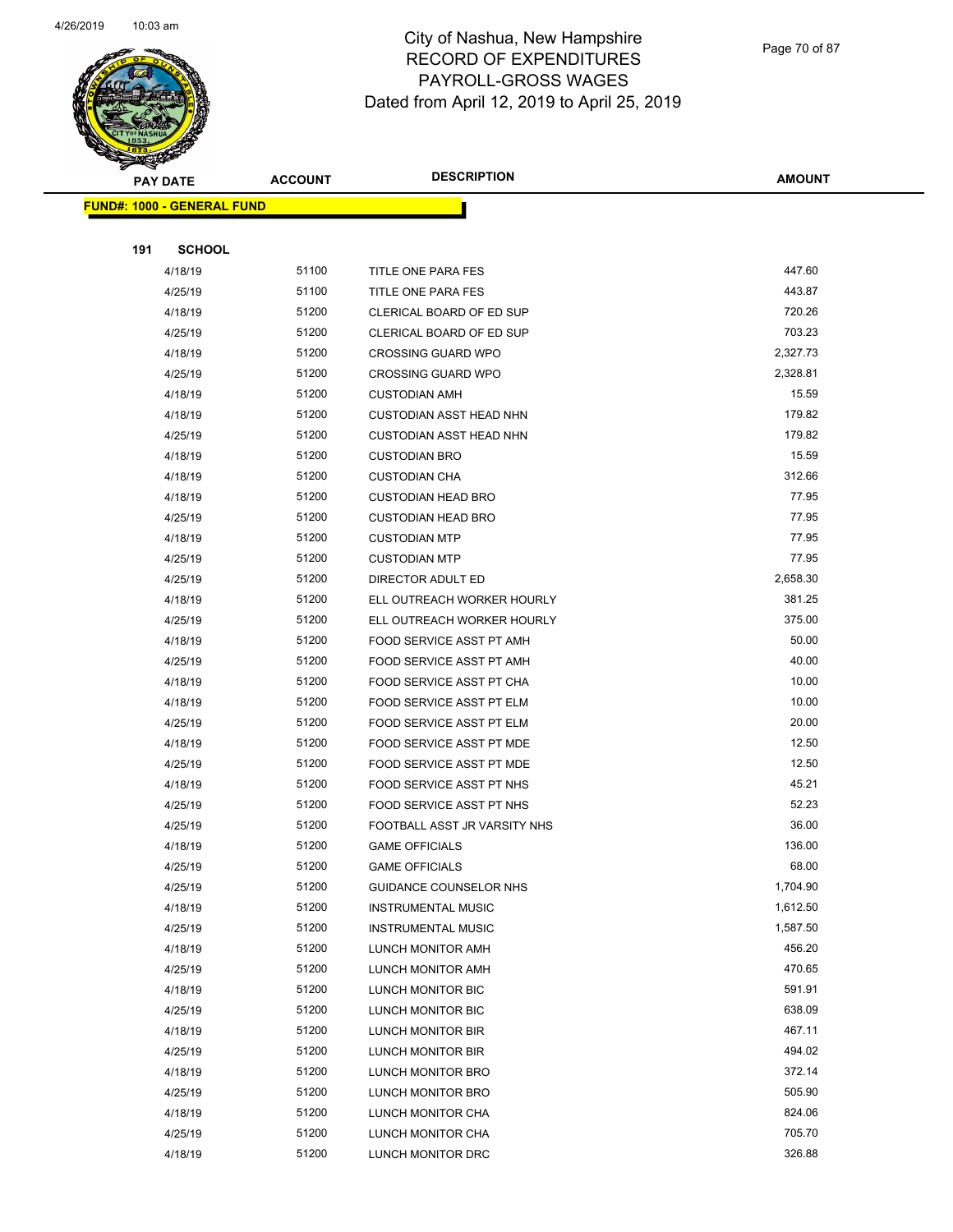# City of Nashua, New Hampshire
## RECORD OF EXPENDITURES
## PAYROLL-GROSS WAGES
## Dated from April 12, 2019 to April 25, 2019

**FUND#: 1000 - GENERAL FUND**

**191 SCHOOL**

| PAY DATE | ACCOUNT | DESCRIPTION | AMOUNT |
|---|---|---|---|
| 4/18/19 | 51100 | TITLE ONE PARA FES | 447.60 |
| 4/25/19 | 51100 | TITLE ONE PARA FES | 443.87 |
| 4/18/19 | 51200 | CLERICAL BOARD OF ED SUP | 720.26 |
| 4/25/19 | 51200 | CLERICAL BOARD OF ED SUP | 703.23 |
| 4/18/19 | 51200 | CROSSING GUARD WPO | 2,327.73 |
| 4/25/19 | 51200 | CROSSING GUARD WPO | 2,328.81 |
| 4/18/19 | 51200 | CUSTODIAN AMH | 15.59 |
| 4/18/19 | 51200 | CUSTODIAN ASST HEAD NHN | 179.82 |
| 4/25/19 | 51200 | CUSTODIAN ASST HEAD NHN | 179.82 |
| 4/18/19 | 51200 | CUSTODIAN BRO | 15.59 |
| 4/18/19 | 51200 | CUSTODIAN CHA | 312.66 |
| 4/18/19 | 51200 | CUSTODIAN HEAD BRO | 77.95 |
| 4/25/19 | 51200 | CUSTODIAN HEAD BRO | 77.95 |
| 4/18/19 | 51200 | CUSTODIAN MTP | 77.95 |
| 4/25/19 | 51200 | CUSTODIAN MTP | 77.95 |
| 4/25/19 | 51200 | DIRECTOR ADULT ED | 2,658.30 |
| 4/18/19 | 51200 | ELL OUTREACH WORKER HOURLY | 381.25 |
| 4/25/19 | 51200 | ELL OUTREACH WORKER HOURLY | 375.00 |
| 4/18/19 | 51200 | FOOD SERVICE ASST PT AMH | 50.00 |
| 4/25/19 | 51200 | FOOD SERVICE ASST PT AMH | 40.00 |
| 4/18/19 | 51200 | FOOD SERVICE ASST PT CHA | 10.00 |
| 4/18/19 | 51200 | FOOD SERVICE ASST PT ELM | 10.00 |
| 4/25/19 | 51200 | FOOD SERVICE ASST PT ELM | 20.00 |
| 4/18/19 | 51200 | FOOD SERVICE ASST PT MDE | 12.50 |
| 4/25/19 | 51200 | FOOD SERVICE ASST PT MDE | 12.50 |
| 4/18/19 | 51200 | FOOD SERVICE ASST PT NHS | 45.21 |
| 4/25/19 | 51200 | FOOD SERVICE ASST PT NHS | 52.23 |
| 4/25/19 | 51200 | FOOTBALL ASST JR VARSITY NHS | 36.00 |
| 4/18/19 | 51200 | GAME OFFICIALS | 136.00 |
| 4/25/19 | 51200 | GAME OFFICIALS | 68.00 |
| 4/25/19 | 51200 | GUIDANCE COUNSELOR NHS | 1,704.90 |
| 4/18/19 | 51200 | INSTRUMENTAL MUSIC | 1,612.50 |
| 4/25/19 | 51200 | INSTRUMENTAL MUSIC | 1,587.50 |
| 4/18/19 | 51200 | LUNCH MONITOR AMH | 456.20 |
| 4/25/19 | 51200 | LUNCH MONITOR AMH | 470.65 |
| 4/18/19 | 51200 | LUNCH MONITOR BIC | 591.91 |
| 4/25/19 | 51200 | LUNCH MONITOR BIC | 638.09 |
| 4/18/19 | 51200 | LUNCH MONITOR BIR | 467.11 |
| 4/25/19 | 51200 | LUNCH MONITOR BIR | 494.02 |
| 4/18/19 | 51200 | LUNCH MONITOR BRO | 372.14 |
| 4/25/19 | 51200 | LUNCH MONITOR BRO | 505.90 |
| 4/18/19 | 51200 | LUNCH MONITOR CHA | 824.06 |
| 4/25/19 | 51200 | LUNCH MONITOR CHA | 705.70 |
| 4/18/19 | 51200 | LUNCH MONITOR DRC | 326.88 |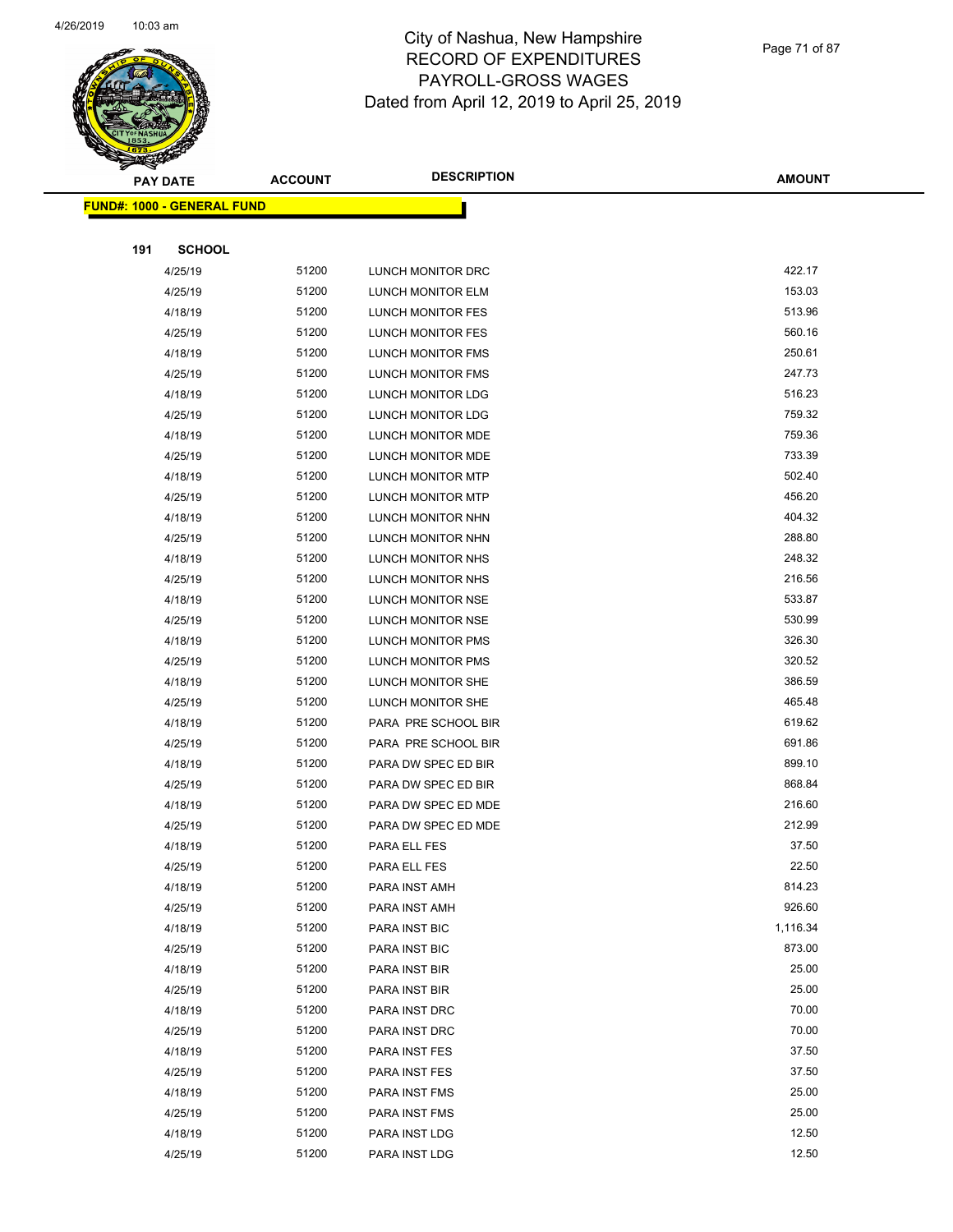# City of Nashua, New Hampshire
## RECORD OF EXPENDITURES
## PAYROLL-GROSS WAGES
### Dated from April 12, 2019 to April 25, 2019

| PAY DATE | ACCOUNT | DESCRIPTION | AMOUNT |
|---|---|---|---|
| **FUND#: 1000 - GENERAL FUND** | | | |
| **191 SCHOOL** | | | |
| 4/25/19 | 51200 | LUNCH MONITOR DRC | 422.17 |
| 4/25/19 | 51200 | LUNCH MONITOR ELM | 153.03 |
| 4/18/19 | 51200 | LUNCH MONITOR FES | 513.96 |
| 4/25/19 | 51200 | LUNCH MONITOR FES | 560.16 |
| 4/18/19 | 51200 | LUNCH MONITOR FMS | 250.61 |
| 4/25/19 | 51200 | LUNCH MONITOR FMS | 247.73 |
| 4/18/19 | 51200 | LUNCH MONITOR LDG | 516.23 |
| 4/25/19 | 51200 | LUNCH MONITOR LDG | 759.32 |
| 4/18/19 | 51200 | LUNCH MONITOR MDE | 759.36 |
| 4/25/19 | 51200 | LUNCH MONITOR MDE | 733.39 |
| 4/18/19 | 51200 | LUNCH MONITOR MTP | 502.40 |
| 4/25/19 | 51200 | LUNCH MONITOR MTP | 456.20 |
| 4/18/19 | 51200 | LUNCH MONITOR NHN | 404.32 |
| 4/25/19 | 51200 | LUNCH MONITOR NHN | 288.80 |
| 4/18/19 | 51200 | LUNCH MONITOR NHS | 248.32 |
| 4/25/19 | 51200 | LUNCH MONITOR NHS | 216.56 |
| 4/18/19 | 51200 | LUNCH MONITOR NSE | 533.87 |
| 4/25/19 | 51200 | LUNCH MONITOR NSE | 530.99 |
| 4/18/19 | 51200 | LUNCH MONITOR PMS | 326.30 |
| 4/25/19 | 51200 | LUNCH MONITOR PMS | 320.52 |
| 4/18/19 | 51200 | LUNCH MONITOR SHE | 386.59 |
| 4/25/19 | 51200 | LUNCH MONITOR SHE | 465.48 |
| 4/18/19 | 51200 | PARA PRE SCHOOL BIR | 619.62 |
| 4/25/19 | 51200 | PARA PRE SCHOOL BIR | 691.86 |
| 4/18/19 | 51200 | PARA DW SPEC ED BIR | 899.10 |
| 4/25/19 | 51200 | PARA DW SPEC ED BIR | 868.84 |
| 4/18/19 | 51200 | PARA DW SPEC ED MDE | 216.60 |
| 4/25/19 | 51200 | PARA DW SPEC ED MDE | 212.99 |
| 4/18/19 | 51200 | PARA ELL FES | 37.50 |
| 4/25/19 | 51200 | PARA ELL FES | 22.50 |
| 4/18/19 | 51200 | PARA INST AMH | 814.23 |
| 4/25/19 | 51200 | PARA INST AMH | 926.60 |
| 4/18/19 | 51200 | PARA INST BIC | 1,116.34 |
| 4/25/19 | 51200 | PARA INST BIC | 873.00 |
| 4/18/19 | 51200 | PARA INST BIR | 25.00 |
| 4/25/19 | 51200 | PARA INST BIR | 25.00 |
| 4/18/19 | 51200 | PARA INST DRC | 70.00 |
| 4/25/19 | 51200 | PARA INST DRC | 70.00 |
| 4/18/19 | 51200 | PARA INST FES | 37.50 |
| 4/25/19 | 51200 | PARA INST FES | 37.50 |
| 4/18/19 | 51200 | PARA INST FMS | 25.00 |
| 4/25/19 | 51200 | PARA INST FMS | 25.00 |
| 4/18/19 | 51200 | PARA INST LDG | 12.50 |
| 4/25/19 | 51200 | PARA INST LDG | 12.50 |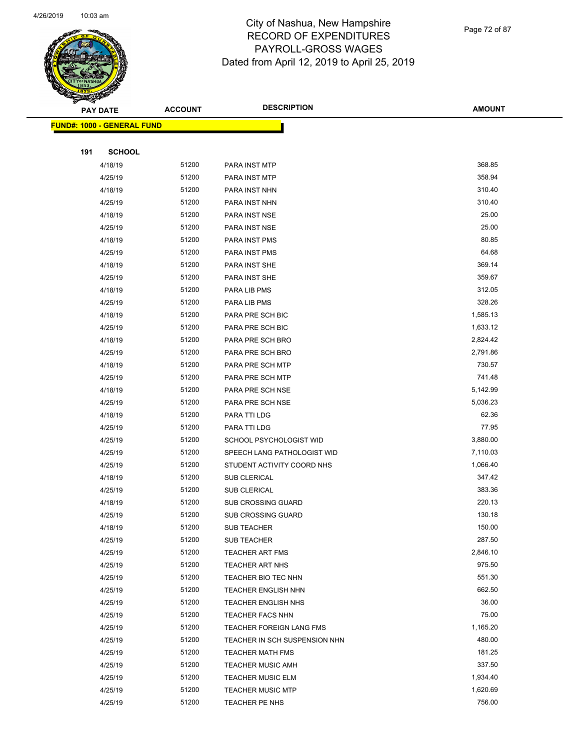# City of Nashua, New Hampshire
## RECORD OF EXPENDITURES
## PAYROLL-GROSS WAGES
## Dated from April 12, 2019 to April 25, 2019

| PAY DATE | ACCOUNT | DESCRIPTION | AMOUNT |
|---|---|---|---|
| **FUND#: 1000 - GENERAL FUND** | | | |
| **191 SCHOOL** | | | |
| 4/18/19 | 51200 | PARA INST MTP | 368.85 |
| 4/25/19 | 51200 | PARA INST MTP | 358.94 |
| 4/18/19 | 51200 | PARA INST NHN | 310.40 |
| 4/25/19 | 51200 | PARA INST NHN | 310.40 |
| 4/18/19 | 51200 | PARA INST NSE | 25.00 |
| 4/25/19 | 51200 | PARA INST NSE | 25.00 |
| 4/18/19 | 51200 | PARA INST PMS | 80.85 |
| 4/25/19 | 51200 | PARA INST PMS | 64.68 |
| 4/18/19 | 51200 | PARA INST SHE | 369.14 |
| 4/25/19 | 51200 | PARA INST SHE | 359.67 |
| 4/18/19 | 51200 | PARA LIB PMS | 312.05 |
| 4/25/19 | 51200 | PARA LIB PMS | 328.26 |
| 4/18/19 | 51200 | PARA PRE SCH BIC | 1,585.13 |
| 4/25/19 | 51200 | PARA PRE SCH BIC | 1,633.12 |
| 4/18/19 | 51200 | PARA PRE SCH BRO | 2,824.42 |
| 4/25/19 | 51200 | PARA PRE SCH BRO | 2,791.86 |
| 4/18/19 | 51200 | PARA PRE SCH MTP | 730.57 |
| 4/25/19 | 51200 | PARA PRE SCH MTP | 741.48 |
| 4/18/19 | 51200 | PARA PRE SCH NSE | 5,142.99 |
| 4/25/19 | 51200 | PARA PRE SCH NSE | 5,036.23 |
| 4/18/19 | 51200 | PARA TTI LDG | 62.36 |
| 4/25/19 | 51200 | PARA TTI LDG | 77.95 |
| 4/25/19 | 51200 | SCHOOL PSYCHOLOGIST WID | 3,880.00 |
| 4/25/19 | 51200 | SPEECH LANG PATHOLOGIST WID | 7,110.03 |
| 4/25/19 | 51200 | STUDENT ACTIVITY COORD NHS | 1,066.40 |
| 4/18/19 | 51200 | SUB CLERICAL | 347.42 |
| 4/25/19 | 51200 | SUB CLERICAL | 383.36 |
| 4/18/19 | 51200 | SUB CROSSING GUARD | 220.13 |
| 4/25/19 | 51200 | SUB CROSSING GUARD | 130.18 |
| 4/18/19 | 51200 | SUB TEACHER | 150.00 |
| 4/25/19 | 51200 | SUB TEACHER | 287.50 |
| 4/25/19 | 51200 | TEACHER ART FMS | 2,846.10 |
| 4/25/19 | 51200 | TEACHER ART NHS | 975.50 |
| 4/25/19 | 51200 | TEACHER BIO TEC NHN | 551.30 |
| 4/25/19 | 51200 | TEACHER ENGLISH NHN | 662.50 |
| 4/25/19 | 51200 | TEACHER ENGLISH NHS | 36.00 |
| 4/25/19 | 51200 | TEACHER FACS NHN | 75.00 |
| 4/25/19 | 51200 | TEACHER FOREIGN LANG FMS | 1,165.20 |
| 4/25/19 | 51200 | TEACHER IN SCH SUSPENSION NHN | 480.00 |
| 4/25/19 | 51200 | TEACHER MATH FMS | 181.25 |
| 4/25/19 | 51200 | TEACHER MUSIC AMH | 337.50 |
| 4/25/19 | 51200 | TEACHER MUSIC ELM | 1,934.40 |
| 4/25/19 | 51200 | TEACHER MUSIC MTP | 1,620.69 |
| 4/25/19 | 51200 | TEACHER PE NHS | 756.00 |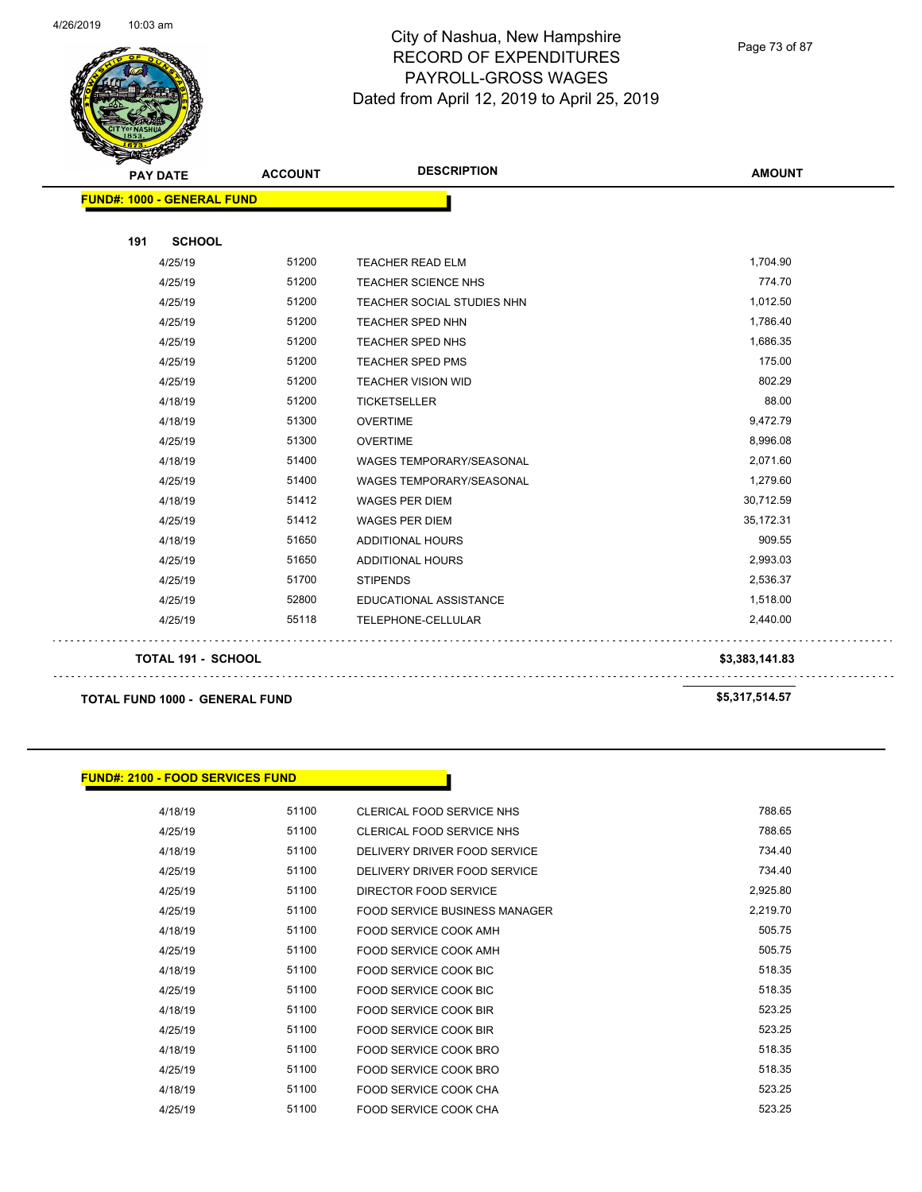City of Nashua, New Hampshire
RECORD OF EXPENDITURES
PAYROLL-GROSS WAGES
Dated from April 12, 2019 to April 25, 2019

| PAY DATE | ACCOUNT | DESCRIPTION | AMOUNT |
|---|---|---|---|
| **FUND#: 1000 - GENERAL FUND** | | | |
| **191 SCHOOL** | | | |
| 4/25/19 | 51200 | TEACHER READ ELM | 1,704.90 |
| 4/25/19 | 51200 | TEACHER SCIENCE NHS | 774.70 |
| 4/25/19 | 51200 | TEACHER SOCIAL STUDIES NHN | 1,012.50 |
| 4/25/19 | 51200 | TEACHER SPED NHN | 1,786.40 |
| 4/25/19 | 51200 | TEACHER SPED NHS | 1,686.35 |
| 4/25/19 | 51200 | TEACHER SPED PMS | 175.00 |
| 4/25/19 | 51200 | TEACHER VISION WID | 802.29 |
| 4/18/19 | 51200 | TICKETSELLER | 88.00 |
| 4/18/19 | 51300 | OVERTIME | 9,472.79 |
| 4/25/19 | 51300 | OVERTIME | 8,996.08 |
| 4/18/19 | 51400 | WAGES TEMPORARY/SEASONAL | 2,071.60 |
| 4/25/19 | 51400 | WAGES TEMPORARY/SEASONAL | 1,279.60 |
| 4/18/19 | 51412 | WAGES PER DIEM | 30,712.59 |
| 4/25/19 | 51412 | WAGES PER DIEM | 35,172.31 |
| 4/18/19 | 51650 | ADDITIONAL HOURS | 909.55 |
| 4/25/19 | 51650 | ADDITIONAL HOURS | 2,993.03 |
| 4/25/19 | 51700 | STIPENDS | 2,536.37 |
| 4/25/19 | 52800 | EDUCATIONAL ASSISTANCE | 1,518.00 |
| 4/25/19 | 55118 | TELEPHONE-CELLULAR | 2,440.00 |
| **TOTAL 191 - SCHOOL** | | | **$3,383,141.83** |
| **TOTAL FUND 1000 - GENERAL FUND** | | | **$5,317,514.57** |

| PAY DATE | ACCOUNT | DESCRIPTION | AMOUNT |
|---|---|---|---|
| **FUND#: 2100 - FOOD SERVICES FUND** | | | |
| 4/18/19 | 51100 | CLERICAL FOOD SERVICE NHS | 788.65 |
| 4/25/19 | 51100 | CLERICAL FOOD SERVICE NHS | 788.65 |
| 4/18/19 | 51100 | DELIVERY DRIVER FOOD SERVICE | 734.40 |
| 4/25/19 | 51100 | DELIVERY DRIVER FOOD SERVICE | 734.40 |
| 4/25/19 | 51100 | DIRECTOR FOOD SERVICE | 2,925.80 |
| 4/25/19 | 51100 | FOOD SERVICE BUSINESS MANAGER | 2,219.70 |
| 4/18/19 | 51100 | FOOD SERVICE COOK AMH | 505.75 |
| 4/25/19 | 51100 | FOOD SERVICE COOK AMH | 505.75 |
| 4/18/19 | 51100 | FOOD SERVICE COOK BIC | 518.35 |
| 4/25/19 | 51100 | FOOD SERVICE COOK BIC | 518.35 |
| 4/18/19 | 51100 | FOOD SERVICE COOK BIR | 523.25 |
| 4/25/19 | 51100 | FOOD SERVICE COOK BIR | 523.25 |
| 4/18/19 | 51100 | FOOD SERVICE COOK BRO | 518.35 |
| 4/25/19 | 51100 | FOOD SERVICE COOK BRO | 518.35 |
| 4/18/19 | 51100 | FOOD SERVICE COOK CHA | 523.25 |
| 4/25/19 | 51100 | FOOD SERVICE COOK CHA | 523.25 |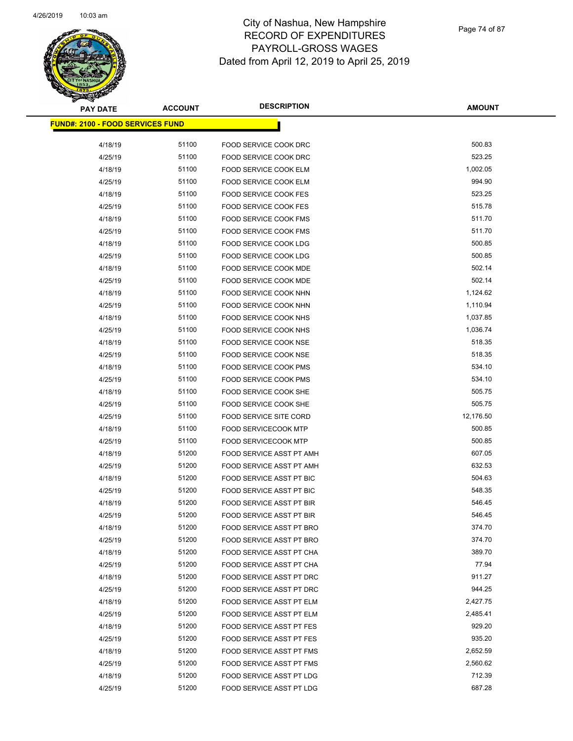City of Nashua, New Hampshire
RECORD OF EXPENDITURES
PAYROLL-GROSS WAGES
Dated from April 12, 2019 to April 25, 2019

| PAY DATE | ACCOUNT | DESCRIPTION | AMOUNT |
|---|---|---|---|
| **FUND#: 2100 - FOOD SERVICES FUND** | | | |
| 4/18/19 | 51100 | FOOD SERVICE COOK DRC | 500.83 |
| 4/25/19 | 51100 | FOOD SERVICE COOK DRC | 523.25 |
| 4/18/19 | 51100 | FOOD SERVICE COOK ELM | 1,002.05 |
| 4/25/19 | 51100 | FOOD SERVICE COOK ELM | 994.90 |
| 4/18/19 | 51100 | FOOD SERVICE COOK FES | 523.25 |
| 4/25/19 | 51100 | FOOD SERVICE COOK FES | 515.78 |
| 4/18/19 | 51100 | FOOD SERVICE COOK FMS | 511.70 |
| 4/25/19 | 51100 | FOOD SERVICE COOK FMS | 511.70 |
| 4/18/19 | 51100 | FOOD SERVICE COOK LDG | 500.85 |
| 4/25/19 | 51100 | FOOD SERVICE COOK LDG | 500.85 |
| 4/18/19 | 51100 | FOOD SERVICE COOK MDE | 502.14 |
| 4/25/19 | 51100 | FOOD SERVICE COOK MDE | 502.14 |
| 4/18/19 | 51100 | FOOD SERVICE COOK NHN | 1,124.62 |
| 4/25/19 | 51100 | FOOD SERVICE COOK NHN | 1,110.94 |
| 4/18/19 | 51100 | FOOD SERVICE COOK NHS | 1,037.85 |
| 4/25/19 | 51100 | FOOD SERVICE COOK NHS | 1,036.74 |
| 4/18/19 | 51100 | FOOD SERVICE COOK NSE | 518.35 |
| 4/25/19 | 51100 | FOOD SERVICE COOK NSE | 518.35 |
| 4/18/19 | 51100 | FOOD SERVICE COOK PMS | 534.10 |
| 4/25/19 | 51100 | FOOD SERVICE COOK PMS | 534.10 |
| 4/18/19 | 51100 | FOOD SERVICE COOK SHE | 505.75 |
| 4/25/19 | 51100 | FOOD SERVICE COOK SHE | 505.75 |
| 4/25/19 | 51100 | FOOD SERVICE SITE CORD | 12,176.50 |
| 4/18/19 | 51100 | FOOD SERVICECOOK MTP | 500.85 |
| 4/25/19 | 51100 | FOOD SERVICECOOK MTP | 500.85 |
| 4/18/19 | 51200 | FOOD SERVICE ASST PT AMH | 607.05 |
| 4/25/19 | 51200 | FOOD SERVICE ASST PT AMH | 632.53 |
| 4/18/19 | 51200 | FOOD SERVICE ASST PT BIC | 504.63 |
| 4/25/19 | 51200 | FOOD SERVICE ASST PT BIC | 548.35 |
| 4/18/19 | 51200 | FOOD SERVICE ASST PT BIR | 546.45 |
| 4/25/19 | 51200 | FOOD SERVICE ASST PT BIR | 546.45 |
| 4/18/19 | 51200 | FOOD SERVICE ASST PT BRO | 374.70 |
| 4/25/19 | 51200 | FOOD SERVICE ASST PT BRO | 374.70 |
| 4/18/19 | 51200 | FOOD SERVICE ASST PT CHA | 389.70 |
| 4/25/19 | 51200 | FOOD SERVICE ASST PT CHA | 77.94 |
| 4/18/19 | 51200 | FOOD SERVICE ASST PT DRC | 911.27 |
| 4/25/19 | 51200 | FOOD SERVICE ASST PT DRC | 944.25 |
| 4/18/19 | 51200 | FOOD SERVICE ASST PT ELM | 2,427.75 |
| 4/25/19 | 51200 | FOOD SERVICE ASST PT ELM | 2,485.41 |
| 4/18/19 | 51200 | FOOD SERVICE ASST PT FES | 929.20 |
| 4/25/19 | 51200 | FOOD SERVICE ASST PT FES | 935.20 |
| 4/18/19 | 51200 | FOOD SERVICE ASST PT FMS | 2,652.59 |
| 4/25/19 | 51200 | FOOD SERVICE ASST PT FMS | 2,560.62 |
| 4/18/19 | 51200 | FOOD SERVICE ASST PT LDG | 712.39 |
| 4/25/19 | 51200 | FOOD SERVICE ASST PT LDG | 687.28 |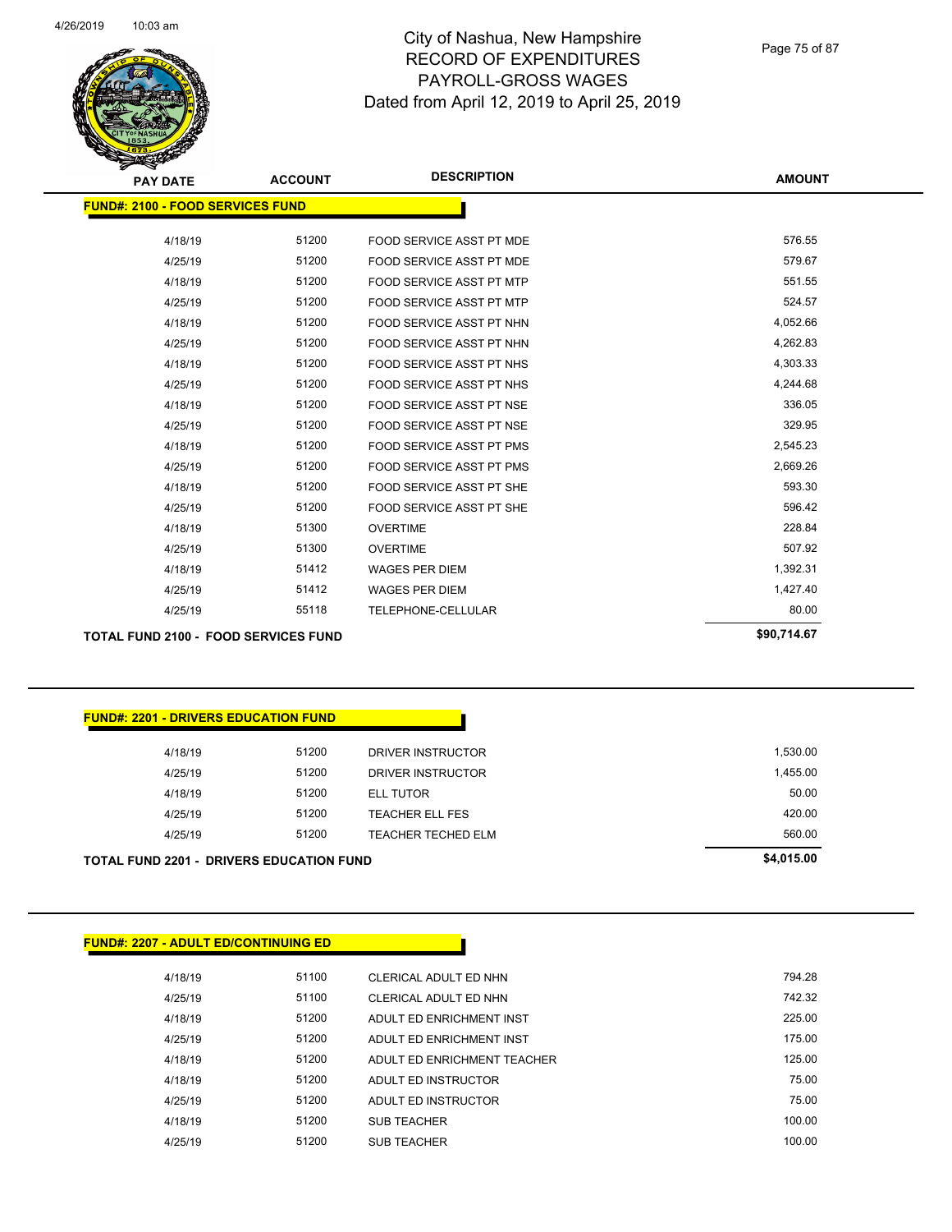# City of Nashua, New Hampshire
## RECORD OF EXPENDITURES
## PAYROLL-GROSS WAGES
## Dated from April 12, 2019 to April 25, 2019

| PAY DATE | ACCOUNT | DESCRIPTION | AMOUNT |
|---|---|---|---|
| **FUND#: 2100 - FOOD SERVICES FUND** | | | |
| 4/18/19 | 51200 | FOOD SERVICE ASST PT MDE | 576.55 |
| 4/25/19 | 51200 | FOOD SERVICE ASST PT MDE | 579.67 |
| 4/18/19 | 51200 | FOOD SERVICE ASST PT MTP | 551.55 |
| 4/25/19 | 51200 | FOOD SERVICE ASST PT MTP | 524.57 |
| 4/18/19 | 51200 | FOOD SERVICE ASST PT NHN | 4,052.66 |
| 4/25/19 | 51200 | FOOD SERVICE ASST PT NHN | 4,262.83 |
| 4/18/19 | 51200 | FOOD SERVICE ASST PT NHS | 4,303.33 |
| 4/25/19 | 51200 | FOOD SERVICE ASST PT NHS | 4,244.68 |
| 4/18/19 | 51200 | FOOD SERVICE ASST PT NSE | 336.05 |
| 4/25/19 | 51200 | FOOD SERVICE ASST PT NSE | 329.95 |
| 4/18/19 | 51200 | FOOD SERVICE ASST PT PMS | 2,545.23 |
| 4/25/19 | 51200 | FOOD SERVICE ASST PT PMS | 2,669.26 |
| 4/18/19 | 51200 | FOOD SERVICE ASST PT SHE | 593.30 |
| 4/25/19 | 51200 | FOOD SERVICE ASST PT SHE | 596.42 |
| 4/18/19 | 51300 | OVERTIME | 228.84 |
| 4/25/19 | 51300 | OVERTIME | 507.92 |
| 4/18/19 | 51412 | WAGES PER DIEM | 1,392.31 |
| 4/25/19 | 51412 | WAGES PER DIEM | 1,427.40 |
| 4/25/19 | 55118 | TELEPHONE-CELLULAR | 80.00 |
| **TOTAL FUND 2100 - FOOD SERVICES FUND** | | | **$90,714.67** |

| PAY DATE | ACCOUNT | DESCRIPTION | AMOUNT |
|---|---|---|---|
| **FUND#: 2201 - DRIVERS EDUCATION FUND** | | | |
| 4/18/19 | 51200 | DRIVER INSTRUCTOR | 1,530.00 |
| 4/25/19 | 51200 | DRIVER INSTRUCTOR | 1,455.00 |
| 4/18/19 | 51200 | ELL TUTOR | 50.00 |
| 4/25/19 | 51200 | TEACHER ELL FES | 420.00 |
| 4/25/19 | 51200 | TEACHER TECHED ELM | 560.00 |
| **TOTAL FUND 2201 - DRIVERS EDUCATION FUND** | | | **$4,015.00** |

| PAY DATE | ACCOUNT | DESCRIPTION | AMOUNT |
|---|---|---|---|
| **FUND#: 2207 - ADULT ED/CONTINUING ED** | | | |
| 4/18/19 | 51100 | CLERICAL ADULT ED NHN | 794.28 |
| 4/25/19 | 51100 | CLERICAL ADULT ED NHN | 742.32 |
| 4/18/19 | 51200 | ADULT ED ENRICHMENT INST | 225.00 |
| 4/25/19 | 51200 | ADULT ED ENRICHMENT INST | 175.00 |
| 4/18/19 | 51200 | ADULT ED ENRICHMENT TEACHER | 125.00 |
| 4/18/19 | 51200 | ADULT ED INSTRUCTOR | 75.00 |
| 4/25/19 | 51200 | ADULT ED INSTRUCTOR | 75.00 |
| 4/18/19 | 51200 | SUB TEACHER | 100.00 |
| 4/25/19 | 51200 | SUB TEACHER | 100.00 |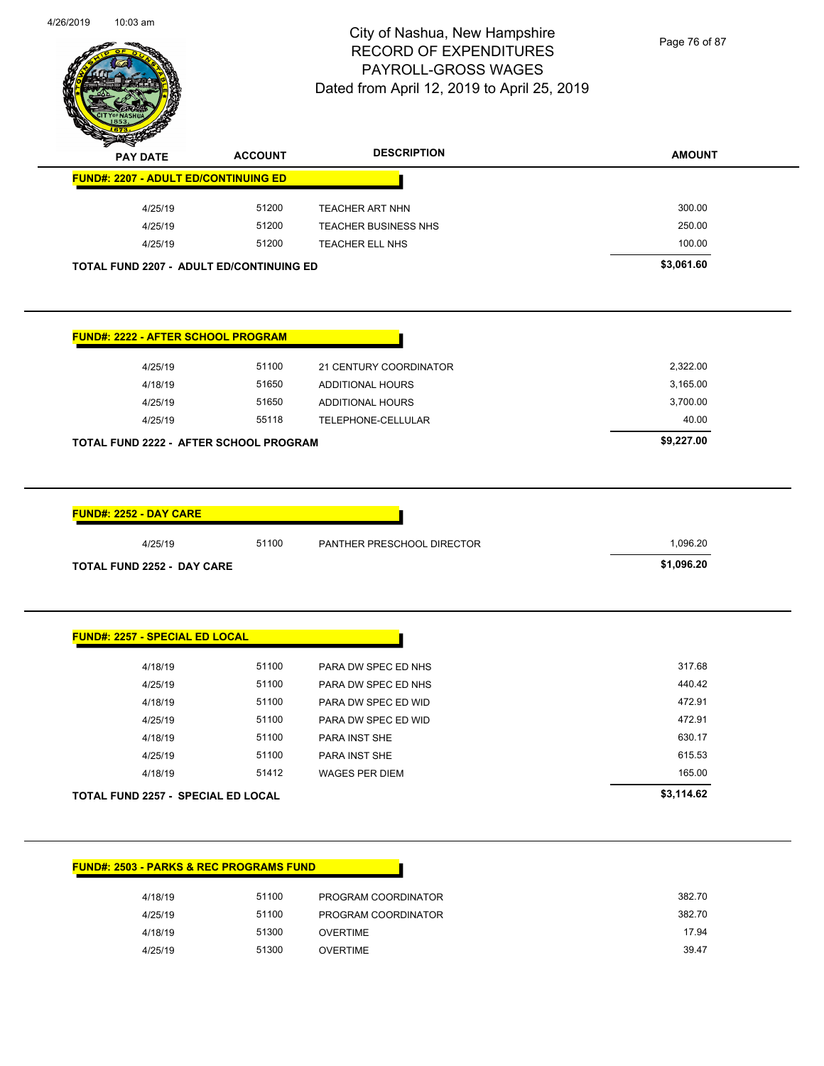City of Nashua, New Hampshire
RECORD OF EXPENDITURES
PAYROLL-GROSS WAGES
Dated from April 12, 2019 to April 25, 2019

| PAY DATE | ACCOUNT | DESCRIPTION | AMOUNT |
|---|---|---|---|
| **FUND#: 2207 - ADULT ED/CONTINUING ED** | | | |
| 4/25/19 | 51200 | TEACHER ART NHN | 300.00 |
| 4/25/19 | 51200 | TEACHER BUSINESS NHS | 250.00 |
| 4/25/19 | 51200 | TEACHER ELL NHS | 100.00 |
| **TOTAL FUND 2207 - ADULT ED/CONTINUING ED** | | | **$3,061.60** |

| PAY DATE | ACCOUNT | DESCRIPTION | AMOUNT |
|---|---|---|---|
| **FUND#: 2222 - AFTER SCHOOL PROGRAM** | | | |
| 4/25/19 | 51100 | 21 CENTURY COORDINATOR | 2,322.00 |
| 4/18/19 | 51650 | ADDITIONAL HOURS | 3,165.00 |
| 4/25/19 | 51650 | ADDITIONAL HOURS | 3,700.00 |
| 4/25/19 | 55118 | TELEPHONE-CELLULAR | 40.00 |
| **TOTAL FUND 2222 - AFTER SCHOOL PROGRAM** | | | **$9,227.00** |

| PAY DATE | ACCOUNT | DESCRIPTION | AMOUNT |
|---|---|---|---|
| **FUND#: 2252 - DAY CARE** | | | |
| 4/25/19 | 51100 | PANTHER PRESCHOOL DIRECTOR | 1,096.20 |
| **TOTAL FUND 2252 - DAY CARE** | | | **$1,096.20** |

| PAY DATE | ACCOUNT | DESCRIPTION | AMOUNT |
|---|---|---|---|
| **FUND#: 2257 - SPECIAL ED LOCAL** | | | |
| 4/18/19 | 51100 | PARA DW SPEC ED NHS | 317.68 |
| 4/25/19 | 51100 | PARA DW SPEC ED NHS | 440.42 |
| 4/18/19 | 51100 | PARA DW SPEC ED WID | 472.91 |
| 4/25/19 | 51100 | PARA DW SPEC ED WID | 472.91 |
| 4/18/19 | 51100 | PARA INST SHE | 630.17 |
| 4/25/19 | 51100 | PARA INST SHE | 615.53 |
| 4/18/19 | 51412 | WAGES PER DIEM | 165.00 |
| **TOTAL FUND 2257 - SPECIAL ED LOCAL** | | | **$3,114.62** |

| PAY DATE | ACCOUNT | DESCRIPTION | AMOUNT |
|---|---|---|---|
| **FUND#: 2503 - PARKS & REC PROGRAMS FUND** | | | |
| 4/18/19 | 51100 | PROGRAM COORDINATOR | 382.70 |
| 4/25/19 | 51100 | PROGRAM COORDINATOR | 382.70 |
| 4/18/19 | 51300 | OVERTIME | 17.94 |
| 4/25/19 | 51300 | OVERTIME | 39.47 |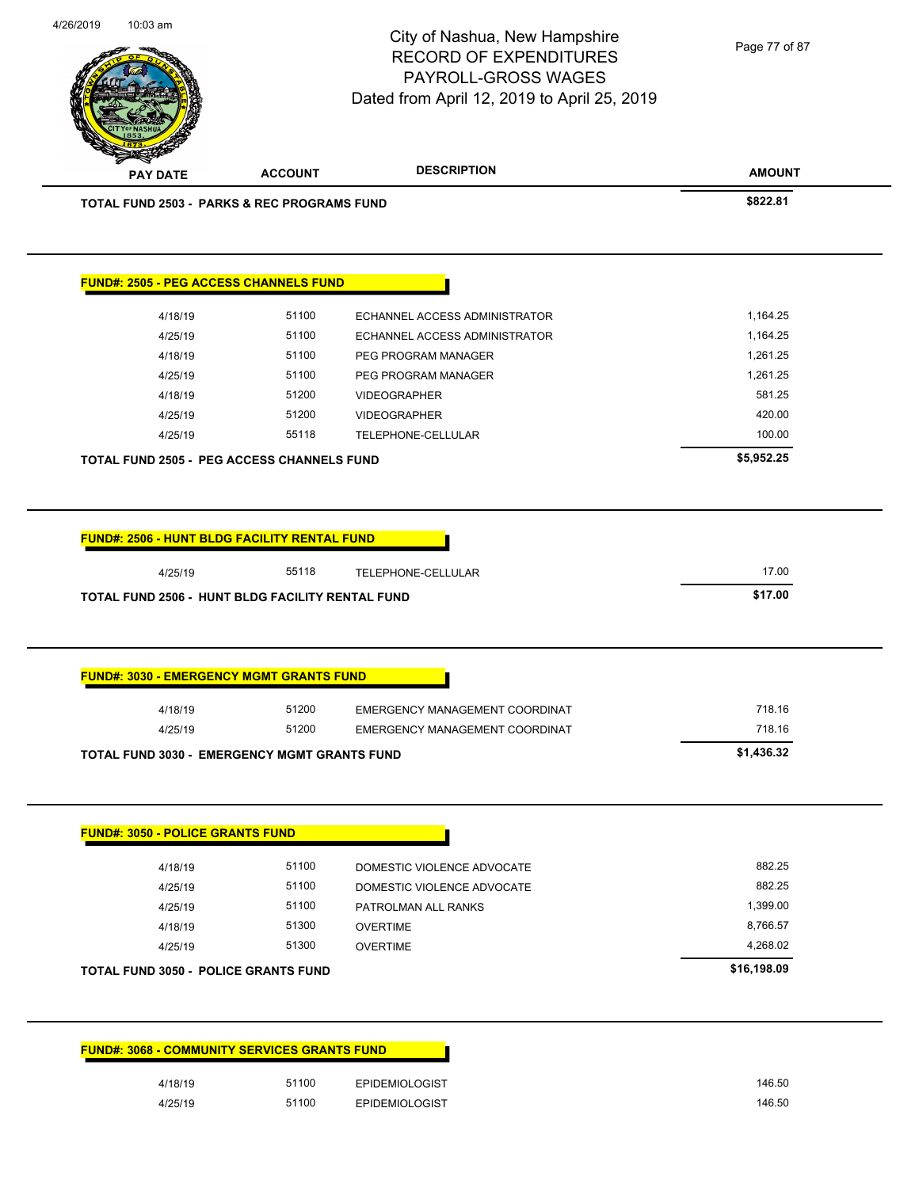| PAY DATE | ACCOUNT | DESCRIPTION | AMOUNT |
|---|---|---|---|
| **TOTAL FUND 2503 - PARKS & REC PROGRAMS FUND** | | | **$822.81** |

**FUND#: 2505 - PEG ACCESS CHANNELS FUND**

| PAY DATE | ACCOUNT | DESCRIPTION | AMOUNT |
|---|---|---|---|
| 4/18/19 | 51100 | ECHANNEL ACCESS ADMINISTRATOR | 1,164.25 |
| 4/25/19 | 51100 | ECHANNEL ACCESS ADMINISTRATOR | 1,164.25 |
| 4/18/19 | 51100 | PEG PROGRAM MANAGER | 1,261.25 |
| 4/25/19 | 51100 | PEG PROGRAM MANAGER | 1,261.25 |
| 4/18/19 | 51200 | VIDEOGRAPHER | 581.25 |
| 4/25/19 | 51200 | VIDEOGRAPHER | 420.00 |
| 4/25/19 | 55118 | TELEPHONE-CELLULAR | 100.00 |
| **TOTAL FUND 2505 - PEG ACCESS CHANNELS FUND** | | | **$5,952.25** |

**FUND#: 2506 - HUNT BLDG FACILITY RENTAL FUND**

| PAY DATE | ACCOUNT | DESCRIPTION | AMOUNT |
|---|---|---|---|
| 4/25/19 | 55118 | TELEPHONE-CELLULAR | 17.00 |
| **TOTAL FUND 2506 - HUNT BLDG FACILITY RENTAL FUND** | | | **$17.00** |

**FUND#: 3030 - EMERGENCY MGMT GRANTS FUND**

| PAY DATE | ACCOUNT | DESCRIPTION | AMOUNT |
|---|---|---|---|
| 4/18/19 | 51200 | EMERGENCY MANAGEMENT COORDINAT | 718.16 |
| 4/25/19 | 51200 | EMERGENCY MANAGEMENT COORDINAT | 718.16 |
| **TOTAL FUND 3030 - EMERGENCY MGMT GRANTS FUND** | | | **$1,436.32** |

**FUND#: 3050 - POLICE GRANTS FUND**

| PAY DATE | ACCOUNT | DESCRIPTION | AMOUNT |
|---|---|---|---|
| 4/18/19 | 51100 | DOMESTIC VIOLENCE ADVOCATE | 882.25 |
| 4/25/19 | 51100 | DOMESTIC VIOLENCE ADVOCATE | 882.25 |
| 4/25/19 | 51100 | PATROLMAN ALL RANKS | 1,399.00 |
| 4/18/19 | 51300 | OVERTIME | 8,766.57 |
| 4/25/19 | 51300 | OVERTIME | 4,268.02 |
| **TOTAL FUND 3050 - POLICE GRANTS FUND** | | | **$16,198.09** |

**FUND#: 3068 - COMMUNITY SERVICES GRANTS FUND**

| PAY DATE | ACCOUNT | DESCRIPTION | AMOUNT |
|---|---|---|---|
| 4/18/19 | 51100 | EPIDEMIOLOGIST | 146.50 |
| 4/25/19 | 51100 | EPIDEMIOLOGIST | 146.50 |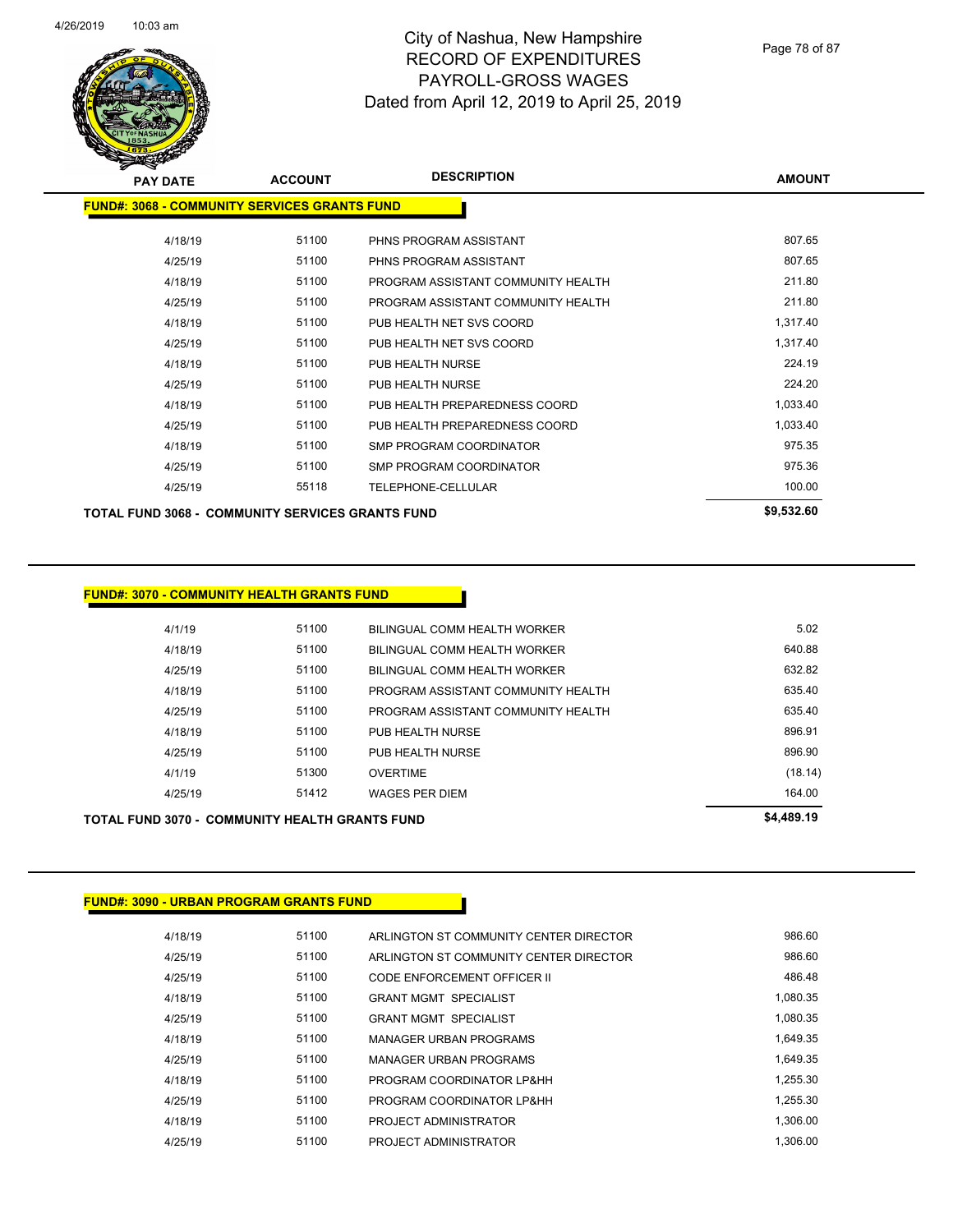# City of Nashua, New Hampshire
## RECORD OF EXPENDITURES
## PAYROLL-GROSS WAGES
## Dated from April 12, 2019 to April 25, 2019

| PAY DATE | ACCOUNT | DESCRIPTION | AMOUNT |
|---|---|---|---|
| **FUND#: 3068 - COMMUNITY SERVICES GRANTS FUND** | | | |
| 4/18/19 | 51100 | PHNS PROGRAM ASSISTANT | 807.65 |
| 4/25/19 | 51100 | PHNS PROGRAM ASSISTANT | 807.65 |
| 4/18/19 | 51100 | PROGRAM ASSISTANT COMMUNITY HEALTH | 211.80 |
| 4/25/19 | 51100 | PROGRAM ASSISTANT COMMUNITY HEALTH | 211.80 |
| 4/18/19 | 51100 | PUB HEALTH NET SVS COORD | 1,317.40 |
| 4/25/19 | 51100 | PUB HEALTH NET SVS COORD | 1,317.40 |
| 4/18/19 | 51100 | PUB HEALTH NURSE | 224.19 |
| 4/25/19 | 51100 | PUB HEALTH NURSE | 224.20 |
| 4/18/19 | 51100 | PUB HEALTH PREPAREDNESS COORD | 1,033.40 |
| 4/25/19 | 51100 | PUB HEALTH PREPAREDNESS COORD | 1,033.40 |
| 4/18/19 | 51100 | SMP PROGRAM COORDINATOR | 975.35 |
| 4/25/19 | 51100 | SMP PROGRAM COORDINATOR | 975.36 |
| 4/25/19 | 55118 | TELEPHONE-CELLULAR | 100.00 |
| **TOTAL FUND 3068 - COMMUNITY SERVICES GRANTS FUND** | | | **$9,532.60** |

| PAY DATE | ACCOUNT | DESCRIPTION | AMOUNT |
|---|---|---|---|
| **FUND#: 3070 - COMMUNITY HEALTH GRANTS FUND** | | | |
| 4/1/19 | 51100 | BILINGUAL COMM HEALTH WORKER | 5.02 |
| 4/18/19 | 51100 | BILINGUAL COMM HEALTH WORKER | 640.88 |
| 4/25/19 | 51100 | BILINGUAL COMM HEALTH WORKER | 632.82 |
| 4/18/19 | 51100 | PROGRAM ASSISTANT COMMUNITY HEALTH | 635.40 |
| 4/25/19 | 51100 | PROGRAM ASSISTANT COMMUNITY HEALTH | 635.40 |
| 4/18/19 | 51100 | PUB HEALTH NURSE | 896.91 |
| 4/25/19 | 51100 | PUB HEALTH NURSE | 896.90 |
| 4/1/19 | 51300 | OVERTIME | (18.14) |
| 4/25/19 | 51412 | WAGES PER DIEM | 164.00 |
| **TOTAL FUND 3070 - COMMUNITY HEALTH GRANTS FUND** | | | **$4,489.19** |

| PAY DATE | ACCOUNT | DESCRIPTION | AMOUNT |
|---|---|---|---|
| **FUND#: 3090 - URBAN PROGRAM GRANTS FUND** | | | |
| 4/18/19 | 51100 | ARLINGTON ST COMMUNITY CENTER DIRECTOR | 986.60 |
| 4/25/19 | 51100 | ARLINGTON ST COMMUNITY CENTER DIRECTOR | 986.60 |
| 4/25/19 | 51100 | CODE ENFORCEMENT OFFICER II | 486.48 |
| 4/18/19 | 51100 | GRANT MGMT SPECIALIST | 1,080.35 |
| 4/25/19 | 51100 | GRANT MGMT SPECIALIST | 1,080.35 |
| 4/18/19 | 51100 | MANAGER URBAN PROGRAMS | 1,649.35 |
| 4/25/19 | 51100 | MANAGER URBAN PROGRAMS | 1,649.35 |
| 4/18/19 | 51100 | PROGRAM COORDINATOR LP&HH | 1,255.30 |
| 4/25/19 | 51100 | PROGRAM COORDINATOR LP&HH | 1,255.30 |
| 4/18/19 | 51100 | PROJECT ADMINISTRATOR | 1,306.00 |
| 4/25/19 | 51100 | PROJECT ADMINISTRATOR | 1,306.00 |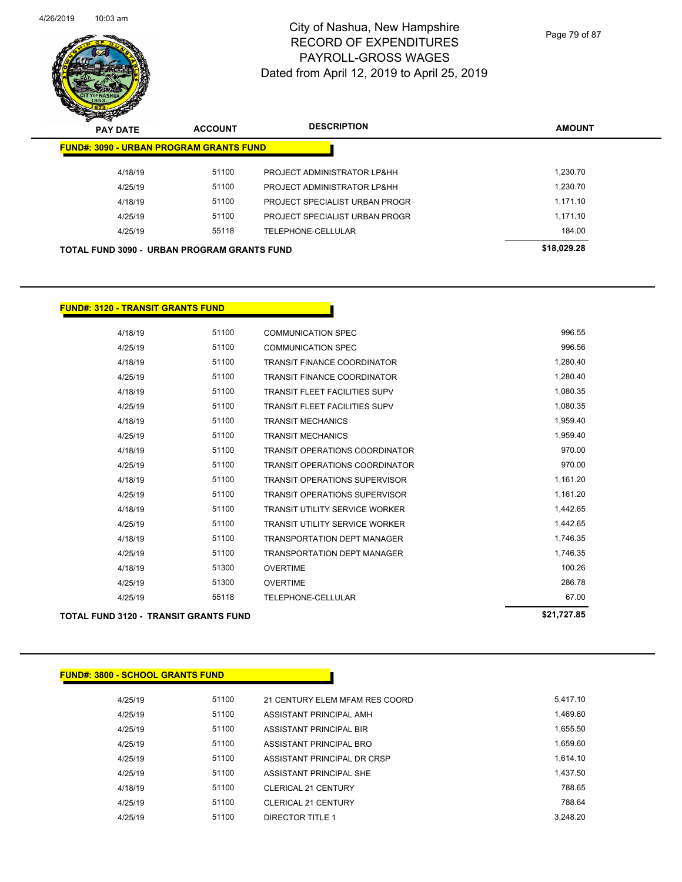# City of Nashua, New Hampshire
## RECORD OF EXPENDITURES
## PAYROLL-GROSS WAGES
## Dated from April 12, 2019 to April 25, 2019

| PAY DATE | ACCOUNT | DESCRIPTION | AMOUNT |
|---|---|---|---|
| **FUND#: 3090 - URBAN PROGRAM GRANTS FUND** | | | |
| 4/18/19 | 51100 | PROJECT ADMINISTRATOR LP&HH | 1,230.70 |
| 4/25/19 | 51100 | PROJECT ADMINISTRATOR LP&HH | 1,230.70 |
| 4/18/19 | 51100 | PROJECT SPECIALIST URBAN PROGR | 1,171.10 |
| 4/25/19 | 51100 | PROJECT SPECIALIST URBAN PROGR | 1,171.10 |
| 4/25/19 | 55118 | TELEPHONE-CELLULAR | 184.00 |
| **TOTAL FUND 3090 - URBAN PROGRAM GRANTS FUND** | | | **$18,029.28** |

| PAY DATE | ACCOUNT | DESCRIPTION | AMOUNT |
|---|---|---|---|
| **FUND#: 3120 - TRANSIT GRANTS FUND** | | | |
| 4/18/19 | 51100 | COMMUNICATION SPEC | 996.55 |
| 4/25/19 | 51100 | COMMUNICATION SPEC | 996.56 |
| 4/18/19 | 51100 | TRANSIT FINANCE COORDINATOR | 1,280.40 |
| 4/25/19 | 51100 | TRANSIT FINANCE COORDINATOR | 1,280.40 |
| 4/18/19 | 51100 | TRANSIT FLEET FACILITIES SUPV | 1,080.35 |
| 4/25/19 | 51100 | TRANSIT FLEET FACILITIES SUPV | 1,080.35 |
| 4/18/19 | 51100 | TRANSIT MECHANICS | 1,959.40 |
| 4/25/19 | 51100 | TRANSIT MECHANICS | 1,959.40 |
| 4/18/19 | 51100 | TRANSIT OPERATIONS COORDINATOR | 970.00 |
| 4/25/19 | 51100 | TRANSIT OPERATIONS COORDINATOR | 970.00 |
| 4/18/19 | 51100 | TRANSIT OPERATIONS SUPERVISOR | 1,161.20 |
| 4/25/19 | 51100 | TRANSIT OPERATIONS SUPERVISOR | 1,161.20 |
| 4/18/19 | 51100 | TRANSIT UTILITY SERVICE WORKER | 1,442.65 |
| 4/25/19 | 51100 | TRANSIT UTILITY SERVICE WORKER | 1,442.65 |
| 4/18/19 | 51100 | TRANSPORTATION DEPT MANAGER | 1,746.35 |
| 4/25/19 | 51100 | TRANSPORTATION DEPT MANAGER | 1,746.35 |
| 4/18/19 | 51300 | OVERTIME | 100.26 |
| 4/25/19 | 51300 | OVERTIME | 286.78 |
| 4/25/19 | 55118 | TELEPHONE-CELLULAR | 67.00 |
| **TOTAL FUND 3120 - TRANSIT GRANTS FUND** | | | **$21,727.85** |

| PAY DATE | ACCOUNT | DESCRIPTION | AMOUNT |
|---|---|---|---|
| **FUND#: 3800 - SCHOOL GRANTS FUND** | | | |
| 4/25/19 | 51100 | 21 CENTURY ELEM MFAM RES COORD | 5,417.10 |
| 4/25/19 | 51100 | ASSISTANT PRINCIPAL AMH | 1,469.60 |
| 4/25/19 | 51100 | ASSISTANT PRINCIPAL BIR | 1,655.50 |
| 4/25/19 | 51100 | ASSISTANT PRINCIPAL BRO | 1,659.60 |
| 4/25/19 | 51100 | ASSISTANT PRINCIPAL DR CRSP | 1,614.10 |
| 4/25/19 | 51100 | ASSISTANT PRINCIPAL SHE | 1,437.50 |
| 4/18/19 | 51100 | CLERICAL 21 CENTURY | 788.65 |
| 4/25/19 | 51100 | CLERICAL 21 CENTURY | 788.64 |
| 4/25/19 | 51100 | DIRECTOR TITLE 1 | 3,248.20 |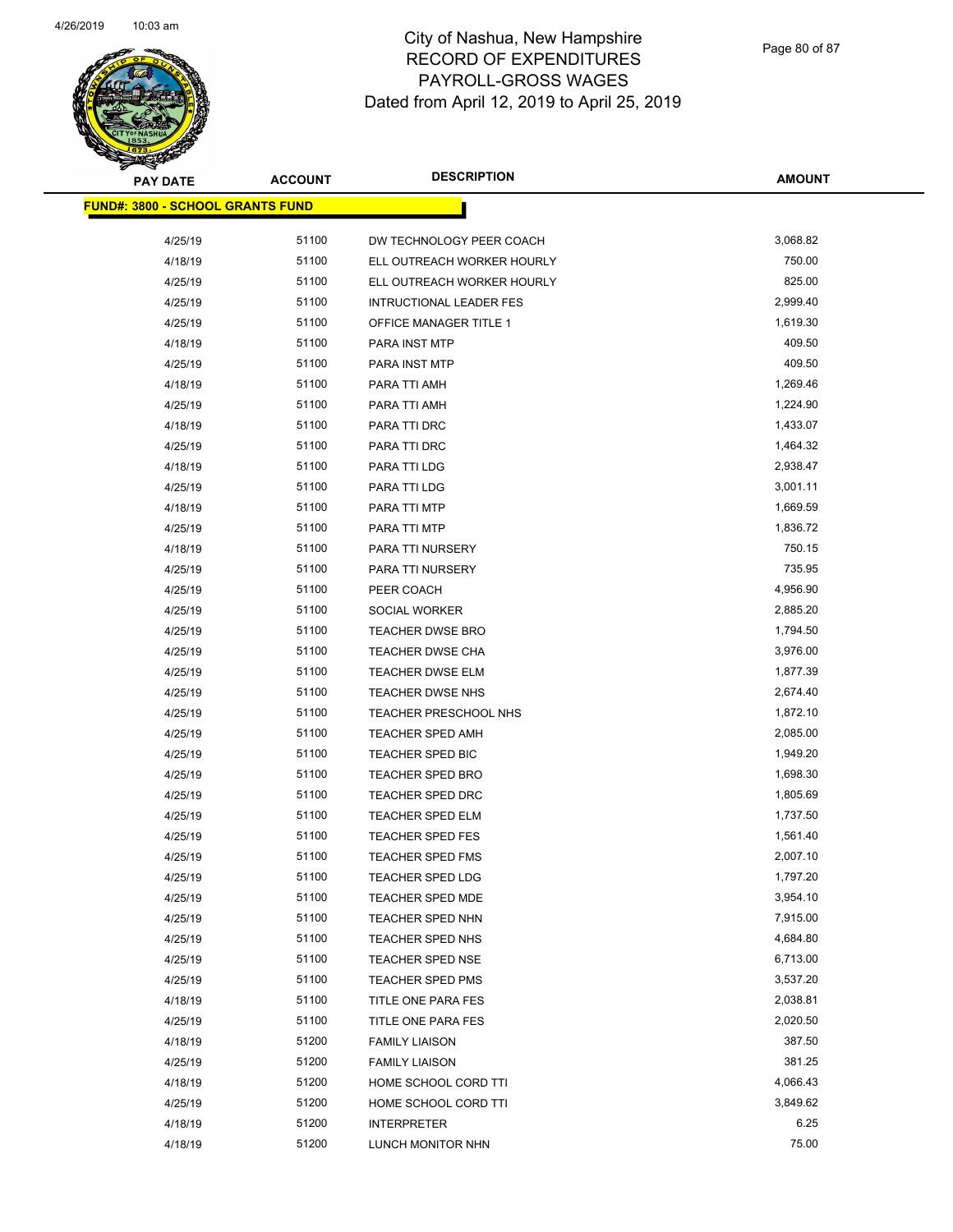# City of Nashua, New Hampshire
## RECORD OF EXPENDITURES
## PAYROLL-GROSS WAGES
## Dated from April 12, 2019 to April 25, 2019

| PAY DATE | ACCOUNT | DESCRIPTION | AMOUNT |
|---|---|---|---|
| **FUND#: 3800 - SCHOOL GRANTS FUND** | | | |
| 4/25/19 | 51100 | DW TECHNOLOGY PEER COACH | 3,068.82 |
| 4/18/19 | 51100 | ELL OUTREACH WORKER HOURLY | 750.00 |
| 4/25/19 | 51100 | ELL OUTREACH WORKER HOURLY | 825.00 |
| 4/25/19 | 51100 | INTRUCTIONAL LEADER FES | 2,999.40 |
| 4/25/19 | 51100 | OFFICE MANAGER TITLE 1 | 1,619.30 |
| 4/18/19 | 51100 | PARA INST MTP | 409.50 |
| 4/25/19 | 51100 | PARA INST MTP | 409.50 |
| 4/18/19 | 51100 | PARA TTI AMH | 1,269.46 |
| 4/25/19 | 51100 | PARA TTI AMH | 1,224.90 |
| 4/18/19 | 51100 | PARA TTI DRC | 1,433.07 |
| 4/25/19 | 51100 | PARA TTI DRC | 1,464.32 |
| 4/18/19 | 51100 | PARA TTI LDG | 2,938.47 |
| 4/25/19 | 51100 | PARA TTI LDG | 3,001.11 |
| 4/18/19 | 51100 | PARA TTI MTP | 1,669.59 |
| 4/25/19 | 51100 | PARA TTI MTP | 1,836.72 |
| 4/18/19 | 51100 | PARA TTI NURSERY | 750.15 |
| 4/25/19 | 51100 | PARA TTI NURSERY | 735.95 |
| 4/25/19 | 51100 | PEER COACH | 4,956.90 |
| 4/25/19 | 51100 | SOCIAL WORKER | 2,885.20 |
| 4/25/19 | 51100 | TEACHER DWSE BRO | 1,794.50 |
| 4/25/19 | 51100 | TEACHER DWSE CHA | 3,976.00 |
| 4/25/19 | 51100 | TEACHER DWSE ELM | 1,877.39 |
| 4/25/19 | 51100 | TEACHER DWSE NHS | 2,674.40 |
| 4/25/19 | 51100 | TEACHER PRESCHOOL NHS | 1,872.10 |
| 4/25/19 | 51100 | TEACHER SPED AMH | 2,085.00 |
| 4/25/19 | 51100 | TEACHER SPED BIC | 1,949.20 |
| 4/25/19 | 51100 | TEACHER SPED BRO | 1,698.30 |
| 4/25/19 | 51100 | TEACHER SPED DRC | 1,805.69 |
| 4/25/19 | 51100 | TEACHER SPED ELM | 1,737.50 |
| 4/25/19 | 51100 | TEACHER SPED FES | 1,561.40 |
| 4/25/19 | 51100 | TEACHER SPED FMS | 2,007.10 |
| 4/25/19 | 51100 | TEACHER SPED LDG | 1,797.20 |
| 4/25/19 | 51100 | TEACHER SPED MDE | 3,954.10 |
| 4/25/19 | 51100 | TEACHER SPED NHN | 7,915.00 |
| 4/25/19 | 51100 | TEACHER SPED NHS | 4,684.80 |
| 4/25/19 | 51100 | TEACHER SPED NSE | 6,713.00 |
| 4/25/19 | 51100 | TEACHER SPED PMS | 3,537.20 |
| 4/18/19 | 51100 | TITLE ONE PARA FES | 2,038.81 |
| 4/25/19 | 51100 | TITLE ONE PARA FES | 2,020.50 |
| 4/18/19 | 51200 | FAMILY LIAISON | 387.50 |
| 4/25/19 | 51200 | FAMILY LIAISON | 381.25 |
| 4/18/19 | 51200 | HOME SCHOOL CORD TTI | 4,066.43 |
| 4/25/19 | 51200 | HOME SCHOOL CORD TTI | 3,849.62 |
| 4/18/19 | 51200 | INTERPRETER | 6.25 |
| 4/18/19 | 51200 | LUNCH MONITOR NHN | 75.00 |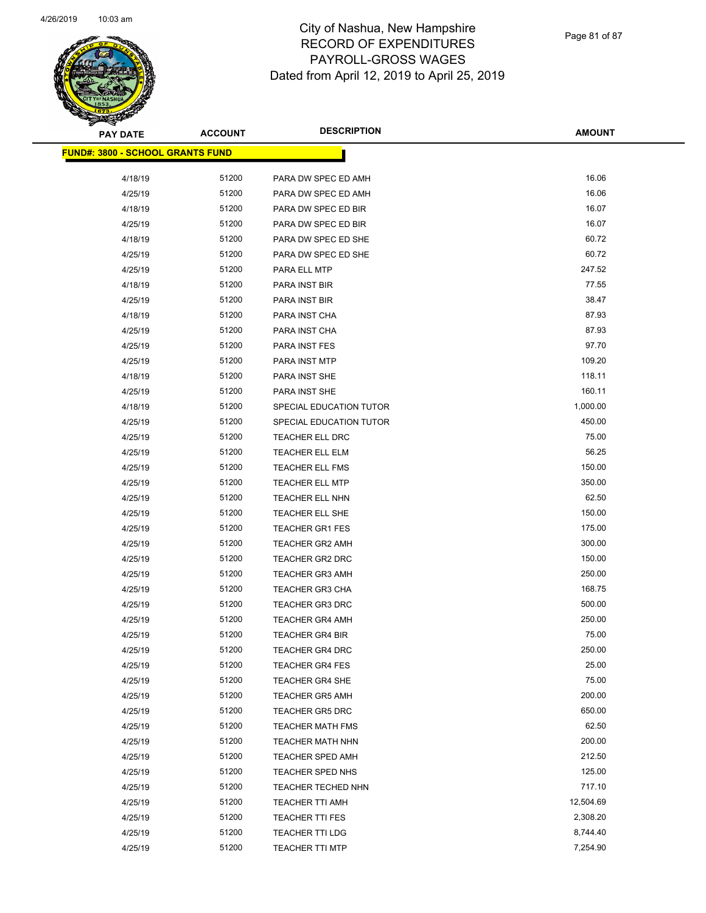# City of Nashua, New Hampshire
## RECORD OF EXPENDITURES
## PAYROLL-GROSS WAGES
## Dated from April 12, 2019 to April 25, 2019

| PAY DATE | ACCOUNT | DESCRIPTION | AMOUNT |
|---|---|---|---|
| **FUND#: 3800 - SCHOOL GRANTS FUND** | | | |
| 4/18/19 | 51200 | PARA DW SPEC ED AMH | 16.06 |
| 4/25/19 | 51200 | PARA DW SPEC ED AMH | 16.06 |
| 4/18/19 | 51200 | PARA DW SPEC ED BIR | 16.07 |
| 4/25/19 | 51200 | PARA DW SPEC ED BIR | 16.07 |
| 4/18/19 | 51200 | PARA DW SPEC ED SHE | 60.72 |
| 4/25/19 | 51200 | PARA DW SPEC ED SHE | 60.72 |
| 4/25/19 | 51200 | PARA ELL MTP | 247.52 |
| 4/18/19 | 51200 | PARA INST BIR | 77.55 |
| 4/25/19 | 51200 | PARA INST BIR | 38.47 |
| 4/18/19 | 51200 | PARA INST CHA | 87.93 |
| 4/25/19 | 51200 | PARA INST CHA | 87.93 |
| 4/25/19 | 51200 | PARA INST FES | 97.70 |
| 4/25/19 | 51200 | PARA INST MTP | 109.20 |
| 4/18/19 | 51200 | PARA INST SHE | 118.11 |
| 4/25/19 | 51200 | PARA INST SHE | 160.11 |
| 4/18/19 | 51200 | SPECIAL EDUCATION TUTOR | 1,000.00 |
| 4/25/19 | 51200 | SPECIAL EDUCATION TUTOR | 450.00 |
| 4/25/19 | 51200 | TEACHER ELL DRC | 75.00 |
| 4/25/19 | 51200 | TEACHER ELL ELM | 56.25 |
| 4/25/19 | 51200 | TEACHER ELL FMS | 150.00 |
| 4/25/19 | 51200 | TEACHER ELL MTP | 350.00 |
| 4/25/19 | 51200 | TEACHER ELL NHN | 62.50 |
| 4/25/19 | 51200 | TEACHER ELL SHE | 150.00 |
| 4/25/19 | 51200 | TEACHER GR1 FES | 175.00 |
| 4/25/19 | 51200 | TEACHER GR2 AMH | 300.00 |
| 4/25/19 | 51200 | TEACHER GR2 DRC | 150.00 |
| 4/25/19 | 51200 | TEACHER GR3 AMH | 250.00 |
| 4/25/19 | 51200 | TEACHER GR3 CHA | 168.75 |
| 4/25/19 | 51200 | TEACHER GR3 DRC | 500.00 |
| 4/25/19 | 51200 | TEACHER GR4 AMH | 250.00 |
| 4/25/19 | 51200 | TEACHER GR4 BIR | 75.00 |
| 4/25/19 | 51200 | TEACHER GR4 DRC | 250.00 |
| 4/25/19 | 51200 | TEACHER GR4 FES | 25.00 |
| 4/25/19 | 51200 | TEACHER GR4 SHE | 75.00 |
| 4/25/19 | 51200 | TEACHER GR5 AMH | 200.00 |
| 4/25/19 | 51200 | TEACHER GR5 DRC | 650.00 |
| 4/25/19 | 51200 | TEACHER MATH FMS | 62.50 |
| 4/25/19 | 51200 | TEACHER MATH NHN | 200.00 |
| 4/25/19 | 51200 | TEACHER SPED AMH | 212.50 |
| 4/25/19 | 51200 | TEACHER SPED NHS | 125.00 |
| 4/25/19 | 51200 | TEACHER TECHED NHN | 717.10 |
| 4/25/19 | 51200 | TEACHER TTI AMH | 12,504.69 |
| 4/25/19 | 51200 | TEACHER TTI FES | 2,308.20 |
| 4/25/19 | 51200 | TEACHER TTI LDG | 8,744.40 |
| 4/25/19 | 51200 | TEACHER TTI MTP | 7,254.90 |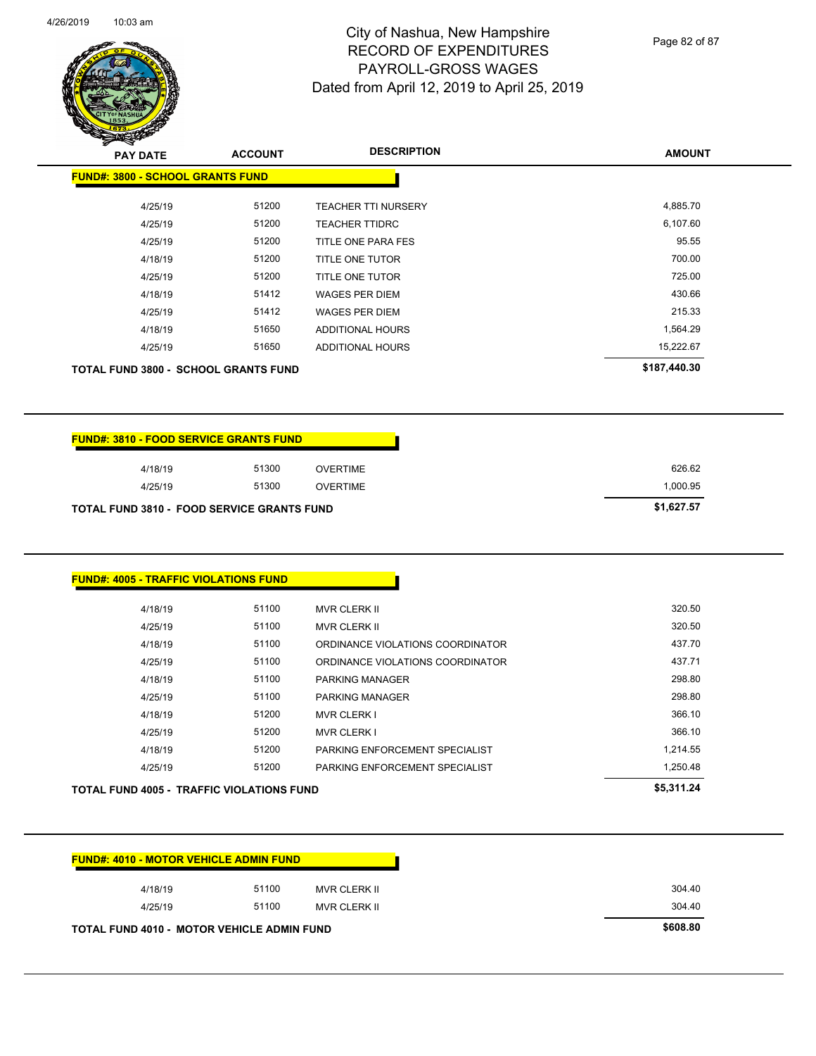# City of Nashua, New Hampshire
## RECORD OF EXPENDITURES
## PAYROLL-GROSS WAGES
## Dated from April 12, 2019 to April 25, 2019

| PAY DATE | ACCOUNT | DESCRIPTION | AMOUNT |
|---|---|---|---|
| **FUND#: 3800 - SCHOOL GRANTS FUND** | | | |
| 4/25/19 | 51200 | TEACHER TTI NURSERY | 4,885.70 |
| 4/25/19 | 51200 | TEACHER TTIDRC | 6,107.60 |
| 4/25/19 | 51200 | TITLE ONE PARA FES | 95.55 |
| 4/18/19 | 51200 | TITLE ONE TUTOR | 700.00 |
| 4/25/19 | 51200 | TITLE ONE TUTOR | 725.00 |
| 4/18/19 | 51412 | WAGES PER DIEM | 430.66 |
| 4/25/19 | 51412 | WAGES PER DIEM | 215.33 |
| 4/18/19 | 51650 | ADDITIONAL HOURS | 1,564.29 |
| 4/25/19 | 51650 | ADDITIONAL HOURS | 15,222.67 |
| **TOTAL FUND 3800 - SCHOOL GRANTS FUND** | | | **$187,440.30** |

| PAY DATE | ACCOUNT | DESCRIPTION | AMOUNT |
|---|---|---|---|
| **FUND#: 3810 - FOOD SERVICE GRANTS FUND** | | | |
| 4/18/19 | 51300 | OVERTIME | 626.62 |
| 4/25/19 | 51300 | OVERTIME | 1,000.95 |
| **TOTAL FUND 3810 - FOOD SERVICE GRANTS FUND** | | | **$1,627.57** |

| PAY DATE | ACCOUNT | DESCRIPTION | AMOUNT |
|---|---|---|---|
| **FUND#: 4005 - TRAFFIC VIOLATIONS FUND** | | | |
| 4/18/19 | 51100 | MVR CLERK II | 320.50 |
| 4/25/19 | 51100 | MVR CLERK II | 320.50 |
| 4/18/19 | 51100 | ORDINANCE VIOLATIONS COORDINATOR | 437.70 |
| 4/25/19 | 51100 | ORDINANCE VIOLATIONS COORDINATOR | 437.71 |
| 4/18/19 | 51100 | PARKING MANAGER | 298.80 |
| 4/25/19 | 51100 | PARKING MANAGER | 298.80 |
| 4/18/19 | 51200 | MVR CLERK I | 366.10 |
| 4/25/19 | 51200 | MVR CLERK I | 366.10 |
| 4/18/19 | 51200 | PARKING ENFORCEMENT SPECIALIST | 1,214.55 |
| 4/25/19 | 51200 | PARKING ENFORCEMENT SPECIALIST | 1,250.48 |
| **TOTAL FUND 4005 - TRAFFIC VIOLATIONS FUND** | | | **$5,311.24** |

| PAY DATE | ACCOUNT | DESCRIPTION | AMOUNT |
|---|---|---|---|
| **FUND#: 4010 - MOTOR VEHICLE ADMIN FUND** | | | |
| 4/18/19 | 51100 | MVR CLERK II | 304.40 |
| 4/25/19 | 51100 | MVR CLERK II | 304.40 |
| **TOTAL FUND 4010 - MOTOR VEHICLE ADMIN FUND** | | | **$608.80** |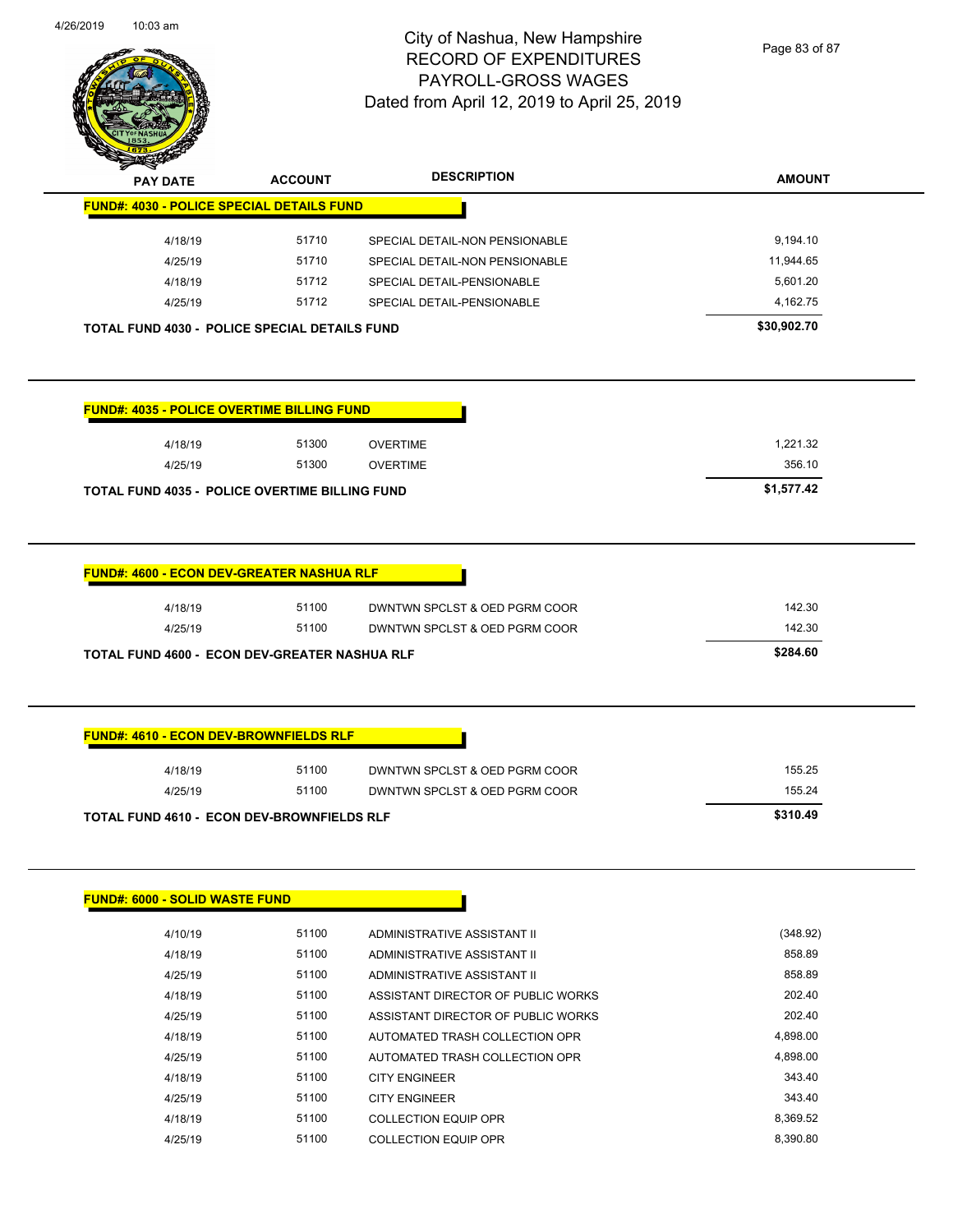# City of Nashua, New Hampshire
## RECORD OF EXPENDITURES
## PAYROLL-GROSS WAGES
### Dated from April 12, 2019 to April 25, 2019

| PAY DATE | ACCOUNT | DESCRIPTION | AMOUNT |
|---|---|---|---|
| **FUND#: 4030 - POLICE SPECIAL DETAILS FUND** | | | |
| 4/18/19 | 51710 | SPECIAL DETAIL-NON PENSIONABLE | 9,194.10 |
| 4/25/19 | 51710 | SPECIAL DETAIL-NON PENSIONABLE | 11,944.65 |
| 4/18/19 | 51712 | SPECIAL DETAIL-PENSIONABLE | 5,601.20 |
| 4/25/19 | 51712 | SPECIAL DETAIL-PENSIONABLE | 4,162.75 |
| **TOTAL FUND 4030 - POLICE SPECIAL DETAILS FUND** | | | **$30,902.70** |

| PAY DATE | ACCOUNT | DESCRIPTION | AMOUNT |
|---|---|---|---|
| **FUND#: 4035 - POLICE OVERTIME BILLING FUND** | | | |
| 4/18/19 | 51300 | OVERTIME | 1,221.32 |
| 4/25/19 | 51300 | OVERTIME | 356.10 |
| **TOTAL FUND 4035 - POLICE OVERTIME BILLING FUND** | | | **$1,577.42** |

| PAY DATE | ACCOUNT | DESCRIPTION | AMOUNT |
|---|---|---|---|
| **FUND#: 4600 - ECON DEV-GREATER NASHUA RLF** | | | |
| 4/18/19 | 51100 | DWNTWN SPCLST & OED PGRM COOR | 142.30 |
| 4/25/19 | 51100 | DWNTWN SPCLST & OED PGRM COOR | 142.30 |
| **TOTAL FUND 4600 - ECON DEV-GREATER NASHUA RLF** | | | **$284.60** |

| PAY DATE | ACCOUNT | DESCRIPTION | AMOUNT |
|---|---|---|---|
| **FUND#: 4610 - ECON DEV-BROWNFIELDS RLF** | | | |
| 4/18/19 | 51100 | DWNTWN SPCLST & OED PGRM COOR | 155.25 |
| 4/25/19 | 51100 | DWNTWN SPCLST & OED PGRM COOR | 155.24 |
| **TOTAL FUND 4610 - ECON DEV-BROWNFIELDS RLF** | | | **$310.49** |

| PAY DATE | ACCOUNT | DESCRIPTION | AMOUNT |
|---|---|---|---|
| **FUND#: 6000 - SOLID WASTE FUND** | | | |
| 4/10/19 | 51100 | ADMINISTRATIVE ASSISTANT II | (348.92) |
| 4/18/19 | 51100 | ADMINISTRATIVE ASSISTANT II | 858.89 |
| 4/25/19 | 51100 | ADMINISTRATIVE ASSISTANT II | 858.89 |
| 4/18/19 | 51100 | ASSISTANT DIRECTOR OF PUBLIC WORKS | 202.40 |
| 4/25/19 | 51100 | ASSISTANT DIRECTOR OF PUBLIC WORKS | 202.40 |
| 4/18/19 | 51100 | AUTOMATED TRASH COLLECTION OPR | 4,898.00 |
| 4/25/19 | 51100 | AUTOMATED TRASH COLLECTION OPR | 4,898.00 |
| 4/18/19 | 51100 | CITY ENGINEER | 343.40 |
| 4/25/19 | 51100 | CITY ENGINEER | 343.40 |
| 4/18/19 | 51100 | COLLECTION EQUIP OPR | 8,369.52 |
| 4/25/19 | 51100 | COLLECTION EQUIP OPR | 8,390.80 |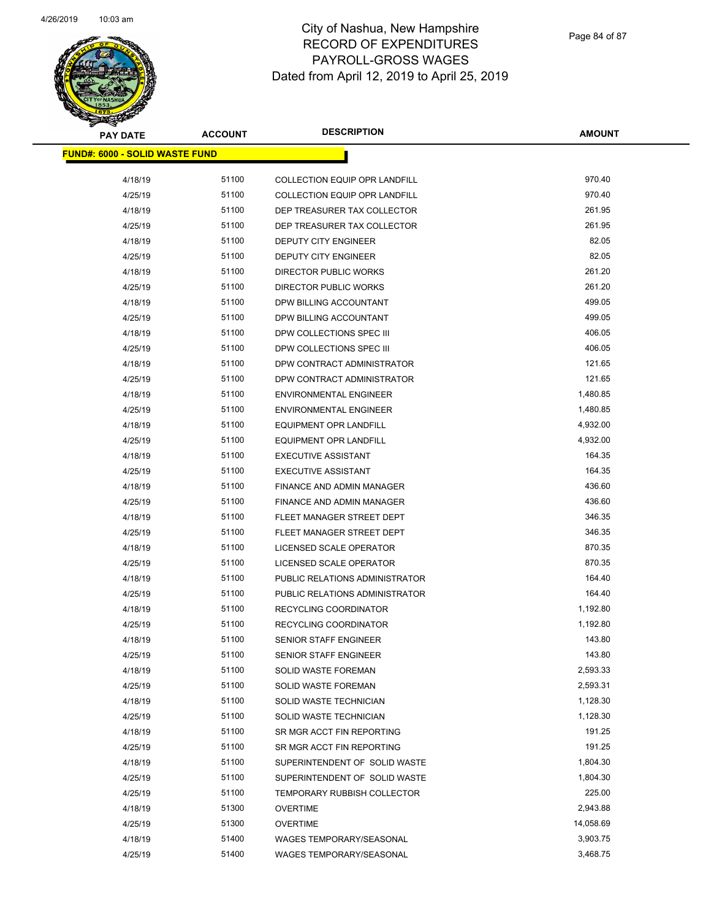# City of Nashua, New Hampshire
## RECORD OF EXPENDITURES
## PAYROLL-GROSS WAGES
## Dated from April 12, 2019 to April 25, 2019

| PAY DATE | ACCOUNT | DESCRIPTION | AMOUNT |
|---|---|---|---|
| **FUND#: 6000 - SOLID WASTE FUND** | | | |
| 4/18/19 | 51100 | COLLECTION EQUIP OPR LANDFILL | 970.40 |
| 4/25/19 | 51100 | COLLECTION EQUIP OPR LANDFILL | 970.40 |
| 4/18/19 | 51100 | DEP TREASURER TAX COLLECTOR | 261.95 |
| 4/25/19 | 51100 | DEP TREASURER TAX COLLECTOR | 261.95 |
| 4/18/19 | 51100 | DEPUTY CITY ENGINEER | 82.05 |
| 4/25/19 | 51100 | DEPUTY CITY ENGINEER | 82.05 |
| 4/18/19 | 51100 | DIRECTOR PUBLIC WORKS | 261.20 |
| 4/25/19 | 51100 | DIRECTOR PUBLIC WORKS | 261.20 |
| 4/18/19 | 51100 | DPW BILLING ACCOUNTANT | 499.05 |
| 4/25/19 | 51100 | DPW BILLING ACCOUNTANT | 499.05 |
| 4/18/19 | 51100 | DPW COLLECTIONS SPEC III | 406.05 |
| 4/25/19 | 51100 | DPW COLLECTIONS SPEC III | 406.05 |
| 4/18/19 | 51100 | DPW CONTRACT ADMINISTRATOR | 121.65 |
| 4/25/19 | 51100 | DPW CONTRACT ADMINISTRATOR | 121.65 |
| 4/18/19 | 51100 | ENVIRONMENTAL ENGINEER | 1,480.85 |
| 4/25/19 | 51100 | ENVIRONMENTAL ENGINEER | 1,480.85 |
| 4/18/19 | 51100 | EQUIPMENT OPR LANDFILL | 4,932.00 |
| 4/25/19 | 51100 | EQUIPMENT OPR LANDFILL | 4,932.00 |
| 4/18/19 | 51100 | EXECUTIVE ASSISTANT | 164.35 |
| 4/25/19 | 51100 | EXECUTIVE ASSISTANT | 164.35 |
| 4/18/19 | 51100 | FINANCE AND ADMIN MANAGER | 436.60 |
| 4/25/19 | 51100 | FINANCE AND ADMIN MANAGER | 436.60 |
| 4/18/19 | 51100 | FLEET MANAGER STREET DEPT | 346.35 |
| 4/25/19 | 51100 | FLEET MANAGER STREET DEPT | 346.35 |
| 4/18/19 | 51100 | LICENSED SCALE OPERATOR | 870.35 |
| 4/25/19 | 51100 | LICENSED SCALE OPERATOR | 870.35 |
| 4/18/19 | 51100 | PUBLIC RELATIONS ADMINISTRATOR | 164.40 |
| 4/25/19 | 51100 | PUBLIC RELATIONS ADMINISTRATOR | 164.40 |
| 4/18/19 | 51100 | RECYCLING COORDINATOR | 1,192.80 |
| 4/25/19 | 51100 | RECYCLING COORDINATOR | 1,192.80 |
| 4/18/19 | 51100 | SENIOR STAFF ENGINEER | 143.80 |
| 4/25/19 | 51100 | SENIOR STAFF ENGINEER | 143.80 |
| 4/18/19 | 51100 | SOLID WASTE FOREMAN | 2,593.33 |
| 4/25/19 | 51100 | SOLID WASTE FOREMAN | 2,593.31 |
| 4/18/19 | 51100 | SOLID WASTE TECHNICIAN | 1,128.30 |
| 4/25/19 | 51100 | SOLID WASTE TECHNICIAN | 1,128.30 |
| 4/18/19 | 51100 | SR MGR ACCT FIN REPORTING | 191.25 |
| 4/25/19 | 51100 | SR MGR ACCT FIN REPORTING | 191.25 |
| 4/18/19 | 51100 | SUPERINTENDENT OF SOLID WASTE | 1,804.30 |
| 4/25/19 | 51100 | SUPERINTENDENT OF SOLID WASTE | 1,804.30 |
| 4/25/19 | 51100 | TEMPORARY RUBBISH COLLECTOR | 225.00 |
| 4/18/19 | 51300 | OVERTIME | 2,943.88 |
| 4/25/19 | 51300 | OVERTIME | 14,058.69 |
| 4/18/19 | 51400 | WAGES TEMPORARY/SEASONAL | 3,903.75 |
| 4/25/19 | 51400 | WAGES TEMPORARY/SEASONAL | 3,468.75 |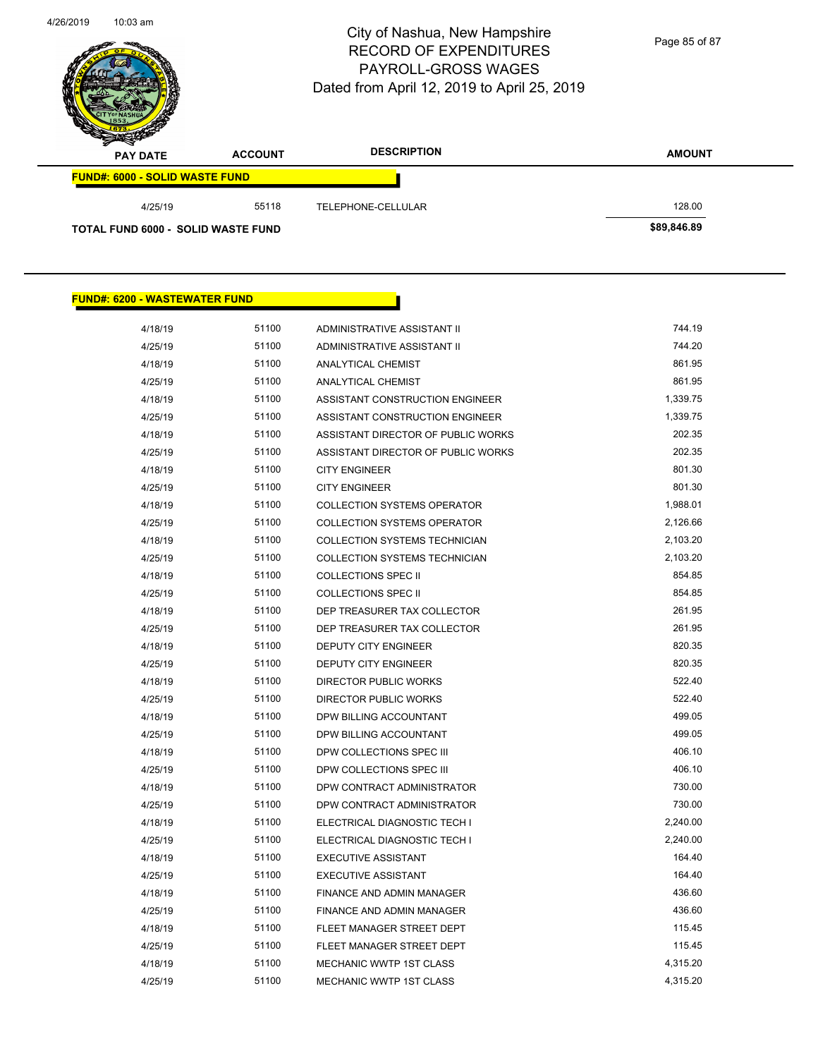City of Nashua, New Hampshire
RECORD OF EXPENDITURES
PAYROLL-GROSS WAGES
Dated from April 12, 2019 to April 25, 2019

| PAY DATE | ACCOUNT | DESCRIPTION | AMOUNT |
|---|---|---|---|
| **FUND#: 6000 - SOLID WASTE FUND** | | | |
| 4/25/19 | 55118 | TELEPHONE-CELLULAR | 128.00 |
| **TOTAL FUND 6000 - SOLID WASTE FUND** | | | **$89,846.89** |

**FUND#: 6200 - WASTEWATER FUND**

| PAY DATE | ACCOUNT | DESCRIPTION | AMOUNT |
|---|---|---|---|
| 4/18/19 | 51100 | ADMINISTRATIVE ASSISTANT II | 744.19 |
| 4/25/19 | 51100 | ADMINISTRATIVE ASSISTANT II | 744.20 |
| 4/18/19 | 51100 | ANALYTICAL CHEMIST | 861.95 |
| 4/25/19 | 51100 | ANALYTICAL CHEMIST | 861.95 |
| 4/18/19 | 51100 | ASSISTANT CONSTRUCTION ENGINEER | 1,339.75 |
| 4/25/19 | 51100 | ASSISTANT CONSTRUCTION ENGINEER | 1,339.75 |
| 4/18/19 | 51100 | ASSISTANT DIRECTOR OF PUBLIC WORKS | 202.35 |
| 4/25/19 | 51100 | ASSISTANT DIRECTOR OF PUBLIC WORKS | 202.35 |
| 4/18/19 | 51100 | CITY ENGINEER | 801.30 |
| 4/25/19 | 51100 | CITY ENGINEER | 801.30 |
| 4/18/19 | 51100 | COLLECTION SYSTEMS OPERATOR | 1,988.01 |
| 4/25/19 | 51100 | COLLECTION SYSTEMS OPERATOR | 2,126.66 |
| 4/18/19 | 51100 | COLLECTION SYSTEMS TECHNICIAN | 2,103.20 |
| 4/25/19 | 51100 | COLLECTION SYSTEMS TECHNICIAN | 2,103.20 |
| 4/18/19 | 51100 | COLLECTIONS SPEC II | 854.85 |
| 4/25/19 | 51100 | COLLECTIONS SPEC II | 854.85 |
| 4/18/19 | 51100 | DEP TREASURER TAX COLLECTOR | 261.95 |
| 4/25/19 | 51100 | DEP TREASURER TAX COLLECTOR | 261.95 |
| 4/18/19 | 51100 | DEPUTY CITY ENGINEER | 820.35 |
| 4/25/19 | 51100 | DEPUTY CITY ENGINEER | 820.35 |
| 4/18/19 | 51100 | DIRECTOR PUBLIC WORKS | 522.40 |
| 4/25/19 | 51100 | DIRECTOR PUBLIC WORKS | 522.40 |
| 4/18/19 | 51100 | DPW BILLING ACCOUNTANT | 499.05 |
| 4/25/19 | 51100 | DPW BILLING ACCOUNTANT | 499.05 |
| 4/18/19 | 51100 | DPW COLLECTIONS SPEC III | 406.10 |
| 4/25/19 | 51100 | DPW COLLECTIONS SPEC III | 406.10 |
| 4/18/19 | 51100 | DPW CONTRACT ADMINISTRATOR | 730.00 |
| 4/25/19 | 51100 | DPW CONTRACT ADMINISTRATOR | 730.00 |
| 4/18/19 | 51100 | ELECTRICAL DIAGNOSTIC TECH I | 2,240.00 |
| 4/25/19 | 51100 | ELECTRICAL DIAGNOSTIC TECH I | 2,240.00 |
| 4/18/19 | 51100 | EXECUTIVE ASSISTANT | 164.40 |
| 4/25/19 | 51100 | EXECUTIVE ASSISTANT | 164.40 |
| 4/18/19 | 51100 | FINANCE AND ADMIN MANAGER | 436.60 |
| 4/25/19 | 51100 | FINANCE AND ADMIN MANAGER | 436.60 |
| 4/18/19 | 51100 | FLEET MANAGER STREET DEPT | 115.45 |
| 4/25/19 | 51100 | FLEET MANAGER STREET DEPT | 115.45 |
| 4/18/19 | 51100 | MECHANIC WWTP 1ST CLASS | 4,315.20 |
| 4/25/19 | 51100 | MECHANIC WWTP 1ST CLASS | 4,315.20 |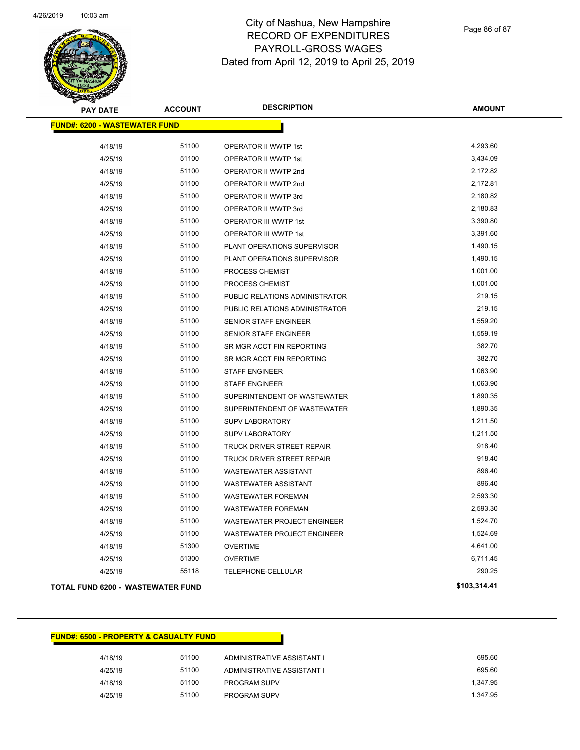# City of Nashua, New Hampshire
## RECORD OF EXPENDITURES
## PAYROLL-GROSS WAGES
## Dated from April 12, 2019 to April 25, 2019

**FUND#: 6200 - WASTEWATER FUND**

| PAY DATE | ACCOUNT | DESCRIPTION | AMOUNT |
|---|---|---|---|
| 4/18/19 | 51100 | OPERATOR II WWTP 1st | 4,293.60 |
| 4/25/19 | 51100 | OPERATOR II WWTP 1st | 3,434.09 |
| 4/18/19 | 51100 | OPERATOR II WWTP 2nd | 2,172.82 |
| 4/25/19 | 51100 | OPERATOR II WWTP 2nd | 2,172.81 |
| 4/18/19 | 51100 | OPERATOR II WWTP 3rd | 2,180.82 |
| 4/25/19 | 51100 | OPERATOR II WWTP 3rd | 2,180.83 |
| 4/18/19 | 51100 | OPERATOR III WWTP 1st | 3,390.80 |
| 4/25/19 | 51100 | OPERATOR III WWTP 1st | 3,391.60 |
| 4/18/19 | 51100 | PLANT OPERATIONS SUPERVISOR | 1,490.15 |
| 4/25/19 | 51100 | PLANT OPERATIONS SUPERVISOR | 1,490.15 |
| 4/18/19 | 51100 | PROCESS CHEMIST | 1,001.00 |
| 4/25/19 | 51100 | PROCESS CHEMIST | 1,001.00 |
| 4/18/19 | 51100 | PUBLIC RELATIONS ADMINISTRATOR | 219.15 |
| 4/25/19 | 51100 | PUBLIC RELATIONS ADMINISTRATOR | 219.15 |
| 4/18/19 | 51100 | SENIOR STAFF ENGINEER | 1,559.20 |
| 4/25/19 | 51100 | SENIOR STAFF ENGINEER | 1,559.19 |
| 4/18/19 | 51100 | SR MGR ACCT FIN REPORTING | 382.70 |
| 4/25/19 | 51100 | SR MGR ACCT FIN REPORTING | 382.70 |
| 4/18/19 | 51100 | STAFF ENGINEER | 1,063.90 |
| 4/25/19 | 51100 | STAFF ENGINEER | 1,063.90 |
| 4/18/19 | 51100 | SUPERINTENDENT OF WASTEWATER | 1,890.35 |
| 4/25/19 | 51100 | SUPERINTENDENT OF WASTEWATER | 1,890.35 |
| 4/18/19 | 51100 | SUPV LABORATORY | 1,211.50 |
| 4/25/19 | 51100 | SUPV LABORATORY | 1,211.50 |
| 4/18/19 | 51100 | TRUCK DRIVER STREET REPAIR | 918.40 |
| 4/25/19 | 51100 | TRUCK DRIVER STREET REPAIR | 918.40 |
| 4/18/19 | 51100 | WASTEWATER ASSISTANT | 896.40 |
| 4/25/19 | 51100 | WASTEWATER ASSISTANT | 896.40 |
| 4/18/19 | 51100 | WASTEWATER FOREMAN | 2,593.30 |
| 4/25/19 | 51100 | WASTEWATER FOREMAN | 2,593.30 |
| 4/18/19 | 51100 | WASTEWATER PROJECT ENGINEER | 1,524.70 |
| 4/25/19 | 51100 | WASTEWATER PROJECT ENGINEER | 1,524.69 |
| 4/18/19 | 51300 | OVERTIME | 4,641.00 |
| 4/25/19 | 51300 | OVERTIME | 6,711.45 |
| 4/25/19 | 55118 | TELEPHONE-CELLULAR | 290.25 |

**TOTAL FUND 6200 - WASTEWATER FUND** **$103,314.41**

**FUND#: 6500 - PROPERTY & CASUALTY FUND**

| PAY DATE | ACCOUNT | DESCRIPTION | AMOUNT |
|---|---|---|---|
| 4/18/19 | 51100 | ADMINISTRATIVE ASSISTANT I | 695.60 |
| 4/25/19 | 51100 | ADMINISTRATIVE ASSISTANT I | 695.60 |
| 4/18/19 | 51100 | PROGRAM SUPV | 1,347.95 |
| 4/25/19 | 51100 | PROGRAM SUPV | 1,347.95 |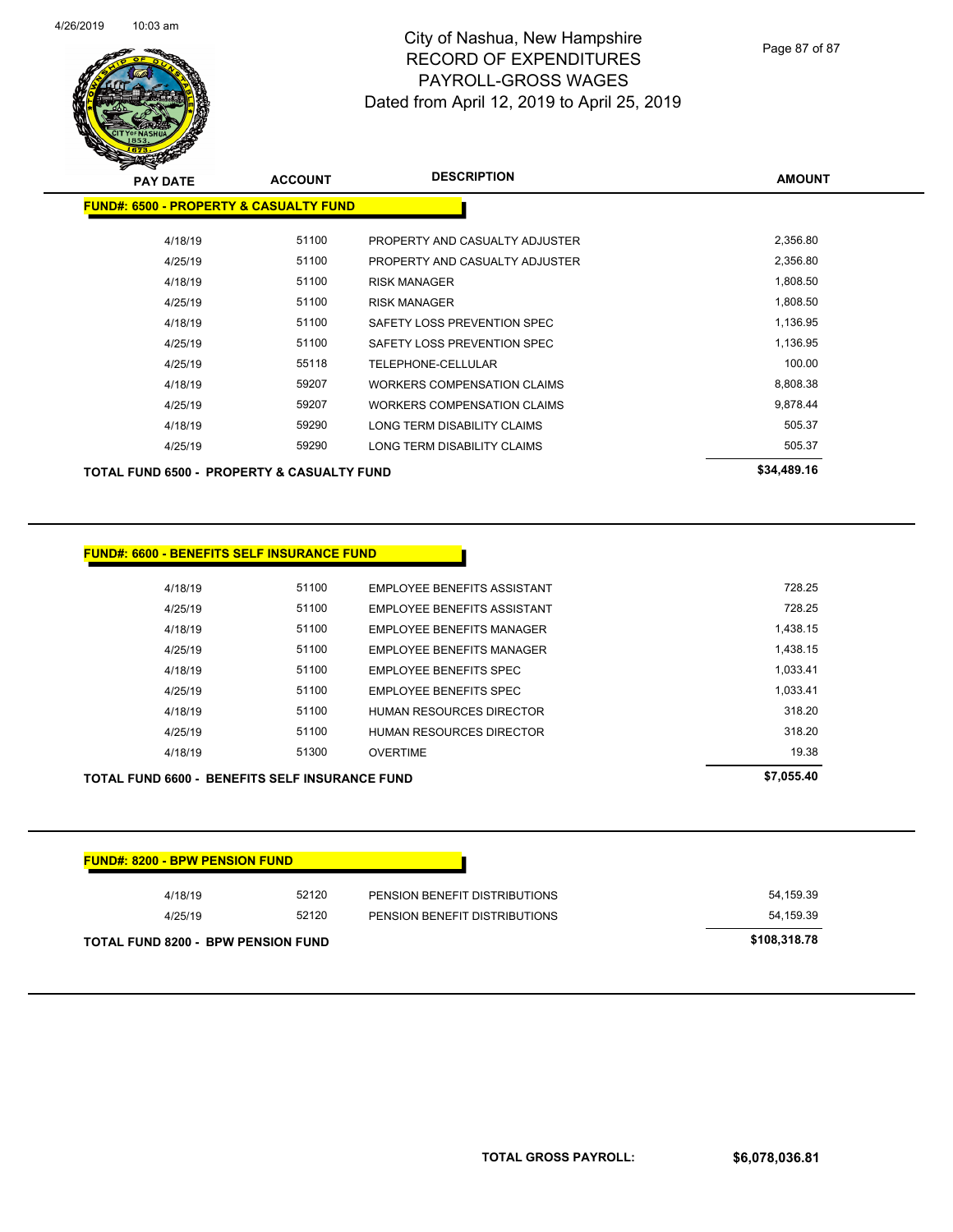# City of Nashua, New Hampshire
## RECORD OF EXPENDITURES
## PAYROLL-GROSS WAGES
### Dated from April 12, 2019 to April 25, 2019

| PAY DATE | ACCOUNT | DESCRIPTION | AMOUNT |
|---|---|---|---|
| **FUND#: 6500 - PROPERTY & CASUALTY FUND** | | | |
| 4/18/19 | 51100 | PROPERTY AND CASUALTY ADJUSTER | 2,356.80 |
| 4/25/19 | 51100 | PROPERTY AND CASUALTY ADJUSTER | 2,356.80 |
| 4/18/19 | 51100 | RISK MANAGER | 1,808.50 |
| 4/25/19 | 51100 | RISK MANAGER | 1,808.50 |
| 4/18/19 | 51100 | SAFETY LOSS PREVENTION SPEC | 1,136.95 |
| 4/25/19 | 51100 | SAFETY LOSS PREVENTION SPEC | 1,136.95 |
| 4/25/19 | 55118 | TELEPHONE-CELLULAR | 100.00 |
| 4/18/19 | 59207 | WORKERS COMPENSATION CLAIMS | 8,808.38 |
| 4/25/19 | 59207 | WORKERS COMPENSATION CLAIMS | 9,878.44 |
| 4/18/19 | 59290 | LONG TERM DISABILITY CLAIMS | 505.37 |
| 4/25/19 | 59290 | LONG TERM DISABILITY CLAIMS | 505.37 |
| **TOTAL FUND 6500 - PROPERTY & CASUALTY FUND** | | | **$34,489.16** |

| PAY DATE | ACCOUNT | DESCRIPTION | AMOUNT |
|---|---|---|---|
| **FUND#: 6600 - BENEFITS SELF INSURANCE FUND** | | | |
| 4/18/19 | 51100 | EMPLOYEE BENEFITS ASSISTANT | 728.25 |
| 4/25/19 | 51100 | EMPLOYEE BENEFITS ASSISTANT | 728.25 |
| 4/18/19 | 51100 | EMPLOYEE BENEFITS MANAGER | 1,438.15 |
| 4/25/19 | 51100 | EMPLOYEE BENEFITS MANAGER | 1,438.15 |
| 4/18/19 | 51100 | EMPLOYEE BENEFITS SPEC | 1,033.41 |
| 4/25/19 | 51100 | EMPLOYEE BENEFITS SPEC | 1,033.41 |
| 4/18/19 | 51100 | HUMAN RESOURCES DIRECTOR | 318.20 |
| 4/25/19 | 51100 | HUMAN RESOURCES DIRECTOR | 318.20 |
| 4/18/19 | 51300 | OVERTIME | 19.38 |
| **TOTAL FUND 6600 - BENEFITS SELF INSURANCE FUND** | | | **$7,055.40** |

| PAY DATE | ACCOUNT | DESCRIPTION | AMOUNT |
|---|---|---|---|
| **FUND#: 8200 - BPW PENSION FUND** | | | |
| 4/18/19 | 52120 | PENSION BENEFIT DISTRIBUTIONS | 54,159.39 |
| 4/25/19 | 52120 | PENSION BENEFIT DISTRIBUTIONS | 54,159.39 |
| **TOTAL FUND 8200 - BPW PENSION FUND** | | | **$108,318.78** |

**TOTAL GROSS PAYROLL: $6,078,036.81**